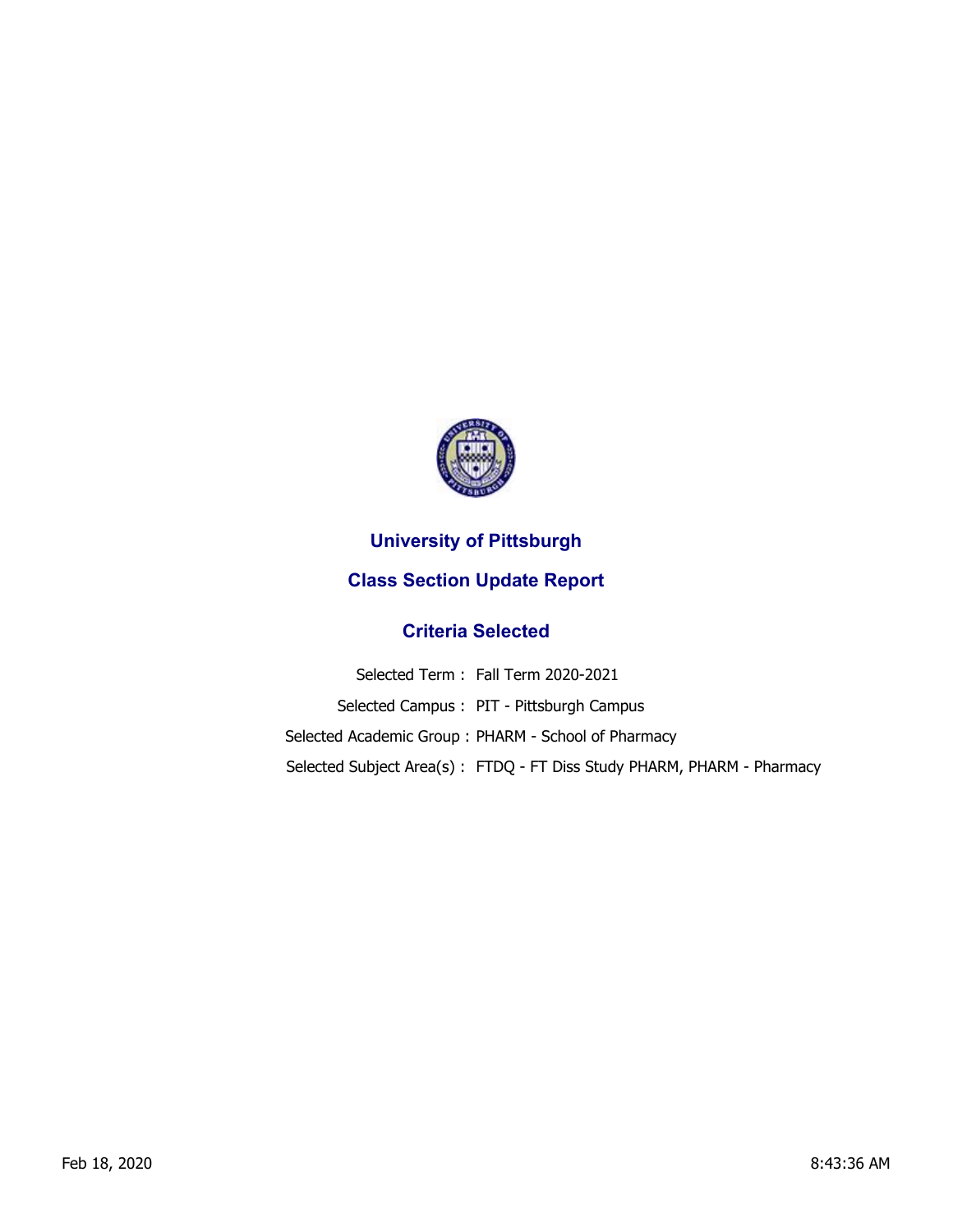# University of Pittsburgh

## Class Section Update Report

### Criteria Selected

Selected Term : Fall Term 2020-2021

Selected Campus : PIT - Pittsburgh Campus

Selected Academic Group : PHARM - School of Pharmacy

Selected Subject Area(s) : FTDQ - FT Diss Study PHARM, PHARM - Pharmacy

Feb 18, 2020 8:43:36 AM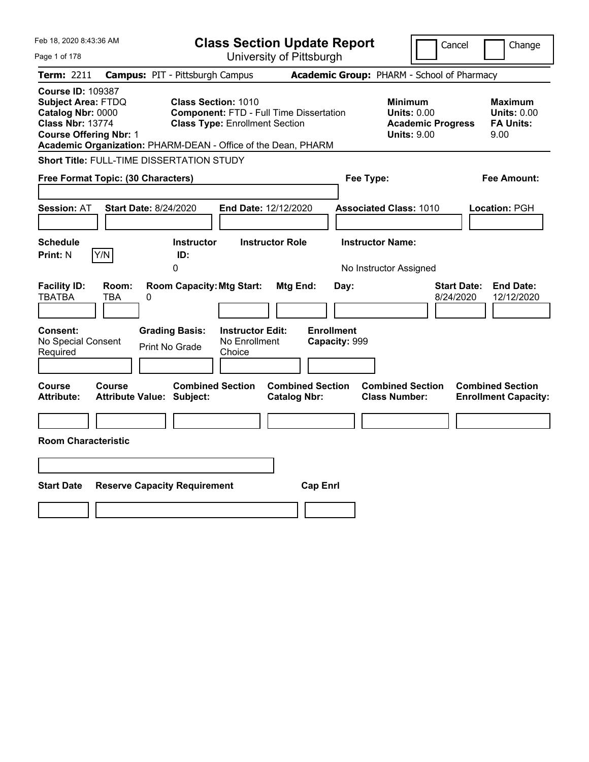Feb 18, 2020 8:43:36 AM

# Class Section Update Report

University of Pittsburgh

Cancel | Change

**Term:** 2211 **Campus:** PIT - Pittsburgh Campus **Academic Group:** PHARM - School of Pharmacy

**Course ID:** 109387
**Subject Area:** FTDQ
**Catalog Nbr:** 0000
**Class Nbr:** 13774
**Course Offering Nbr:** 1

**Class Section:** 1010
**Component:** FTD - Full Time Dissertation
**Class Type:** Enrollment Section

**Minimum Units:** 0.00
**Academic Progress Units:** 9.00

**Maximum Units:** 0.00
**FA Units:** 9.00

**Academic Organization:** PHARM-DEAN - Office of the Dean, PHARM

**Short Title:** FULL-TIME DISSERTATION STUDY

**Free Format Topic: (30 Characters)**

**Fee Type:**

**Fee Amount:**

**Session:** AT **Start Date:** 8/24/2020 **End Date:** 12/12/2020 **Associated Class:** 1010 **Location:** PGH

| Schedule Print | Instructor ID | Instructor Role | Instructor Name |
|---|---|---|---|
| N (Y/N) | 0 | | No Instructor Assigned |

| Facility ID | Room | Room Capacity | Mtg Start | Mtg End | Day | Start Date | End Date |
|---|---|---|---|---|---|---|---|
| TBATBA | TBA | 0 | | | | 8/24/2020 | 12/12/2020 |

| Consent | Grading Basis | Instructor Edit | Enrollment Capacity |
|---|---|---|---|
| No Special Consent Required | Print No Grade | No Enrollment Choice | 999 |

| Course Attribute | Course Attribute Value | Combined Section Subject | Combined Section Catalog Nbr | Combined Section Class Number | Combined Section Enrollment Capacity |
|---|---|---|---|---|---|
| | | | | | |

**Room Characteristic**

| Start Date | Reserve Capacity Requirement | Cap Enrl |
|---|---|---|
| | | |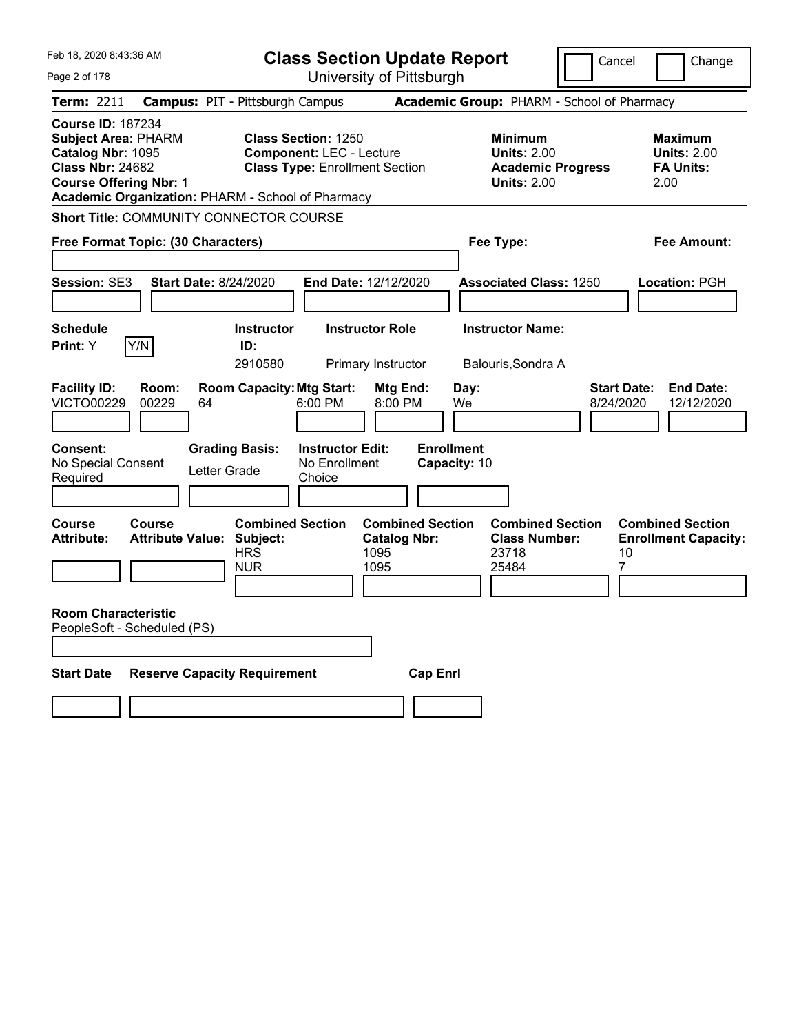Feb 18, 2020 8:43:36 AM

# Class Section Update Report

University of Pittsburgh

Cancel | Change

**Term:** 2211 **Campus:** PIT - Pittsburgh Campus **Academic Group:** PHARM - School of Pharmacy

**Course ID:** 187234
**Subject Area:** PHARM
**Catalog Nbr:** 1095
**Class Nbr:** 24682
**Course Offering Nbr:** 1
**Academic Organization:** PHARM - School of Pharmacy

**Class Section:** 1250
**Component:** LEC - Lecture
**Class Type:** Enrollment Section

**Minimum Units:** 2.00
**Academic Progress Units:** 2.00

**Maximum Units:** 2.00
**FA Units:** 2.00

**Short Title:** COMMUNITY CONNECTOR COURSE

**Free Format Topic: (30 Characters)**

**Fee Type:**

**Fee Amount:**

**Session:** SE3 **Start Date:** 8/24/2020 **End Date:** 12/12/2020 **Associated Class:** 1250 **Location:** PGH

| Schedule Print | Instructor ID | Instructor Role | Instructor Name |
|---|---|---|---|
| Y (Y/N) | 2910580 | Primary Instructor | Balouris,Sondra A |

| Facility ID | Room | Room Capacity | Mtg Start | Mtg End | Day | Start Date | End Date |
|---|---|---|---|---|---|---|---|
| VICTO00229 | 00229 | 64 | 6:00 PM | 8:00 PM | We | 8/24/2020 | 12/12/2020 |

| Consent | Grading Basis | Instructor Edit | Enrollment Capacity |
|---|---|---|---|
| No Special Consent Required | Letter Grade | No Enrollment Choice | 10 |

| Course Attribute | Course Attribute Value | Combined Section Subject | Combined Section Catalog Nbr | Combined Section Class Number | Combined Section Enrollment Capacity |
|---|---|---|---|---|---|
| | | HRS | 1095 | 23718 | 10 |
| | | NUR | 1095 | 25484 | 7 |

**Room Characteristic**
PeopleSoft - Scheduled (PS)

| Start Date | Reserve Capacity Requirement | Cap Enrl |
|---|---|---|
| | | |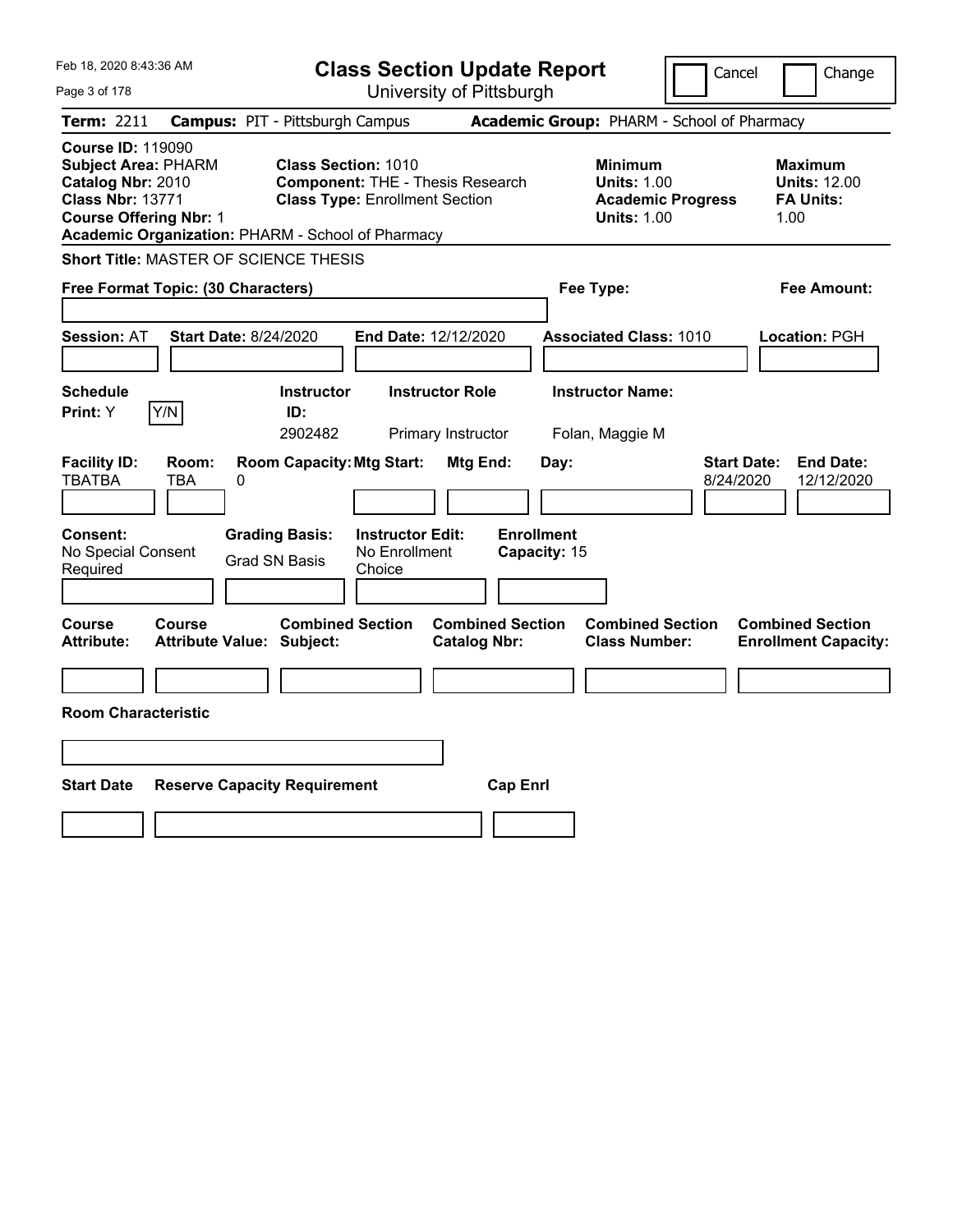# Class Section Update Report

University of Pittsburgh

Cancel | Change

**Term:** 2211 **Campus:** PIT - Pittsburgh Campus **Academic Group:** PHARM - School of Pharmacy

**Course ID:** 119090
**Subject Area:** PHARM
**Catalog Nbr:** 2010
**Class Nbr:** 13771
**Course Offering Nbr:** 1
**Academic Organization:** PHARM - School of Pharmacy

**Class Section:** 1010
**Component:** THE - Thesis Research
**Class Type:** Enrollment Section

**Minimum**
**Units:** 1.00
**Academic Progress Units:** 1.00

**Maximum**
**Units:** 12.00
**FA Units:** 1.00

**Short Title:** MASTER OF SCIENCE THESIS

**Free Format Topic: (30 Characters)**

**Fee Type:**

**Fee Amount:**

**Session:** AT **Start Date:** 8/24/2020 **End Date:** 12/12/2020 **Associated Class:** 1010 **Location:** PGH

| Schedule Print | Y/N | Instructor ID | Instructor Role | Instructor Name |
|---|---|---|---|---|
| Y | | 2902482 | Primary Instructor | Folan, Maggie M |

| Facility ID | Room | Room Capacity | Mtg Start | Mtg End | Day | Start Date | End Date |
|---|---|---|---|---|---|---|---|
| TBATBA | TBA | 0 | | | | 8/24/2020 | 12/12/2020 |

| Consent | Grading Basis | Instructor Edit | Enrollment Capacity |
|---|---|---|---|
| No Special Consent Required | Grad SN Basis | No Enrollment Choice | 15 |

| Course Attribute | Course Attribute Value | Combined Section Subject | Combined Section Catalog Nbr | Combined Section Class Number | Combined Section Enrollment Capacity |
|---|---|---|---|---|---|
| | | | | | |

**Room Characteristic**

| Start Date | Reserve Capacity Requirement | Cap Enrl |
|---|---|---|
| | | |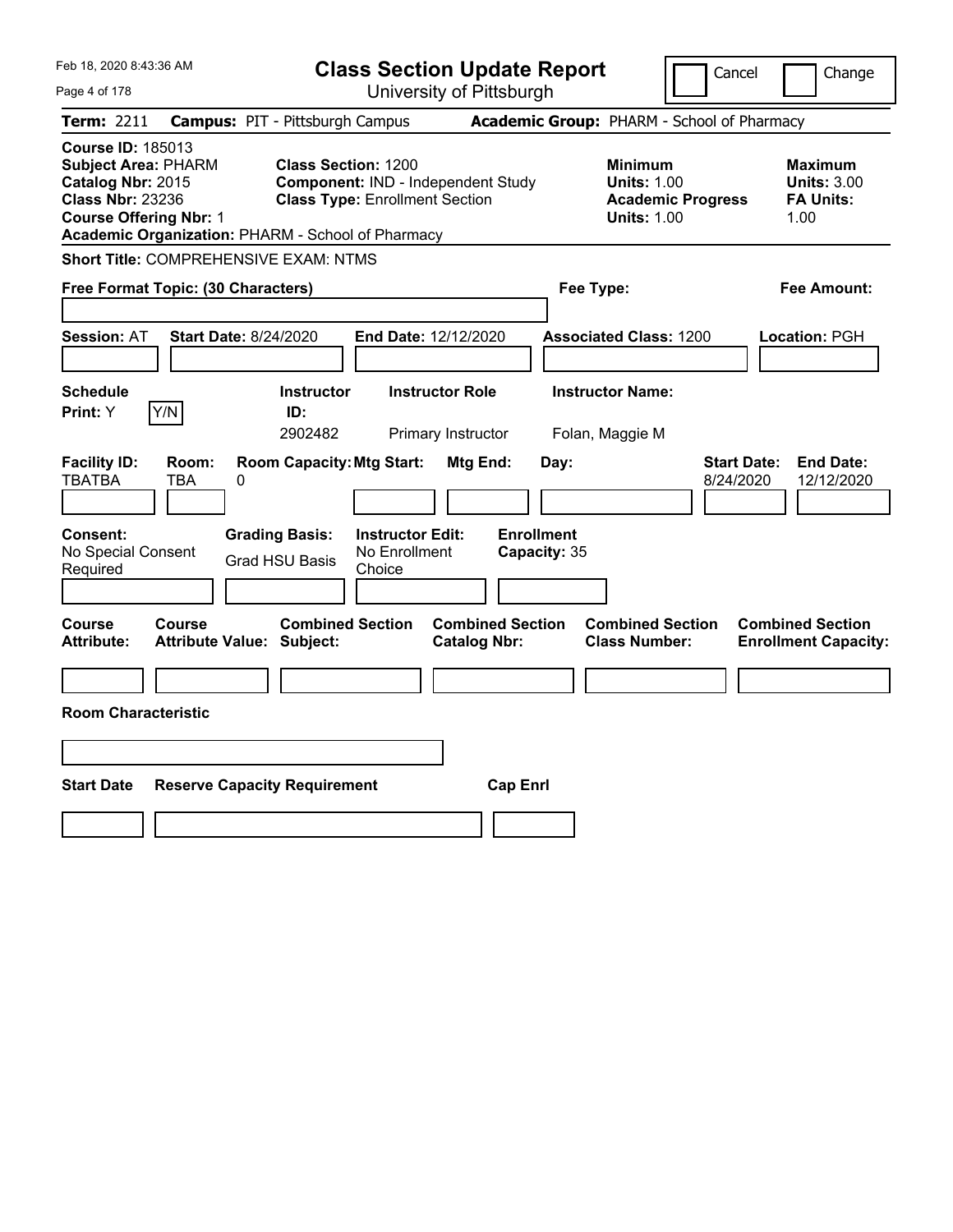# Class Section Update Report

University of Pittsburgh

Cancel | Change

**Term:** 2211 **Campus:** PIT - Pittsburgh Campus **Academic Group:** PHARM - School of Pharmacy

**Course ID:** 185013
**Subject Area:** PHARM
**Catalog Nbr:** 2015
**Class Nbr:** 23236
**Course Offering Nbr:** 1
**Academic Organization:** PHARM - School of Pharmacy

**Class Section:** 1200
**Component:** IND - Independent Study
**Class Type:** Enrollment Section

**Minimum**
**Units:** 1.00
**Academic Progress Units:** 1.00

**Maximum**
**Units:** 3.00
**FA Units:** 1.00

**Short Title:** COMPREHENSIVE EXAM: NTMS

**Free Format Topic: (30 Characters)**

**Fee Type:**

**Fee Amount:**

**Session:** AT **Start Date:** 8/24/2020 **End Date:** 12/12/2020 **Associated Class:** 1200 **Location:** PGH

| Schedule Print: | | Instructor ID: | Instructor Role | Instructor Name: |
|---|---|---|---|---|
| Y | Y/N | 2902482 | Primary Instructor | Folan, Maggie M |

| Facility ID: | Room: | Room Capacity: | Mtg Start: | Mtg End: | Day: | Start Date: | End Date: |
|---|---|---|---|---|---|---|---|
| TBATBA | TBA | 0 | | | | 8/24/2020 | 12/12/2020 |

| Consent: | Grading Basis: | Instructor Edit: | Enrollment Capacity: |
|---|---|---|---|
| No Special Consent Required | Grad HSU Basis | No Enrollment Choice | 35 |

| Course Attribute: | Course Attribute Value: | Combined Section Subject: | Combined Section Catalog Nbr: | Combined Section Class Number: | Combined Section Enrollment Capacity: |
|---|---|---|---|---|---|
| | | | | | |

**Room Characteristic**

| Start Date | Reserve Capacity Requirement | Cap Enrl |
|---|---|---|
| | | |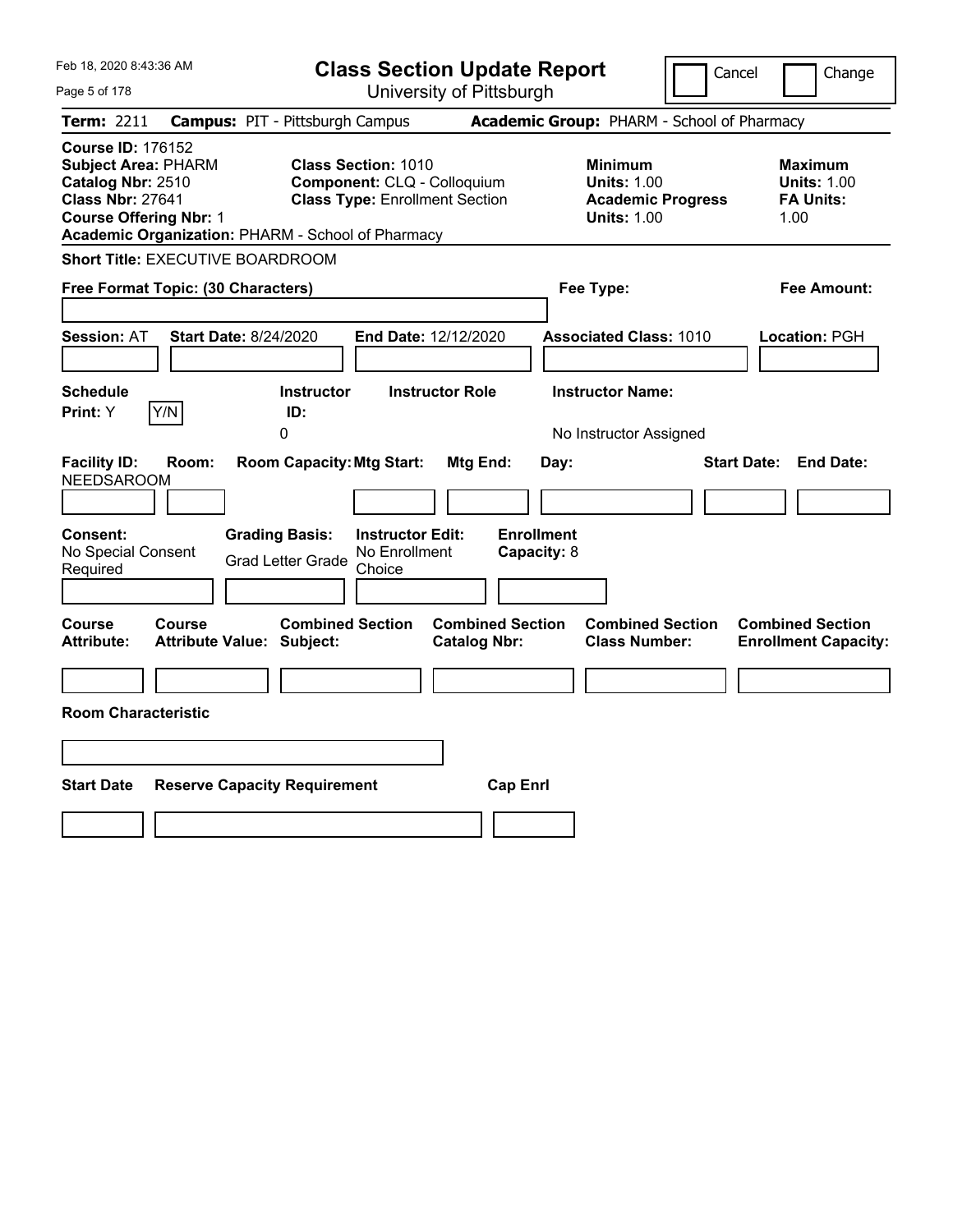# Class Section Update Report

University of Pittsburgh

Cancel [ ] Change [ ]

**Term:** 2211 **Campus:** PIT - Pittsburgh Campus **Academic Group:** PHARM - School of Pharmacy

**Course ID:** 176152
**Subject Area:** PHARM
**Catalog Nbr:** 2510
**Class Nbr:** 27641
**Course Offering Nbr:** 1
**Academic Organization:** PHARM - School of Pharmacy

**Class Section:** 1010
**Component:** CLQ - Colloquium
**Class Type:** Enrollment Section

**Minimum**
**Units:** 1.00
**Academic Progress Units:** 1.00

**Maximum**
**Units:** 1.00
**FA Units:** 1.00

**Short Title:** EXECUTIVE BOARDROOM

**Free Format Topic: (30 Characters)**

**Fee Type:**

**Fee Amount:**

**Session:** AT **Start Date:** 8/24/2020 **End Date:** 12/12/2020 **Associated Class:** 1010 **Location:** PGH

| Schedule Print: | Instructor ID: | Instructor Role | Instructor Name: |
|---|---|---|---|
| Y [Y/N] | 0 | | No Instructor Assigned |

| Facility ID: | Room: | Room Capacity: | Mtg Start: | Mtg End: | Day: | Start Date: | End Date: |
|---|---|---|---|---|---|---|---|
| NEEDSAROOM | | | | | | | |

| Consent: | Grading Basis: | Instructor Edit: | Enrollment Capacity: |
|---|---|---|---|
| No Special Consent Required | Grad Letter Grade | No Enrollment Choice | 8 |

| Course Attribute: | Course Attribute Value: | Combined Section Subject: | Combined Section Catalog Nbr: | Combined Section Class Number: | Combined Section Enrollment Capacity: |
|---|---|---|---|---|---|
| | | | | | |

**Room Characteristic**

| Start Date | Reserve Capacity Requirement | Cap Enrl |
|---|---|---|
| | | |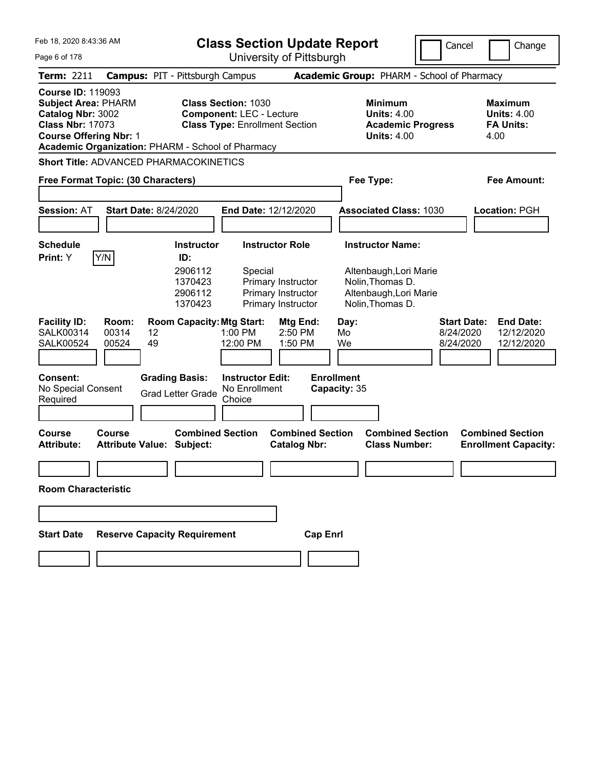Feb 18, 2020 8:43:36 AM

# Class Section Update Report

University of Pittsburgh

Cancel | Change

**Term:** 2211 **Campus:** PIT - Pittsburgh Campus **Academic Group:** PHARM - School of Pharmacy

**Course ID:** 119093
**Subject Area:** PHARM
**Catalog Nbr:** 3002
**Class Nbr:** 17073
**Course Offering Nbr:** 1
**Academic Organization:** PHARM - School of Pharmacy

**Class Section:** 1030
**Component:** LEC - Lecture
**Class Type:** Enrollment Section

**Minimum Units:** 4.00
**Academic Progress Units:** 4.00

**Maximum Units:** 4.00
**FA Units:** 4.00

**Short Title:** ADVANCED PHARMACOKINETICS

**Free Format Topic: (30 Characters)**

**Fee Type:**

**Fee Amount:**

**Session:** AT **Start Date:** 8/24/2020 **End Date:** 12/12/2020 **Associated Class:** 1030 **Location:** PGH

**Schedule Print:** Y Y/N

| Instructor ID: | Instructor Role | Instructor Name: |
|---|---|---|
| 2906112 | Special | Altenbaugh,Lori Marie |
| 1370423 | Primary Instructor | Nolin,Thomas D. |
| 2906112 | Primary Instructor | Altenbaugh,Lori Marie |
| 1370423 | Primary Instructor | Nolin,Thomas D. |

| Facility ID: | Room: | Room Capacity: | Mtg Start: | Mtg End: | Day: | Start Date: | End Date: |
|---|---|---|---|---|---|---|---|
| SALK00314 | 00314 | 12 | 1:00 PM | 2:50 PM | Mo | 8/24/2020 | 12/12/2020 |
| SALK00524 | 00524 | 49 | 12:00 PM | 1:50 PM | We | 8/24/2020 | 12/12/2020 |

**Consent:** No Special Consent Required
**Grading Basis:** Grad Letter Grade
**Instructor Edit:** No Enrollment Choice
**Enrollment Capacity:** 35

| Course Attribute: | Course Attribute Value: | Combined Section Subject: | Combined Section Catalog Nbr: | Combined Section Class Number: | Combined Section Enrollment Capacity: |
|---|---|---|---|---|---|
| | | | | | |

**Room Characteristic**

| Start Date | Reserve Capacity Requirement | Cap Enrl |
|---|---|---|
| | | |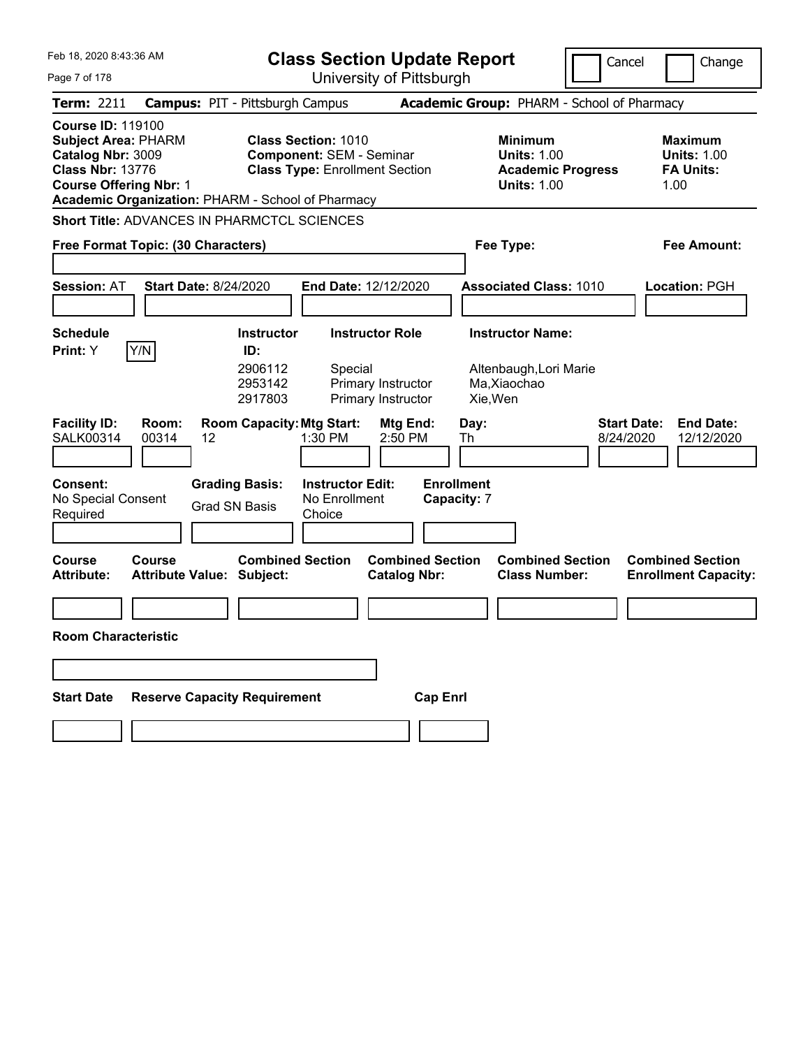# Class Section Update Report

University of Pittsburgh

Feb 18, 2020 8:43:36 AM

Cancel | Change

**Term:** 2211 **Campus:** PIT - Pittsburgh Campus **Academic Group:** PHARM - School of Pharmacy

**Course ID:** 119100
**Subject Area:** PHARM
**Catalog Nbr:** 3009
**Class Nbr:** 13776
**Course Offering Nbr:** 1
**Academic Organization:** PHARM - School of Pharmacy

**Class Section:** 1010
**Component:** SEM - Seminar
**Class Type:** Enrollment Section

**Minimum Units:** 1.00
**Academic Progress Units:** 1.00

**Maximum Units:** 1.00
**FA Units:** 1.00

**Short Title:** ADVANCES IN PHARMCTCL SCIENCES

**Free Format Topic: (30 Characters)**

**Fee Type:**

**Fee Amount:**

**Session:** AT **Start Date:** 8/24/2020 **End Date:** 12/12/2020 **Associated Class:** 1010 **Location:** PGH

**Schedule Print:** Y Y/N

| Instructor ID | Instructor Role | Instructor Name |
|---|---|---|
| 2906112 | Special | Altenbaugh,Lori Marie |
| 2953142 | Primary Instructor | Ma,Xiaochao |
| 2917803 | Primary Instructor | Xie,Wen |

| Facility ID | Room | Room Capacity | Mtg Start | Mtg End | Day | Start Date | End Date |
|---|---|---|---|---|---|---|---|
| SALK00314 | 00314 | 12 | 1:30 PM | 2:50 PM | Th | 8/24/2020 | 12/12/2020 |

**Consent:** No Special Consent Required
**Grading Basis:** Grad SN Basis
**Instructor Edit:** No Enrollment Choice
**Enrollment Capacity:** 7

| Course Attribute | Course Attribute Value | Combined Section Subject | Combined Section Catalog Nbr | Combined Section Class Number | Combined Section Enrollment Capacity |
|---|---|---|---|---|---|
| | | | | | |

**Room Characteristic**

| Start Date | Reserve Capacity Requirement | Cap Enrl |
|---|---|---|
| | | |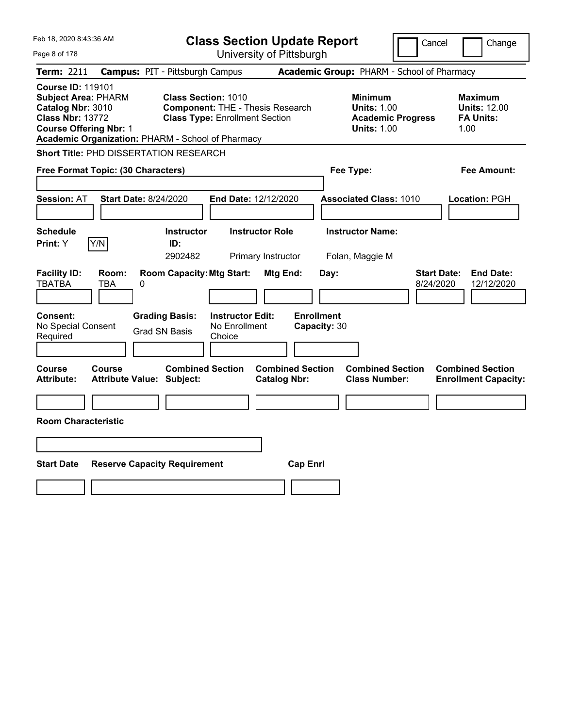# Class Section Update Report

University of Pittsburgh

Cancel | Change

**Term:** 2211 **Campus:** PIT - Pittsburgh Campus **Academic Group:** PHARM - School of Pharmacy

**Course ID:** 119101
**Subject Area:** PHARM
**Catalog Nbr:** 3010
**Class Nbr:** 13772
**Course Offering Nbr:** 1
**Academic Organization:** PHARM - School of Pharmacy

**Class Section:** 1010
**Component:** THE - Thesis Research
**Class Type:** Enrollment Section

| | Minimum | Maximum |
|---|---|---|
| Units | 1.00 | 12.00 |
| Academic Progress / FA Units | 1.00 | 1.00 |

**Short Title:** PHD DISSERTATION RESEARCH

**Free Format Topic: (30 Characters)**

**Fee Type:**

**Fee Amount:**

**Session:** AT **Start Date:** 8/24/2020 **End Date:** 12/12/2020 **Associated Class:** 1010 **Location:** PGH

| Schedule Print | Instructor ID | Instructor Role | Instructor Name |
|---|---|---|---|
| Y | 2902482 | Primary Instructor | Folan, Maggie M |

| Facility ID | Room | Room Capacity | Mtg Start | Mtg End | Day | Start Date | End Date |
|---|---|---|---|---|---|---|---|
| TBATBA | TBA | 0 | | | | 8/24/2020 | 12/12/2020 |

| Consent | Grading Basis | Instructor Edit | Enrollment Capacity |
|---|---|---|---|
| No Special Consent Required | Grad SN Basis | No Enrollment Choice | 30 |

| Course Attribute | Course Attribute Value | Combined Section Subject | Combined Section Catalog Nbr | Combined Section Class Number | Combined Section Enrollment Capacity |
|---|---|---|---|---|---|
| | | | | | |

**Room Characteristic**

| Start Date | Reserve Capacity Requirement | Cap Enrl |
|---|---|---|
| | | |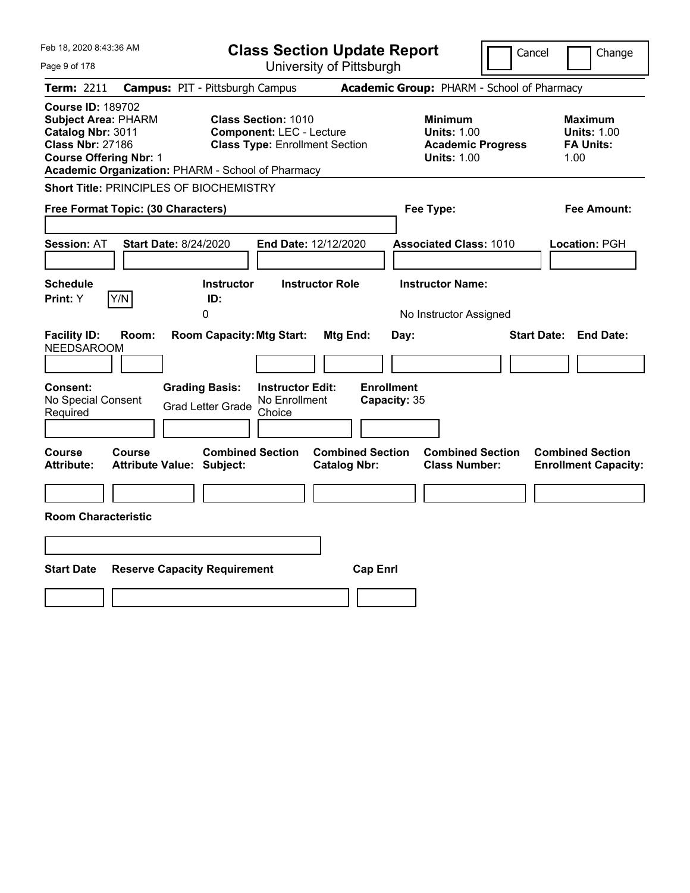Feb 18, 2020 8:43:36 AM

# Class Section Update Report

University of Pittsburgh

Cancel | Change

**Term:** 2211 **Campus:** PIT - Pittsburgh Campus **Academic Group:** PHARM - School of Pharmacy

**Course ID:** 189702
**Subject Area:** PHARM
**Catalog Nbr:** 3011
**Class Nbr:** 27186
**Course Offering Nbr:** 1
**Academic Organization:** PHARM - School of Pharmacy

**Class Section:** 1010
**Component:** LEC - Lecture
**Class Type:** Enrollment Section

**Minimum**
**Units:** 1.00
**Academic Progress Units:** 1.00

**Maximum**
**Units:** 1.00
**FA Units:** 1.00

**Short Title:** PRINCIPLES OF BIOCHEMISTRY

**Free Format Topic: (30 Characters)** | **Fee Type:** | **Fee Amount:**

**Session:** AT **Start Date:** 8/24/2020 **End Date:** 12/12/2020 **Associated Class:** 1010 **Location:** PGH

| Schedule Print: | Instructor ID: | Instructor Role | Instructor Name: |
|---|---|---|---|
| Y | 0 | | No Instructor Assigned |

| Facility ID: | Room: | Room Capacity: | Mtg Start: | Mtg End: | Day: | Start Date: | End Date: |
|---|---|---|---|---|---|---|---|
| NEEDSAROOM | | | | | | | |

| Consent: | Grading Basis: | Instructor Edit: | Enrollment Capacity: |
|---|---|---|---|
| No Special Consent Required | Grad Letter Grade | No Enrollment Choice | 35 |

| Course Attribute: | Course Attribute Value: | Combined Section Subject: | Combined Section Catalog Nbr: | Combined Section Class Number: | Combined Section Enrollment Capacity: |
|---|---|---|---|---|---|
| | | | | | |

**Room Characteristic**

| Start Date | Reserve Capacity Requirement | Cap Enrl |
|---|---|---|
| | | |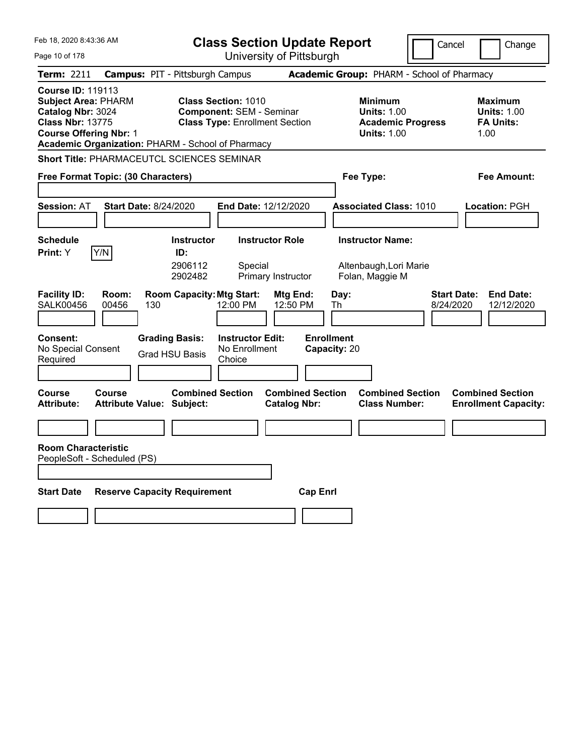# Class Section Update Report

University of Pittsburgh

Feb 18, 2020 8:43:36 AM

Cancel | Change

**Term:** 2211 **Campus:** PIT - Pittsburgh Campus **Academic Group:** PHARM - School of Pharmacy

**Course ID:** 119113
**Subject Area:** PHARM
**Catalog Nbr:** 3024
**Class Nbr:** 13775
**Course Offering Nbr:** 1
**Academic Organization:** PHARM - School of Pharmacy

**Class Section:** 1010
**Component:** SEM - Seminar
**Class Type:** Enrollment Section

**Minimum**
**Units:** 1.00
**Academic Progress Units:** 1.00

**Maximum**
**Units:** 1.00
**FA Units:** 1.00

**Short Title:** PHARMACEUTCL SCIENCES SEMINAR

**Free Format Topic: (30 Characters)**

**Fee Type:**

**Fee Amount:**

**Session:** AT **Start Date:** 8/24/2020 **End Date:** 12/12/2020 **Associated Class:** 1010 **Location:** PGH

**Schedule Print:** Y Y/N

| Instructor ID | Instructor Role | Instructor Name |
|---|---|---|
| 2906112 | Special | Altenbaugh,Lori Marie |
| 2902482 | Primary Instructor | Folan, Maggie M |

| Facility ID: | Room: | Room Capacity: | Mtg Start: | Mtg End: | Day: | Start Date: | End Date: |
|---|---|---|---|---|---|---|---|
| SALK00456 | 00456 | 130 | 12:00 PM | 12:50 PM | Th | 8/24/2020 | 12/12/2020 |

**Consent:** No Special Consent Required

**Grading Basis:** Grad HSU Basis

**Instructor Edit:** No Enrollment Choice

**Enrollment Capacity:** 20

| Course Attribute: | Course Attribute Value: | Combined Section Subject: | Combined Section Catalog Nbr: | Combined Section Class Number: | Combined Section Enrollment Capacity: |
|---|---|---|---|---|---|
| | | | | | |

**Room Characteristic**
PeopleSoft - Scheduled (PS)

| Start Date | Reserve Capacity Requirement | Cap Enrl |
|---|---|---|
| | | |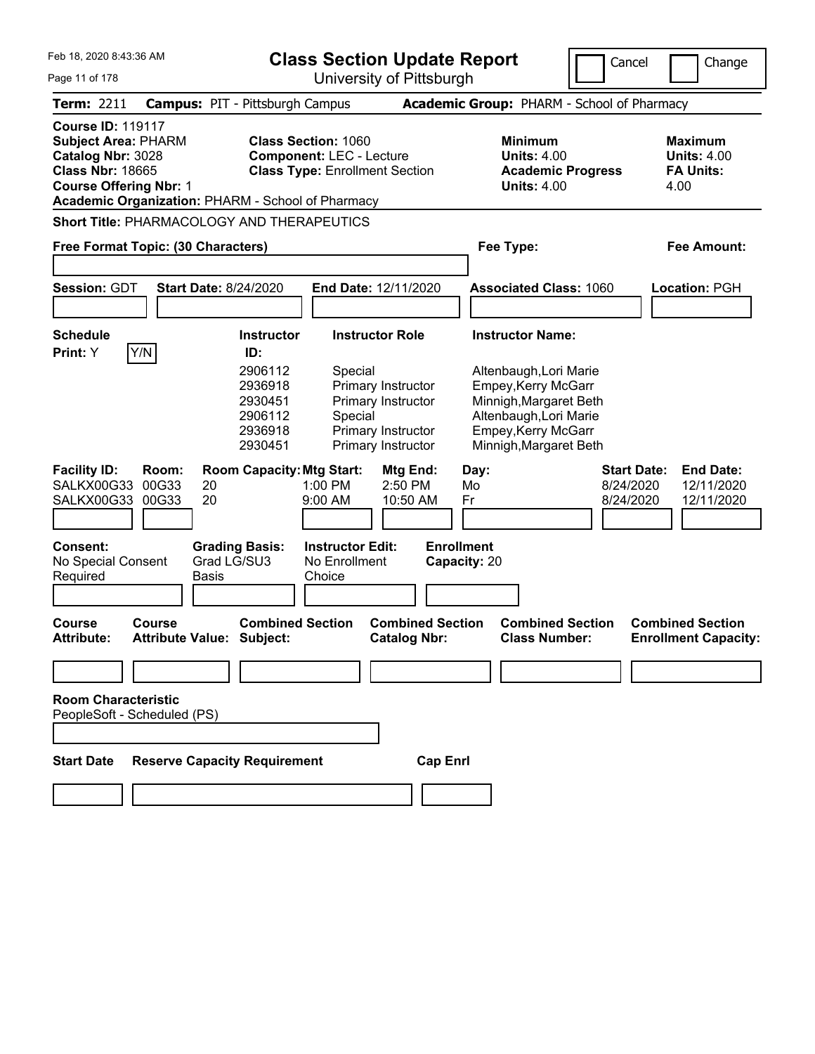# Class Section Update Report

University of Pittsburgh

Feb 18, 2020 8:43:36 AM

Cancel | Change

**Term:** 2211 **Campus:** PIT - Pittsburgh Campus **Academic Group:** PHARM - School of Pharmacy

**Course ID:** 119117
**Subject Area:** PHARM
**Catalog Nbr:** 3028
**Class Nbr:** 18665
**Course Offering Nbr:** 1
**Academic Organization:** PHARM - School of Pharmacy

**Class Section:** 1060
**Component:** LEC - Lecture
**Class Type:** Enrollment Section

**Minimum Units:** 4.00
**Academic Progress Units:** 4.00

**Maximum Units:** 4.00
**FA Units:** 4.00

**Short Title:** PHARMACOLOGY AND THERAPEUTICS

**Free Format Topic: (30 Characters)**

**Fee Type:**

**Fee Amount:**

**Session:** GDT **Start Date:** 8/24/2020 **End Date:** 12/11/2020 **Associated Class:** 1060 **Location:** PGH

**Schedule Print:** Y Y/N

| Instructor ID: | Instructor Role | Instructor Name: |
|---|---|---|
| 2906112 | Special | Altenbaugh,Lori Marie |
| 2936918 | Primary Instructor | Empey,Kerry McGarr |
| 2930451 | Primary Instructor | Minnigh,Margaret Beth |
| 2906112 | Special | Altenbaugh,Lori Marie |
| 2936918 | Primary Instructor | Empey,Kerry McGarr |
| 2930451 | Primary Instructor | Minnigh,Margaret Beth |

| Facility ID: | Room: | Room Capacity: | Mtg Start: | Mtg End: | Day: | Start Date: | End Date: |
|---|---|---|---|---|---|---|---|
| SALKX00G33 | 00G33 | 20 | 1:00 PM | 2:50 PM | Mo | 8/24/2020 | 12/11/2020 |
| SALKX00G33 | 00G33 | 20 | 9:00 AM | 10:50 AM | Fr | 8/24/2020 | 12/11/2020 |

**Consent:** No Special Consent Required
**Grading Basis:** Grad LG/SU3 Basis
**Instructor Edit:** No Enrollment Choice
**Enrollment Capacity:** 20

| Course Attribute: | Course Attribute Value: | Combined Section Subject: | Combined Section Catalog Nbr: | Combined Section Class Number: | Combined Section Enrollment Capacity: |
|---|---|---|---|---|---|
| | | | | | |

**Room Characteristic**
PeopleSoft - Scheduled (PS)

| Start Date | Reserve Capacity Requirement | Cap Enrl |
|---|---|---|
| | | |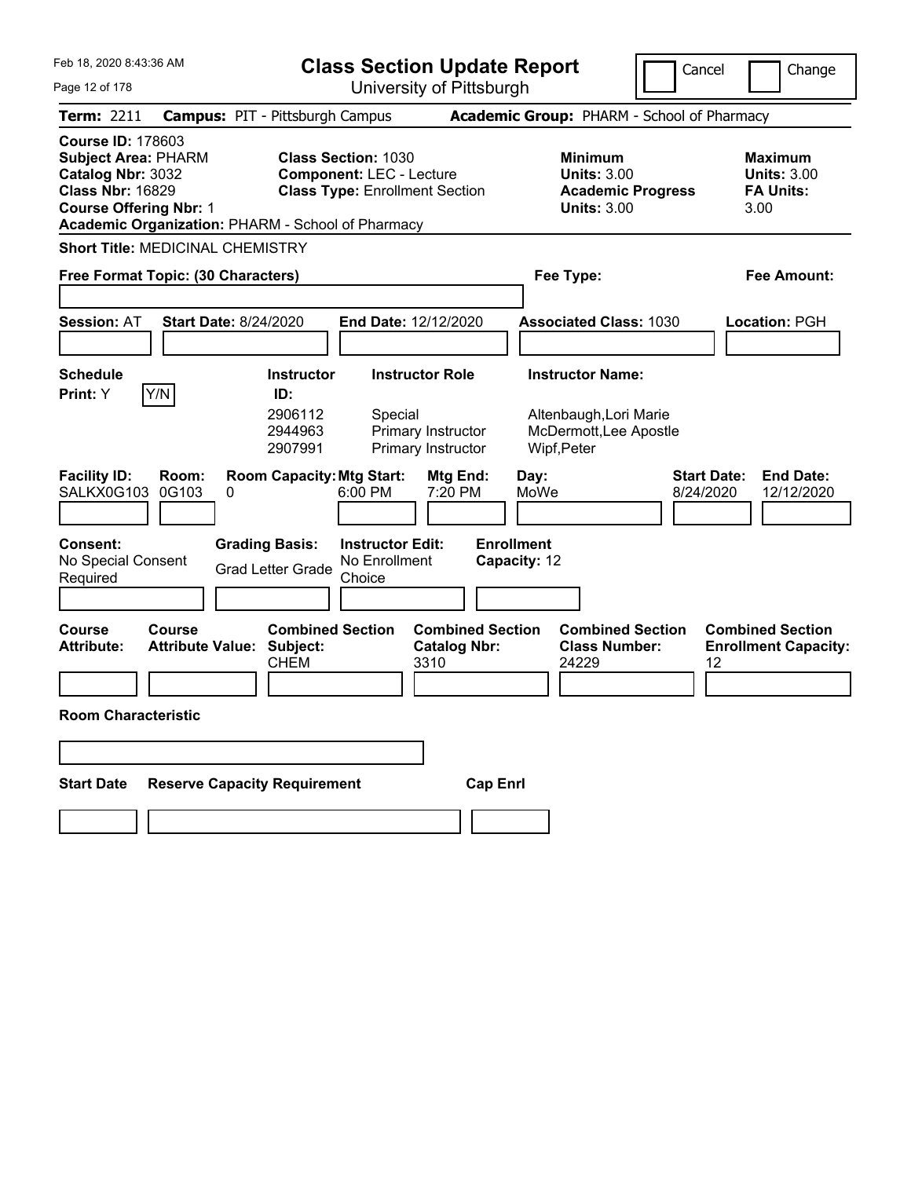# Class Section Update Report

University of Pittsburgh

Cancel | Change

**Term:** 2211 **Campus:** PIT - Pittsburgh Campus **Academic Group:** PHARM - School of Pharmacy

**Course ID:** 178603
**Subject Area:** PHARM
**Catalog Nbr:** 3032
**Class Nbr:** 16829
**Course Offering Nbr:** 1
**Academic Organization:** PHARM - School of Pharmacy

**Class Section:** 1030
**Component:** LEC - Lecture
**Class Type:** Enrollment Section

**Minimum Units:** 3.00
**Academic Progress Units:** 3.00

**Maximum Units:** 3.00
**FA Units:** 3.00

**Short Title:** MEDICINAL CHEMISTRY

**Free Format Topic: (30 Characters)**

**Fee Type:**

**Fee Amount:**

**Session:** AT **Start Date:** 8/24/2020 **End Date:** 12/12/2020 **Associated Class:** 1030 **Location:** PGH

**Schedule Print:** Y Y/N

| Instructor ID: | Instructor Role | Instructor Name: |
|---|---|---|
| 2906112 | Special | Altenbaugh,Lori Marie |
| 2944963 | Primary Instructor | McDermott,Lee Apostle |
| 2907991 | Primary Instructor | Wipf,Peter |

| Facility ID: | Room: | Room Capacity: | Mtg Start: | Mtg End: | Day: | Start Date: | End Date: |
|---|---|---|---|---|---|---|---|
| SALKX0G103 | 0G103 | 0 | 6:00 PM | 7:20 PM | MoWe | 8/24/2020 | 12/12/2020 |

**Consent:** No Special Consent Required
**Grading Basis:** Grad Letter Grade
**Instructor Edit:** No Enrollment Choice
**Enrollment Capacity:** 12

| Course Attribute: | Course Attribute Value: | Combined Section Subject: | Combined Section Catalog Nbr: | Combined Section Class Number: | Combined Section Enrollment Capacity: |
|---|---|---|---|---|---|
| | | CHEM | 3310 | 24229 | 12 |

**Room Characteristic**

| Start Date | Reserve Capacity Requirement | Cap Enrl |
|---|---|---|
| | | |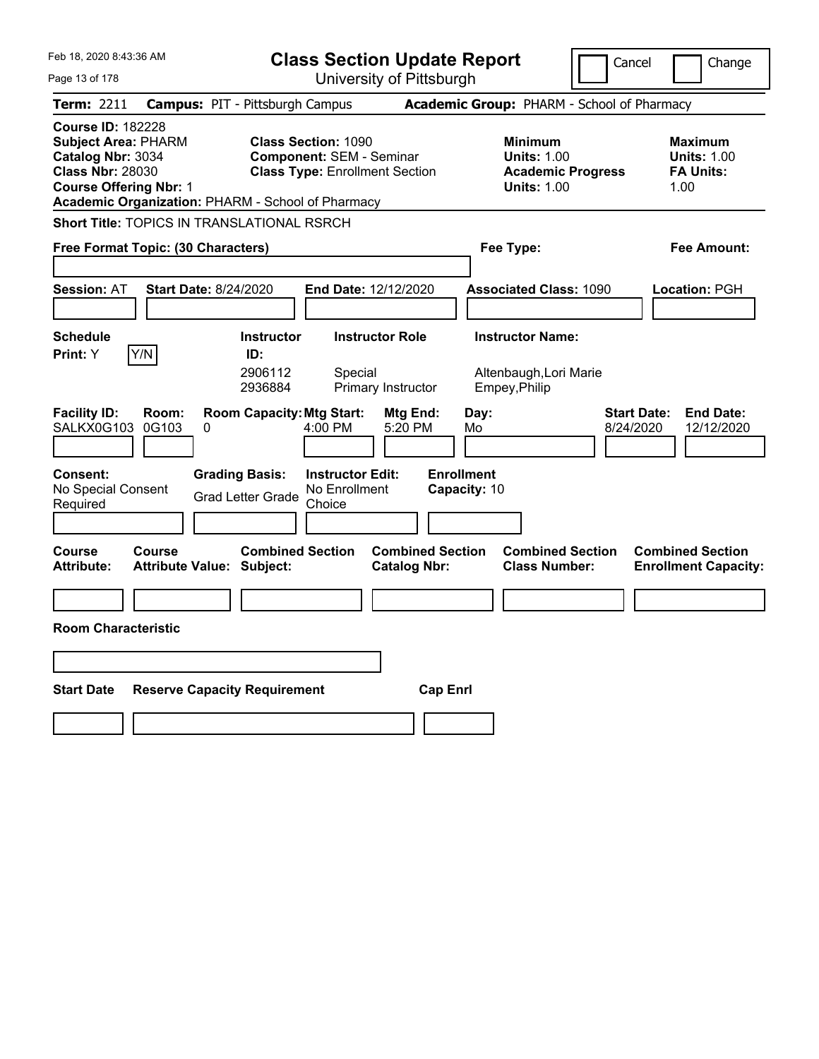Feb 18, 2020 8:43:36 AM

# Class Section Update Report

University of Pittsburgh

Cancel | Change

**Term:** 2211 **Campus:** PIT - Pittsburgh Campus **Academic Group:** PHARM - School of Pharmacy

**Course ID:** 182228
**Subject Area:** PHARM
**Catalog Nbr:** 3034
**Class Nbr:** 28030
**Course Offering Nbr:** 1
**Academic Organization:** PHARM - School of Pharmacy

**Class Section:** 1090
**Component:** SEM - Seminar
**Class Type:** Enrollment Section

**Minimum Units:** 1.00
**Academic Progress Units:** 1.00

**Maximum Units:** 1.00
**FA Units:** 1.00

**Short Title:** TOPICS IN TRANSLATIONAL RSRCH

**Free Format Topic: (30 Characters)**

**Fee Type:**

**Fee Amount:**

**Session:** AT **Start Date:** 8/24/2020 **End Date:** 12/12/2020 **Associated Class:** 1090 **Location:** PGH

**Schedule Print:** Y [Y/N]

| Instructor ID | Instructor Role | Instructor Name |
|---|---|---|
| 2906112 | Special | Altenbaugh,Lori Marie |
| 2936884 | Primary Instructor | Empey,Philip |

| Facility ID | Room | Room Capacity | Mtg Start | Mtg End | Day | Start Date | End Date |
|---|---|---|---|---|---|---|---|
| SALKX0G103 | 0G103 | 0 | 4:00 PM | 5:20 PM | Mo | 8/24/2020 | 12/12/2020 |

**Consent:** No Special Consent Required
**Grading Basis:** Grad Letter Grade
**Instructor Edit:** No Enrollment Choice
**Enrollment Capacity:** 10

| Course Attribute | Course Attribute Value | Combined Section Subject | Combined Section Catalog Nbr | Combined Section Class Number | Combined Section Enrollment Capacity |
|---|---|---|---|---|---|
| | | | | | |

**Room Characteristic**

| Start Date | Reserve Capacity Requirement | Cap Enrl |
|---|---|---|
| | | |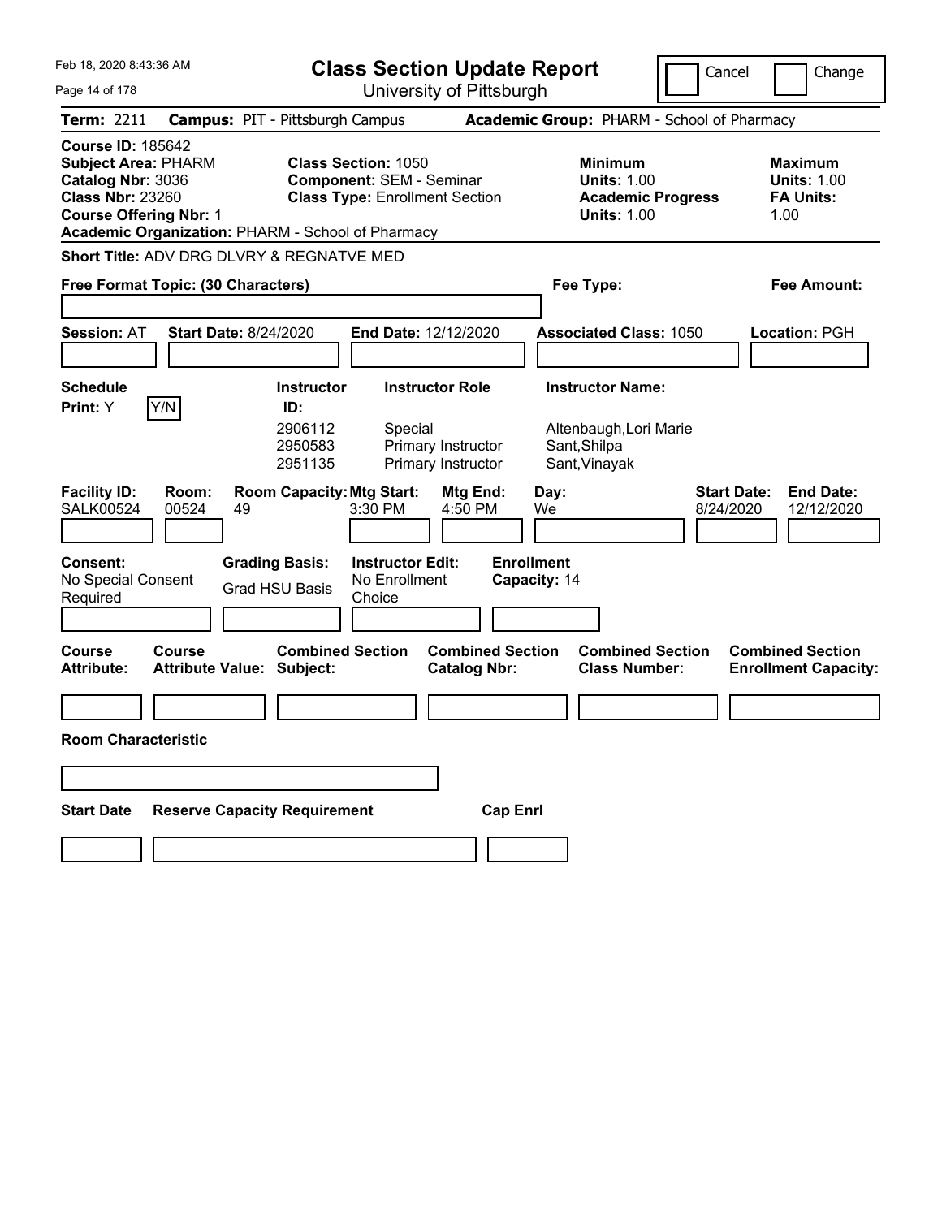# Class Section Update Report

University of Pittsburgh

Cancel | Change

Feb 18, 2020 8:43:36 AM

**Term:** 2211 **Campus:** PIT - Pittsburgh Campus **Academic Group:** PHARM - School of Pharmacy

**Course ID:** 185642
**Subject Area:** PHARM
**Catalog Nbr:** 3036
**Class Nbr:** 23260
**Course Offering Nbr:** 1
**Academic Organization:** PHARM - School of Pharmacy

**Class Section:** 1050
**Component:** SEM - Seminar
**Class Type:** Enrollment Section

**Minimum Units:** 1.00
**Academic Progress Units:** 1.00

**Maximum Units:** 1.00
**FA Units:** 1.00

**Short Title:** ADV DRG DLVRY & REGNATVE MED

**Free Format Topic: (30 Characters)**

**Fee Type:**

**Fee Amount:**

**Session:** AT **Start Date:** 8/24/2020 **End Date:** 12/12/2020 **Associated Class:** 1050 **Location:** PGH

**Schedule Print:** Y [Y/N]

| Instructor ID: | Instructor Role | Instructor Name: |
|---|---|---|
| 2906112 | Special | Altenbaugh,Lori Marie |
| 2950583 | Primary Instructor | Sant,Shilpa |
| 2951135 | Primary Instructor | Sant,Vinayak |

| Facility ID: | Room: | Room Capacity: | Mtg Start: | Mtg End: | Day: | Start Date: | End Date: |
|---|---|---|---|---|---|---|---|
| SALK00524 | 00524 | 49 | 3:30 PM | 4:50 PM | We | 8/24/2020 | 12/12/2020 |

**Consent:** No Special Consent Required
**Grading Basis:** Grad HSU Basis
**Instructor Edit:** No Enrollment Choice
**Enrollment Capacity:** 14

| Course Attribute: | Course Attribute Value: | Combined Section Subject: | Combined Section Catalog Nbr: | Combined Section Class Number: | Combined Section Enrollment Capacity: |
|---|---|---|---|---|---|
| | | | | | |

**Room Characteristic**

| Start Date | Reserve Capacity Requirement | Cap Enrl |
|---|---|---|
| | | |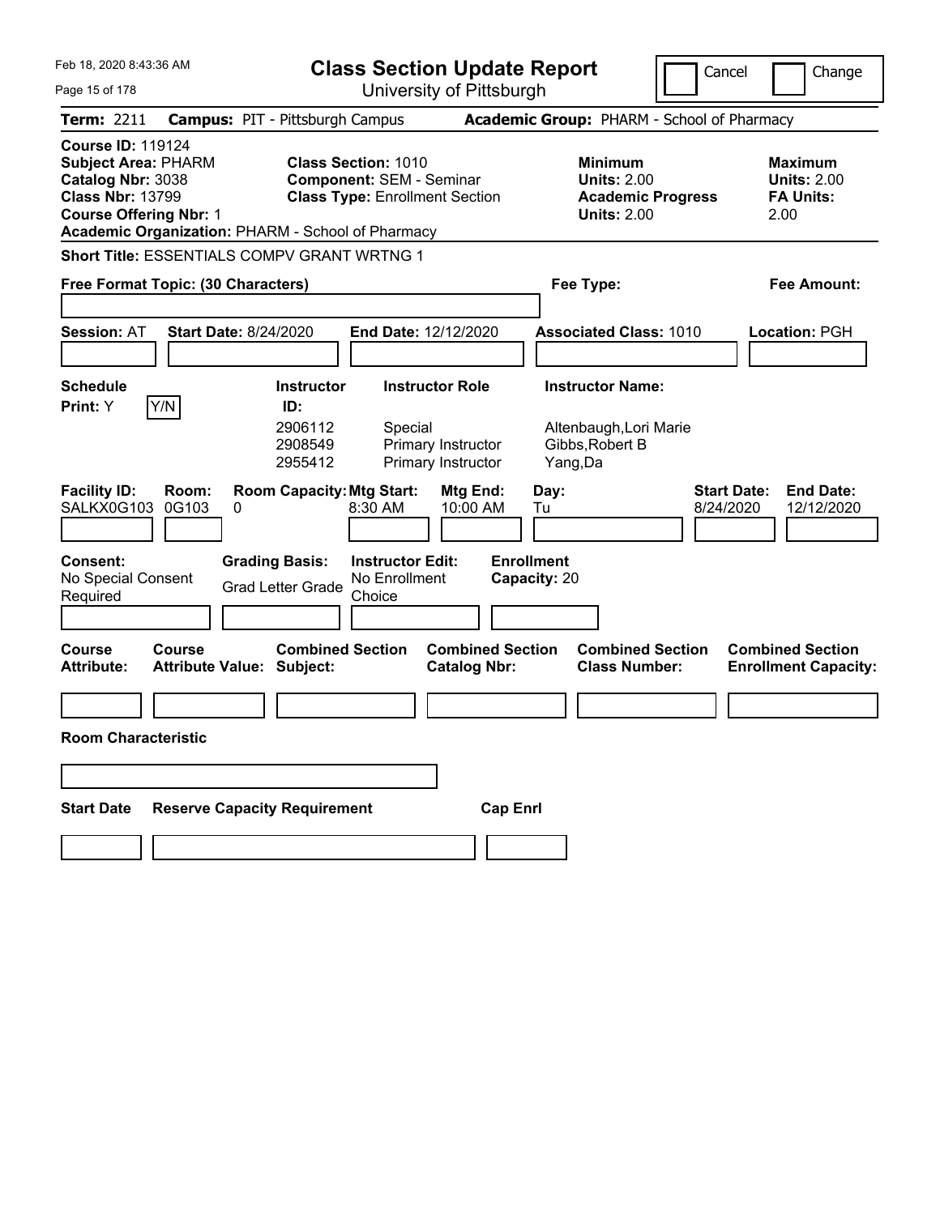# Class Section Update Report

University of Pittsburgh

Cancel | Change

**Term:** 2211 **Campus:** PIT - Pittsburgh Campus **Academic Group:** PHARM - School of Pharmacy

**Course ID:** 119124
**Subject Area:** PHARM
**Catalog Nbr:** 3038
**Class Nbr:** 13799
**Course Offering Nbr:** 1
**Academic Organization:** PHARM - School of Pharmacy

**Class Section:** 1010
**Component:** SEM - Seminar
**Class Type:** Enrollment Section

**Minimum Units:** 2.00
**Academic Progress Units:** 2.00

**Maximum Units:** 2.00
**FA Units:** 2.00

**Short Title:** ESSENTIALS COMPV GRANT WRTNG 1

**Free Format Topic: (30 Characters)**

**Fee Type:**

**Fee Amount:**

**Session:** AT **Start Date:** 8/24/2020 **End Date:** 12/12/2020 **Associated Class:** 1010 **Location:** PGH

**Schedule Print:** Y [Y/N]

| Instructor ID | Instructor Role | Instructor Name |
|---|---|---|
| 2906112 | Special | Altenbaugh,Lori Marie |
| 2908549 | Primary Instructor | Gibbs,Robert B |
| 2955412 | Primary Instructor | Yang,Da |

| Facility ID | Room | Room Capacity | Mtg Start | Mtg End | Day | Start Date | End Date |
|---|---|---|---|---|---|---|---|
| SALKX0G103 | 0G103 | 0 | 8:30 AM | 10:00 AM | Tu | 8/24/2020 | 12/12/2020 |

**Consent:** No Special Consent Required

**Grading Basis:** Grad Letter Grade

**Instructor Edit:** No Enrollment Choice

**Enrollment Capacity:** 20

| Course Attribute | Course Attribute Value | Combined Section Subject | Combined Section Catalog Nbr | Combined Section Class Number | Combined Section Enrollment Capacity |
|---|---|---|---|---|---|
| | | | | | |

**Room Characteristic**

| Start Date | Reserve Capacity Requirement | Cap Enrl |
|---|---|---|
| | | |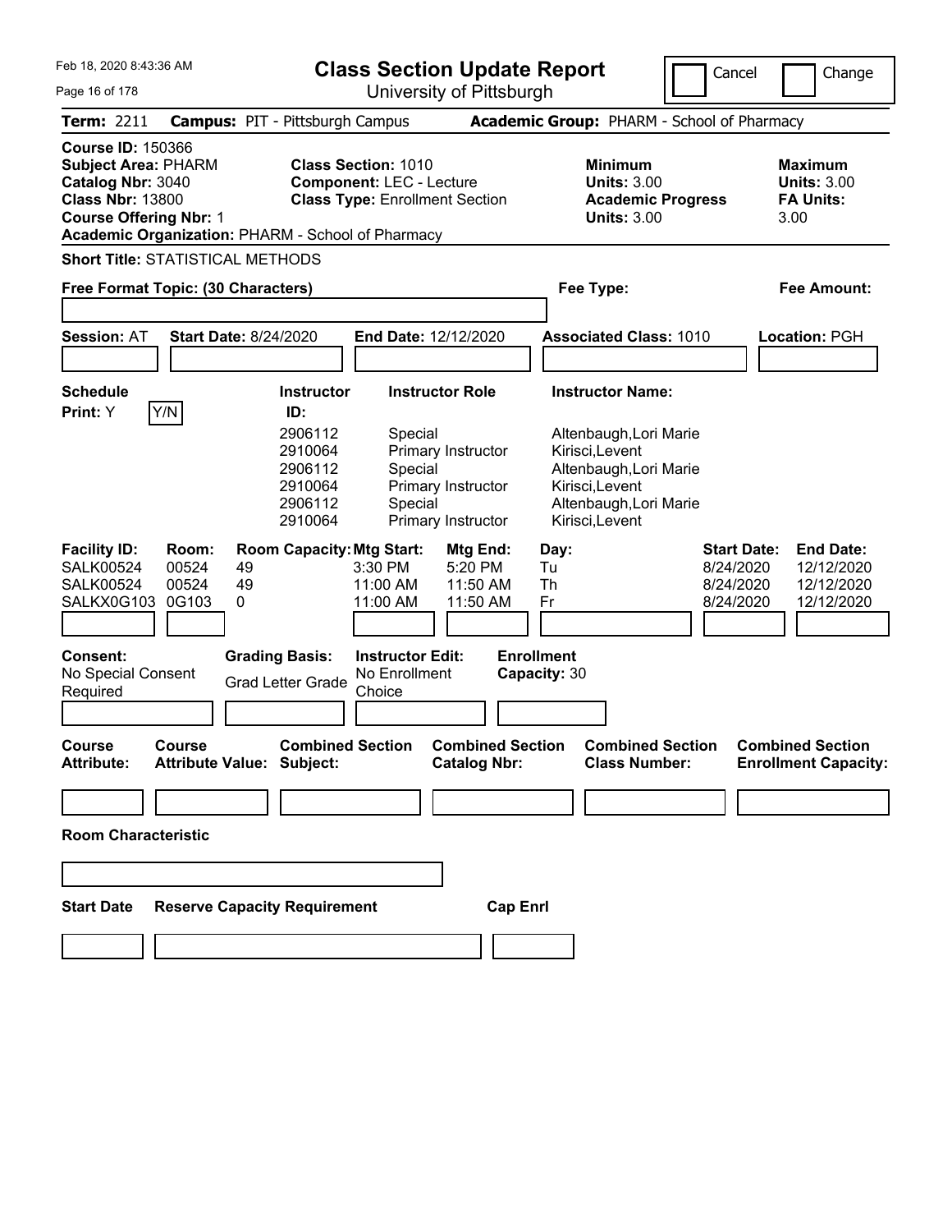Feb 18, 2020 8:43:36 AM

# Class Section Update Report

University of Pittsburgh

Cancel | Change

**Term:** 2211 **Campus:** PIT - Pittsburgh Campus **Academic Group:** PHARM - School of Pharmacy

**Course ID:** 150366
**Subject Area:** PHARM
**Catalog Nbr:** 3040
**Class Nbr:** 13800
**Course Offering Nbr:** 1
**Academic Organization:** PHARM - School of Pharmacy

**Class Section:** 1010
**Component:** LEC - Lecture
**Class Type:** Enrollment Section

**Minimum Units:** 3.00
**Academic Progress Units:** 3.00

**Maximum Units:** 3.00
**FA Units:** 3.00

**Short Title:** STATISTICAL METHODS

**Free Format Topic: (30 Characters)**

**Fee Type:**

**Fee Amount:**

**Session:** AT **Start Date:** 8/24/2020 **End Date:** 12/12/2020 **Associated Class:** 1010 **Location:** PGH

**Schedule Print:** Y Y/N

| Instructor ID: | Instructor Role | Instructor Name: |
|---|---|---|
| 2906112 | Special | Altenbaugh,Lori Marie |
| 2910064 | Primary Instructor | Kirisci,Levent |
| 2906112 | Special | Altenbaugh,Lori Marie |
| 2910064 | Primary Instructor | Kirisci,Levent |
| 2906112 | Special | Altenbaugh,Lori Marie |
| 2910064 | Primary Instructor | Kirisci,Levent |

| Facility ID: | Room: | Room Capacity: | Mtg Start: | Mtg End: | Day: | Start Date: | End Date: |
|---|---|---|---|---|---|---|---|
| SALK00524 | 00524 | 49 | 3:30 PM | 5:20 PM | Tu | 8/24/2020 | 12/12/2020 |
| SALK00524 | 00524 | 49 | 11:00 AM | 11:50 AM | Th | 8/24/2020 | 12/12/2020 |
| SALKX0G103 | 0G103 | 0 | 11:00 AM | 11:50 AM | Fr | 8/24/2020 | 12/12/2020 |

**Consent:** No Special Consent Required

**Grading Basis:** Grad Letter Grade

**Instructor Edit:** No Enrollment Choice

**Enrollment Capacity:** 30

| Course Attribute: | Course Attribute Value: | Combined Section Subject: | Combined Section Catalog Nbr: | Combined Section Class Number: | Combined Section Enrollment Capacity: |
|---|---|---|---|---|---|
| | | | | | |

**Room Characteristic**

| Start Date | Reserve Capacity Requirement | Cap Enrl |
|---|---|---|
| | | |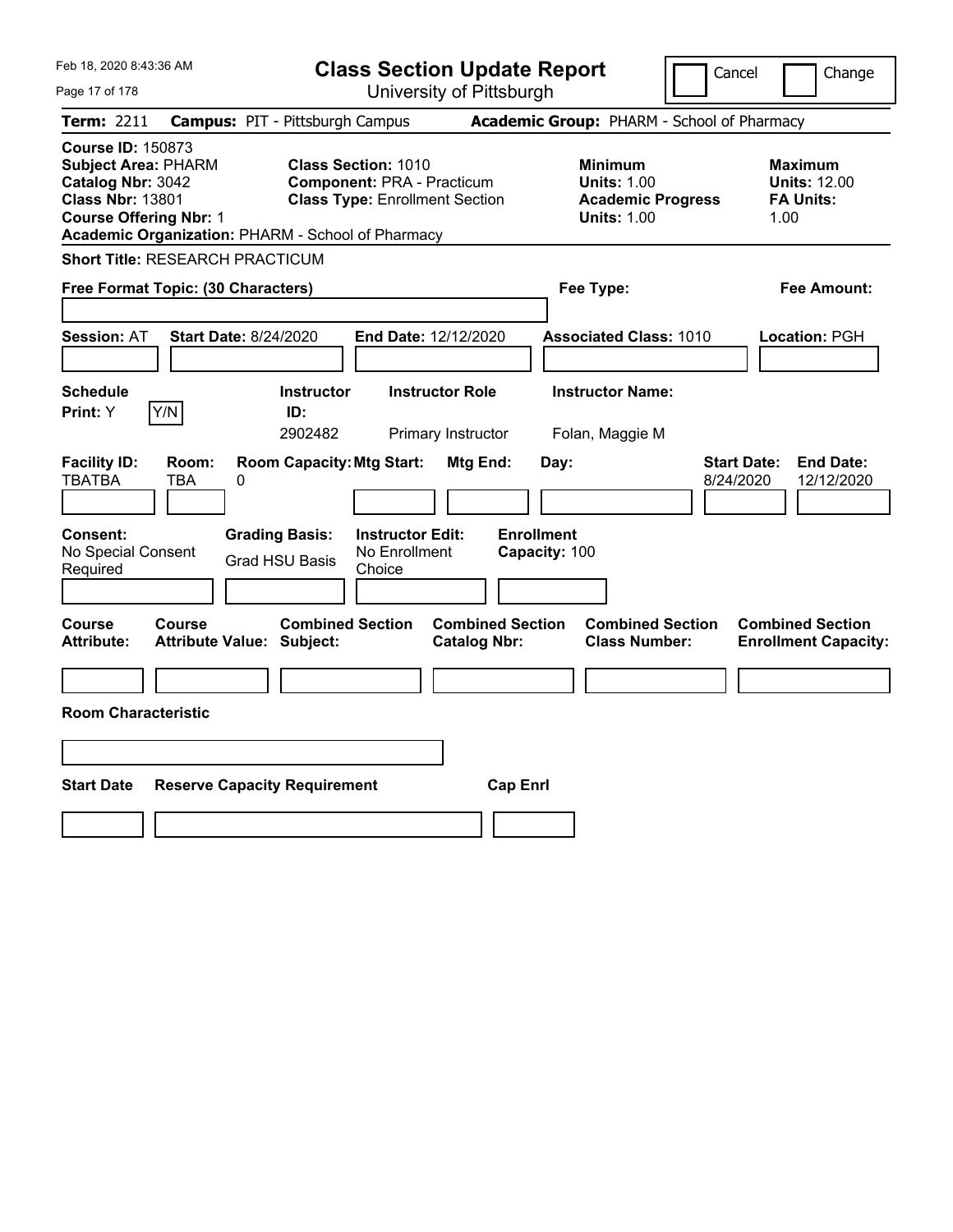Feb 18, 2020 8:43:36 AM

# Class Section Update Report

University of Pittsburgh

Cancel ☐ Change ☐

**Term:** 2211 **Campus:** PIT - Pittsburgh Campus **Academic Group:** PHARM - School of Pharmacy

**Course ID:** 150873
**Subject Area:** PHARM
**Catalog Nbr:** 3042
**Class Nbr:** 13801
**Course Offering Nbr:** 1
**Academic Organization:** PHARM - School of Pharmacy

**Class Section:** 1010
**Component:** PRA - Practicum
**Class Type:** Enrollment Section

**Minimum**
**Units:** 1.00
**Academic Progress Units:** 1.00

**Maximum**
**Units:** 12.00
**FA Units:** 1.00

**Short Title:** RESEARCH PRACTICUM

**Free Format Topic: (30 Characters)**

**Fee Type:**

**Fee Amount:**

**Session:** AT **Start Date:** 8/24/2020 **End Date:** 12/12/2020 **Associated Class:** 1010 **Location:** PGH

| Schedule Print: | Instructor ID: | Instructor Role | Instructor Name: |
|---|---|---|---|
| Y Y/N | 2902482 | Primary Instructor | Folan, Maggie M |

| Facility ID: | Room: | Room Capacity: | Mtg Start: | Mtg End: | Day: | Start Date: | End Date: |
|---|---|---|---|---|---|---|---|
| TBATBA | TBA | 0 | | | | 8/24/2020 | 12/12/2020 |

| Consent: | Grading Basis: | Instructor Edit: | Enrollment Capacity: |
|---|---|---|---|
| No Special Consent Required | Grad HSU Basis | No Enrollment Choice | 100 |

| Course Attribute: | Course Attribute Value: | Combined Section Subject: | Combined Section Catalog Nbr: | Combined Section Class Number: | Combined Section Enrollment Capacity: |
|---|---|---|---|---|---|
| | | | | | |

**Room Characteristic**

| Start Date | Reserve Capacity Requirement | Cap Enrl |
|---|---|---|
| | | |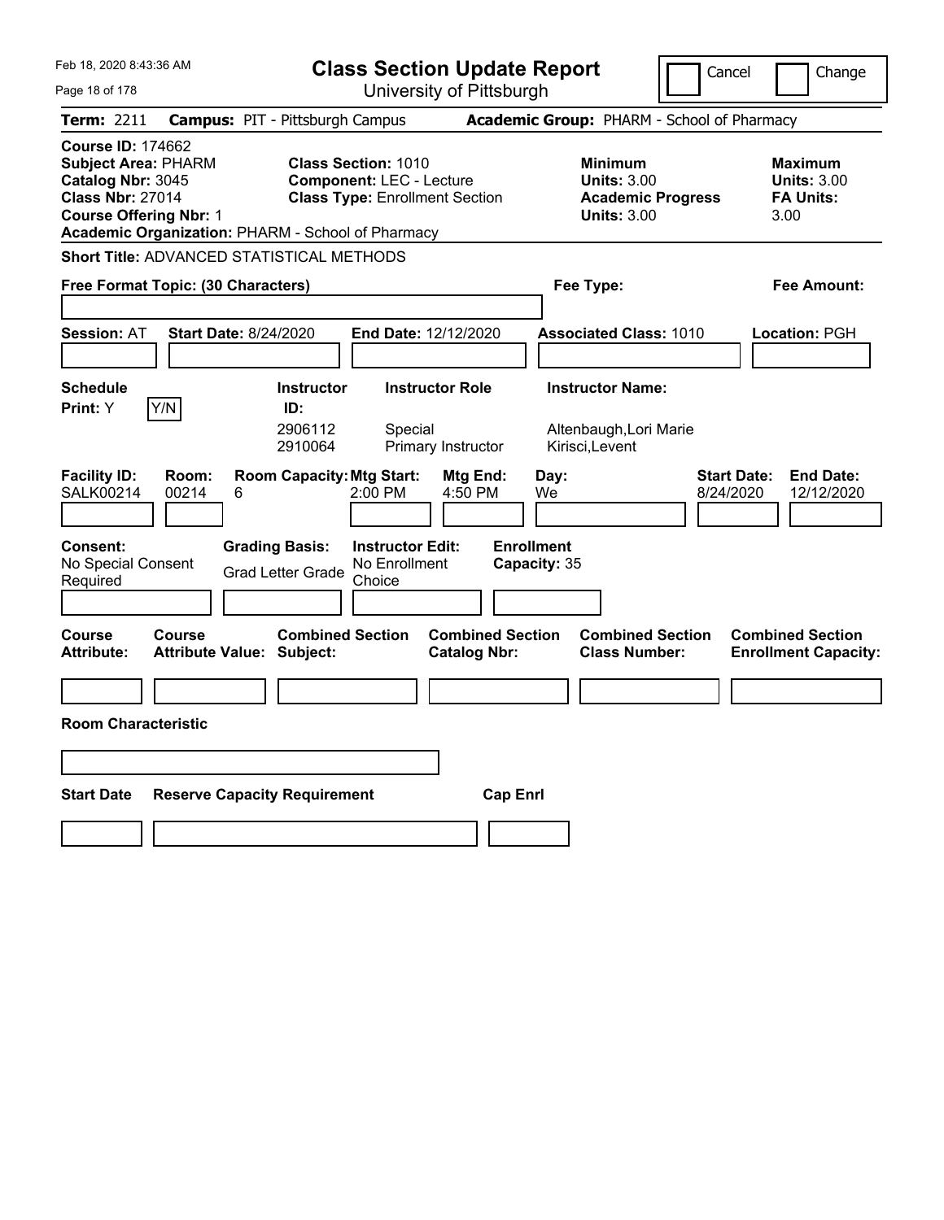Feb 18, 2020 8:43:36 AM

# Class Section Update Report

University of Pittsburgh

Cancel | Change

**Term:** 2211 **Campus:** PIT - Pittsburgh Campus **Academic Group:** PHARM - School of Pharmacy

**Course ID:** 174662
**Subject Area:** PHARM
**Catalog Nbr:** 3045
**Class Nbr:** 27014
**Course Offering Nbr:** 1
**Academic Organization:** PHARM - School of Pharmacy

**Class Section:** 1010
**Component:** LEC - Lecture
**Class Type:** Enrollment Section

**Minimum**
**Units:** 3.00
**Academic Progress**
**Units:** 3.00

**Maximum**
**Units:** 3.00
**FA Units:** 3.00

**Short Title:** ADVANCED STATISTICAL METHODS

**Free Format Topic: (30 Characters)**

**Fee Type:**

**Fee Amount:**

**Session:** AT **Start Date:** 8/24/2020 **End Date:** 12/12/2020 **Associated Class:** 1010 **Location:** PGH

**Schedule Print:** Y Y/N

| Instructor ID: | Instructor Role | Instructor Name: |
|---|---|---|
| 2906112 | Special | Altenbaugh,Lori Marie |
| 2910064 | Primary Instructor | Kirisci,Levent |

| Facility ID: | Room: | Room Capacity: | Mtg Start: | Mtg End: | Day: | Start Date: | End Date: |
|---|---|---|---|---|---|---|---|
| SALK00214 | 00214 | 6 | 2:00 PM | 4:50 PM | We | 8/24/2020 | 12/12/2020 |

**Consent:** No Special Consent Required
**Grading Basis:** Grad Letter Grade
**Instructor Edit:** No Enrollment Choice
**Enrollment Capacity:** 35

| Course Attribute: | Course Attribute Value: | Combined Section Subject: | Combined Section Catalog Nbr: | Combined Section Class Number: | Combined Section Enrollment Capacity: |
|---|---|---|---|---|---|
| | | | | | |

**Room Characteristic**

| Start Date | Reserve Capacity Requirement | Cap Enrl |
|---|---|---|
| | | |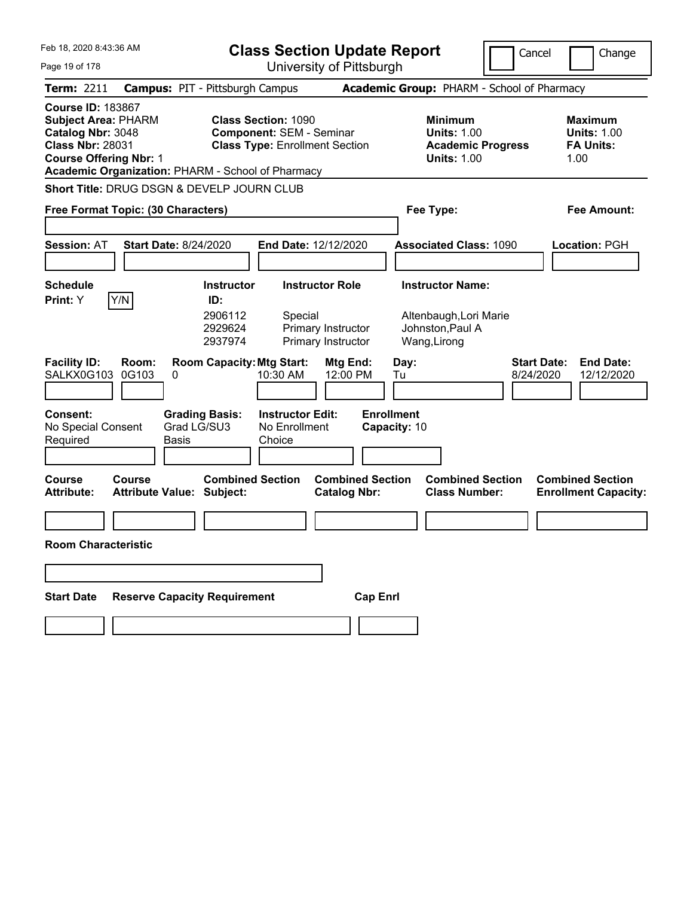# Class Section Update Report

University of Pittsburgh

Cancel | Change

**Term:** 2211 **Campus:** PIT - Pittsburgh Campus **Academic Group:** PHARM - School of Pharmacy

**Course ID:** 183867
**Subject Area:** PHARM
**Catalog Nbr:** 3048
**Class Nbr:** 28031
**Course Offering Nbr:** 1
**Academic Organization:** PHARM - School of Pharmacy

**Class Section:** 1090
**Component:** SEM - Seminar
**Class Type:** Enrollment Section

**Minimum Units:** 1.00
**Academic Progress Units:** 1.00

**Maximum Units:** 1.00
**FA Units:** 1.00

**Short Title:** DRUG DSGN & DEVELP JOURN CLUB

**Free Format Topic: (30 Characters)**

**Fee Type:**

**Fee Amount:**

**Session:** AT **Start Date:** 8/24/2020 **End Date:** 12/12/2020 **Associated Class:** 1090 **Location:** PGH

**Schedule Print:** Y [Y/N]

| Instructor ID | Instructor Role | Instructor Name |
|---|---|---|
| 2906112 | Special | Altenbaugh,Lori Marie |
| 2929624 | Primary Instructor | Johnston,Paul A |
| 2937974 | Primary Instructor | Wang,Lirong |

| Facility ID | Room | Room Capacity | Mtg Start | Mtg End | Day | Start Date | End Date |
|---|---|---|---|---|---|---|---|
| SALKX0G103 | 0G103 | 0 | 10:30 AM | 12:00 PM | Tu | 8/24/2020 | 12/12/2020 |

**Consent:** No Special Consent Required
**Grading Basis:** Grad LG/SU3 Basis
**Instructor Edit:** No Enrollment Choice
**Enrollment Capacity:** 10

| Course Attribute | Course Attribute Value | Combined Section Subject | Combined Section Catalog Nbr | Combined Section Class Number | Combined Section Enrollment Capacity |
|---|---|---|---|---|---|
| | | | | | |

**Room Characteristic**

| Start Date | Reserve Capacity Requirement | Cap Enrl |
|---|---|---|
| | | |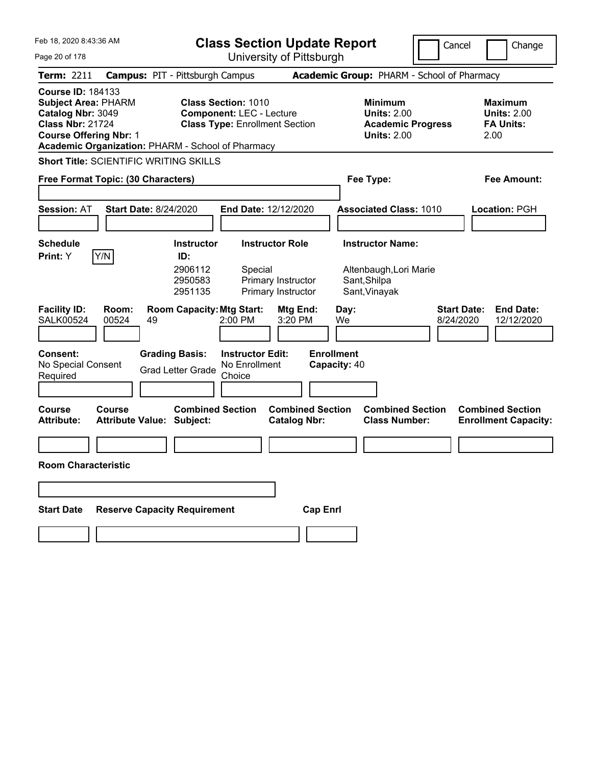Feb 18, 2020 8:43:36 AM

# Class Section Update Report

University of Pittsburgh

Cancel | Change

**Term:** 2211 **Campus:** PIT - Pittsburgh Campus **Academic Group:** PHARM - School of Pharmacy

**Course ID:** 184133
**Subject Area:** PHARM
**Catalog Nbr:** 3049
**Class Nbr:** 21724
**Course Offering Nbr:** 1
**Academic Organization:** PHARM - School of Pharmacy

**Class Section:** 1010
**Component:** LEC - Lecture
**Class Type:** Enrollment Section

**Minimum Units:** 2.00
**Academic Progress Units:** 2.00

**Maximum Units:** 2.00
**FA Units:** 2.00

**Short Title:** SCIENTIFIC WRITING SKILLS

**Free Format Topic: (30 Characters)**

**Fee Type:**

**Fee Amount:**

**Session:** AT **Start Date:** 8/24/2020 **End Date:** 12/12/2020 **Associated Class:** 1010 **Location:** PGH

**Schedule Print:** Y Y/N

| Instructor ID | Instructor Role | Instructor Name |
|---|---|---|
| 2906112 | Special | Altenbaugh,Lori Marie |
| 2950583 | Primary Instructor | Sant,Shilpa |
| 2951135 | Primary Instructor | Sant,Vinayak |

| Facility ID | Room | Room Capacity | Mtg Start | Mtg End | Day | Start Date | End Date |
|---|---|---|---|---|---|---|---|
| SALK00524 | 00524 | 49 | 2:00 PM | 3:20 PM | We | 8/24/2020 | 12/12/2020 |

**Consent:** No Special Consent Required

**Grading Basis:** Grad Letter Grade

**Instructor Edit:** No Enrollment Choice

**Enrollment Capacity:** 40

| Course Attribute: | Course Attribute Value: | Combined Section Subject: | Combined Section Catalog Nbr: | Combined Section Class Number: | Combined Section Enrollment Capacity: |
|---|---|---|---|---|---|
| | | | | | |

**Room Characteristic**

| Start Date | Reserve Capacity Requirement | Cap Enrl |
|---|---|---|
| | | |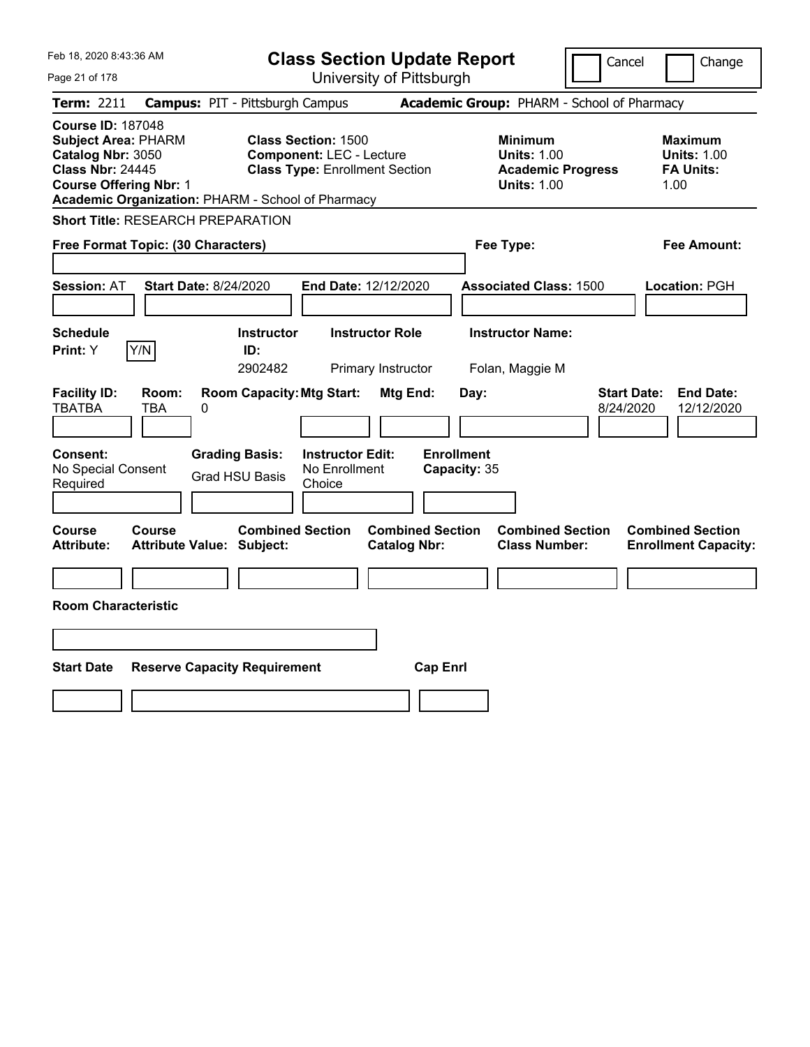# Class Section Update Report

University of Pittsburgh

Feb 18, 2020 8:43:36 AM

Cancel | Change

**Term:** 2211 **Campus:** PIT - Pittsburgh Campus **Academic Group:** PHARM - School of Pharmacy

**Course ID:** 187048
**Subject Area:** PHARM
**Catalog Nbr:** 3050
**Class Nbr:** 24445
**Course Offering Nbr:** 1
**Academic Organization:** PHARM - School of Pharmacy

**Class Section:** 1500
**Component:** LEC - Lecture
**Class Type:** Enrollment Section

**Minimum**
**Units:** 1.00
**Academic Progress Units:** 1.00

**Maximum**
**Units:** 1.00
**FA Units:** 1.00

**Short Title:** RESEARCH PREPARATION

**Free Format Topic: (30 Characters)**

**Fee Type:**

**Fee Amount:**

**Session:** AT **Start Date:** 8/24/2020 **End Date:** 12/12/2020 **Associated Class:** 1500 **Location:** PGH

| Schedule Print | Instructor ID | Instructor Role | Instructor Name |
|---|---|---|---|
| Y (Y/N) | 2902482 | Primary Instructor | Folan, Maggie M |

| Facility ID | Room | Room Capacity | Mtg Start | Mtg End | Day | Start Date | End Date |
|---|---|---|---|---|---|---|---|
| TBATBA | TBA | 0 | | | | 8/24/2020 | 12/12/2020 |

**Consent:** No Special Consent Required
**Grading Basis:** Grad HSU Basis
**Instructor Edit:** No Enrollment Choice
**Enrollment Capacity:** 35

| Course Attribute | Course Attribute Value | Combined Section Subject | Combined Section Catalog Nbr | Combined Section Class Number | Combined Section Enrollment Capacity |
|---|---|---|---|---|---|
| | | | | | |

**Room Characteristic**

| Start Date | Reserve Capacity Requirement | Cap Enrl |
|---|---|---|
| | | |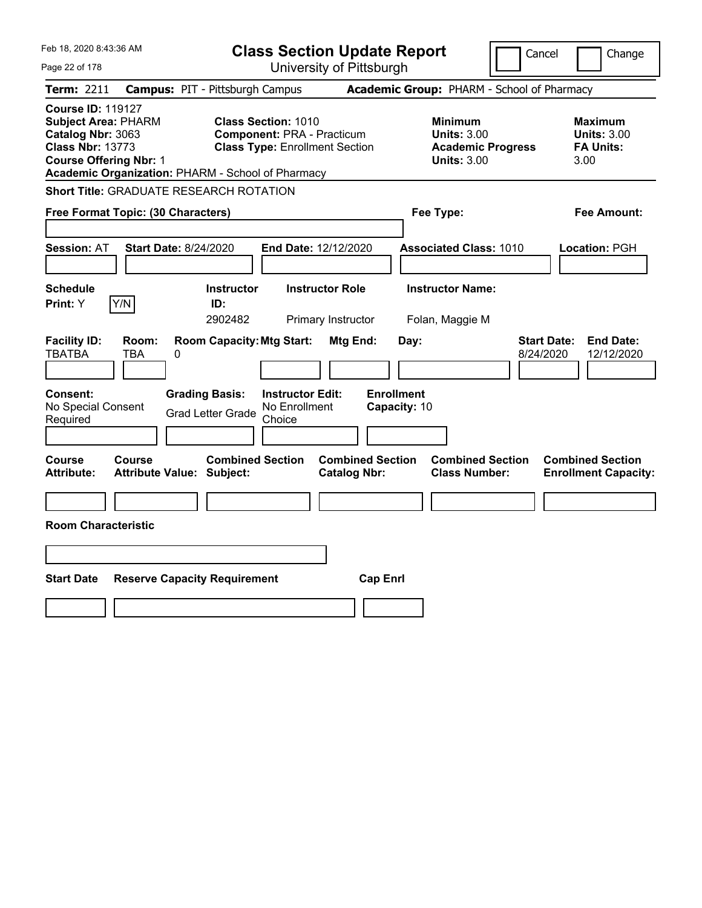# Class Section Update Report

University of Pittsburgh

Cancel | Change

**Term:** 2211 **Campus:** PIT - Pittsburgh Campus **Academic Group:** PHARM - School of Pharmacy

**Course ID:** 119127
**Subject Area:** PHARM
**Catalog Nbr:** 3063
**Class Nbr:** 13773
**Course Offering Nbr:** 1
**Academic Organization:** PHARM - School of Pharmacy

**Class Section:** 1010
**Component:** PRA - Practicum
**Class Type:** Enrollment Section

**Minimum Units:** 3.00
**Academic Progress Units:** 3.00

**Maximum Units:** 3.00
**FA Units:** 3.00

**Short Title:** GRADUATE RESEARCH ROTATION

**Free Format Topic: (30 Characters)**

**Fee Type:**

**Fee Amount:**

**Session:** AT **Start Date:** 8/24/2020 **End Date:** 12/12/2020 **Associated Class:** 1010 **Location:** PGH

| Schedule Print | Instructor ID | Instructor Role | Instructor Name |
|---|---|---|---|
| Y (Y/N) | 2902482 | Primary Instructor | Folan, Maggie M |

| Facility ID | Room | Room Capacity | Mtg Start | Mtg End | Day | Start Date | End Date |
|---|---|---|---|---|---|---|---|
| TBATBA | TBA | 0 | | | | 8/24/2020 | 12/12/2020 |

**Consent:** No Special Consent Required
**Grading Basis:** Grad Letter Grade
**Instructor Edit:** No Enrollment Choice
**Enrollment Capacity:** 10

| Course Attribute | Course Attribute Value | Combined Section Subject | Combined Section Catalog Nbr | Combined Section Class Number | Combined Section Enrollment Capacity |
|---|---|---|---|---|---|
| | | | | | |

**Room Characteristic**

| Start Date | Reserve Capacity Requirement | Cap Enrl |
|---|---|---|
| | | |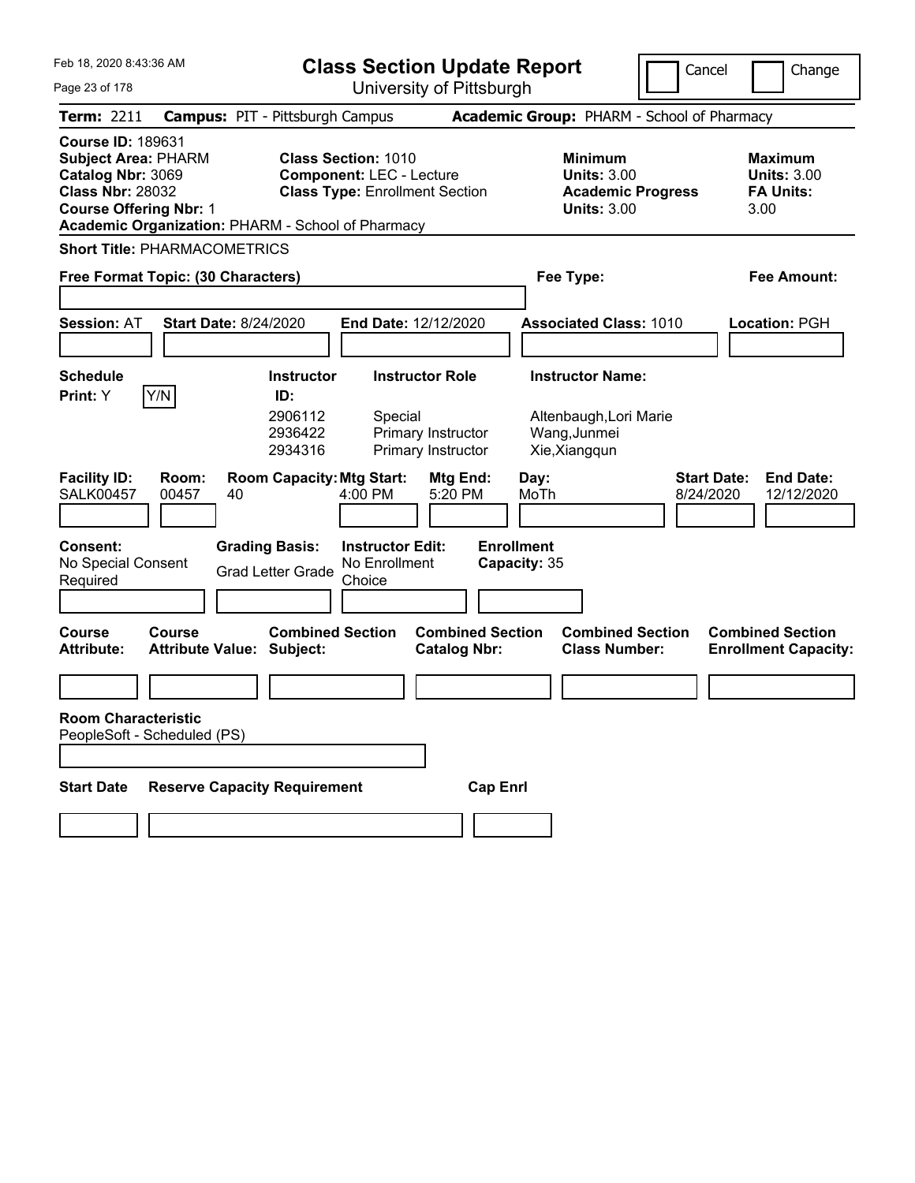# Class Section Update Report

University of Pittsburgh

Cancel | Change

Feb 18, 2020 8:43:36 AM

**Term:** 2211 **Campus:** PIT - Pittsburgh Campus **Academic Group:** PHARM - School of Pharmacy

**Course ID:** 189631
**Subject Area:** PHARM
**Catalog Nbr:** 3069
**Class Nbr:** 28032
**Course Offering Nbr:** 1
**Academic Organization:** PHARM - School of Pharmacy

**Class Section:** 1010
**Component:** LEC - Lecture
**Class Type:** Enrollment Section

**Minimum Units:** 3.00
**Academic Progress Units:** 3.00

**Maximum Units:** 3.00
**FA Units:** 3.00

**Short Title:** PHARMACOMETRICS

**Free Format Topic: (30 Characters)**

**Fee Type:**

**Fee Amount:**

**Session:** AT **Start Date:** 8/24/2020 **End Date:** 12/12/2020 **Associated Class:** 1010 **Location:** PGH

**Schedule Print:** Y Y/N

| Instructor ID: | Instructor Role | Instructor Name: |
|---|---|---|
| 2906112 | Special | Altenbaugh,Lori Marie |
| 2936422 | Primary Instructor | Wang,Junmei |
| 2934316 | Primary Instructor | Xie,Xiangqun |

| Facility ID: | Room: | Room Capacity: | Mtg Start: | Mtg End: | Day: | Start Date: | End Date: |
|---|---|---|---|---|---|---|---|
| SALK00457 | 00457 | 40 | 4:00 PM | 5:20 PM | MoTh | 8/24/2020 | 12/12/2020 |

**Consent:** No Special Consent Required
**Grading Basis:** Grad Letter Grade
**Instructor Edit:** No Enrollment Choice
**Enrollment Capacity:** 35

| Course Attribute: | Course Attribute Value: | Combined Section Subject: | Combined Section Catalog Nbr: | Combined Section Class Number: | Combined Section Enrollment Capacity: |
|---|---|---|---|---|---|
| | | | | | |

**Room Characteristic**
PeopleSoft - Scheduled (PS)

| Start Date | Reserve Capacity Requirement | Cap Enrl |
|---|---|---|
| | | |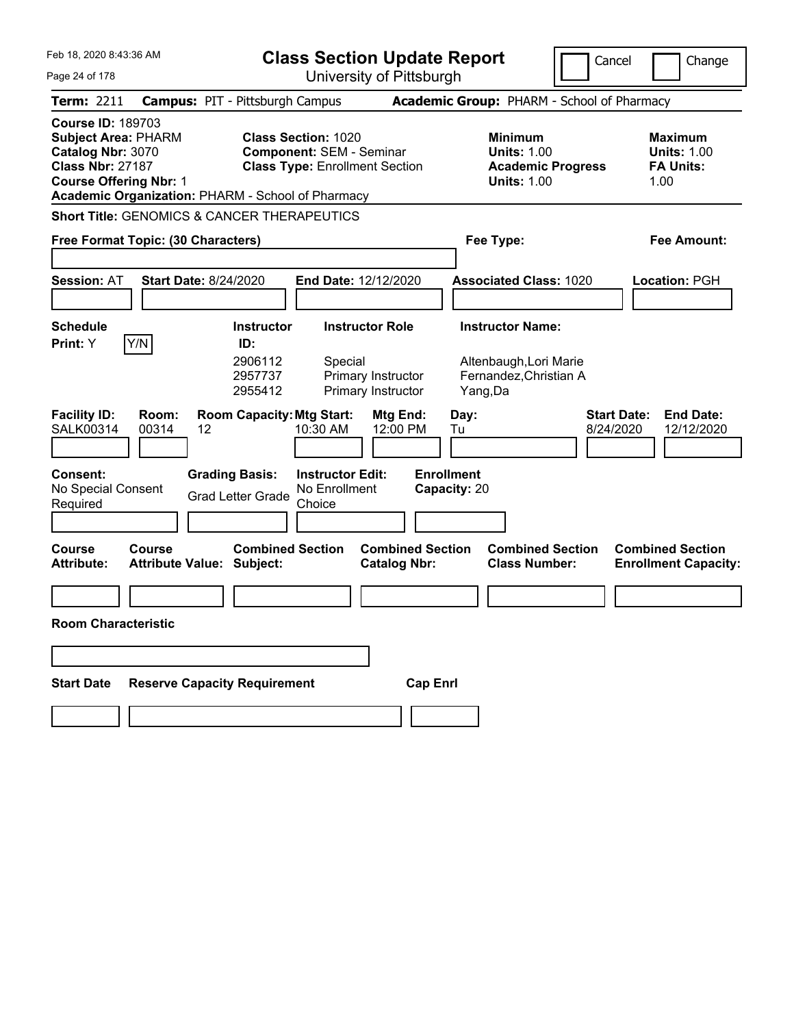# Class Section Update Report

University of Pittsburgh

Cancel | Change

**Term:** 2211 **Campus:** PIT - Pittsburgh Campus **Academic Group:** PHARM - School of Pharmacy

**Course ID:** 189703
**Subject Area:** PHARM
**Catalog Nbr:** 3070
**Class Nbr:** 27187
**Course Offering Nbr:** 1
**Academic Organization:** PHARM - School of Pharmacy

**Class Section:** 1020
**Component:** SEM - Seminar
**Class Type:** Enrollment Section

**Minimum Units:** 1.00
**Academic Progress Units:** 1.00

**Maximum Units:** 1.00
**FA Units:** 1.00

**Short Title:** GENOMICS & CANCER THERAPEUTICS

**Free Format Topic: (30 Characters)**

**Fee Type:**

**Fee Amount:**

**Session:** AT **Start Date:** 8/24/2020 **End Date:** 12/12/2020 **Associated Class:** 1020 **Location:** PGH

**Schedule Print:** Y [Y/N]

| Instructor ID | Instructor Role | Instructor Name |
|---|---|---|
| 2906112 | Special | Altenbaugh,Lori Marie |
| 2957737 | Primary Instructor | Fernandez,Christian A |
| 2955412 | Primary Instructor | Yang,Da |

| Facility ID | Room | Room Capacity | Mtg Start | Mtg End | Day | Start Date | End Date |
|---|---|---|---|---|---|---|---|
| SALK00314 | 00314 | 12 | 10:30 AM | 12:00 PM | Tu | 8/24/2020 | 12/12/2020 |

**Consent:** No Special Consent Required
**Grading Basis:** Grad Letter Grade
**Instructor Edit:** No Enrollment Choice
**Enrollment Capacity:** 20

| Course Attribute | Course Attribute Value | Combined Section Subject | Combined Section Catalog Nbr | Combined Section Class Number | Combined Section Enrollment Capacity |
|---|---|---|---|---|---|
| | | | | | |

**Room Characteristic**

| Start Date | Reserve Capacity Requirement | Cap Enrl |
|---|---|---|
| | | |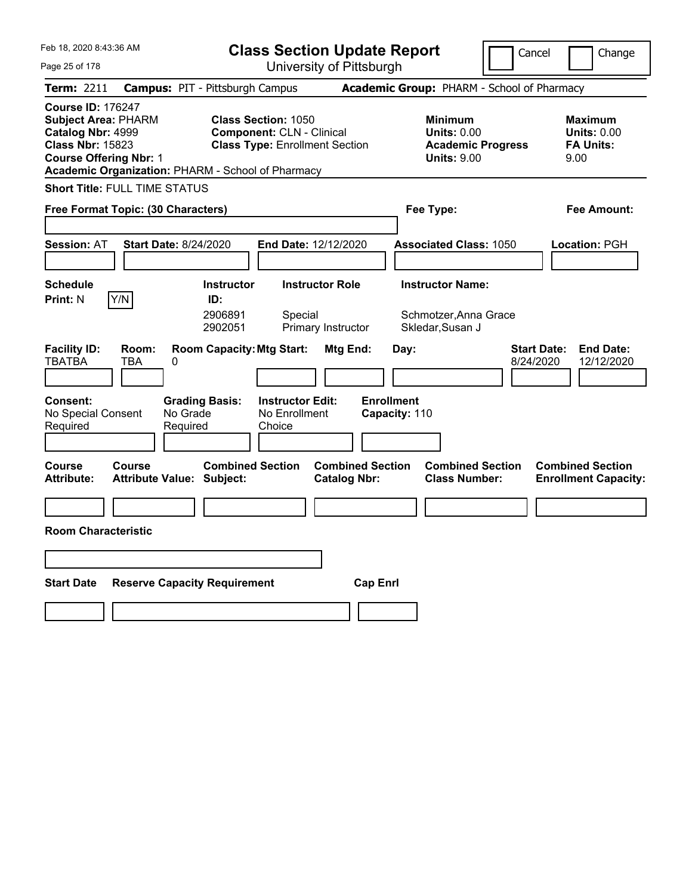Feb 18, 2020 8:43:36 AM

# Class Section Update Report

University of Pittsburgh

Cancel | Change

**Term:** 2211 **Campus:** PIT - Pittsburgh Campus **Academic Group:** PHARM - School of Pharmacy

**Course ID:** 176247
**Subject Area:** PHARM
**Catalog Nbr:** 4999
**Class Nbr:** 15823
**Course Offering Nbr:** 1
**Academic Organization:** PHARM - School of Pharmacy

**Class Section:** 1050
**Component:** CLN - Clinical
**Class Type:** Enrollment Section

**Minimum**
**Units:** 0.00
**Academic Progress**
**Units:** 9.00

**Maximum**
**Units:** 0.00
**FA Units:** 9.00

**Short Title:** FULL TIME STATUS

**Free Format Topic: (30 Characters)** | **Fee Type:** | **Fee Amount:**

**Session:** AT **Start Date:** 8/24/2020 **End Date:** 12/12/2020 **Associated Class:** 1050 **Location:** PGH

| Schedule Print: | Instructor ID: | Instructor Role | Instructor Name: |
|---|---|---|---|
| N Y/N | 2906891 | Special | Schmotzer,Anna Grace |
| | 2902051 | Primary Instructor | Skledar,Susan J |

| Facility ID: | Room: | Room Capacity: | Mtg Start: | Mtg End: | Day: | Start Date: | End Date: |
|---|---|---|---|---|---|---|---|
| TBATBA | TBA | 0 | | | | 8/24/2020 | 12/12/2020 |

| Consent: | Grading Basis: | Instructor Edit: | Enrollment Capacity: |
|---|---|---|---|
| No Special Consent Required | No Grade Required | No Enrollment Choice | 110 |

| Course Attribute: | Course Attribute Value: | Combined Section Subject: | Combined Section Catalog Nbr: | Combined Section Class Number: | Combined Section Enrollment Capacity: |
|---|---|---|---|---|---|
| | | | | | |

**Room Characteristic**

| Start Date | Reserve Capacity Requirement | Cap Enrl |
|---|---|---|
| | | |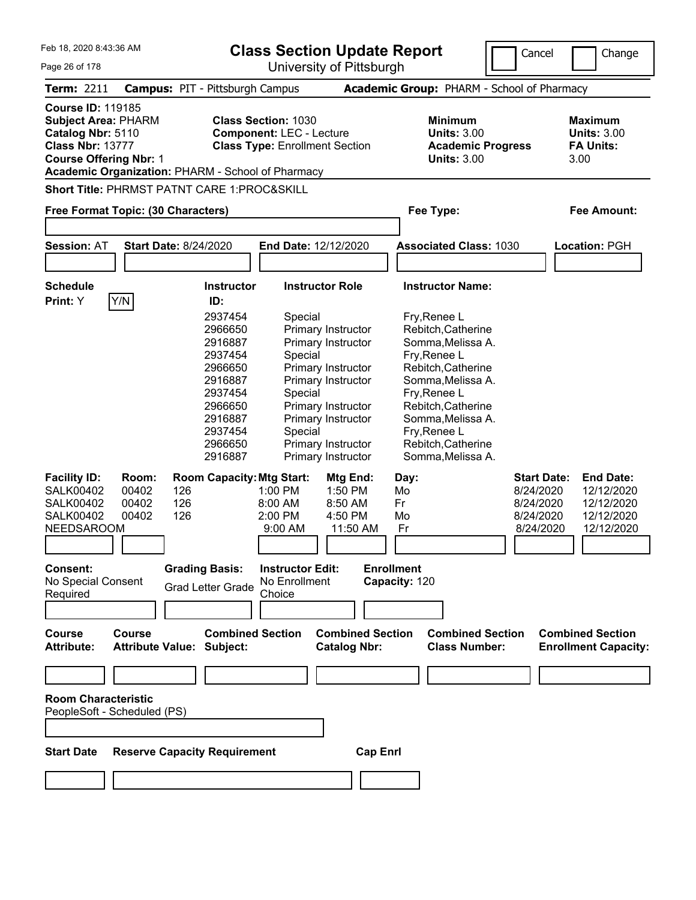Feb 18, 2020 8:43:36 AM

# Class Section Update Report

University of Pittsburgh

Cancel | Change

**Term:** 2211 **Campus:** PIT - Pittsburgh Campus **Academic Group:** PHARM - School of Pharmacy

**Course ID:** 119185
**Subject Area:** PHARM
**Catalog Nbr:** 5110
**Class Nbr:** 13777
**Course Offering Nbr:** 1
**Academic Organization:** PHARM - School of Pharmacy

**Class Section:** 1030
**Component:** LEC - Lecture
**Class Type:** Enrollment Section

**Minimum Units:** 3.00
**Academic Progress Units:** 3.00

**Maximum Units:** 3.00
**FA Units:** 3.00

**Short Title:** PHRMST PATNT CARE 1:PROC&SKILL

**Free Format Topic: (30 Characters)**

**Fee Type:**

**Fee Amount:**

**Session:** AT **Start Date:** 8/24/2020 **End Date:** 12/12/2020 **Associated Class:** 1030 **Location:** PGH

**Schedule Print:** Y Y/N

| Instructor ID: | Instructor Role | Instructor Name: |
|---|---|---|
| 2937454 | Special | Fry,Renee L |
| 2966650 | Primary Instructor | Rebitch,Catherine |
| 2916887 | Primary Instructor | Somma,Melissa A. |
| 2937454 | Special | Fry,Renee L |
| 2966650 | Primary Instructor | Rebitch,Catherine |
| 2916887 | Primary Instructor | Somma,Melissa A. |
| 2937454 | Special | Fry,Renee L |
| 2966650 | Primary Instructor | Rebitch,Catherine |
| 2916887 | Primary Instructor | Somma,Melissa A. |
| 2937454 | Special | Fry,Renee L |
| 2966650 | Primary Instructor | Rebitch,Catherine |
| 2916887 | Primary Instructor | Somma,Melissa A. |

| Facility ID: | Room: | Room Capacity: | Mtg Start: | Mtg End: | Day: | Start Date: | End Date: |
|---|---|---|---|---|---|---|---|
| SALK00402 | 00402 | 126 | 1:00 PM | 1:50 PM | Mo | 8/24/2020 | 12/12/2020 |
| SALK00402 | 00402 | 126 | 8:00 AM | 8:50 AM | Fr | 8/24/2020 | 12/12/2020 |
| SALK00402 | 00402 | 126 | 2:00 PM | 4:50 PM | Mo | 8/24/2020 | 12/12/2020 |
| NEEDSAROOM | | | 9:00 AM | 11:50 AM | Fr | 8/24/2020 | 12/12/2020 |

**Consent:** No Special Consent Required

**Grading Basis:** Grad Letter Grade

**Instructor Edit:** No Enrollment Choice

**Enrollment Capacity:** 120

| Course Attribute: | Course Attribute Value: | Combined Section Subject: | Combined Section Catalog Nbr: | Combined Section Class Number: | Combined Section Enrollment Capacity: |
|---|---|---|---|---|---|
| | | | | | |

**Room Characteristic**
PeopleSoft - Scheduled (PS)

| Start Date | Reserve Capacity Requirement | Cap Enrl |
|---|---|---|
| | | |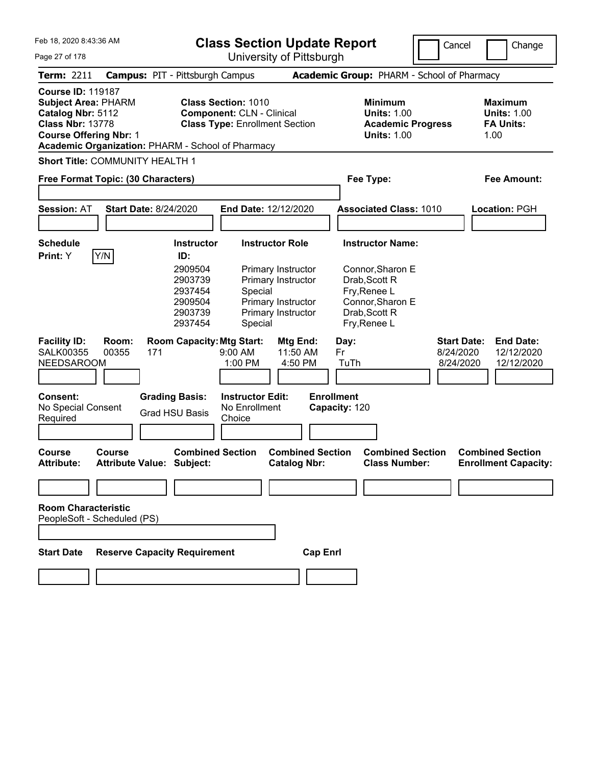Feb 18, 2020 8:43:36 AM

# Class Section Update Report

University of Pittsburgh

Cancel | Change

**Term:** 2211 **Campus:** PIT - Pittsburgh Campus **Academic Group:** PHARM - School of Pharmacy

**Course ID:** 119187
**Subject Area:** PHARM
**Catalog Nbr:** 5112
**Class Nbr:** 13778
**Course Offering Nbr:** 1
**Academic Organization:** PHARM - School of Pharmacy

**Class Section:** 1010
**Component:** CLN - Clinical
**Class Type:** Enrollment Section

**Minimum Units:** 1.00
**Academic Progress Units:** 1.00

**Maximum Units:** 1.00
**FA Units:** 1.00

**Short Title:** COMMUNITY HEALTH 1

**Free Format Topic: (30 Characters)**

**Fee Type:**

**Fee Amount:**

**Session:** AT **Start Date:** 8/24/2020 **End Date:** 12/12/2020 **Associated Class:** 1010 **Location:** PGH

**Schedule Print:** Y Y/N

| Instructor ID: | Instructor Role | Instructor Name: |
|---|---|---|
| 2909504 | Primary Instructor | Connor,Sharon E |
| 2903739 | Primary Instructor | Drab,Scott R |
| 2937454 | Special | Fry,Renee L |
| 2909504 | Primary Instructor | Connor,Sharon E |
| 2903739 | Primary Instructor | Drab,Scott R |
| 2937454 | Special | Fry,Renee L |

| Facility ID: | Room: | Room Capacity: | Mtg Start: | Mtg End: | Day: | Start Date: | End Date: |
|---|---|---|---|---|---|---|---|
| SALK00355 | 00355 | 171 | 9:00 AM | 11:50 AM | Fr | 8/24/2020 | 12/12/2020 |
| NEEDSAROOM | | | 1:00 PM | 4:50 PM | TuTh | 8/24/2020 | 12/12/2020 |

**Consent:** No Special Consent Required

**Grading Basis:** Grad HSU Basis

**Instructor Edit:** No Enrollment Choice

**Enrollment Capacity:** 120

| Course Attribute: | Course Attribute Value: | Combined Section Subject: | Combined Section Catalog Nbr: | Combined Section Class Number: | Combined Section Enrollment Capacity: |
|---|---|---|---|---|---|
| | | | | | |

**Room Characteristic**
PeopleSoft - Scheduled (PS)

| Start Date | Reserve Capacity Requirement | Cap Enrl |
|---|---|---|
| | | |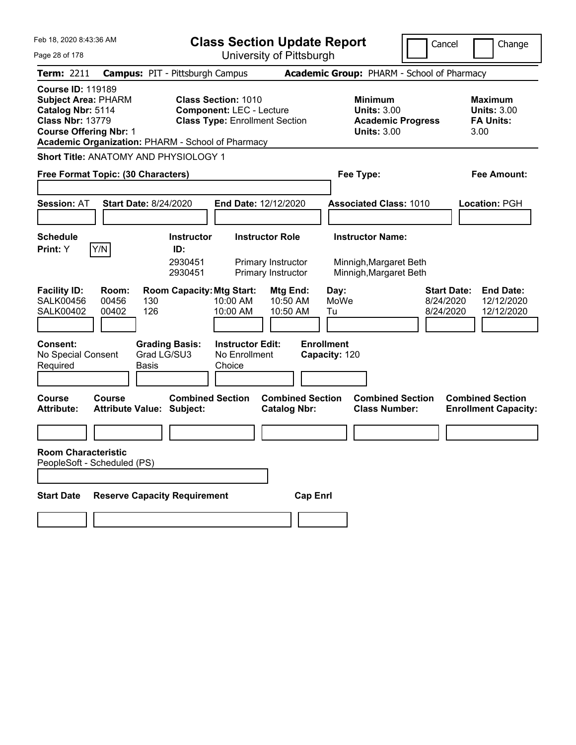Feb 18, 2020 8:43:36 AM

# Class Section Update Report

University of Pittsburgh

Cancel | Change

**Term:** 2211 **Campus:** PIT - Pittsburgh Campus **Academic Group:** PHARM - School of Pharmacy

**Course ID:** 119189
**Subject Area:** PHARM
**Catalog Nbr:** 5114
**Class Nbr:** 13779
**Course Offering Nbr:** 1
**Academic Organization:** PHARM - School of Pharmacy

**Class Section:** 1010
**Component:** LEC - Lecture
**Class Type:** Enrollment Section

**Minimum Units:** 3.00
**Academic Progress Units:** 3.00

**Maximum Units:** 3.00
**FA Units:** 3.00

**Short Title:** ANATOMY AND PHYSIOLOGY 1

**Free Format Topic: (30 Characters)**

**Fee Type:**

**Fee Amount:**

**Session:** AT **Start Date:** 8/24/2020 **End Date:** 12/12/2020 **Associated Class:** 1010 **Location:** PGH

**Schedule Print:** Y [Y/N]

| Instructor ID: | Instructor Role | Instructor Name: |
|---|---|---|
| 2930451 | Primary Instructor | Minnigh,Margaret Beth |
| 2930451 | Primary Instructor | Minnigh,Margaret Beth |

| Facility ID: | Room: | Room Capacity: | Mtg Start: | Mtg End: | Day: | Start Date: | End Date: |
|---|---|---|---|---|---|---|---|
| SALK00456 | 00456 | 130 | 10:00 AM | 10:50 AM | MoWe | 8/24/2020 | 12/12/2020 |
| SALK00402 | 00402 | 126 | 10:00 AM | 10:50 AM | Tu | 8/24/2020 | 12/12/2020 |

**Consent:** No Special Consent Required
**Grading Basis:** Grad LG/SU3 Basis
**Instructor Edit:** No Enrollment Choice
**Enrollment Capacity:** 120

| Course Attribute: | Course Attribute Value: | Combined Section Subject: | Combined Section Catalog Nbr: | Combined Section Class Number: | Combined Section Enrollment Capacity: |
|---|---|---|---|---|---|
| | | | | | |

**Room Characteristic**
PeopleSoft - Scheduled (PS)

| Start Date | Reserve Capacity Requirement | Cap Enrl |
|---|---|---|
| | | |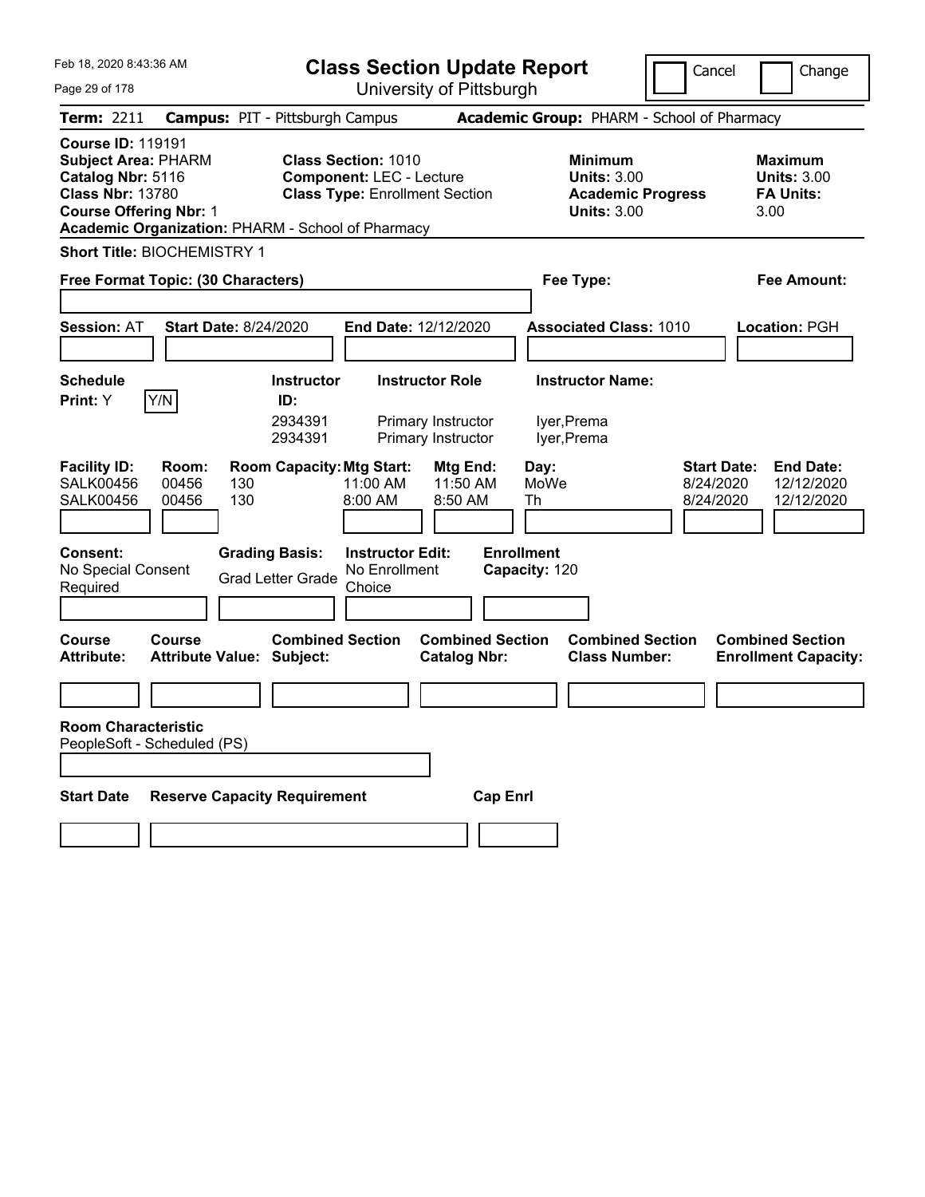Feb 18, 2020 8:43:36 AM

# Class Section Update Report

University of Pittsburgh

Cancel | Change

**Term:** 2211 **Campus:** PIT - Pittsburgh Campus **Academic Group:** PHARM - School of Pharmacy

**Course ID:** 119191
**Subject Area:** PHARM
**Catalog Nbr:** 5116
**Class Nbr:** 13780
**Course Offering Nbr:** 1
**Academic Organization:** PHARM - School of Pharmacy

**Class Section:** 1010
**Component:** LEC - Lecture
**Class Type:** Enrollment Section

**Minimum Units:** 3.00
**Academic Progress Units:** 3.00

**Maximum Units:** 3.00
**FA Units:** 3.00

**Short Title:** BIOCHEMISTRY 1

**Free Format Topic: (30 Characters)**

**Fee Type:**

**Fee Amount:**

**Session:** AT **Start Date:** 8/24/2020 **End Date:** 12/12/2020 **Associated Class:** 1010 **Location:** PGH

**Schedule Print:** Y Y/N

| Instructor ID | Instructor Role | Instructor Name |
|---|---|---|
| 2934391 | Primary Instructor | Iyer,Prema |
| 2934391 | Primary Instructor | Iyer,Prema |

| Facility ID | Room | Room Capacity | Mtg Start | Mtg End | Day | Start Date | End Date |
|---|---|---|---|---|---|---|---|
| SALK00456 | 00456 | 130 | 11:00 AM | 11:50 AM | MoWe | 8/24/2020 | 12/12/2020 |
| SALK00456 | 00456 | 130 | 8:00 AM | 8:50 AM | Th | 8/24/2020 | 12/12/2020 |

**Consent:** No Special Consent Required

**Grading Basis:** Grad Letter Grade

**Instructor Edit:** No Enrollment Choice

**Enrollment Capacity:** 120

| Course Attribute | Course Attribute Value | Combined Section Subject | Combined Section Catalog Nbr | Combined Section Class Number | Combined Section Enrollment Capacity |
|---|---|---|---|---|---|
| | | | | | |

**Room Characteristic**
PeopleSoft - Scheduled (PS)

| Start Date | Reserve Capacity Requirement | Cap Enrl |
|---|---|---|
| | | |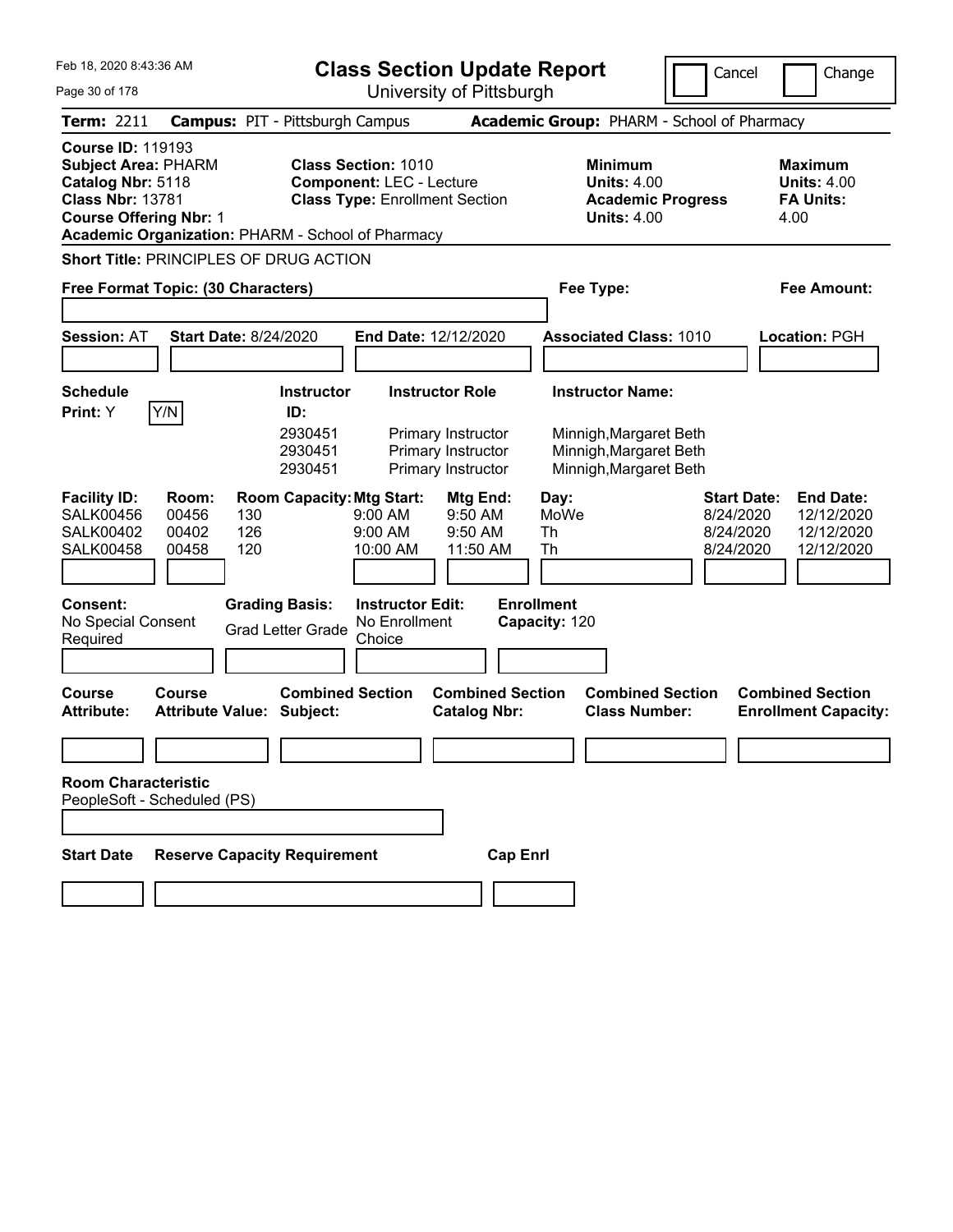Feb 18, 2020 8:43:36 AM

# Class Section Update Report

University of Pittsburgh

Cancel | Change

**Term:** 2211 **Campus:** PIT - Pittsburgh Campus **Academic Group:** PHARM - School of Pharmacy

**Course ID:** 119193
**Subject Area:** PHARM
**Catalog Nbr:** 5118
**Class Nbr:** 13781
**Course Offering Nbr:** 1
**Academic Organization:** PHARM - School of Pharmacy

**Class Section:** 1010
**Component:** LEC - Lecture
**Class Type:** Enrollment Section

**Minimum Units:** 4.00
**Academic Progress Units:** 4.00

**Maximum Units:** 4.00
**FA Units:** 4.00

**Short Title:** PRINCIPLES OF DRUG ACTION

**Free Format Topic: (30 Characters)**

**Fee Type:**

**Fee Amount:**

**Session:** AT **Start Date:** 8/24/2020 **End Date:** 12/12/2020 **Associated Class:** 1010 **Location:** PGH

**Schedule Print:** Y [Y/N]

| Instructor ID | Instructor Role | Instructor Name |
|---|---|---|
| 2930451 | Primary Instructor | Minnigh,Margaret Beth |
| 2930451 | Primary Instructor | Minnigh,Margaret Beth |
| 2930451 | Primary Instructor | Minnigh,Margaret Beth |

| Facility ID: | Room: | Room Capacity: | Mtg Start: | Mtg End: | Day: | Start Date: | End Date: |
|---|---|---|---|---|---|---|---|
| SALK00456 | 00456 | 130 | 9:00 AM | 9:50 AM | MoWe | 8/24/2020 | 12/12/2020 |
| SALK00402 | 00402 | 126 | 9:00 AM | 9:50 AM | Th | 8/24/2020 | 12/12/2020 |
| SALK00458 | 00458 | 120 | 10:00 AM | 11:50 AM | Th | 8/24/2020 | 12/12/2020 |

**Consent:** No Special Consent Required
**Grading Basis:** Grad Letter Grade
**Instructor Edit:** No Enrollment Choice
**Enrollment Capacity:** 120

| Course Attribute: | Course Attribute Value: | Combined Section Subject: | Combined Section Catalog Nbr: | Combined Section Class Number: | Combined Section Enrollment Capacity: |
|---|---|---|---|---|---|
| | | | | | |

**Room Characteristic**
PeopleSoft - Scheduled (PS)

| Start Date | Reserve Capacity Requirement | Cap Enrl |
|---|---|---|
| | | |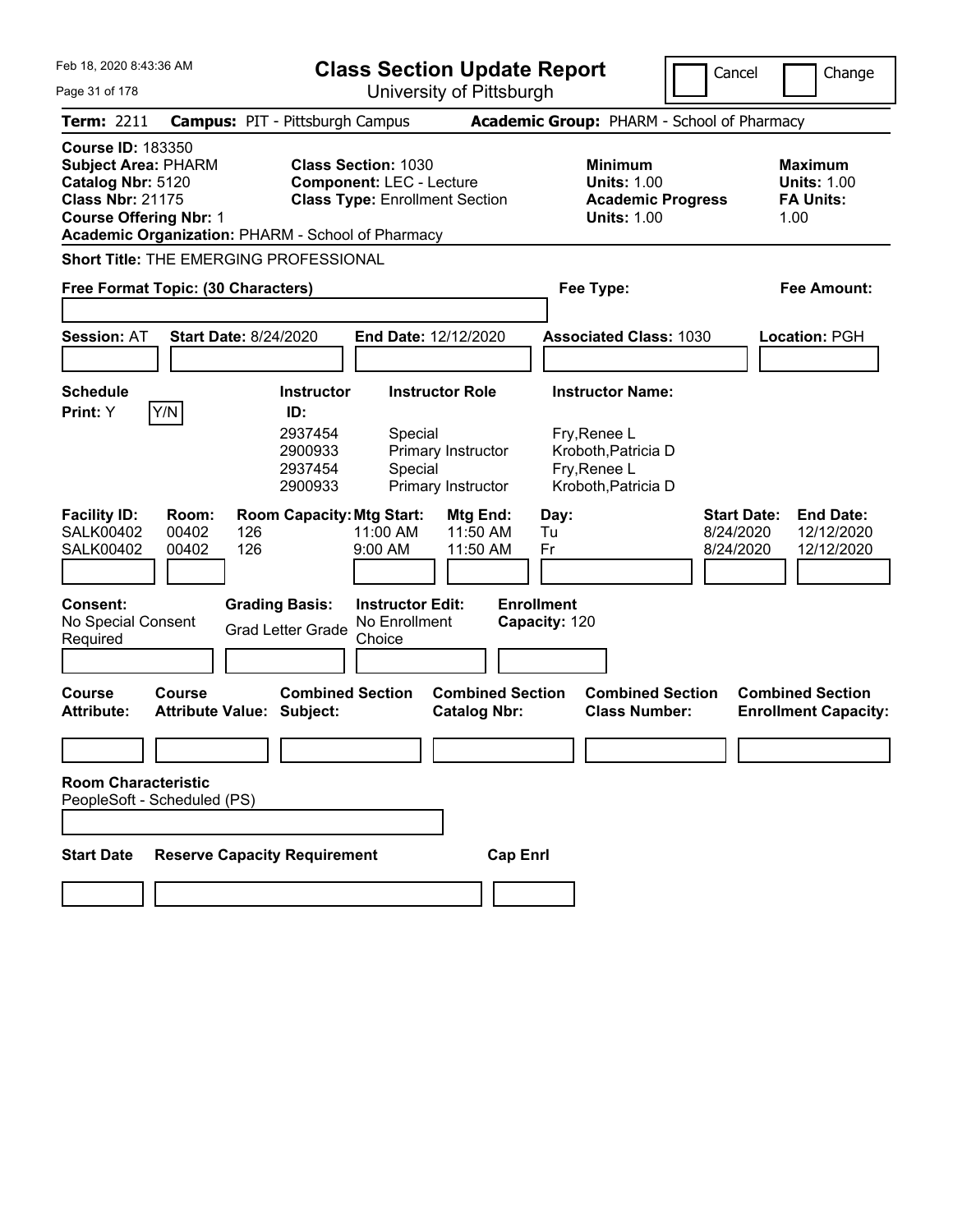# Class Section Update Report

University of Pittsburgh

Cancel | Change

Feb 18, 2020 8:43:36 AM

**Term:** 2211 **Campus:** PIT - Pittsburgh Campus **Academic Group:** PHARM - School of Pharmacy

**Course ID:** 183350
**Subject Area:** PHARM
**Catalog Nbr:** 5120
**Class Nbr:** 21175
**Course Offering Nbr:** 1
**Academic Organization:** PHARM - School of Pharmacy

**Class Section:** 1030
**Component:** LEC - Lecture
**Class Type:** Enrollment Section

**Minimum Units:** 1.00
**Academic Progress Units:** 1.00

**Maximum Units:** 1.00
**FA Units:** 1.00

**Short Title:** THE EMERGING PROFESSIONAL

**Free Format Topic: (30 Characters)**

**Fee Type:**

**Fee Amount:**

**Session:** AT **Start Date:** 8/24/2020 **End Date:** 12/12/2020 **Associated Class:** 1030 **Location:** PGH

**Schedule Print:** Y Y/N

| Instructor ID: | Instructor Role | Instructor Name: |
|---|---|---|
| 2937454 | Special | Fry,Renee L |
| 2900933 | Primary Instructor | Kroboth,Patricia D |
| 2937454 | Special | Fry,Renee L |
| 2900933 | Primary Instructor | Kroboth,Patricia D |

| Facility ID: | Room: | Room Capacity: | Mtg Start: | Mtg End: | Day: | Start Date: | End Date: |
|---|---|---|---|---|---|---|---|
| SALK00402 | 00402 | 126 | 11:00 AM | 11:50 AM | Tu | 8/24/2020 | 12/12/2020 |
| SALK00402 | 00402 | 126 | 9:00 AM | 11:50 AM | Fr | 8/24/2020 | 12/12/2020 |

**Consent:** No Special Consent Required

**Grading Basis:** Grad Letter Grade

**Instructor Edit:** No Enrollment Choice

**Enrollment Capacity:** 120

| Course Attribute: | Course Attribute Value: | Combined Section Subject: | Combined Section Catalog Nbr: | Combined Section Class Number: | Combined Section Enrollment Capacity: |
|---|---|---|---|---|---|
| | | | | | |

**Room Characteristic**
PeopleSoft - Scheduled (PS)

| Start Date | Reserve Capacity Requirement | Cap Enrl |
|---|---|---|
| | | |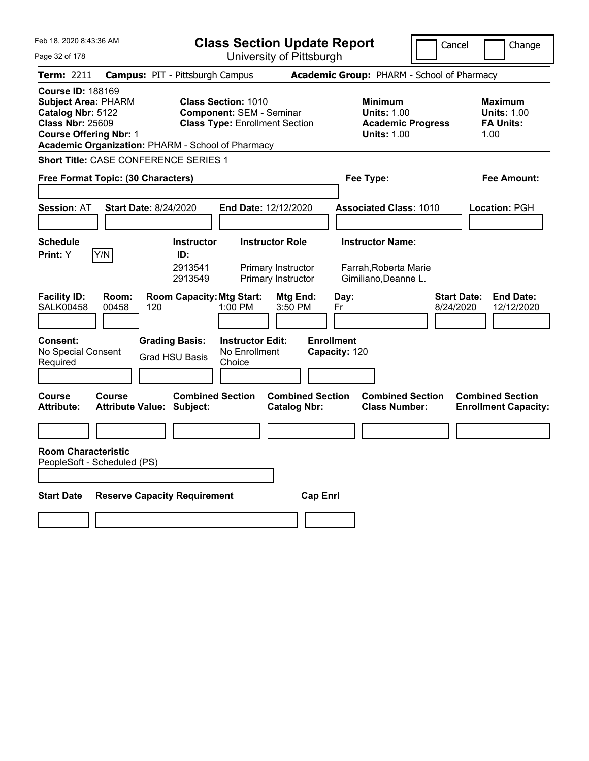Feb 18, 2020 8:43:36 AM

# Class Section Update Report

University of Pittsburgh

Cancel | Change

**Term:** 2211 **Campus:** PIT - Pittsburgh Campus **Academic Group:** PHARM - School of Pharmacy

**Course ID:** 188169
**Subject Area:** PHARM
**Catalog Nbr:** 5122
**Class Nbr:** 25609
**Course Offering Nbr:** 1
**Academic Organization:** PHARM - School of Pharmacy

**Class Section:** 1010
**Component:** SEM - Seminar
**Class Type:** Enrollment Section

**Minimum Units:** 1.00
**Academic Progress Units:** 1.00

**Maximum Units:** 1.00
**FA Units:** 1.00

**Short Title:** CASE CONFERENCE SERIES 1

**Free Format Topic: (30 Characters)**

**Fee Type:**

**Fee Amount:**

**Session:** AT **Start Date:** 8/24/2020 **End Date:** 12/12/2020 **Associated Class:** 1010 **Location:** PGH

| Schedule Print | Instructor ID | Instructor Role | Instructor Name |
|---|---|---|---|
| Y (Y/N) | 2913541 | Primary Instructor | Farrah,Roberta Marie |
| | 2913549 | Primary Instructor | Gimiliano,Deanne L. |

| Facility ID | Room | Room Capacity | Mtg Start | Mtg End | Day | Start Date | End Date |
|---|---|---|---|---|---|---|---|
| SALK00458 | 00458 | 120 | 1:00 PM | 3:50 PM | Fr | 8/24/2020 | 12/12/2020 |

**Consent:** No Special Consent Required
**Grading Basis:** Grad HSU Basis
**Instructor Edit:** No Enrollment Choice
**Enrollment Capacity:** 120

| Course Attribute | Course Attribute Value | Combined Section Subject | Combined Section Catalog Nbr | Combined Section Class Number | Combined Section Enrollment Capacity |
|---|---|---|---|---|---|
| | | | | | |

**Room Characteristic**
PeopleSoft - Scheduled (PS)

| Start Date | Reserve Capacity Requirement | Cap Enrl |
|---|---|---|
| | | |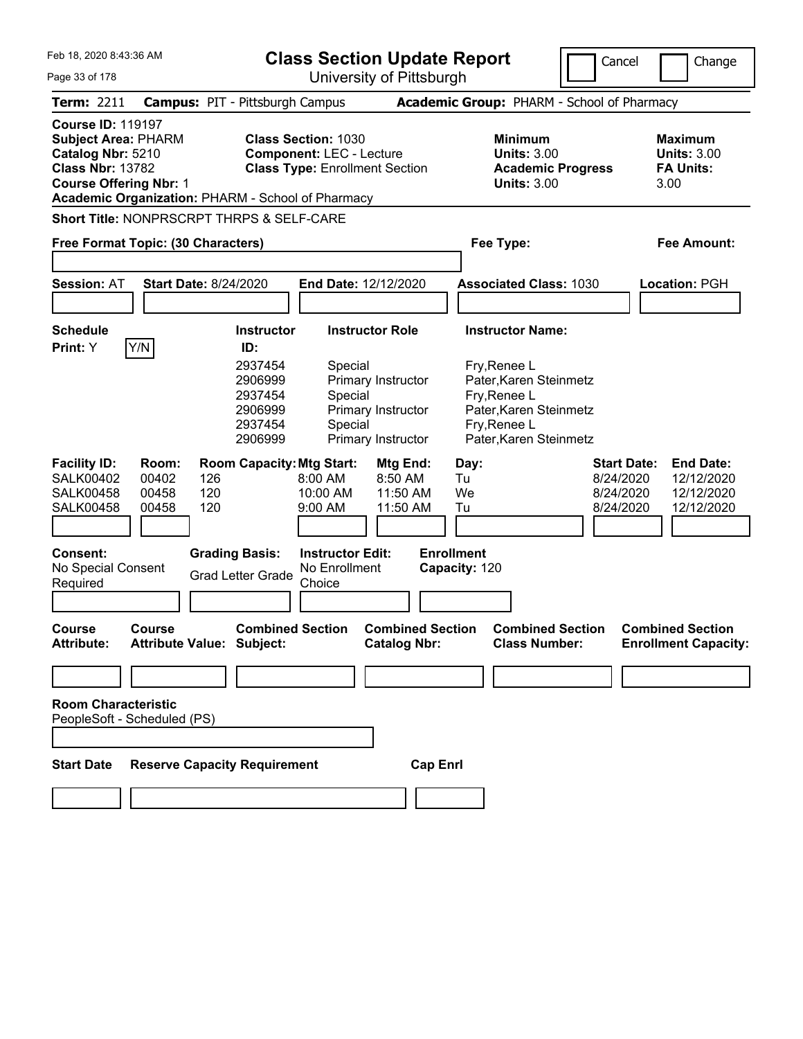Feb 18, 2020 8:43:36 AM

# Class Section Update Report

University of Pittsburgh

Cancel | Change

**Term:** 2211 **Campus:** PIT - Pittsburgh Campus **Academic Group:** PHARM - School of Pharmacy

**Course ID:** 119197
**Subject Area:** PHARM
**Catalog Nbr:** 5210
**Class Nbr:** 13782
**Course Offering Nbr:** 1
**Academic Organization:** PHARM - School of Pharmacy

**Class Section:** 1030
**Component:** LEC - Lecture
**Class Type:** Enrollment Section

**Minimum Units:** 3.00
**Academic Progress Units:** 3.00

**Maximum Units:** 3.00
**FA Units:** 3.00

**Short Title:** NONPRSCRPT THRPS & SELF-CARE

**Free Format Topic: (30 Characters)**

**Fee Type:**

**Fee Amount:**

**Session:** AT **Start Date:** 8/24/2020 **End Date:** 12/12/2020 **Associated Class:** 1030 **Location:** PGH

**Schedule Print:** Y Y/N

| Instructor ID: | Instructor Role | Instructor Name: |
|---|---|---|
| 2937454 | Special | Fry,Renee L |
| 2906999 | Primary Instructor | Pater,Karen Steinmetz |
| 2937454 | Special | Fry,Renee L |
| 2906999 | Primary Instructor | Pater,Karen Steinmetz |
| 2937454 | Special | Fry,Renee L |
| 2906999 | Primary Instructor | Pater,Karen Steinmetz |

| Facility ID: | Room: | Room Capacity: | Mtg Start: | Mtg End: | Day: | Start Date: | End Date: |
|---|---|---|---|---|---|---|---|
| SALK00402 | 00402 | 126 | 8:00 AM | 8:50 AM | Tu | 8/24/2020 | 12/12/2020 |
| SALK00458 | 00458 | 120 | 10:00 AM | 11:50 AM | We | 8/24/2020 | 12/12/2020 |
| SALK00458 | 00458 | 120 | 9:00 AM | 11:50 AM | Tu | 8/24/2020 | 12/12/2020 |

**Consent:** No Special Consent Required

**Grading Basis:** Grad Letter Grade

**Instructor Edit:** No Enrollment Choice

**Enrollment Capacity:** 120

| Course Attribute: | Course Attribute Value: | Combined Section Subject: | Combined Section Catalog Nbr: | Combined Section Class Number: | Combined Section Enrollment Capacity: |
|---|---|---|---|---|---|
| | | | | | |

**Room Characteristic**
PeopleSoft - Scheduled (PS)

| Start Date | Reserve Capacity Requirement | Cap Enrl |
|---|---|---|
| | | |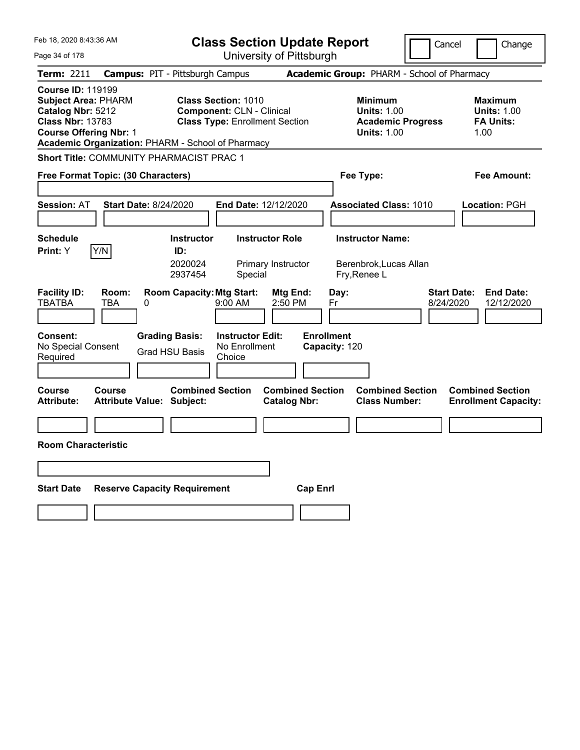Feb 18, 2020 8:43:36 AM

# Class Section Update Report

University of Pittsburgh

Cancel | Change

**Term:** 2211 **Campus:** PIT - Pittsburgh Campus **Academic Group:** PHARM - School of Pharmacy

**Course ID:** 119199
**Subject Area:** PHARM
**Catalog Nbr:** 5212
**Class Nbr:** 13783
**Course Offering Nbr:** 1
**Academic Organization:** PHARM - School of Pharmacy

**Class Section:** 1010
**Component:** CLN - Clinical
**Class Type:** Enrollment Section

**Minimum Units:** 1.00
**Academic Progress Units:** 1.00

**Maximum Units:** 1.00
**FA Units:** 1.00

**Short Title:** COMMUNITY PHARMACIST PRAC 1

**Free Format Topic: (30 Characters)**

**Fee Type:**

**Fee Amount:**

**Session:** AT **Start Date:** 8/24/2020 **End Date:** 12/12/2020 **Associated Class:** 1010 **Location:** PGH

**Schedule Print:** Y Y/N

| Instructor ID: | Instructor Role | Instructor Name: |
| --- | --- | --- |
| 2020024 | Primary Instructor | Berenbrok,Lucas Allan |
| 2937454 | Special | Fry,Renee L |

| Facility ID: | Room: | Room Capacity: | Mtg Start: | Mtg End: | Day: | Start Date: | End Date: |
| --- | --- | --- | --- | --- | --- | --- | --- |
| TBATBA | TBA | 0 | 9:00 AM | 2:50 PM | Fr | 8/24/2020 | 12/12/2020 |

**Consent:** No Special Consent Required
**Grading Basis:** Grad HSU Basis
**Instructor Edit:** No Enrollment Choice
**Enrollment Capacity:** 120

| Course Attribute: | Course Attribute Value: | Combined Section Subject: | Combined Section Catalog Nbr: | Combined Section Class Number: | Combined Section Enrollment Capacity: |
| --- | --- | --- | --- | --- | --- |
| | | | | | |

**Room Characteristic**

| Start Date | Reserve Capacity Requirement | Cap Enrl |
| --- | --- | --- |
| | | |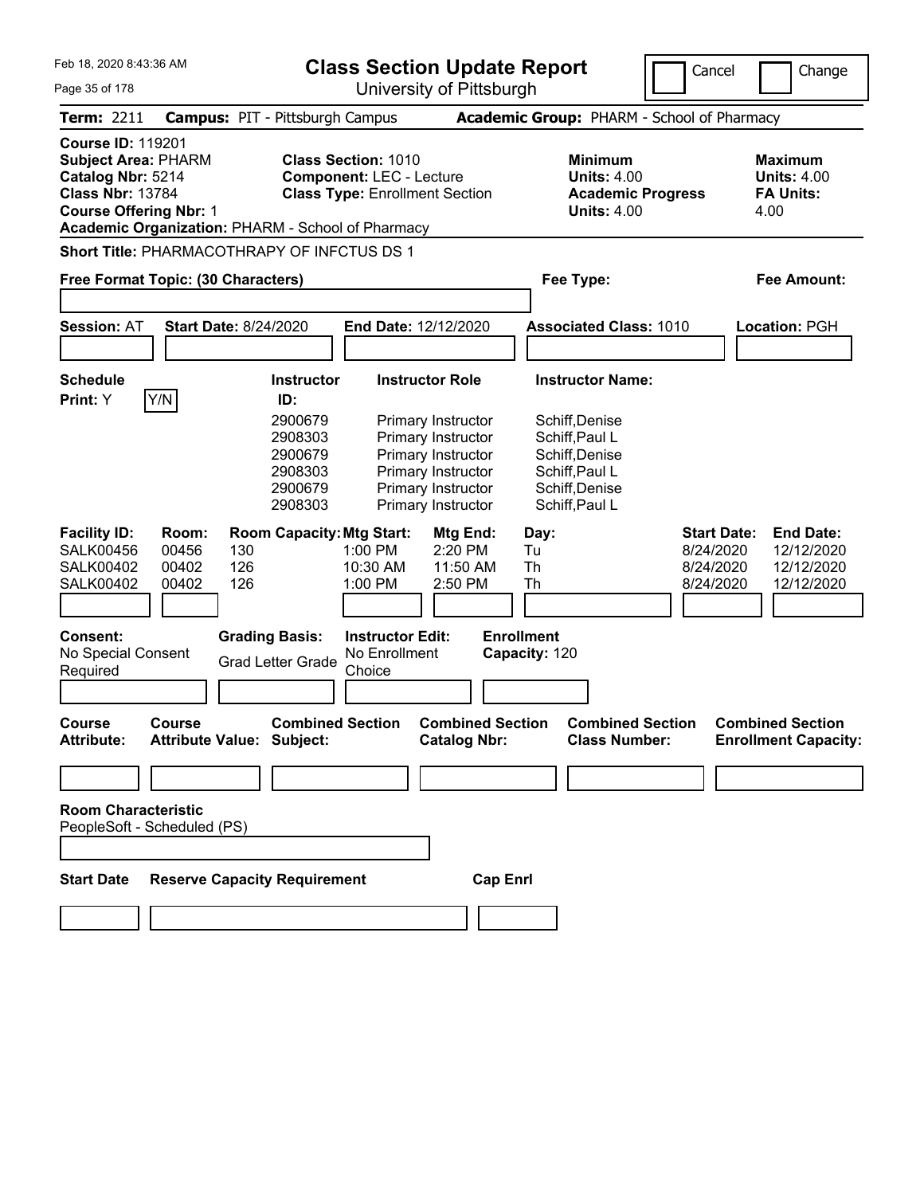Feb 18, 2020 8:43:36 AM

# Class Section Update Report

University of Pittsburgh

Cancel | Change

**Term:** 2211 **Campus:** PIT - Pittsburgh Campus **Academic Group:** PHARM - School of Pharmacy

**Course ID:** 119201
**Subject Area:** PHARM
**Catalog Nbr:** 5214
**Class Nbr:** 13784
**Course Offering Nbr:** 1
**Academic Organization:** PHARM - School of Pharmacy

**Class Section:** 1010
**Component:** LEC - Lecture
**Class Type:** Enrollment Section

**Minimum Units:** 4.00
**Academic Progress Units:** 4.00

**Maximum Units:** 4.00
**FA Units:** 4.00

**Short Title:** PHARMACOTHRAPY OF INFCTUS DS 1

**Free Format Topic: (30 Characters)** | **Fee Type:** | **Fee Amount:**

**Session:** AT **Start Date:** 8/24/2020 **End Date:** 12/12/2020 **Associated Class:** 1010 **Location:** PGH

**Schedule Print:** Y Y/N

| Instructor ID: | Instructor Role | Instructor Name: |
|---|---|---|
| 2900679 | Primary Instructor | Schiff,Denise |
| 2908303 | Primary Instructor | Schiff,Paul L |
| 2900679 | Primary Instructor | Schiff,Denise |
| 2908303 | Primary Instructor | Schiff,Paul L |
| 2900679 | Primary Instructor | Schiff,Denise |
| 2908303 | Primary Instructor | Schiff,Paul L |

| Facility ID: | Room: | Room Capacity: | Mtg Start: | Mtg End: | Day: | Start Date: | End Date: |
|---|---|---|---|---|---|---|---|
| SALK00456 | 00456 | 130 | 1:00 PM | 2:20 PM | Tu | 8/24/2020 | 12/12/2020 |
| SALK00402 | 00402 | 126 | 10:30 AM | 11:50 AM | Th | 8/24/2020 | 12/12/2020 |
| SALK00402 | 00402 | 126 | 1:00 PM | 2:50 PM | Th | 8/24/2020 | 12/12/2020 |

**Consent:** No Special Consent Required
**Grading Basis:** Grad Letter Grade
**Instructor Edit:** No Enrollment Choice
**Enrollment Capacity:** 120

| Course Attribute: | Course Attribute Value: | Combined Section Subject: | Combined Section Catalog Nbr: | Combined Section Class Number: | Combined Section Enrollment Capacity: |
|---|---|---|---|---|---|
| | | | | | |

**Room Characteristic**
PeopleSoft - Scheduled (PS)

| Start Date | Reserve Capacity Requirement | Cap Enrl |
|---|---|---|
| | | |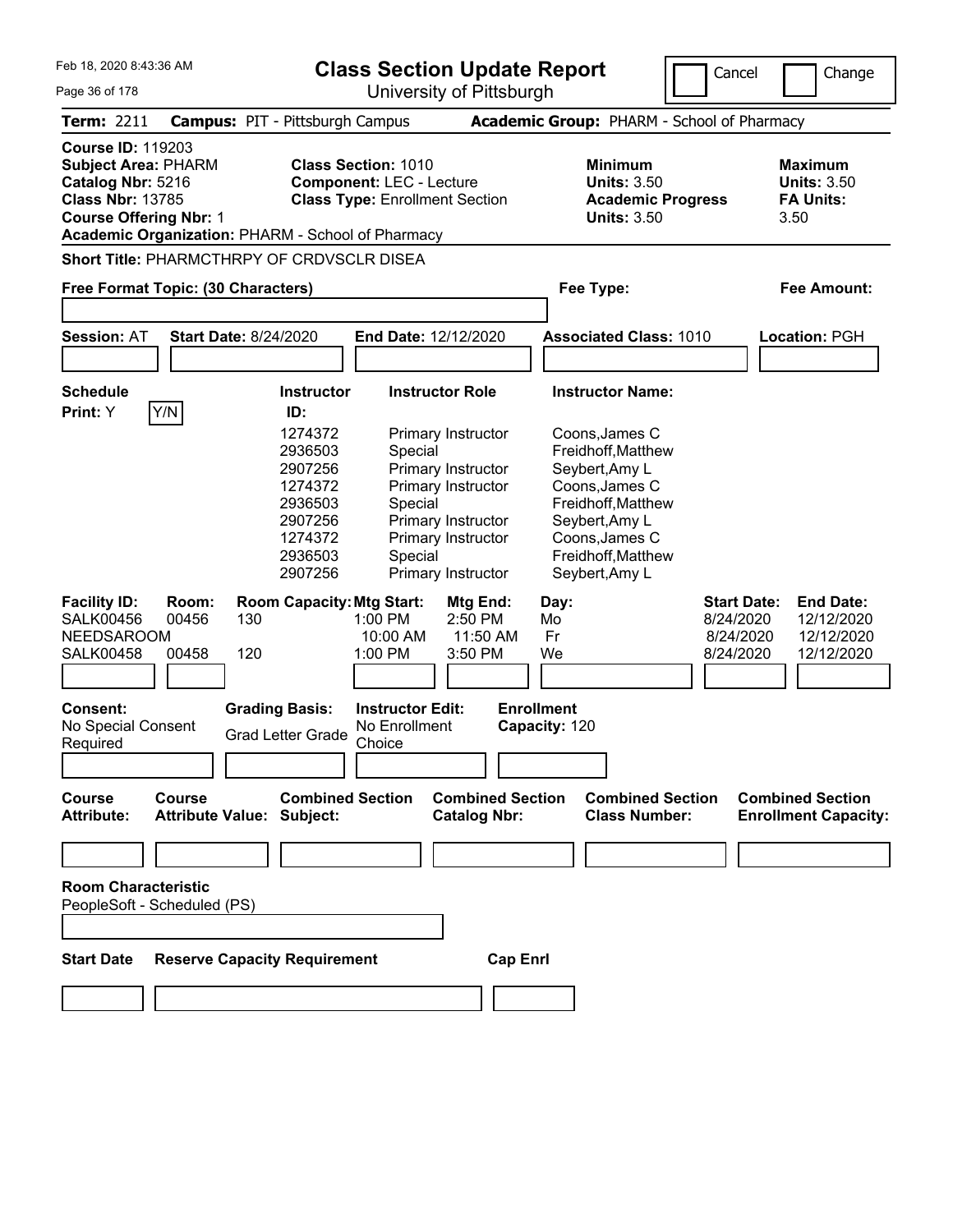Feb 18, 2020 8:43:36 AM

# Class Section Update Report

University of Pittsburgh

Cancel | Change

**Term:** 2211 **Campus:** PIT - Pittsburgh Campus **Academic Group:** PHARM - School of Pharmacy

**Course ID:** 119203
**Subject Area:** PHARM
**Catalog Nbr:** 5216
**Class Nbr:** 13785
**Course Offering Nbr:** 1
**Academic Organization:** PHARM - School of Pharmacy

**Class Section:** 1010
**Component:** LEC - Lecture
**Class Type:** Enrollment Section

**Minimum Units:** 3.50
**Academic Progress Units:** 3.50

**Maximum Units:** 3.50
**FA Units:** 3.50

**Short Title:** PHARMCTHRPY OF CRDVSCLR DISEA

**Free Format Topic: (30 Characters)**

**Fee Type:**

**Fee Amount:**

**Session:** AT **Start Date:** 8/24/2020 **End Date:** 12/12/2020 **Associated Class:** 1010 **Location:** PGH

**Schedule Print:** Y Y/N

| Instructor ID: | Instructor Role | Instructor Name: |
|---|---|---|
| 1274372 | Primary Instructor | Coons,James C |
| 2936503 | Special | Freidhoff,Matthew |
| 2907256 | Primary Instructor | Seybert,Amy L |
| 1274372 | Primary Instructor | Coons,James C |
| 2936503 | Special | Freidhoff,Matthew |
| 2907256 | Primary Instructor | Seybert,Amy L |
| 1274372 | Primary Instructor | Coons,James C |
| 2936503 | Special | Freidhoff,Matthew |
| 2907256 | Primary Instructor | Seybert,Amy L |

| Facility ID: | Room: | Room Capacity: | Mtg Start: | Mtg End: | Day: | Start Date: | End Date: |
|---|---|---|---|---|---|---|---|
| SALK00456 | 00456 | 130 | 1:00 PM | 2:50 PM | Mo | 8/24/2020 | 12/12/2020 |
| NEEDSAROOM | | | 10:00 AM | 11:50 AM | Fr | 8/24/2020 | 12/12/2020 |
| SALK00458 | 00458 | 120 | 1:00 PM | 3:50 PM | We | 8/24/2020 | 12/12/2020 |

**Consent:** No Special Consent Required

**Grading Basis:** Grad Letter Grade

**Instructor Edit:** No Enrollment Choice

**Enrollment Capacity:** 120

| Course Attribute: | Course Attribute Value: | Combined Section Subject: | Combined Section Catalog Nbr: | Combined Section Class Number: | Combined Section Enrollment Capacity: |
|---|---|---|---|---|---|
| | | | | | |

**Room Characteristic**
PeopleSoft - Scheduled (PS)

| Start Date | Reserve Capacity Requirement | Cap Enrl |
|---|---|---|
| | | |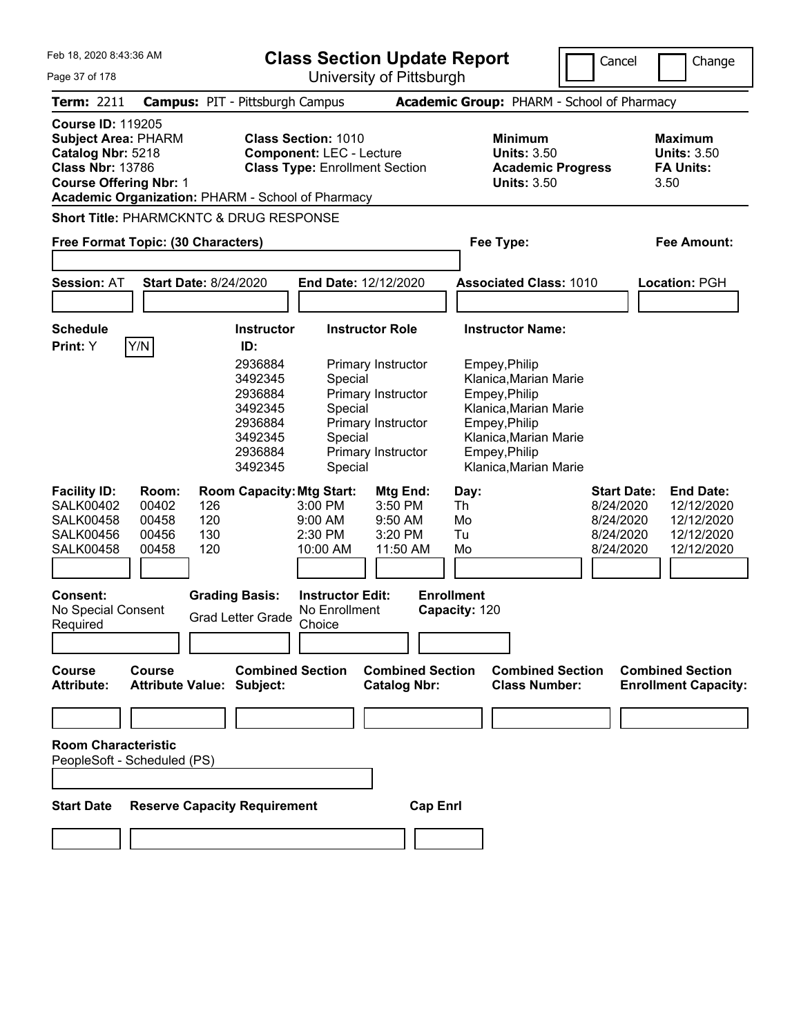Feb 18, 2020 8:43:36 AM

# Class Section Update Report

University of Pittsburgh

Cancel | Change

**Term:** 2211 **Campus:** PIT - Pittsburgh Campus **Academic Group:** PHARM - School of Pharmacy

**Course ID:** 119205
**Subject Area:** PHARM
**Catalog Nbr:** 5218
**Class Nbr:** 13786
**Course Offering Nbr:** 1
**Academic Organization:** PHARM - School of Pharmacy

**Class Section:** 1010
**Component:** LEC - Lecture
**Class Type:** Enrollment Section

**Minimum Units:** 3.50
**Academic Progress Units:** 3.50

**Maximum Units:** 3.50
**FA Units:** 3.50

**Short Title:** PHARMCKNTC & DRUG RESPONSE

**Free Format Topic: (30 Characters)**

**Fee Type:**

**Fee Amount:**

**Session:** AT **Start Date:** 8/24/2020 **End Date:** 12/12/2020 **Associated Class:** 1010 **Location:** PGH

**Schedule Print:** Y Y/N

| Instructor ID: | Instructor Role | Instructor Name: |
|---|---|---|
| 2936884 | Primary Instructor | Empey,Philip |
| 3492345 | Special | Klanica,Marian Marie |
| 2936884 | Primary Instructor | Empey,Philip |
| 3492345 | Special | Klanica,Marian Marie |
| 2936884 | Primary Instructor | Empey,Philip |
| 3492345 | Special | Klanica,Marian Marie |
| 2936884 | Primary Instructor | Empey,Philip |
| 3492345 | Special | Klanica,Marian Marie |

| Facility ID: | Room: | Room Capacity: | Mtg Start: | Mtg End: | Day: | Start Date: | End Date: |
|---|---|---|---|---|---|---|---|
| SALK00402 | 00402 | 126 | 3:00 PM | 3:50 PM | Th | 8/24/2020 | 12/12/2020 |
| SALK00458 | 00458 | 120 | 9:00 AM | 9:50 AM | Mo | 8/24/2020 | 12/12/2020 |
| SALK00456 | 00456 | 130 | 2:30 PM | 3:20 PM | Tu | 8/24/2020 | 12/12/2020 |
| SALK00458 | 00458 | 120 | 10:00 AM | 11:50 AM | Mo | 8/24/2020 | 12/12/2020 |

**Consent:** No Special Consent Required

**Grading Basis:** Grad Letter Grade

**Instructor Edit:** No Enrollment Choice

**Enrollment Capacity:** 120

| Course Attribute: | Course Attribute Value: | Combined Section Subject: | Combined Section Catalog Nbr: | Combined Section Class Number: | Combined Section Enrollment Capacity: |
|---|---|---|---|---|---|
| | | | | | |

**Room Characteristic**
PeopleSoft - Scheduled (PS)

| Start Date | Reserve Capacity Requirement | Cap Enrl |
|---|---|---|
| | | |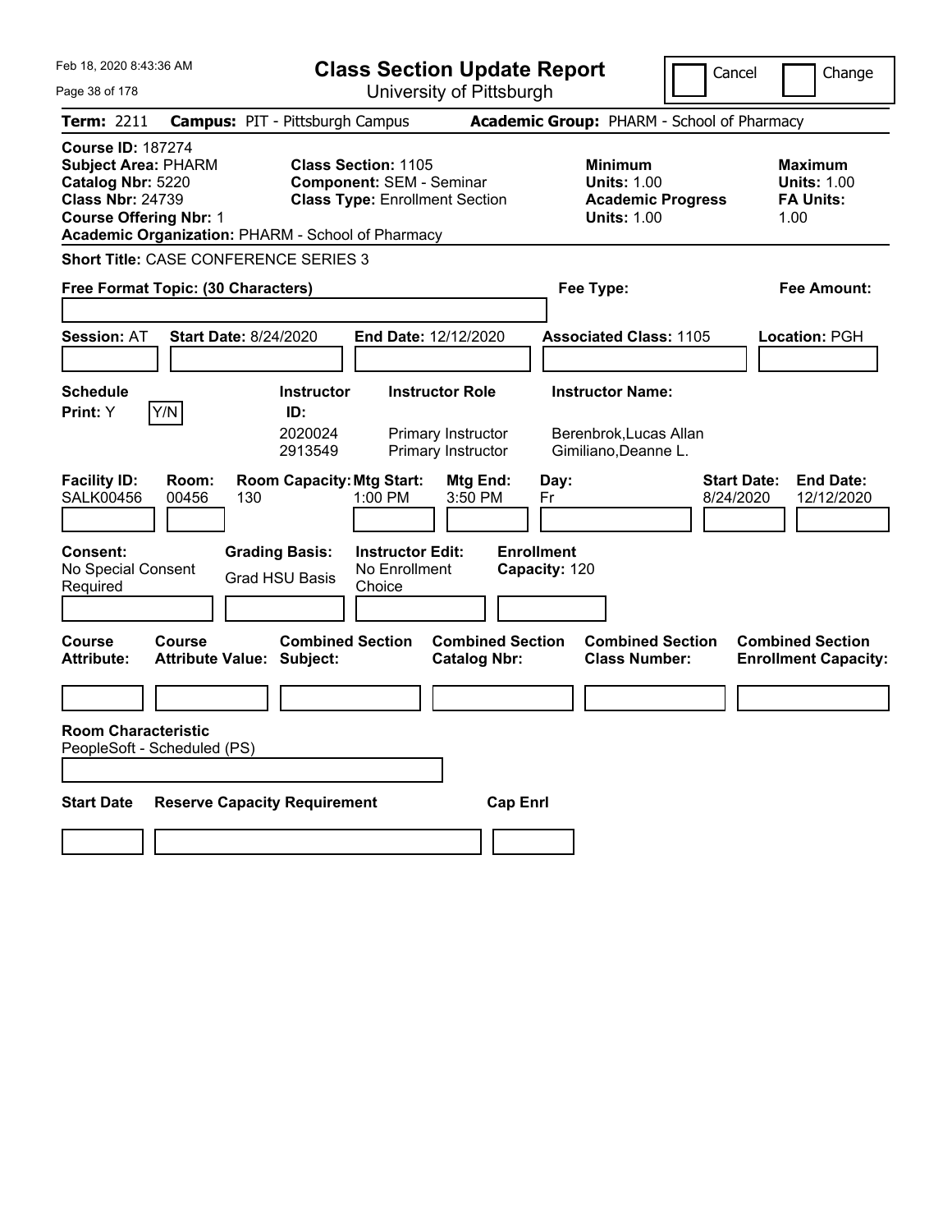Feb 18, 2020 8:43:36 AM

# Class Section Update Report

University of Pittsburgh

Cancel | Change

**Term:** 2211 **Campus:** PIT - Pittsburgh Campus **Academic Group:** PHARM - School of Pharmacy

**Course ID:** 187274
**Subject Area:** PHARM
**Catalog Nbr:** 5220
**Class Nbr:** 24739
**Course Offering Nbr:** 1
**Academic Organization:** PHARM - School of Pharmacy

**Class Section:** 1105
**Component:** SEM - Seminar
**Class Type:** Enrollment Section

**Minimum Units:** 1.00
**Academic Progress Units:** 1.00

**Maximum Units:** 1.00
**FA Units:** 1.00

**Short Title:** CASE CONFERENCE SERIES 3

**Free Format Topic: (30 Characters)**

**Fee Type:**

**Fee Amount:**

**Session:** AT **Start Date:** 8/24/2020 **End Date:** 12/12/2020 **Associated Class:** 1105 **Location:** PGH

**Schedule Print:** Y Y/N

| Instructor ID: | Instructor Role | Instructor Name: |
|---|---|---|
| 2020024 | Primary Instructor | Berenbrok,Lucas Allan |
| 2913549 | Primary Instructor | Gimiliano,Deanne L. |

| Facility ID: | Room: | Room Capacity: | Mtg Start: | Mtg End: | Day: | Start Date: | End Date: |
|---|---|---|---|---|---|---|---|
| SALK00456 | 00456 | 130 | 1:00 PM | 3:50 PM | Fr | 8/24/2020 | 12/12/2020 |

**Consent:** No Special Consent Required
**Grading Basis:** Grad HSU Basis
**Instructor Edit:** No Enrollment Choice
**Enrollment Capacity:** 120

| Course Attribute: | Course Attribute Value: | Combined Section Subject: | Combined Section Catalog Nbr: | Combined Section Class Number: | Combined Section Enrollment Capacity: |
|---|---|---|---|---|---|
| | | | | | |

**Room Characteristic**
PeopleSoft - Scheduled (PS)

| Start Date | Reserve Capacity Requirement | Cap Enrl |
|---|---|---|
| | | |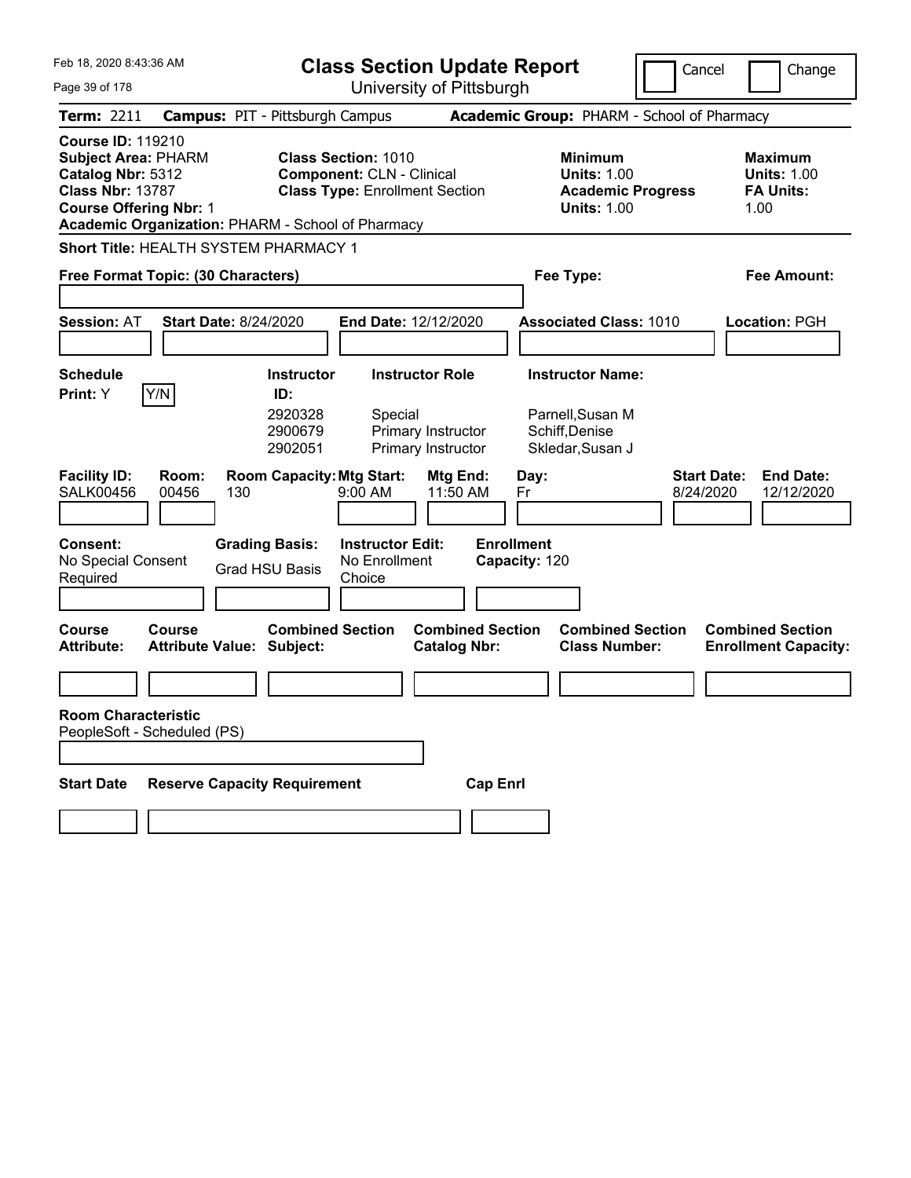Feb 18, 2020 8:43:36 AM

# Class Section Update Report

University of Pittsburgh

Cancel | Change

**Term:** 2211 **Campus:** PIT - Pittsburgh Campus **Academic Group:** PHARM - School of Pharmacy

**Course ID:** 119210
**Subject Area:** PHARM
**Catalog Nbr:** 5312
**Class Nbr:** 13787
**Course Offering Nbr:** 1
**Academic Organization:** PHARM - School of Pharmacy

**Class Section:** 1010
**Component:** CLN - Clinical
**Class Type:** Enrollment Section

**Minimum Units:** 1.00
**Academic Progress Units:** 1.00

**Maximum Units:** 1.00
**FA Units:** 1.00

**Short Title:** HEALTH SYSTEM PHARMACY 1

**Free Format Topic: (30 Characters)** | **Fee Type:** | **Fee Amount:**

**Session:** AT **Start Date:** 8/24/2020 **End Date:** 12/12/2020 **Associated Class:** 1010 **Location:** PGH

**Schedule Print:** Y [Y/N]

| Instructor ID | Instructor Role | Instructor Name |
|---|---|---|
| 2920328 | Special | Parnell,Susan M |
| 2900679 | Primary Instructor | Schiff,Denise |
| 2902051 | Primary Instructor | Skledar,Susan J |

| Facility ID | Room | Room Capacity | Mtg Start | Mtg End | Day | Start Date | End Date |
|---|---|---|---|---|---|---|---|
| SALK00456 | 00456 | 130 | 9:00 AM | 11:50 AM | Fr | 8/24/2020 | 12/12/2020 |

**Consent:** No Special Consent Required
**Grading Basis:** Grad HSU Basis
**Instructor Edit:** No Enrollment Choice
**Enrollment Capacity:** 120

| Course Attribute | Course Attribute Value | Combined Section Subject | Combined Section Catalog Nbr | Combined Section Class Number | Combined Section Enrollment Capacity |
|---|---|---|---|---|---|
| | | | | | |

**Room Characteristic**
PeopleSoft - Scheduled (PS)

| Start Date | Reserve Capacity Requirement | Cap Enrl |
|---|---|---|
| | | |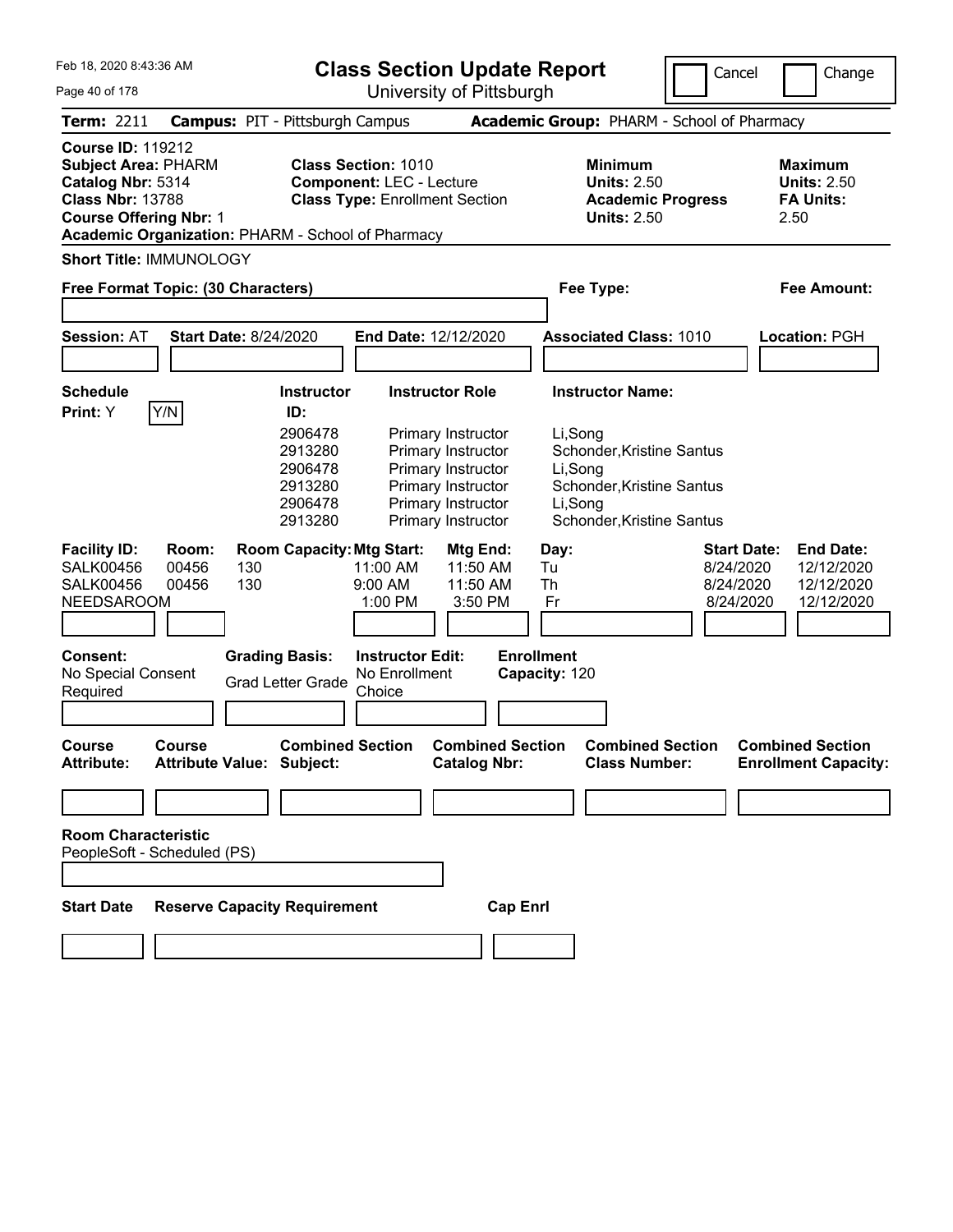Feb 18, 2020 8:43:36 AM

# Class Section Update Report

University of Pittsburgh

Cancel | Change

**Term:** 2211 **Campus:** PIT - Pittsburgh Campus **Academic Group:** PHARM - School of Pharmacy

**Course ID:** 119212
**Subject Area:** PHARM
**Catalog Nbr:** 5314
**Class Nbr:** 13788
**Course Offering Nbr:** 1
**Academic Organization:** PHARM - School of Pharmacy

**Class Section:** 1010
**Component:** LEC - Lecture
**Class Type:** Enrollment Section

**Minimum Units:** 2.50
**Academic Progress Units:** 2.50

**Maximum Units:** 2.50
**FA Units:** 2.50

**Short Title:** IMMUNOLOGY

**Free Format Topic: (30 Characters)**

**Fee Type:**

**Fee Amount:**

**Session:** AT **Start Date:** 8/24/2020 **End Date:** 12/12/2020 **Associated Class:** 1010 **Location:** PGH

**Schedule Print:** Y Y/N

| Instructor ID: | Instructor Role | Instructor Name: |
|---|---|---|
| 2906478 | Primary Instructor | Li,Song |
| 2913280 | Primary Instructor | Schonder,Kristine Santus |
| 2906478 | Primary Instructor | Li,Song |
| 2913280 | Primary Instructor | Schonder,Kristine Santus |
| 2906478 | Primary Instructor | Li,Song |
| 2913280 | Primary Instructor | Schonder,Kristine Santus |

| Facility ID: | Room: | Room Capacity: | Mtg Start: | Mtg End: | Day: | Start Date: | End Date: |
|---|---|---|---|---|---|---|---|
| SALK00456 | 00456 | 130 | 11:00 AM | 11:50 AM | Tu | 8/24/2020 | 12/12/2020 |
| SALK00456 | 00456 | 130 | 9:00 AM | 11:50 AM | Th | 8/24/2020 | 12/12/2020 |
| NEEDSAROOM | | | 1:00 PM | 3:50 PM | Fr | 8/24/2020 | 12/12/2020 |

**Consent:** No Special Consent Required

**Grading Basis:** Grad Letter Grade

**Instructor Edit:** No Enrollment Choice

**Enrollment Capacity:** 120

| Course Attribute: | Course Attribute Value: | Combined Section Subject: | Combined Section Catalog Nbr: | Combined Section Class Number: | Combined Section Enrollment Capacity: |
|---|---|---|---|---|---|
| | | | | | |

**Room Characteristic**
PeopleSoft - Scheduled (PS)

| Start Date | Reserve Capacity Requirement | Cap Enrl |
|---|---|---|
| | | |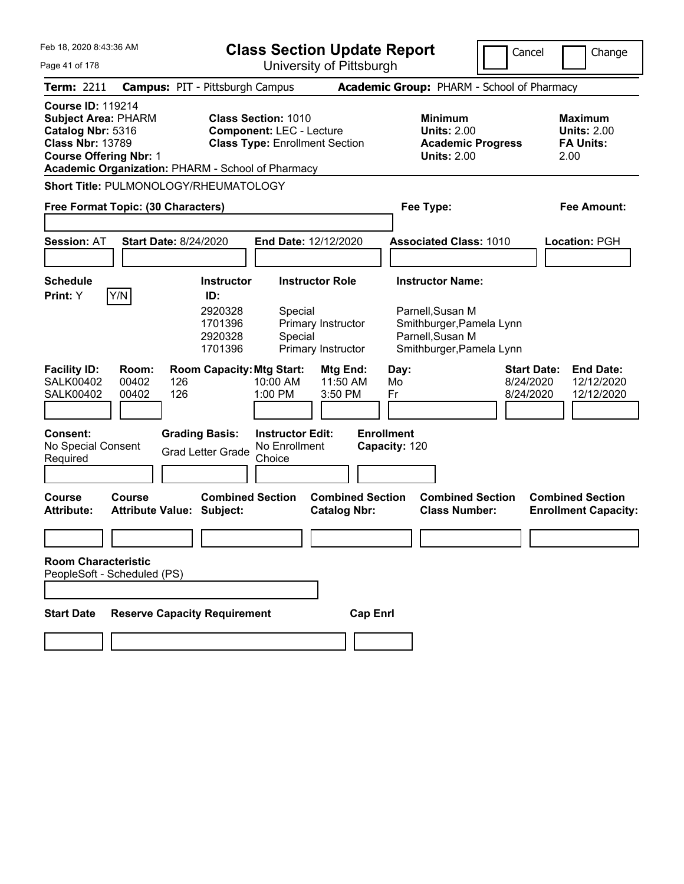# Class Section Update Report

University of Pittsburgh

Feb 18, 2020 8:43:36 AM

Cancel | Change

**Term:** 2211 **Campus:** PIT - Pittsburgh Campus **Academic Group:** PHARM - School of Pharmacy

**Course ID:** 119214
**Subject Area:** PHARM
**Catalog Nbr:** 5316
**Class Nbr:** 13789
**Course Offering Nbr:** 1
**Academic Organization:** PHARM - School of Pharmacy

**Class Section:** 1010
**Component:** LEC - Lecture
**Class Type:** Enrollment Section

**Minimum Units:** 2.00
**Academic Progress Units:** 2.00

**Maximum Units:** 2.00
**FA Units:** 2.00

**Short Title:** PULMONOLOGY/RHEUMATOLOGY

**Free Format Topic: (30 Characters)**

**Fee Type:**

**Fee Amount:**

**Session:** AT **Start Date:** 8/24/2020 **End Date:** 12/12/2020 **Associated Class:** 1010 **Location:** PGH

**Schedule Print:** Y Y/N

| Instructor ID: | Instructor Role | Instructor Name: |
|---|---|---|
| 2920328 | Special | Parnell,Susan M |
| 1701396 | Primary Instructor | Smithburger,Pamela Lynn |
| 2920328 | Special | Parnell,Susan M |
| 1701396 | Primary Instructor | Smithburger,Pamela Lynn |

| Facility ID: | Room: | Room Capacity: | Mtg Start: | Mtg End: | Day: | Start Date: | End Date: |
|---|---|---|---|---|---|---|---|
| SALK00402 | 00402 | 126 | 10:00 AM | 11:50 AM | Mo | 8/24/2020 | 12/12/2020 |
| SALK00402 | 00402 | 126 | 1:00 PM | 3:50 PM | Fr | 8/24/2020 | 12/12/2020 |

**Consent:** No Special Consent Required

**Grading Basis:** Grad Letter Grade

**Instructor Edit:** No Enrollment Choice

**Enrollment Capacity:** 120

| Course Attribute: | Course Attribute Value: | Combined Section Subject: | Combined Section Catalog Nbr: | Combined Section Class Number: | Combined Section Enrollment Capacity: |
|---|---|---|---|---|---|
| | | | | | |

**Room Characteristic**
PeopleSoft - Scheduled (PS)

| Start Date | Reserve Capacity Requirement | Cap Enrl |
|---|---|---|
| | | |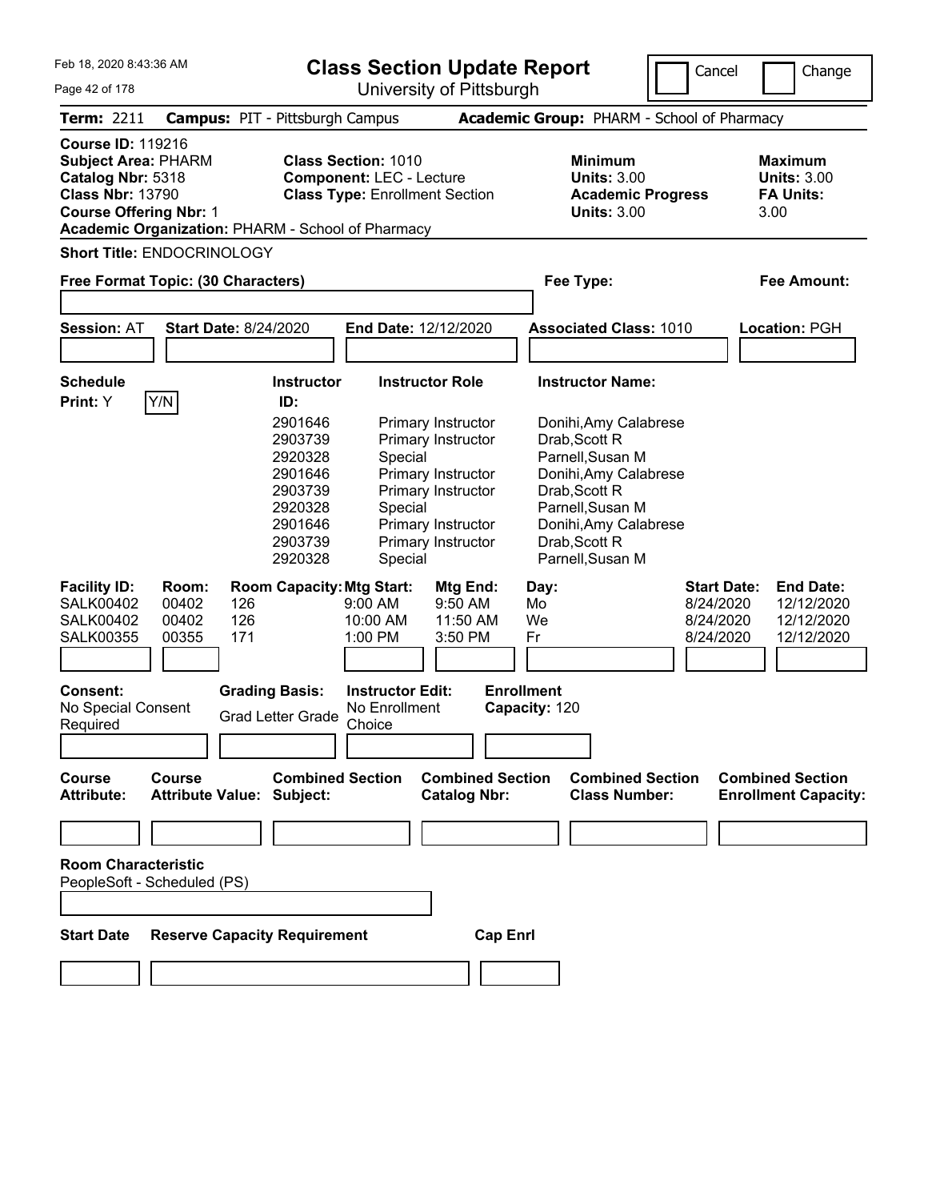Feb 18, 2020 8:43:36 AM

# Class Section Update Report

University of Pittsburgh

Cancel | Change

**Term:** 2211 **Campus:** PIT - Pittsburgh Campus **Academic Group:** PHARM - School of Pharmacy

**Course ID:** 119216
**Subject Area:** PHARM
**Catalog Nbr:** 5318
**Class Nbr:** 13790
**Course Offering Nbr:** 1
**Academic Organization:** PHARM - School of Pharmacy

**Class Section:** 1010
**Component:** LEC - Lecture
**Class Type:** Enrollment Section

**Minimum Units:** 3.00
**Academic Progress Units:** 3.00

**Maximum Units:** 3.00
**FA Units:** 3.00

**Short Title:** ENDOCRINOLOGY

**Free Format Topic: (30 Characters)**

**Fee Type:**

**Fee Amount:**

**Session:** AT **Start Date:** 8/24/2020 **End Date:** 12/12/2020 **Associated Class:** 1010 **Location:** PGH

**Schedule Print:** Y Y/N

| Instructor ID: | Instructor Role | Instructor Name: |
|---|---|---|
| 2901646 | Primary Instructor | Donihi,Amy Calabrese |
| 2903739 | Primary Instructor | Drab,Scott R |
| 2920328 | Special | Parnell,Susan M |
| 2901646 | Primary Instructor | Donihi,Amy Calabrese |
| 2903739 | Primary Instructor | Drab,Scott R |
| 2920328 | Special | Parnell,Susan M |
| 2901646 | Primary Instructor | Donihi,Amy Calabrese |
| 2903739 | Primary Instructor | Drab,Scott R |
| 2920328 | Special | Parnell,Susan M |

| Facility ID: | Room: | Room Capacity: | Mtg Start: | Mtg End: | Day: | Start Date: | End Date: |
|---|---|---|---|---|---|---|---|
| SALK00402 | 00402 | 126 | 9:00 AM | 9:50 AM | Mo | 8/24/2020 | 12/12/2020 |
| SALK00402 | 00402 | 126 | 10:00 AM | 11:50 AM | We | 8/24/2020 | 12/12/2020 |
| SALK00355 | 00355 | 171 | 1:00 PM | 3:50 PM | Fr | 8/24/2020 | 12/12/2020 |

**Consent:** No Special Consent Required

**Grading Basis:** Grad Letter Grade

**Instructor Edit:** No Enrollment Choice

**Enrollment Capacity:** 120

| Course Attribute: | Course Attribute Value: | Combined Section Subject: | Combined Section Catalog Nbr: | Combined Section Class Number: | Combined Section Enrollment Capacity: |
|---|---|---|---|---|---|
| | | | | | |

**Room Characteristic**
PeopleSoft - Scheduled (PS)

| Start Date | Reserve Capacity Requirement | Cap Enrl |
|---|---|---|
| | | |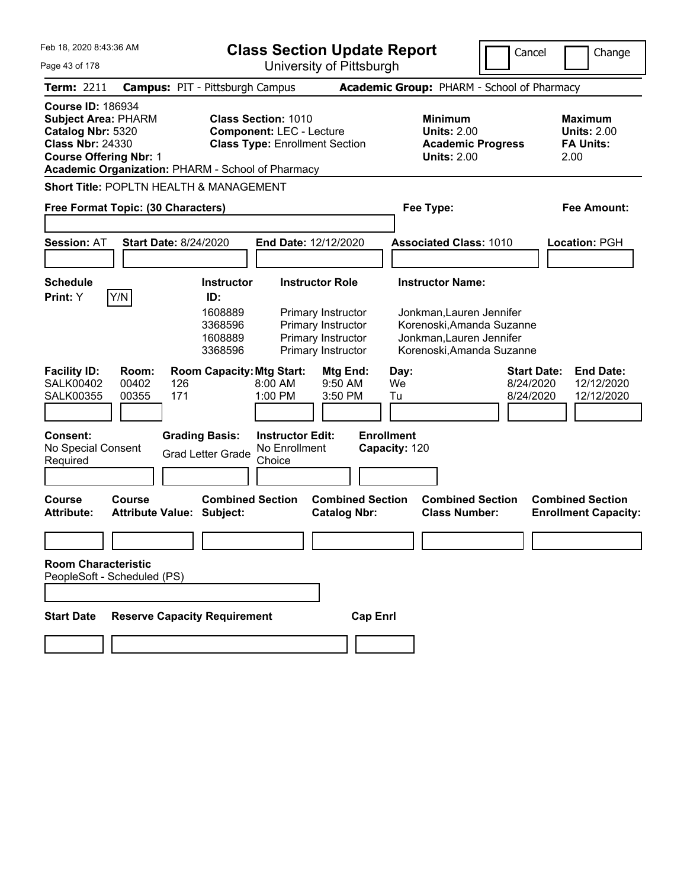Feb 18, 2020 8:43:36 AM

# Class Section Update Report

University of Pittsburgh

Cancel / Change

**Term:** 2211 **Campus:** PIT - Pittsburgh Campus **Academic Group:** PHARM - School of Pharmacy

**Course ID:** 186934
**Subject Area:** PHARM
**Catalog Nbr:** 5320
**Class Nbr:** 24330
**Course Offering Nbr:** 1
**Academic Organization:** PHARM - School of Pharmacy

**Class Section:** 1010
**Component:** LEC - Lecture
**Class Type:** Enrollment Section

**Minimum Units:** 2.00
**Academic Progress Units:** 2.00

**Maximum Units:** 2.00
**FA Units:** 2.00

**Short Title:** POPLTN HEALTH & MANAGEMENT

**Free Format Topic: (30 Characters)**

**Fee Type:**

**Fee Amount:**

**Session:** AT **Start Date:** 8/24/2020 **End Date:** 12/12/2020 **Associated Class:** 1010 **Location:** PGH

**Schedule Print:** Y Y/N

| Instructor ID | Instructor Role | Instructor Name |
|---|---|---|
| 1608889 | Primary Instructor | Jonkman,Lauren Jennifer |
| 3368596 | Primary Instructor | Korenoski,Amanda Suzanne |
| 1608889 | Primary Instructor | Jonkman,Lauren Jennifer |
| 3368596 | Primary Instructor | Korenoski,Amanda Suzanne |

| Facility ID | Room | Room Capacity | Mtg Start | Mtg End | Day | Start Date | End Date |
|---|---|---|---|---|---|---|---|
| SALK00402 | 00402 | 126 | 8:00 AM | 9:50 AM | We | 8/24/2020 | 12/12/2020 |
| SALK00355 | 00355 | 171 | 1:00 PM | 3:50 PM | Tu | 8/24/2020 | 12/12/2020 |

**Consent:** No Special Consent Required

**Grading Basis:** Grad Letter Grade

**Instructor Edit:** No Enrollment Choice

**Enrollment Capacity:** 120

| Course Attribute | Course Attribute Value | Combined Section Subject | Combined Section Catalog Nbr | Combined Section Class Number | Combined Section Enrollment Capacity |
|---|---|---|---|---|---|
| | | | | | |

**Room Characteristic**
PeopleSoft - Scheduled (PS)

| Start Date | Reserve Capacity Requirement | Cap Enrl |
|---|---|---|
| | | |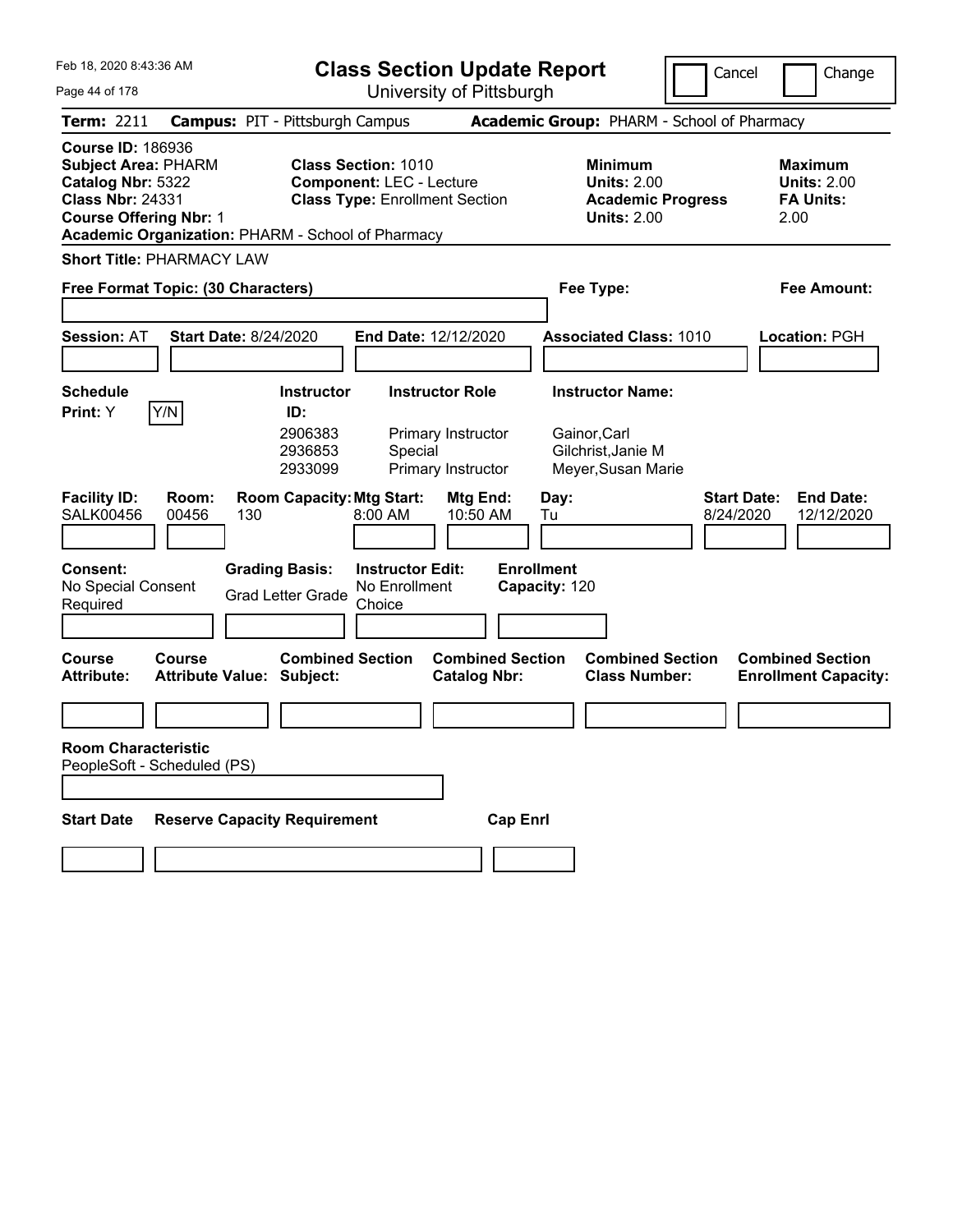# Class Section Update Report

University of Pittsburgh

Cancel | Change

**Term:** 2211 **Campus:** PIT - Pittsburgh Campus **Academic Group:** PHARM - School of Pharmacy

**Course ID:** 186936
**Subject Area:** PHARM
**Catalog Nbr:** 5322
**Class Nbr:** 24331
**Course Offering Nbr:** 1
**Academic Organization:** PHARM - School of Pharmacy

**Class Section:** 1010
**Component:** LEC - Lecture
**Class Type:** Enrollment Section

**Minimum Units:** 2.00
**Academic Progress Units:** 2.00

**Maximum Units:** 2.00
**FA Units:** 2.00

**Short Title:** PHARMACY LAW

**Free Format Topic: (30 Characters)**

**Fee Type:**

**Fee Amount:**

**Session:** AT **Start Date:** 8/24/2020 **End Date:** 12/12/2020 **Associated Class:** 1010 **Location:** PGH

**Schedule Print:** Y Y/N

| Instructor ID: | Instructor Role | Instructor Name: |
|---|---|---|
| 2906383 | Primary Instructor | Gainor,Carl |
| 2936853 | Special | Gilchrist,Janie M |
| 2933099 | Primary Instructor | Meyer,Susan Marie |

| Facility ID: | Room: | Room Capacity: | Mtg Start: | Mtg End: | Day: | Start Date: | End Date: |
|---|---|---|---|---|---|---|---|
| SALK00456 | 00456 | 130 | 8:00 AM | 10:50 AM | Tu | 8/24/2020 | 12/12/2020 |

**Consent:** No Special Consent Required
**Grading Basis:** Grad Letter Grade
**Instructor Edit:** No Enrollment Choice
**Enrollment Capacity:** 120

| Course Attribute: | Course Attribute Value: | Combined Section Subject: | Combined Section Catalog Nbr: | Combined Section Class Number: | Combined Section Enrollment Capacity: |
|---|---|---|---|---|---|
| | | | | | |

**Room Characteristic**
PeopleSoft - Scheduled (PS)

| Start Date | Reserve Capacity Requirement | Cap Enrl |
|---|---|---|
| | | |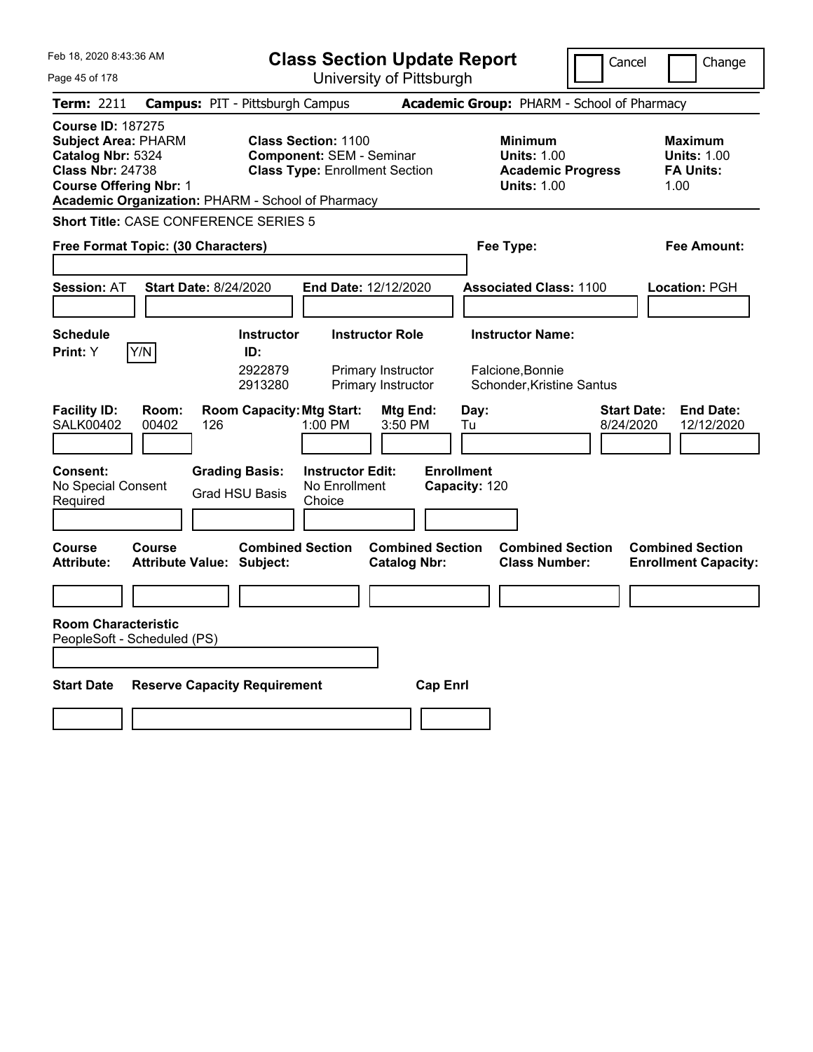Feb 18, 2020 8:43:36 AM

# Class Section Update Report

University of Pittsburgh

Cancel | Change

**Term:** 2211 **Campus:** PIT - Pittsburgh Campus **Academic Group:** PHARM - School of Pharmacy

**Course ID:** 187275
**Subject Area:** PHARM
**Catalog Nbr:** 5324
**Class Nbr:** 24738
**Course Offering Nbr:** 1
**Academic Organization:** PHARM - School of Pharmacy

**Class Section:** 1100
**Component:** SEM - Seminar
**Class Type:** Enrollment Section

**Minimum Units:** 1.00
**Academic Progress Units:** 1.00

**Maximum Units:** 1.00
**FA Units:** 1.00

**Short Title:** CASE CONFERENCE SERIES 5

**Free Format Topic: (30 Characters)**

**Fee Type:**

**Fee Amount:**

**Session:** AT **Start Date:** 8/24/2020 **End Date:** 12/12/2020 **Associated Class:** 1100 **Location:** PGH

**Schedule Print:** Y Y/N

| Instructor ID: | Instructor Role | Instructor Name: |
|---|---|---|
| 2922879 | Primary Instructor | Falcione,Bonnie |
| 2913280 | Primary Instructor | Schonder,Kristine Santus |

| Facility ID: | Room: | Room Capacity: | Mtg Start: | Mtg End: | Day: | Start Date: | End Date: |
|---|---|---|---|---|---|---|---|
| SALK00402 | 00402 | 126 | 1:00 PM | 3:50 PM | Tu | 8/24/2020 | 12/12/2020 |

**Consent:** No Special Consent Required

**Grading Basis:** Grad HSU Basis

**Instructor Edit:** No Enrollment Choice

**Enrollment Capacity:** 120

| Course Attribute: | Course Attribute Value: | Combined Section Subject: | Combined Section Catalog Nbr: | Combined Section Class Number: | Combined Section Enrollment Capacity: |
|---|---|---|---|---|---|
| | | | | | |

**Room Characteristic**
PeopleSoft - Scheduled (PS)

| Start Date | Reserve Capacity Requirement | Cap Enrl |
|---|---|---|
| | | |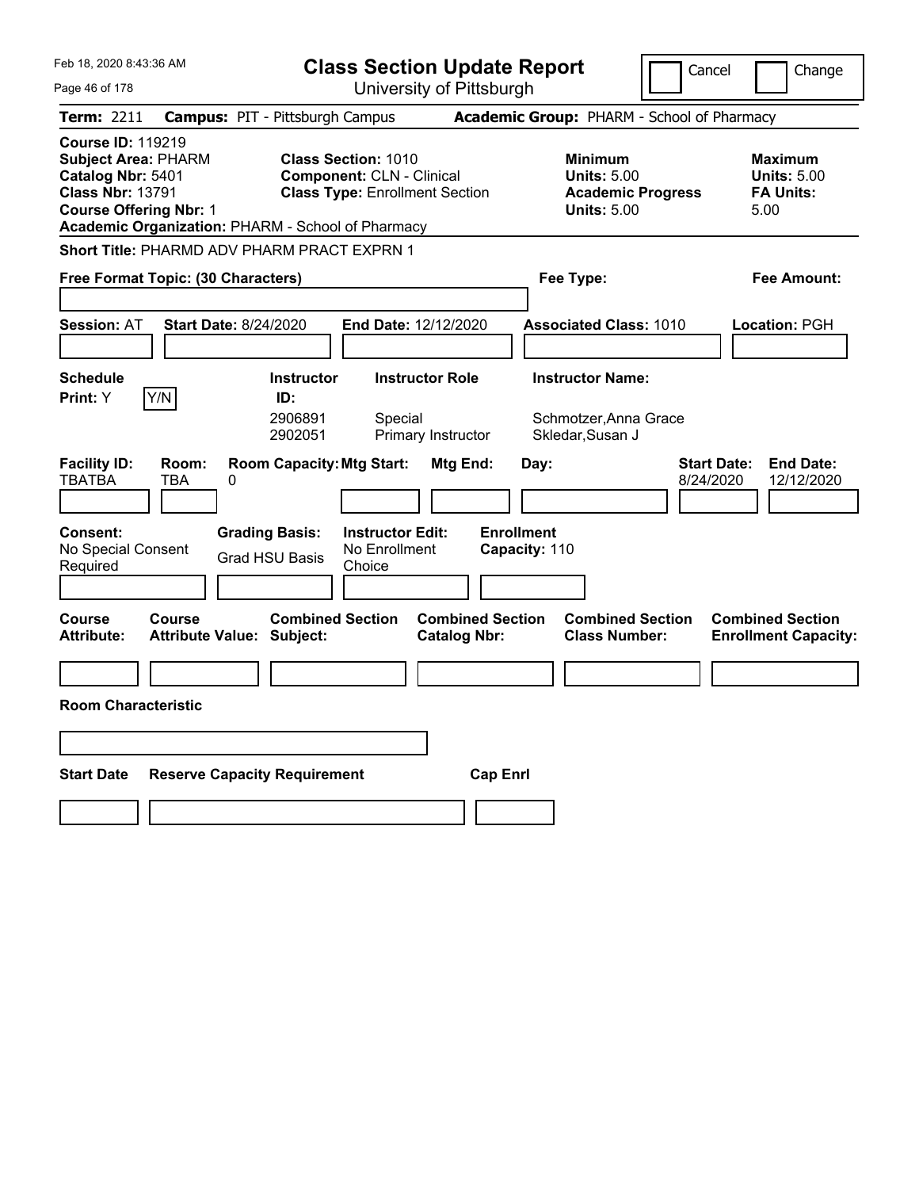Feb 18, 2020 8:43:36 AM

# Class Section Update Report

University of Pittsburgh

Cancel | Change

**Term:** 2211 **Campus:** PIT - Pittsburgh Campus **Academic Group:** PHARM - School of Pharmacy

**Course ID:** 119219
**Subject Area:** PHARM
**Catalog Nbr:** 5401
**Class Nbr:** 13791
**Course Offering Nbr:** 1
**Academic Organization:** PHARM - School of Pharmacy

**Class Section:** 1010
**Component:** CLN - Clinical
**Class Type:** Enrollment Section

**Minimum Units:** 5.00
**Academic Progress Units:** 5.00

**Maximum Units:** 5.00
**FA Units:** 5.00

**Short Title:** PHARMD ADV PHARM PRACT EXPRN 1

**Free Format Topic: (30 Characters)**

**Fee Type:**

**Fee Amount:**

**Session:** AT **Start Date:** 8/24/2020 **End Date:** 12/12/2020 **Associated Class:** 1010 **Location:** PGH

**Schedule Print:** Y Y/N

| Instructor ID: | Instructor Role | Instructor Name: |
|---|---|---|
| 2906891 | Special | Schmotzer,Anna Grace |
| 2902051 | Primary Instructor | Skledar,Susan J |

| Facility ID: | Room: | Room Capacity: | Mtg Start: | Mtg End: | Day: | Start Date: | End Date: |
|---|---|---|---|---|---|---|---|
| TBATBA | TBA | 0 | | | | 8/24/2020 | 12/12/2020 |

**Consent:** No Special Consent Required

**Grading Basis:** Grad HSU Basis

**Instructor Edit:** No Enrollment Choice

**Enrollment Capacity:** 110

| Course Attribute: | Course Attribute Value: | Combined Section Subject: | Combined Section Catalog Nbr: | Combined Section Class Number: | Combined Section Enrollment Capacity: |
|---|---|---|---|---|---|
| | | | | | |

**Room Characteristic**

| Start Date | Reserve Capacity Requirement | Cap Enrl |
|---|---|---|
| | | |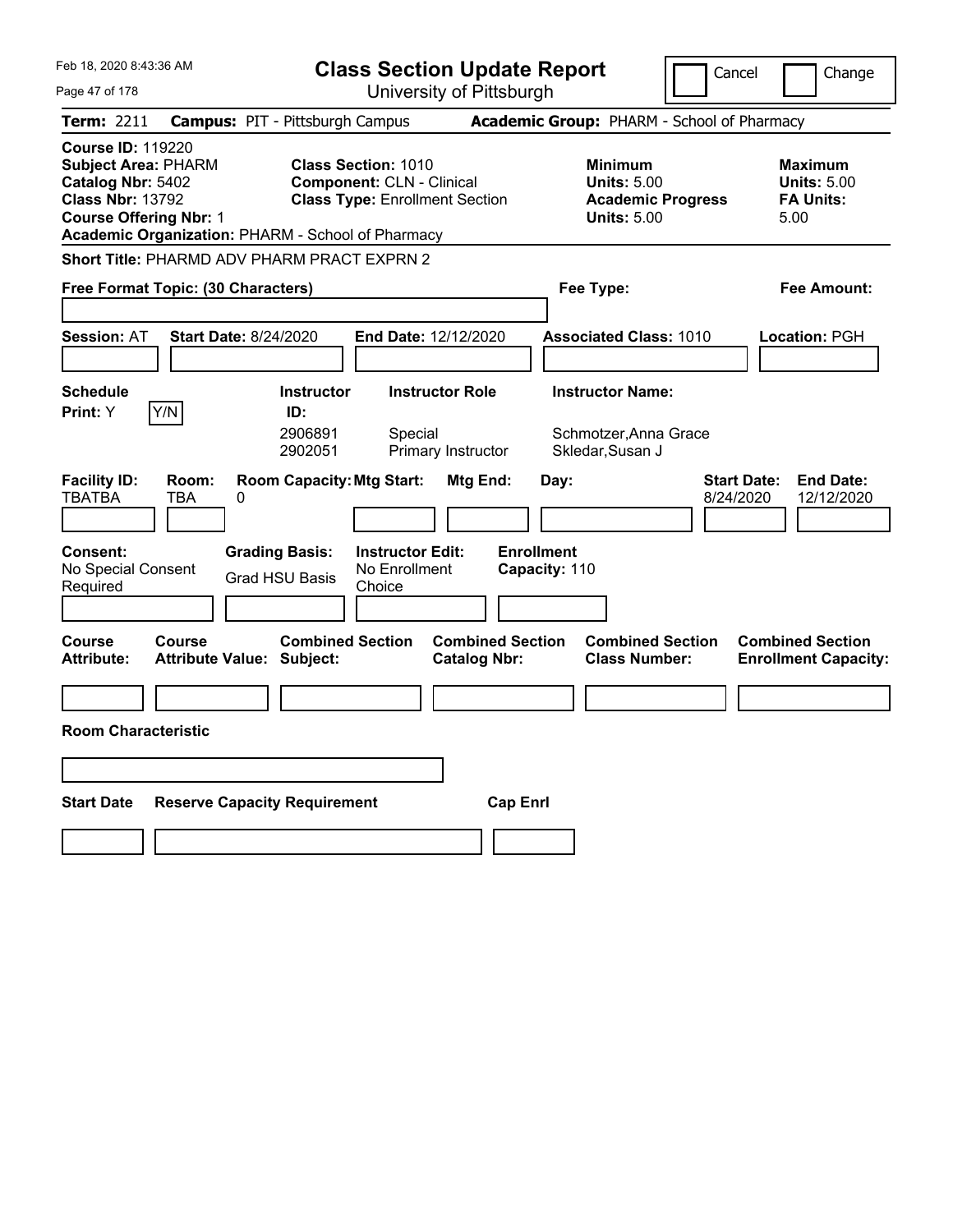# Class Section Update Report

University of Pittsburgh

Feb 18, 2020 8:43:36 AM

Cancel | Change

**Term:** 2211 **Campus:** PIT - Pittsburgh Campus **Academic Group:** PHARM - School of Pharmacy

**Course ID:** 119220
**Subject Area:** PHARM
**Catalog Nbr:** 5402
**Class Nbr:** 13792
**Course Offering Nbr:** 1
**Academic Organization:** PHARM - School of Pharmacy

**Class Section:** 1010
**Component:** CLN - Clinical
**Class Type:** Enrollment Section

**Minimum**
**Units:** 5.00
**Academic Progress Units:** 5.00

**Maximum**
**Units:** 5.00
**FA Units:** 5.00

**Short Title:** PHARMD ADV PHARM PRACT EXPRN 2

**Free Format Topic: (30 Characters)**

**Fee Type:**

**Fee Amount:**

**Session:** AT **Start Date:** 8/24/2020 **End Date:** 12/12/2020 **Associated Class:** 1010 **Location:** PGH

**Schedule Print:** Y Y/N

| Instructor ID | Instructor Role | Instructor Name |
|---|---|---|
| 2906891 | Special | Schmotzer,Anna Grace |
| 2902051 | Primary Instructor | Skledar,Susan J |

| Facility ID | Room | Room Capacity | Mtg Start | Mtg End | Day | Start Date | End Date |
|---|---|---|---|---|---|---|---|
| TBATBA | TBA | 0 | | | | 8/24/2020 | 12/12/2020 |

**Consent:** No Special Consent Required
**Grading Basis:** Grad HSU Basis
**Instructor Edit:** No Enrollment Choice
**Enrollment Capacity:** 110

| Course Attribute | Course Attribute Value | Combined Section Subject | Combined Section Catalog Nbr | Combined Section Class Number | Combined Section Enrollment Capacity |
|---|---|---|---|---|---|
| | | | | | |

**Room Characteristic**

| Start Date | Reserve Capacity Requirement | Cap Enrl |
|---|---|---|
| | | |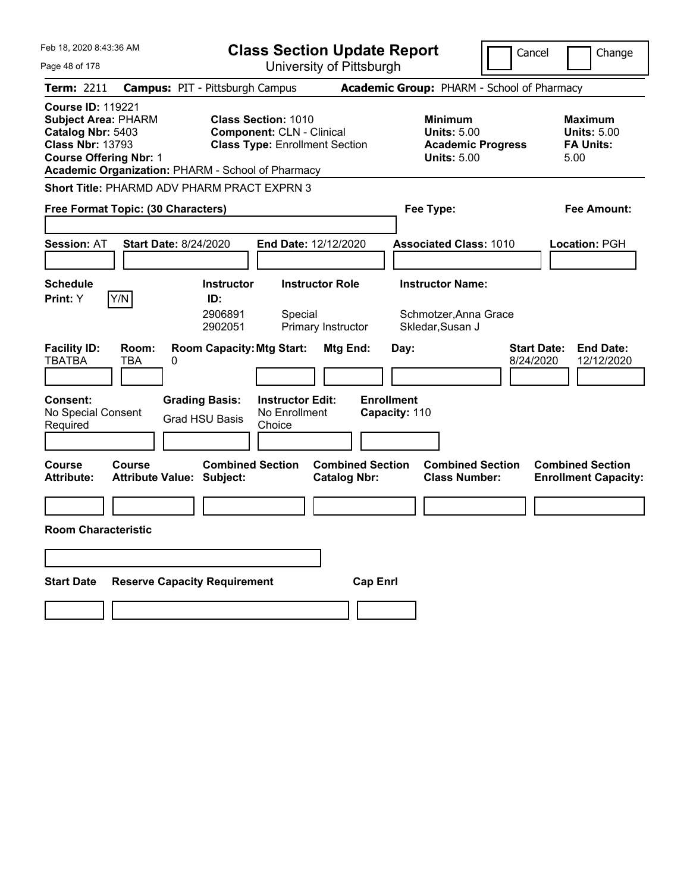Feb 18, 2020 8:43:36 AM

# Class Section Update Report

University of Pittsburgh

Cancel | Change

**Term:** 2211 **Campus:** PIT - Pittsburgh Campus **Academic Group:** PHARM - School of Pharmacy

**Course ID:** 119221
**Subject Area:** PHARM
**Catalog Nbr:** 5403
**Class Nbr:** 13793
**Course Offering Nbr:** 1
**Academic Organization:** PHARM - School of Pharmacy

**Class Section:** 1010
**Component:** CLN - Clinical
**Class Type:** Enrollment Section

**Minimum**
**Units:** 5.00
**Academic Progress**
**Units:** 5.00

**Maximum**
**Units:** 5.00
**FA Units:** 5.00

**Short Title:** PHARMD ADV PHARM PRACT EXPRN 3

**Free Format Topic: (30 Characters)** | **Fee Type:** | **Fee Amount:**

**Session:** AT **Start Date:** 8/24/2020 **End Date:** 12/12/2020 **Associated Class:** 1010 **Location:** PGH

**Schedule Print:** Y [Y/N]

| Instructor ID | Instructor Role | Instructor Name |
|---|---|---|
| 2906891 | Special | Schmotzer,Anna Grace |
| 2902051 | Primary Instructor | Skledar,Susan J |

| Facility ID | Room | Room Capacity | Mtg Start | Mtg End | Day | Start Date | End Date |
|---|---|---|---|---|---|---|---|
| TBATBA | TBA | 0 | | | | 8/24/2020 | 12/12/2020 |

**Consent:** No Special Consent Required
**Grading Basis:** Grad HSU Basis
**Instructor Edit:** No Enrollment Choice
**Enrollment Capacity:** 110

| Course Attribute | Course Attribute Value | Combined Section Subject | Combined Section Catalog Nbr | Combined Section Class Number | Combined Section Enrollment Capacity |
|---|---|---|---|---|---|
| | | | | | |

**Room Characteristic**

| Start Date | Reserve Capacity Requirement | Cap Enrl |
|---|---|---|
| | | |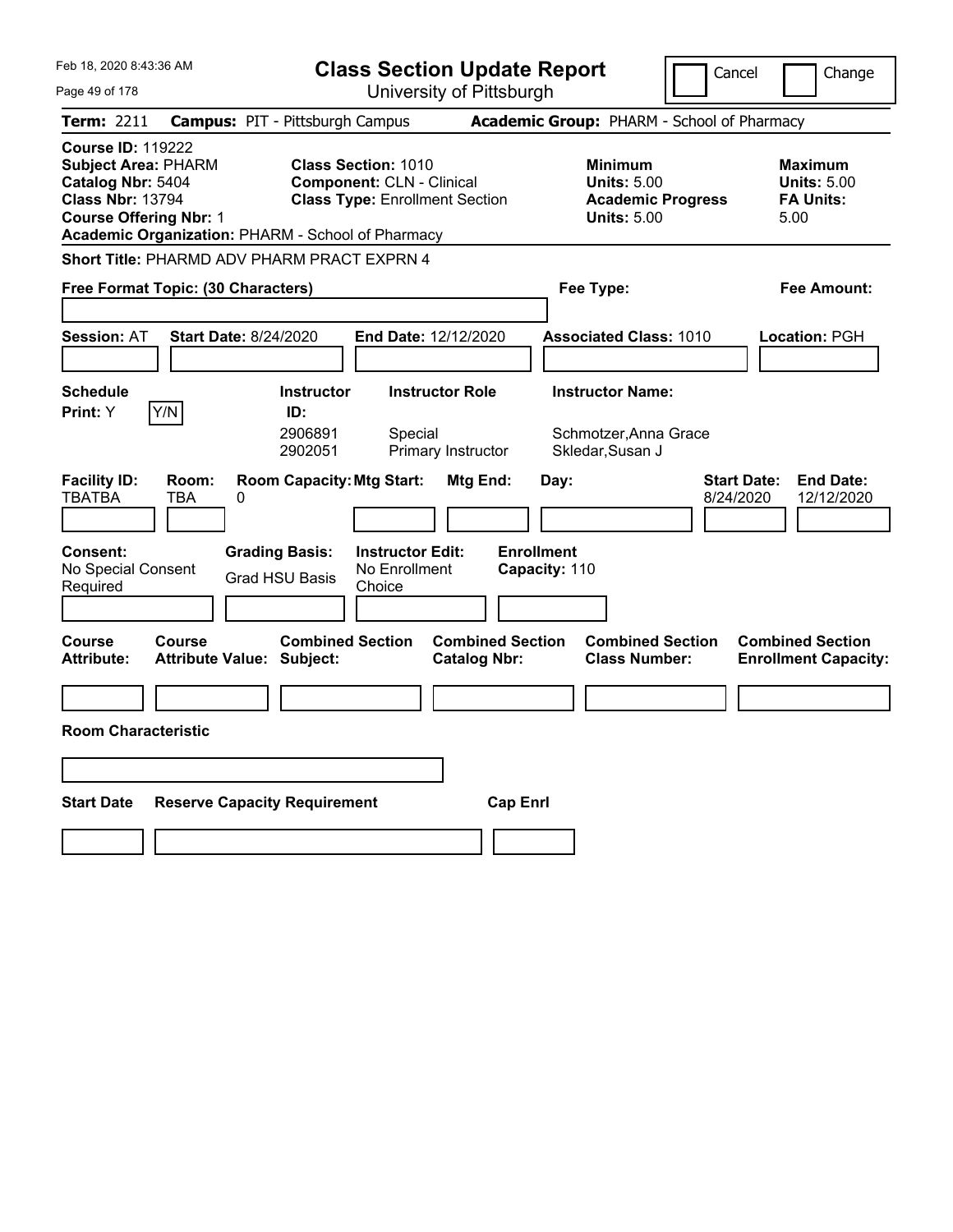Feb 18, 2020 8:43:36 AM

# Class Section Update Report

University of Pittsburgh

Cancel | Change

**Term:** 2211 **Campus:** PIT - Pittsburgh Campus **Academic Group:** PHARM - School of Pharmacy

**Course ID:** 119222
**Subject Area:** PHARM
**Catalog Nbr:** 5404
**Class Nbr:** 13794
**Course Offering Nbr:** 1
**Academic Organization:** PHARM - School of Pharmacy

**Class Section:** 1010
**Component:** CLN - Clinical
**Class Type:** Enrollment Section

**Minimum Units:** 5.00
**Academic Progress Units:** 5.00

**Maximum Units:** 5.00
**FA Units:** 5.00

**Short Title:** PHARMD ADV PHARM PRACT EXPRN 4

**Free Format Topic: (30 Characters)**

**Fee Type:**

**Fee Amount:**

**Session:** AT **Start Date:** 8/24/2020 **End Date:** 12/12/2020 **Associated Class:** 1010 **Location:** PGH

**Schedule Print:** Y | Y/N

| Instructor ID: | Instructor Role | Instructor Name: |
|---|---|---|
| 2906891 | Special | Schmotzer,Anna Grace |
| 2902051 | Primary Instructor | Skledar,Susan J |

| Facility ID: | Room: | Room Capacity: | Mtg Start: | Mtg End: | Day: | Start Date: | End Date: |
|---|---|---|---|---|---|---|---|
| TBATBA | TBA | 0 | | | | 8/24/2020 | 12/12/2020 |

**Consent:** No Special Consent Required

**Grading Basis:** Grad HSU Basis

**Instructor Edit:** No Enrollment Choice

**Enrollment Capacity:** 110

| Course Attribute: | Course Attribute Value: | Combined Section Subject: | Combined Section Catalog Nbr: | Combined Section Class Number: | Combined Section Enrollment Capacity: |
|---|---|---|---|---|---|
| | | | | | |

**Room Characteristic**

| Start Date | Reserve Capacity Requirement | Cap Enrl |
|---|---|---|
| | | |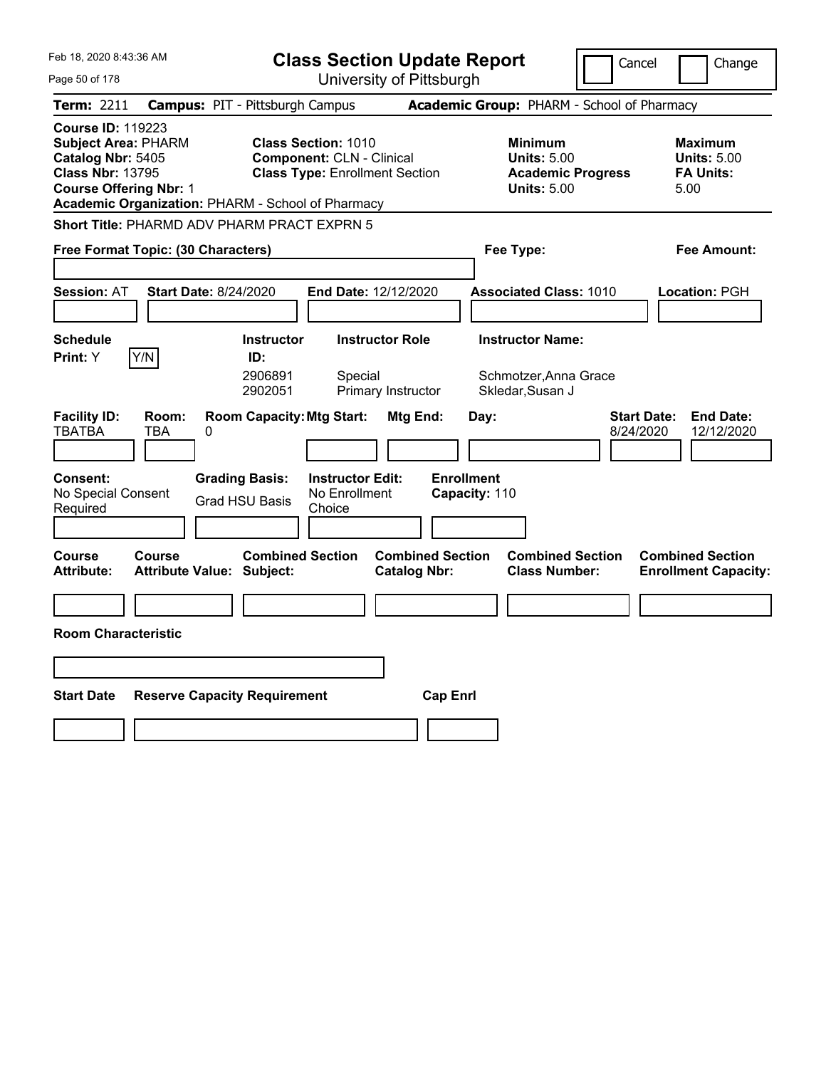Feb 18, 2020 8:43:36 AM

# Class Section Update Report

University of Pittsburgh

Cancel | Change

**Term:** 2211 **Campus:** PIT - Pittsburgh Campus **Academic Group:** PHARM - School of Pharmacy

**Course ID:** 119223
**Subject Area:** PHARM
**Catalog Nbr:** 5405
**Class Nbr:** 13795
**Course Offering Nbr:** 1
**Academic Organization:** PHARM - School of Pharmacy

**Class Section:** 1010
**Component:** CLN - Clinical
**Class Type:** Enrollment Section

**Minimum Units:** 5.00
**Academic Progress Units:** 5.00

**Maximum Units:** 5.00
**FA Units:** 5.00

**Short Title:** PHARMD ADV PHARM PRACT EXPRN 5

**Free Format Topic: (30 Characters)**

**Fee Type:**

**Fee Amount:**

**Session:** AT **Start Date:** 8/24/2020 **End Date:** 12/12/2020 **Associated Class:** 1010 **Location:** PGH

**Schedule Print:** Y [Y/N]

| Instructor ID: | Instructor Role | Instructor Name: |
|---|---|---|
| 2906891 | Special | Schmotzer,Anna Grace |
| 2902051 | Primary Instructor | Skledar,Susan J |

| Facility ID: | Room: | Room Capacity: | Mtg Start: | Mtg End: | Day: | Start Date: | End Date: |
|---|---|---|---|---|---|---|---|
| TBATBA | TBA | 0 | | | | 8/24/2020 | 12/12/2020 |

**Consent:** No Special Consent Required
**Grading Basis:** Grad HSU Basis
**Instructor Edit:** No Enrollment Choice
**Enrollment Capacity:** 110

| Course Attribute: | Course Attribute Value: | Combined Section Subject: | Combined Section Catalog Nbr: | Combined Section Class Number: | Combined Section Enrollment Capacity: |
|---|---|---|---|---|---|
| | | | | | |

**Room Characteristic**

| Start Date | Reserve Capacity Requirement | Cap Enrl |
|---|---|---|
| | | |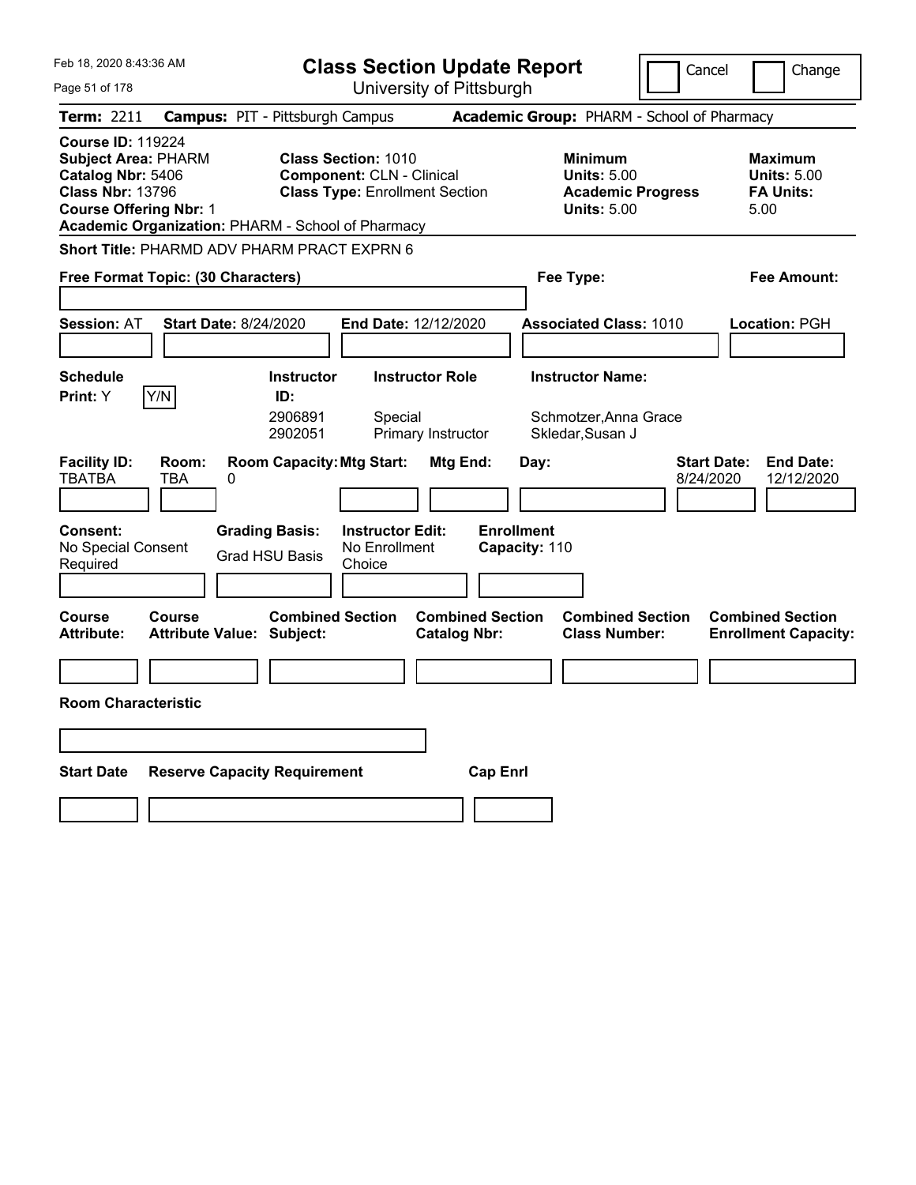# Class Section Update Report

University of Pittsburgh

Feb 18, 2020 8:43:36 AM

Cancel | Change

**Term:** 2211 **Campus:** PIT - Pittsburgh Campus **Academic Group:** PHARM - School of Pharmacy

**Course ID:** 119224
**Subject Area:** PHARM
**Catalog Nbr:** 5406
**Class Nbr:** 13796
**Course Offering Nbr:** 1
**Academic Organization:** PHARM - School of Pharmacy

**Class Section:** 1010
**Component:** CLN - Clinical
**Class Type:** Enrollment Section

**Minimum**
**Units:** 5.00
**Academic Progress Units:** 5.00

**Maximum**
**Units:** 5.00
**FA Units:** 5.00

**Short Title:** PHARMD ADV PHARM PRACT EXPRN 6

**Free Format Topic: (30 Characters)**

**Fee Type:**

**Fee Amount:**

**Session:** AT **Start Date:** 8/24/2020 **End Date:** 12/12/2020 **Associated Class:** 1010 **Location:** PGH

**Schedule Print:** Y Y/N

| Instructor ID | Instructor Role | Instructor Name |
|---|---|---|
| 2906891 | Special | Schmotzer,Anna Grace |
| 2902051 | Primary Instructor | Skledar,Susan J |

| Facility ID | Room | Room Capacity | Mtg Start | Mtg End | Day | Start Date | End Date |
|---|---|---|---|---|---|---|---|
| TBATBA | TBA | 0 | | | | 8/24/2020 | 12/12/2020 |

**Consent:** No Special Consent Required
**Grading Basis:** Grad HSU Basis
**Instructor Edit:** No Enrollment Choice
**Enrollment Capacity:** 110

| Course Attribute | Course Attribute Value | Combined Section Subject | Combined Section Catalog Nbr | Combined Section Class Number | Combined Section Enrollment Capacity |
|---|---|---|---|---|---|
| | | | | | |

**Room Characteristic**

| Start Date | Reserve Capacity Requirement | Cap Enrl |
|---|---|---|
| | | |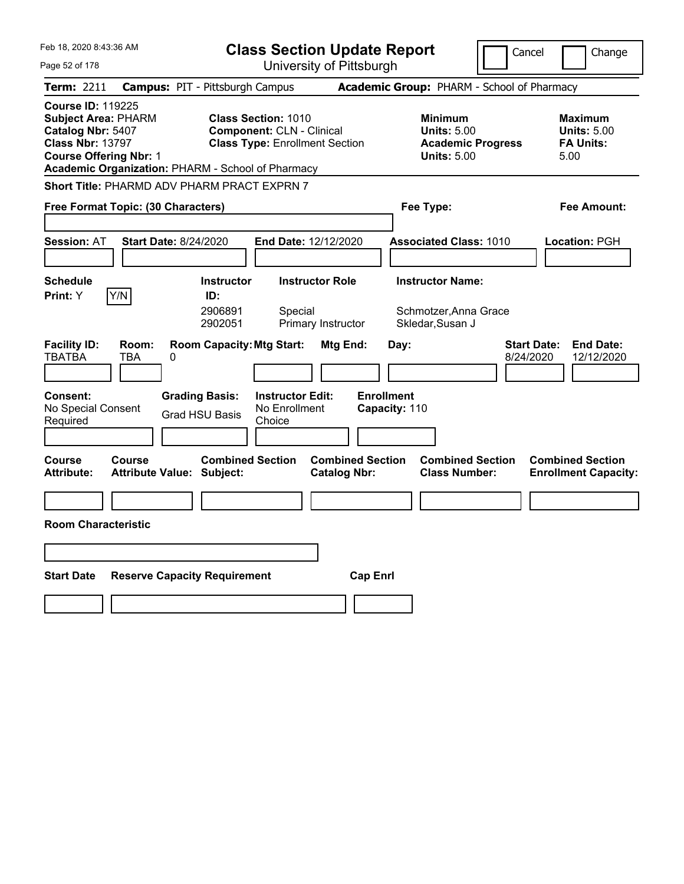Feb 18, 2020 8:43:36 AM

# Class Section Update Report

University of Pittsburgh

Cancel | Change

**Term:** 2211 **Campus:** PIT - Pittsburgh Campus **Academic Group:** PHARM - School of Pharmacy

**Course ID:** 119225
**Subject Area:** PHARM
**Catalog Nbr:** 5407
**Class Nbr:** 13797
**Course Offering Nbr:** 1
**Academic Organization:** PHARM - School of Pharmacy

**Class Section:** 1010
**Component:** CLN - Clinical
**Class Type:** Enrollment Section

**Minimum Units:** 5.00
**Academic Progress Units:** 5.00

**Maximum Units:** 5.00
**FA Units:** 5.00

**Short Title:** PHARMD ADV PHARM PRACT EXPRN 7

**Free Format Topic: (30 Characters)**

**Fee Type:**

**Fee Amount:**

**Session:** AT **Start Date:** 8/24/2020 **End Date:** 12/12/2020 **Associated Class:** 1010 **Location:** PGH

| Schedule Print | Instructor ID | Instructor Role | Instructor Name |
|---|---|---|---|
| Y [Y/N] | 2906891 | Special | Schmotzer,Anna Grace |
| | 2902051 | Primary Instructor | Skledar,Susan J |

| Facility ID | Room | Room Capacity | Mtg Start | Mtg End | Day | Start Date | End Date |
|---|---|---|---|---|---|---|---|
| TBATBA | TBA | 0 | | | | 8/24/2020 | 12/12/2020 |

**Consent:** No Special Consent Required

**Grading Basis:** Grad HSU Basis

**Instructor Edit:** No Enrollment Choice

**Enrollment Capacity:** 110

| Course Attribute | Course Attribute Value | Combined Section Subject | Combined Section Catalog Nbr | Combined Section Class Number | Combined Section Enrollment Capacity |
|---|---|---|---|---|---|
| | | | | | |

**Room Characteristic**

| Start Date | Reserve Capacity Requirement | Cap Enrl |
|---|---|---|
| | | |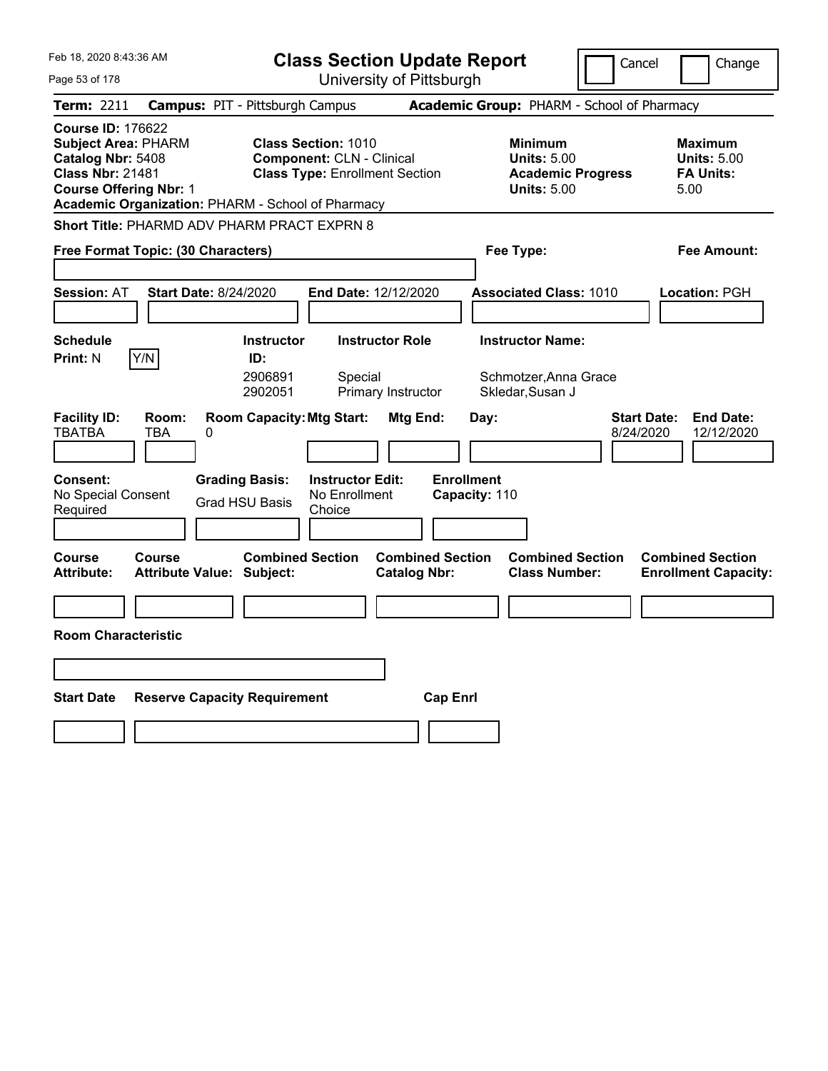# Class Section Update Report

University of Pittsburgh

Cancel | Change

**Term:** 2211 **Campus:** PIT - Pittsburgh Campus **Academic Group:** PHARM - School of Pharmacy

**Course ID:** 176622
**Subject Area:** PHARM
**Catalog Nbr:** 5408
**Class Nbr:** 21481
**Course Offering Nbr:** 1
**Academic Organization:** PHARM - School of Pharmacy

**Class Section:** 1010
**Component:** CLN - Clinical
**Class Type:** Enrollment Section

**Minimum**
**Units:** 5.00
**Academic Progress Units:** 5.00

**Maximum**
**Units:** 5.00
**FA Units:** 5.00

**Short Title:** PHARMD ADV PHARM PRACT EXPRN 8

**Free Format Topic: (30 Characters)** | **Fee Type:** | **Fee Amount:**

**Session:** AT **Start Date:** 8/24/2020 **End Date:** 12/12/2020 **Associated Class:** 1010 **Location:** PGH

**Schedule Print:** N Y/N

| Instructor ID: | Instructor Role | Instructor Name: |
|---|---|---|
| 2906891 | Special | Schmotzer,Anna Grace |
| 2902051 | Primary Instructor | Skledar,Susan J |

| Facility ID: | Room: | Room Capacity: | Mtg Start: | Mtg End: | Day: | Start Date: | End Date: |
|---|---|---|---|---|---|---|---|
| TBATBA | TBA | 0 | | | | 8/24/2020 | 12/12/2020 |

**Consent:** No Special Consent Required
**Grading Basis:** Grad HSU Basis
**Instructor Edit:** No Enrollment Choice
**Enrollment Capacity:** 110

| Course Attribute: | Course Attribute Value: | Combined Section Subject: | Combined Section Catalog Nbr: | Combined Section Class Number: | Combined Section Enrollment Capacity: |
|---|---|---|---|---|---|
| | | | | | |

**Room Characteristic**

| Start Date | Reserve Capacity Requirement | Cap Enrl |
|---|---|---|
| | | |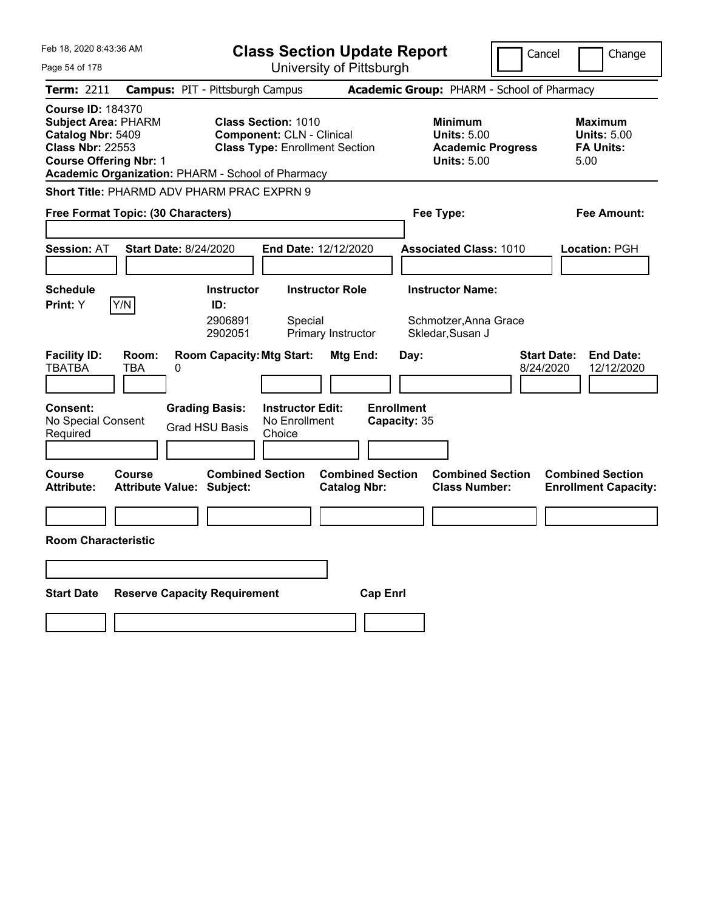Feb 18, 2020 8:43:36 AM

# Class Section Update Report

University of Pittsburgh

Cancel | Change

**Term:** 2211 **Campus:** PIT - Pittsburgh Campus **Academic Group:** PHARM - School of Pharmacy

**Course ID:** 184370
**Subject Area:** PHARM
**Catalog Nbr:** 5409
**Class Nbr:** 22553
**Course Offering Nbr:** 1
**Academic Organization:** PHARM - School of Pharmacy

**Class Section:** 1010
**Component:** CLN - Clinical
**Class Type:** Enrollment Section

**Minimum Units:** 5.00
**Academic Progress Units:** 5.00

**Maximum Units:** 5.00
**FA Units:** 5.00

**Short Title:** PHARMD ADV PHARM PRAC EXPRN 9

**Free Format Topic: (30 Characters)**

**Fee Type:**

**Fee Amount:**

**Session:** AT **Start Date:** 8/24/2020 **End Date:** 12/12/2020 **Associated Class:** 1010 **Location:** PGH

| Schedule Print | Instructor ID | Instructor Role | Instructor Name |
|---|---|---|---|
| Y | 2906891 | Special | Schmotzer,Anna Grace |
| | 2902051 | Primary Instructor | Skledar,Susan J |

| Facility ID | Room | Room Capacity | Mtg Start | Mtg End | Day | Start Date | End Date |
|---|---|---|---|---|---|---|---|
| TBATBA | TBA | 0 | | | | 8/24/2020 | 12/12/2020 |

**Consent:** No Special Consent Required
**Grading Basis:** Grad HSU Basis
**Instructor Edit:** No Enrollment Choice
**Enrollment Capacity:** 35

| Course Attribute | Course Attribute Value | Combined Section Subject | Combined Section Catalog Nbr | Combined Section Class Number | Combined Section Enrollment Capacity |
|---|---|---|---|---|---|
| | | | | | |

**Room Characteristic**

| Start Date | Reserve Capacity Requirement | Cap Enrl |
|---|---|---|
| | | |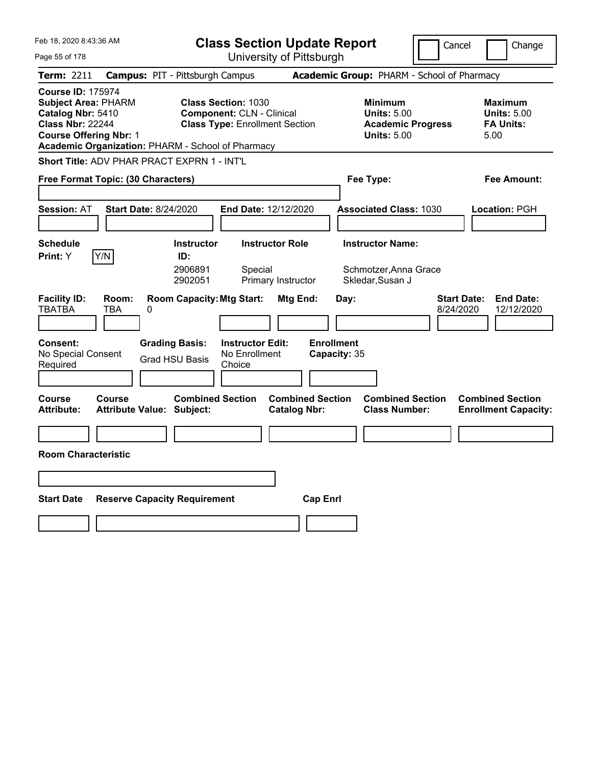Feb 18, 2020 8:43:36 AM

# Class Section Update Report

University of Pittsburgh

Cancel / Change

**Term:** 2211 **Campus:** PIT - Pittsburgh Campus **Academic Group:** PHARM - School of Pharmacy

**Course ID:** 175974
**Subject Area:** PHARM
**Catalog Nbr:** 5410
**Class Nbr:** 22244
**Course Offering Nbr:** 1
**Academic Organization:** PHARM - School of Pharmacy

**Class Section:** 1030
**Component:** CLN - Clinical
**Class Type:** Enrollment Section

**Minimum Units:** 5.00
**Academic Progress Units:** 5.00

**Maximum Units:** 5.00
**FA Units:** 5.00

**Short Title:** ADV PHAR PRACT EXPRN 1 - INT'L

**Free Format Topic: (30 Characters)**

**Fee Type:**

**Fee Amount:**

**Session:** AT **Start Date:** 8/24/2020 **End Date:** 12/12/2020 **Associated Class:** 1030 **Location:** PGH

**Schedule Print:** Y Y/N

| Instructor ID | Instructor Role | Instructor Name |
|---|---|---|
| 2906891 | Special | Schmotzer,Anna Grace |
| 2902051 | Primary Instructor | Skledar,Susan J |

| Facility ID | Room | Room Capacity | Mtg Start | Mtg End | Day | Start Date | End Date |
|---|---|---|---|---|---|---|---|
| TBATBA | TBA | 0 | | | | 8/24/2020 | 12/12/2020 |

**Consent:** No Special Consent Required
**Grading Basis:** Grad HSU Basis
**Instructor Edit:** No Enrollment Choice
**Enrollment Capacity:** 35

| Course Attribute | Course Attribute Value | Combined Section Subject | Combined Section Catalog Nbr | Combined Section Class Number | Combined Section Enrollment Capacity |
|---|---|---|---|---|---|
| | | | | | |

**Room Characteristic**

| Start Date | Reserve Capacity Requirement | Cap Enrl |
|---|---|---|
| | | |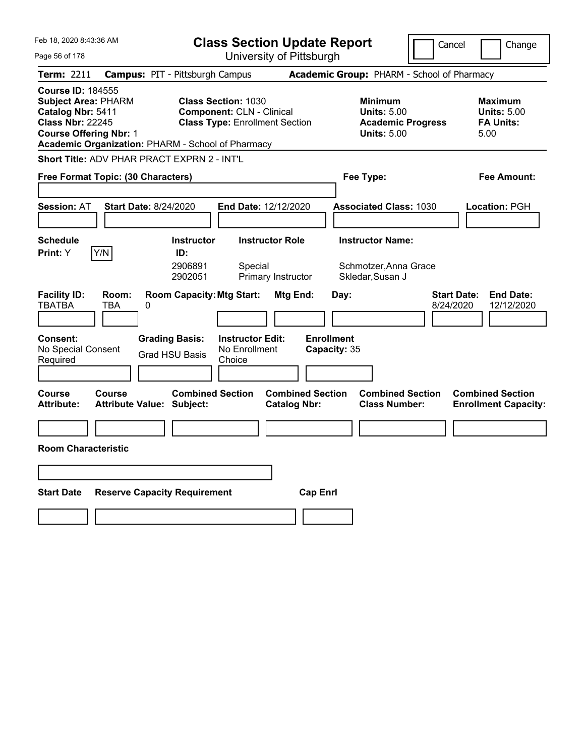# Class Section Update Report

University of Pittsburgh

Cancel | Change

**Term:** 2211 **Campus:** PIT - Pittsburgh Campus **Academic Group:** PHARM - School of Pharmacy

**Course ID:** 184555
**Subject Area:** PHARM
**Catalog Nbr:** 5411
**Class Nbr:** 22245
**Course Offering Nbr:** 1
**Academic Organization:** PHARM - School of Pharmacy

**Class Section:** 1030
**Component:** CLN - Clinical
**Class Type:** Enrollment Section

| | Minimum | Maximum |
|---|---|---|
| Units | 5.00 | 5.00 |
| Academic Progress / FA Units | 5.00 | 5.00 |

**Short Title:** ADV PHAR PRACT EXPRN 2 - INT'L

**Free Format Topic: (30 Characters)** **Fee Type:** **Fee Amount:**

**Session:** AT **Start Date:** 8/24/2020 **End Date:** 12/12/2020 **Associated Class:** 1030 **Location:** PGH

**Schedule Print:** Y [Y/N]

| Instructor ID | Instructor Role | Instructor Name |
|---|---|---|
| 2906891 | Special | Schmotzer,Anna Grace |
| 2902051 | Primary Instructor | Skledar,Susan J |

| Facility ID | Room | Room Capacity | Mtg Start | Mtg End | Day | Start Date | End Date |
|---|---|---|---|---|---|---|---|
| TBATBA | TBA | 0 | | | | 8/24/2020 | 12/12/2020 |

**Consent:** No Special Consent Required
**Grading Basis:** Grad HSU Basis
**Instructor Edit:** No Enrollment Choice
**Enrollment Capacity:** 35

| Course Attribute | Course Attribute Value | Combined Section Subject | Combined Section Catalog Nbr | Combined Section Class Number | Combined Section Enrollment Capacity |
|---|---|---|---|---|---|
| | | | | | |

**Room Characteristic**

| Start Date | Reserve Capacity Requirement | Cap Enrl |
|---|---|---|
| | | |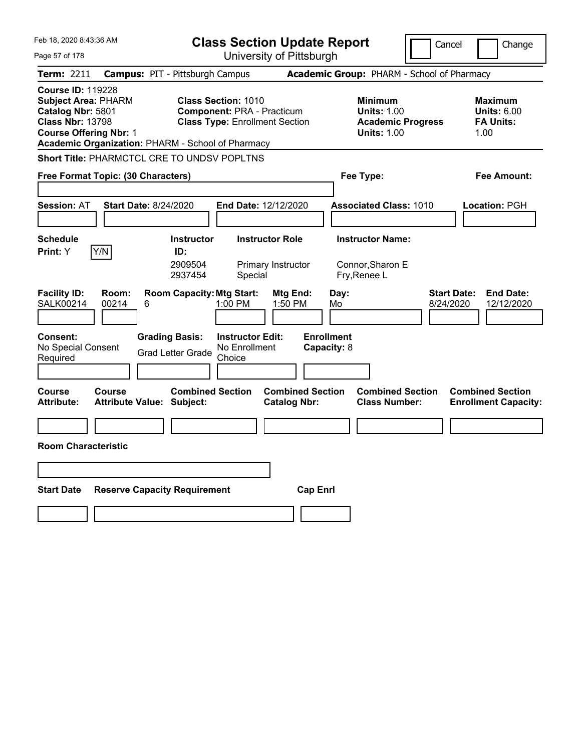Feb 18, 2020 8:43:36 AM

# Class Section Update Report

University of Pittsburgh

Cancel | Change

**Term:** 2211 **Campus:** PIT - Pittsburgh Campus **Academic Group:** PHARM - School of Pharmacy

**Course ID:** 119228
**Subject Area:** PHARM
**Catalog Nbr:** 5801
**Class Nbr:** 13798
**Course Offering Nbr:** 1
**Academic Organization:** PHARM - School of Pharmacy

**Class Section:** 1010
**Component:** PRA - Practicum
**Class Type:** Enrollment Section

**Minimum Units:** 1.00
**Academic Progress Units:** 1.00

**Maximum Units:** 6.00
**FA Units:** 1.00

**Short Title:** PHARMCTCL CRE TO UNDSV POPLTNS

**Free Format Topic: (30 Characters)**

**Fee Type:**

**Fee Amount:**

**Session:** AT **Start Date:** 8/24/2020 **End Date:** 12/12/2020 **Associated Class:** 1010 **Location:** PGH

**Schedule Print:** Y [Y/N]

| Instructor ID | Instructor Role | Instructor Name |
|---|---|---|
| 2909504 | Primary Instructor | Connor,Sharon E |
| 2937454 | Special | Fry,Renee L |

| Facility ID | Room | Room Capacity | Mtg Start | Mtg End | Day | Start Date | End Date |
|---|---|---|---|---|---|---|---|
| SALK00214 | 00214 | 6 | 1:00 PM | 1:50 PM | Mo | 8/24/2020 | 12/12/2020 |

**Consent:** No Special Consent Required
**Grading Basis:** Grad Letter Grade
**Instructor Edit:** No Enrollment Choice
**Enrollment Capacity:** 8

| Course Attribute | Course Attribute Value | Combined Section Subject | Combined Section Catalog Nbr | Combined Section Class Number | Combined Section Enrollment Capacity |
|---|---|---|---|---|---|
| | | | | | |

**Room Characteristic**

| Start Date | Reserve Capacity Requirement | Cap Enrl |
|---|---|---|
| | | |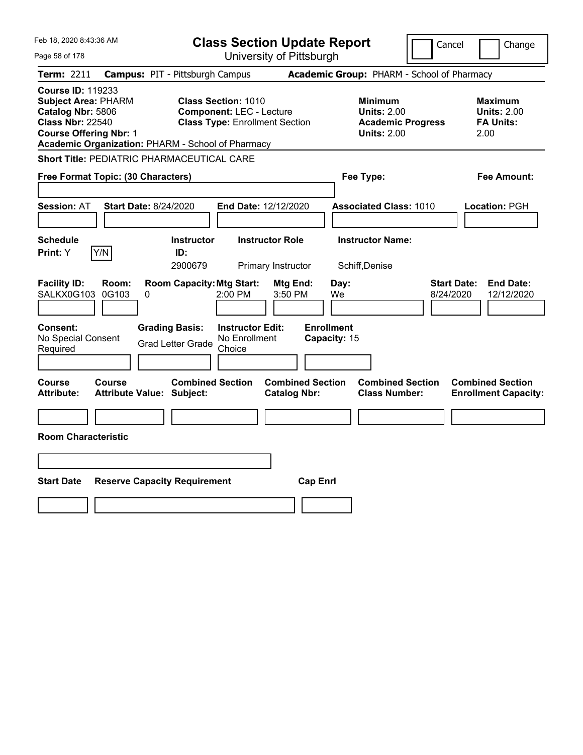Feb 18, 2020 8:43:36 AM

# Class Section Update Report

University of Pittsburgh

Cancel | Change

**Term:** 2211 **Campus:** PIT - Pittsburgh Campus **Academic Group:** PHARM - School of Pharmacy

**Course ID:** 119233
**Subject Area:** PHARM
**Catalog Nbr:** 5806
**Class Nbr:** 22540
**Course Offering Nbr:** 1
**Academic Organization:** PHARM - School of Pharmacy

**Class Section:** 1010
**Component:** LEC - Lecture
**Class Type:** Enrollment Section

**Minimum Units:** 2.00
**Academic Progress Units:** 2.00

**Maximum Units:** 2.00
**FA Units:** 2.00

**Short Title:** PEDIATRIC PHARMACEUTICAL CARE

**Free Format Topic: (30 Characters)**

**Fee Type:**

**Fee Amount:**

**Session:** AT **Start Date:** 8/24/2020 **End Date:** 12/12/2020 **Associated Class:** 1010 **Location:** PGH

| Schedule Print | Instructor ID | Instructor Role | Instructor Name |
|---|---|---|---|
| Y (Y/N) | 2900679 | Primary Instructor | Schiff,Denise |

| Facility ID | Room | Room Capacity | Mtg Start | Mtg End | Day | Start Date | End Date |
|---|---|---|---|---|---|---|---|
| SALKX0G103 | 0G103 | 0 | 2:00 PM | 3:50 PM | We | 8/24/2020 | 12/12/2020 |

**Consent:** No Special Consent Required
**Grading Basis:** Grad Letter Grade
**Instructor Edit:** No Enrollment Choice
**Enrollment Capacity:** 15

| Course Attribute | Course Attribute Value | Combined Section Subject | Combined Section Catalog Nbr | Combined Section Class Number | Combined Section Enrollment Capacity |
|---|---|---|---|---|---|
| | | | | | |

**Room Characteristic**

| Start Date | Reserve Capacity Requirement | Cap Enrl |
|---|---|---|
| | | |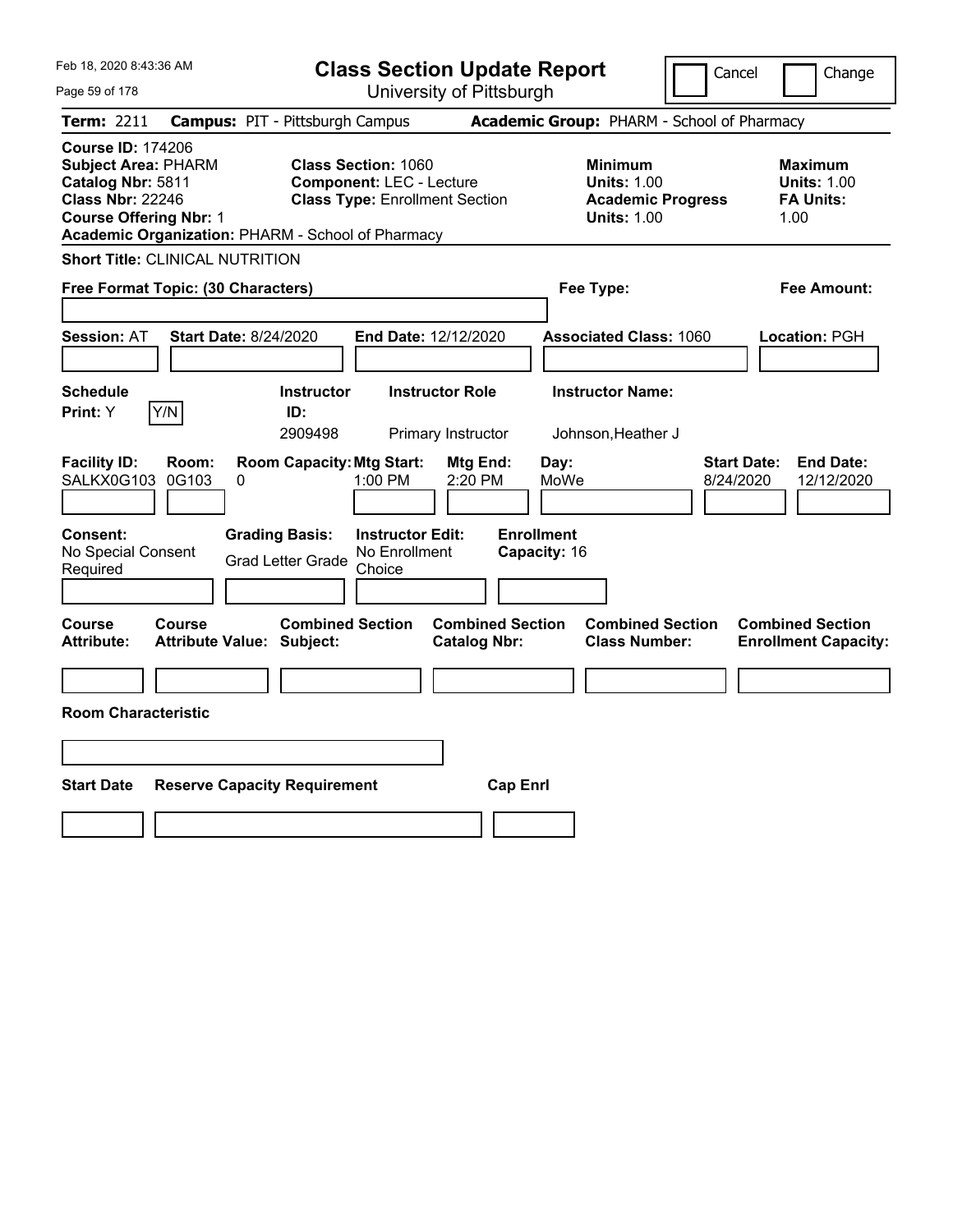# Class Section Update Report

University of Pittsburgh

Cancel ☐ Change ☐

**Term:** 2211 **Campus:** PIT - Pittsburgh Campus **Academic Group:** PHARM - School of Pharmacy

**Course ID:** 174206
**Subject Area:** PHARM
**Catalog Nbr:** 5811
**Class Nbr:** 22246
**Course Offering Nbr:** 1
**Academic Organization:** PHARM - School of Pharmacy

**Class Section:** 1060
**Component:** LEC - Lecture
**Class Type:** Enrollment Section

**Minimum Units:** 1.00
**Academic Progress Units:** 1.00

**Maximum Units:** 1.00
**FA Units:** 1.00

**Short Title:** CLINICAL NUTRITION

**Free Format Topic: (30 Characters)**

**Fee Type:**

**Fee Amount:**

**Session:** AT **Start Date:** 8/24/2020 **End Date:** 12/12/2020 **Associated Class:** 1060 **Location:** PGH

| Schedule Print | Instructor ID | Instructor Role | Instructor Name |
|---|---|---|---|
| Y (Y/N) | 2909498 | Primary Instructor | Johnson,Heather J |

| Facility ID | Room | Room Capacity | Mtg Start | Mtg End | Day | Start Date | End Date |
|---|---|---|---|---|---|---|---|
| SALKX0G103 | 0G103 | 0 | 1:00 PM | 2:20 PM | MoWe | 8/24/2020 | 12/12/2020 |

**Consent:** No Special Consent Required
**Grading Basis:** Grad Letter Grade
**Instructor Edit:** No Enrollment Choice
**Enrollment Capacity:** 16

| Course Attribute | Course Attribute Value | Combined Section Subject | Combined Section Catalog Nbr | Combined Section Class Number | Combined Section Enrollment Capacity |
|---|---|---|---|---|---|
| | | | | | |

**Room Characteristic**

| Start Date | Reserve Capacity Requirement | Cap Enrl |
|---|---|---|
| | | |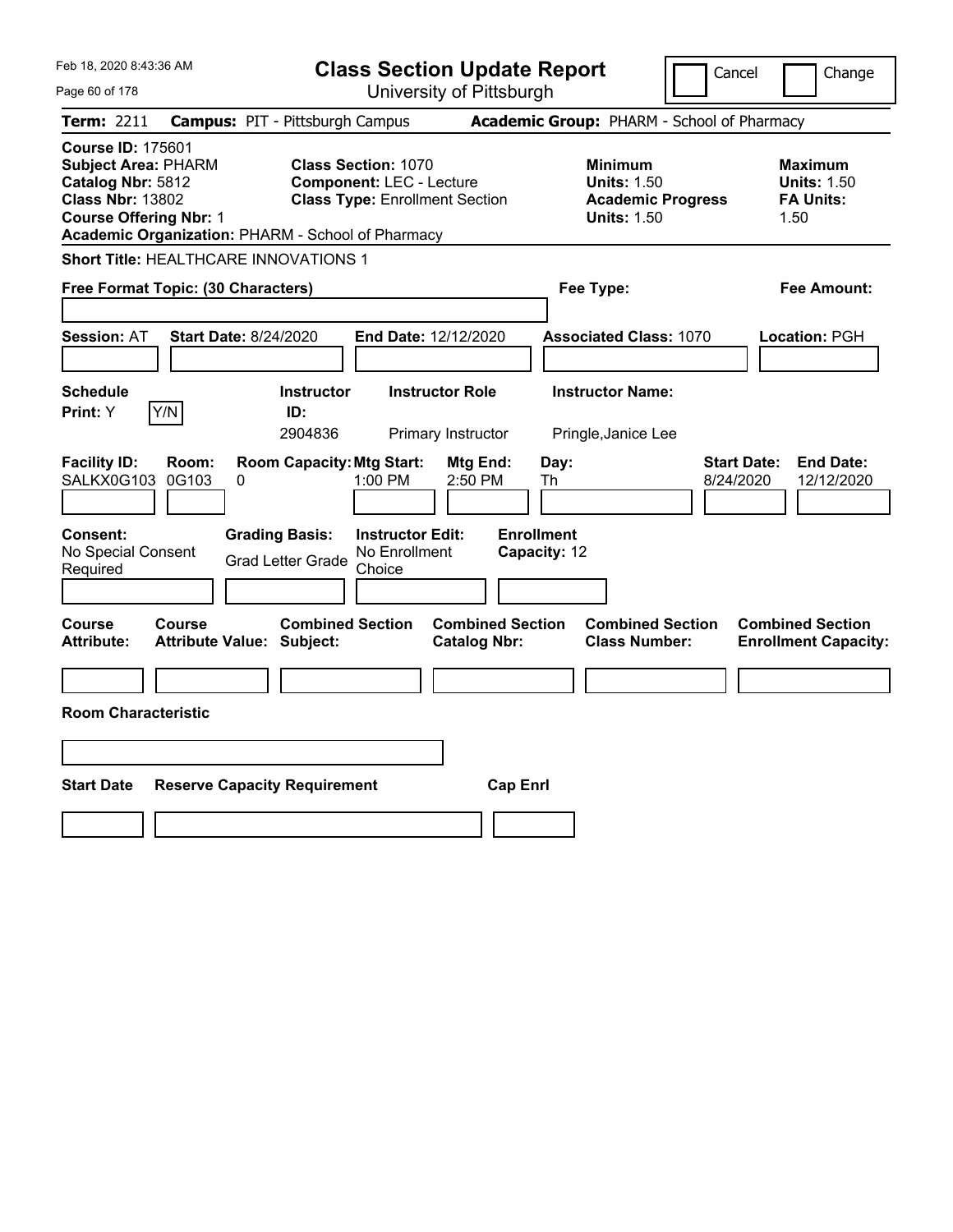# Class Section Update Report

University of Pittsburgh

Cancel | Change

**Term:** 2211 **Campus:** PIT - Pittsburgh Campus **Academic Group:** PHARM - School of Pharmacy

**Course ID:** 175601
**Subject Area:** PHARM
**Catalog Nbr:** 5812
**Class Nbr:** 13802
**Course Offering Nbr:** 1
**Academic Organization:** PHARM - School of Pharmacy

**Class Section:** 1070
**Component:** LEC - Lecture
**Class Type:** Enrollment Section

**Minimum Units:** 1.50
**Academic Progress Units:** 1.50

**Maximum Units:** 1.50
**FA Units:** 1.50

**Short Title:** HEALTHCARE INNOVATIONS 1

**Free Format Topic: (30 Characters)**

**Fee Type:**

**Fee Amount:**

**Session:** AT **Start Date:** 8/24/2020 **End Date:** 12/12/2020 **Associated Class:** 1070 **Location:** PGH

| Schedule Print | Instructor ID | Instructor Role | Instructor Name |
|---|---|---|---|
| Y | 2904836 | Primary Instructor | Pringle,Janice Lee |

| Facility ID | Room | Room Capacity | Mtg Start | Mtg End | Day | Start Date | End Date |
|---|---|---|---|---|---|---|---|
| SALKX0G103 | 0G103 | 0 | 1:00 PM | 2:50 PM | Th | 8/24/2020 | 12/12/2020 |

**Consent:** No Special Consent Required
**Grading Basis:** Grad Letter Grade
**Instructor Edit:** No Enrollment Choice
**Enrollment Capacity:** 12

| Course Attribute | Course Attribute Value | Combined Section Subject | Combined Section Catalog Nbr | Combined Section Class Number | Combined Section Enrollment Capacity |
|---|---|---|---|---|---|
| | | | | | |

**Room Characteristic**

| Start Date | Reserve Capacity Requirement | Cap Enrl |
|---|---|---|
| | | |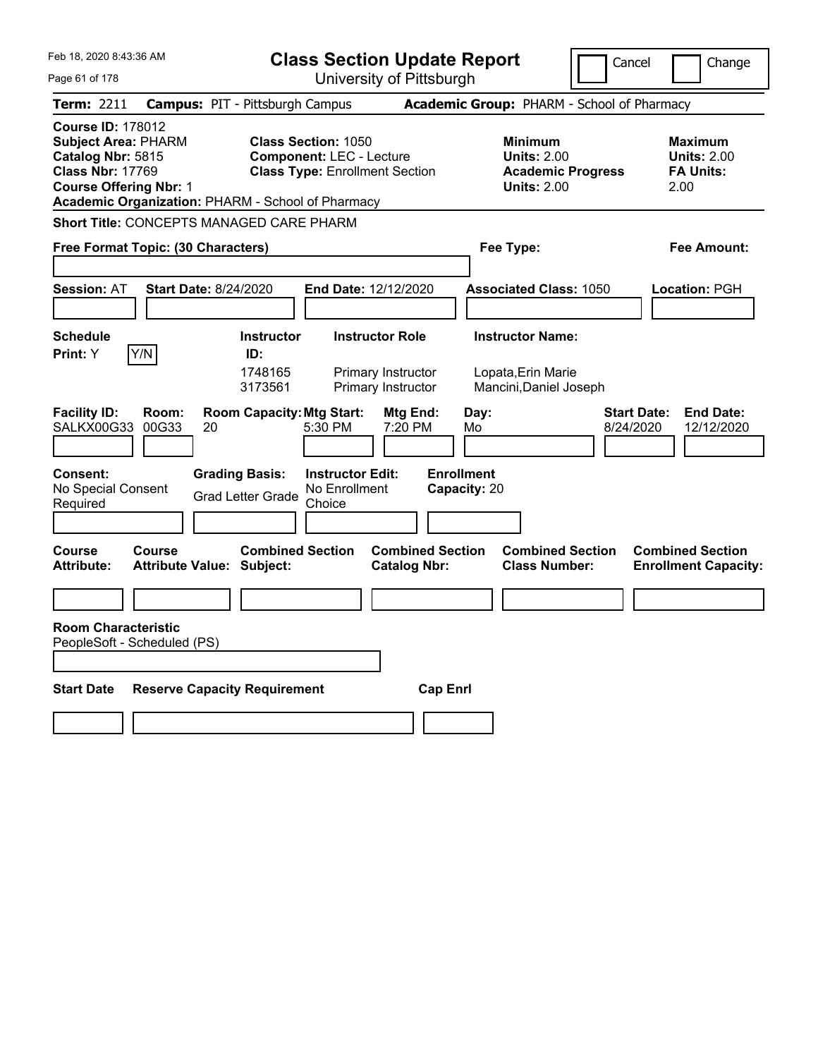Feb 18, 2020 8:43:36 AM

# Class Section Update Report

University of Pittsburgh

Cancel | Change

**Term:** 2211 **Campus:** PIT - Pittsburgh Campus **Academic Group:** PHARM - School of Pharmacy

**Course ID:** 178012
**Subject Area:** PHARM
**Catalog Nbr:** 5815
**Class Nbr:** 17769
**Course Offering Nbr:** 1
**Academic Organization:** PHARM - School of Pharmacy

**Class Section:** 1050
**Component:** LEC - Lecture
**Class Type:** Enrollment Section

**Minimum**
**Units:** 2.00
**Academic Progress Units:** 2.00

**Maximum**
**Units:** 2.00
**FA Units:** 2.00

**Short Title:** CONCEPTS MANAGED CARE PHARM

**Free Format Topic: (30 Characters)**

**Fee Type:**

**Fee Amount:**

**Session:** AT **Start Date:** 8/24/2020 **End Date:** 12/12/2020 **Associated Class:** 1050 **Location:** PGH

**Schedule Print:** Y Y/N

| Instructor ID: | Instructor Role | Instructor Name: |
|---|---|---|
| 1748165 | Primary Instructor | Lopata,Erin Marie |
| 3173561 | Primary Instructor | Mancini,Daniel Joseph |

| Facility ID: | Room: | Room Capacity: | Mtg Start: | Mtg End: | Day: | Start Date: | End Date: |
|---|---|---|---|---|---|---|---|
| SALKX00G33 | 00G33 | 20 | 5:30 PM | 7:20 PM | Mo | 8/24/2020 | 12/12/2020 |

**Consent:** No Special Consent Required
**Grading Basis:** Grad Letter Grade
**Instructor Edit:** No Enrollment Choice
**Enrollment Capacity:** 20

| Course Attribute: | Course Attribute Value: | Combined Section Subject: | Combined Section Catalog Nbr: | Combined Section Class Number: | Combined Section Enrollment Capacity: |
|---|---|---|---|---|---|
| | | | | | |

**Room Characteristic**
PeopleSoft - Scheduled (PS)

| Start Date | Reserve Capacity Requirement | Cap Enrl |
|---|---|---|
| | | |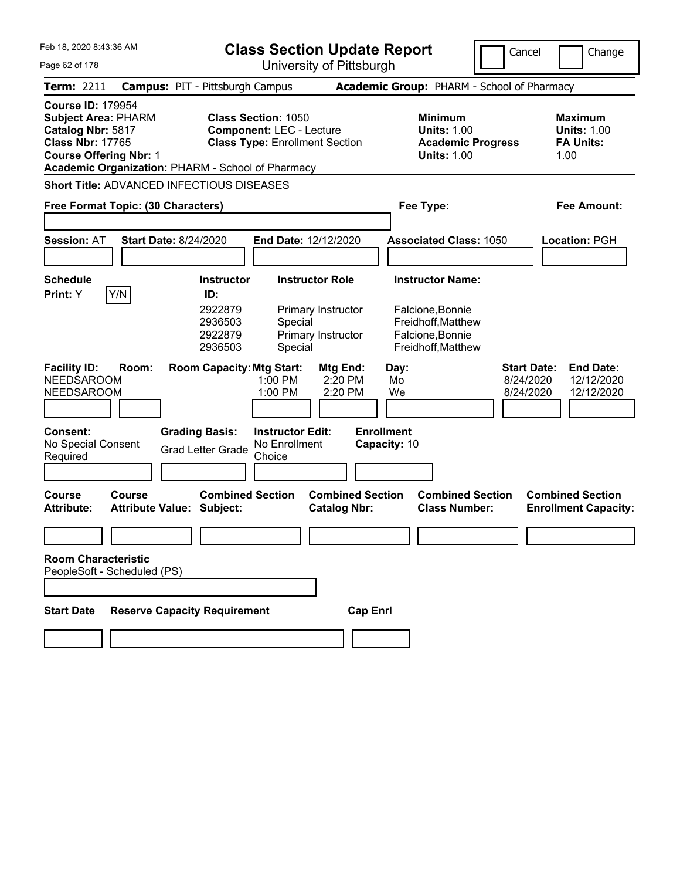Feb 18, 2020 8:43:36 AM

# Class Section Update Report

University of Pittsburgh

Cancel | Change

**Term:** 2211 **Campus:** PIT - Pittsburgh Campus **Academic Group:** PHARM - School of Pharmacy

**Course ID:** 179954
**Subject Area:** PHARM
**Catalog Nbr:** 5817
**Class Nbr:** 17765
**Course Offering Nbr:** 1
**Academic Organization:** PHARM - School of Pharmacy

**Class Section:** 1050
**Component:** LEC - Lecture
**Class Type:** Enrollment Section

**Minimum Units:** 1.00
**Academic Progress Units:** 1.00

**Maximum Units:** 1.00
**FA Units:** 1.00

**Short Title:** ADVANCED INFECTIOUS DISEASES

**Free Format Topic: (30 Characters)**

**Fee Type:**

**Fee Amount:**

**Session:** AT **Start Date:** 8/24/2020 **End Date:** 12/12/2020 **Associated Class:** 1050 **Location:** PGH

**Schedule Print:** Y Y/N

| Instructor ID: | Instructor Role | Instructor Name: |
|---|---|---|
| 2922879 | Primary Instructor | Falcione,Bonnie |
| 2936503 | Special | Freidhoff,Matthew |
| 2922879 | Primary Instructor | Falcione,Bonnie |
| 2936503 | Special | Freidhoff,Matthew |

| Facility ID: | Room: | Room Capacity: | Mtg Start: | Mtg End: | Day: | Start Date: | End Date: |
|---|---|---|---|---|---|---|---|
| NEEDSAROOM | | | 1:00 PM | 2:20 PM | Mo | 8/24/2020 | 12/12/2020 |
| NEEDSAROOM | | | 1:00 PM | 2:20 PM | We | 8/24/2020 | 12/12/2020 |

**Consent:** No Special Consent Required
**Grading Basis:** Grad Letter Grade
**Instructor Edit:** No Enrollment Choice
**Enrollment Capacity:** 10

| Course Attribute: | Course Attribute Value: | Combined Section Subject: | Combined Section Catalog Nbr: | Combined Section Class Number: | Combined Section Enrollment Capacity: |
|---|---|---|---|---|---|
| | | | | | |

**Room Characteristic**
PeopleSoft - Scheduled (PS)

| Start Date | Reserve Capacity Requirement | Cap Enrl |
|---|---|---|
| | | |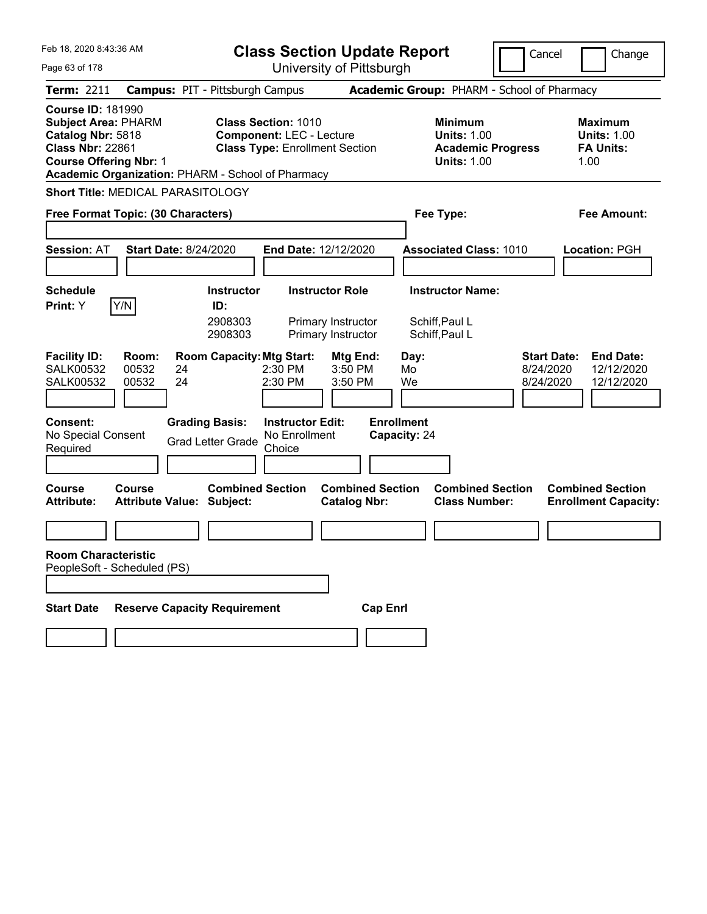# Class Section Update Report

University of Pittsburgh

Cancel | Change

**Term:** 2211 **Campus:** PIT - Pittsburgh Campus **Academic Group:** PHARM - School of Pharmacy

**Course ID:** 181990
**Subject Area:** PHARM
**Catalog Nbr:** 5818
**Class Nbr:** 22861
**Course Offering Nbr:** 1
**Academic Organization:** PHARM - School of Pharmacy

**Class Section:** 1010
**Component:** LEC - Lecture
**Class Type:** Enrollment Section

**Minimum Units:** 1.00
**Academic Progress Units:** 1.00

**Maximum Units:** 1.00
**FA Units:** 1.00

**Short Title:** MEDICAL PARASITOLOGY

**Free Format Topic: (30 Characters)**

**Fee Type:**

**Fee Amount:**

**Session:** AT **Start Date:** 8/24/2020 **End Date:** 12/12/2020 **Associated Class:** 1010 **Location:** PGH

| Schedule Print | Instructor ID | Instructor Role | Instructor Name |
|---|---|---|---|
| Y (Y/N) | 2908303 | Primary Instructor | Schiff,Paul L |
| | 2908303 | Primary Instructor | Schiff,Paul L |

| Facility ID | Room | Room Capacity | Mtg Start | Mtg End | Day | Start Date | End Date |
|---|---|---|---|---|---|---|---|
| SALK00532 | 00532 | 24 | 2:30 PM | 3:50 PM | Mo | 8/24/2020 | 12/12/2020 |
| SALK00532 | 00532 | 24 | 2:30 PM | 3:50 PM | We | 8/24/2020 | 12/12/2020 |

**Consent:** No Special Consent Required
**Grading Basis:** Grad Letter Grade
**Instructor Edit:** No Enrollment Choice
**Enrollment Capacity:** 24

| Course Attribute | Course Attribute Value | Combined Section Subject | Combined Section Catalog Nbr | Combined Section Class Number | Combined Section Enrollment Capacity |
|---|---|---|---|---|---|
| | | | | | |

**Room Characteristic**
PeopleSoft - Scheduled (PS)

| Start Date | Reserve Capacity Requirement | Cap Enrl |
|---|---|---|
| | | |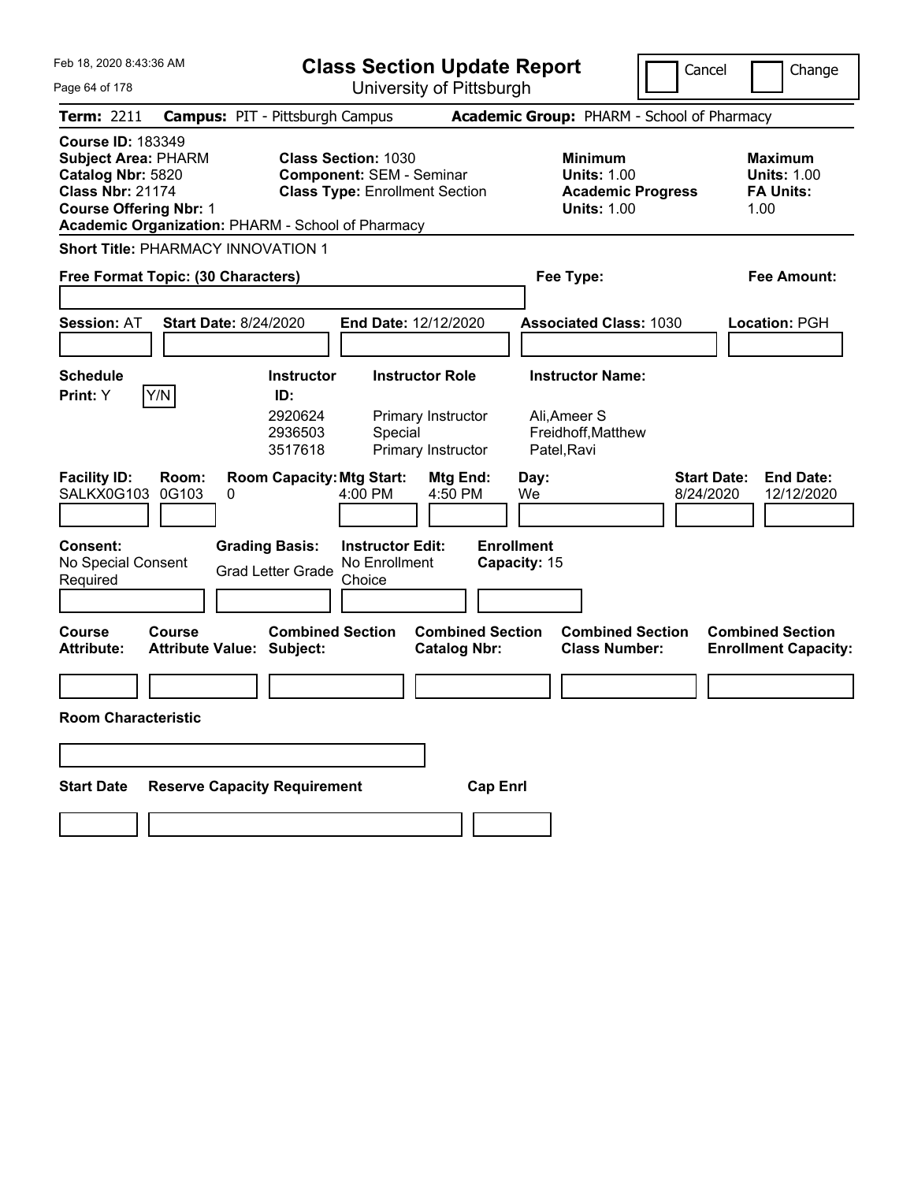# Class Section Update Report

University of Pittsburgh

Cancel | Change

**Term:** 2211 **Campus:** PIT - Pittsburgh Campus **Academic Group:** PHARM - School of Pharmacy

**Course ID:** 183349
**Subject Area:** PHARM
**Catalog Nbr:** 5820
**Class Nbr:** 21174
**Course Offering Nbr:** 1
**Academic Organization:** PHARM - School of Pharmacy

**Class Section:** 1030
**Component:** SEM - Seminar
**Class Type:** Enrollment Section

**Minimum Units:** 1.00
**Academic Progress Units:** 1.00

**Maximum Units:** 1.00
**FA Units:** 1.00

**Short Title:** PHARMACY INNOVATION 1

**Free Format Topic: (30 Characters)**

**Fee Type:**

**Fee Amount:**

**Session:** AT **Start Date:** 8/24/2020 **End Date:** 12/12/2020 **Associated Class:** 1030 **Location:** PGH

**Schedule Print:** Y [Y/N]

| Instructor ID | Instructor Role | Instructor Name |
|---|---|---|
| 2920624 | Primary Instructor | Ali,Ameer S |
| 2936503 | Special | Freidhoff,Matthew |
| 3517618 | Primary Instructor | Patel,Ravi |

| Facility ID | Room | Room Capacity | Mtg Start | Mtg End | Day | Start Date | End Date |
|---|---|---|---|---|---|---|---|
| SALKX0G103 | 0G103 | 0 | 4:00 PM | 4:50 PM | We | 8/24/2020 | 12/12/2020 |

**Consent:** No Special Consent Required
**Grading Basis:** Grad Letter Grade
**Instructor Edit:** No Enrollment Choice
**Enrollment Capacity:** 15

| Course Attribute | Course Attribute Value | Combined Section Subject | Combined Section Catalog Nbr | Combined Section Class Number | Combined Section Enrollment Capacity |
|---|---|---|---|---|---|
| | | | | | |

**Room Characteristic**

| Start Date | Reserve Capacity Requirement | Cap Enrl |
|---|---|---|
| | | |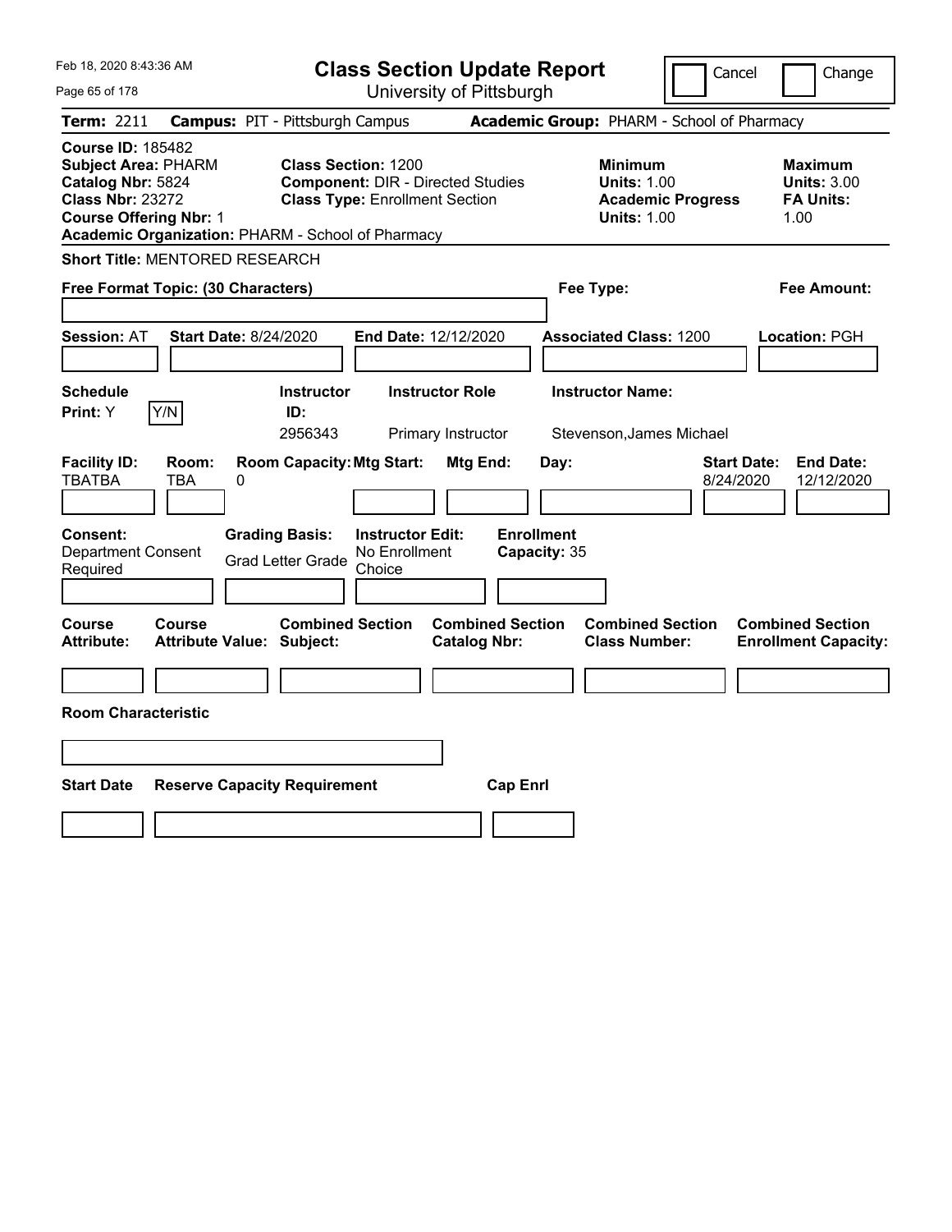# Class Section Update Report

University of Pittsburgh

Cancel | Change

**Term:** 2211 **Campus:** PIT - Pittsburgh Campus **Academic Group:** PHARM - School of Pharmacy

**Course ID:** 185482
**Subject Area:** PHARM
**Catalog Nbr:** 5824
**Class Nbr:** 23272
**Course Offering Nbr:** 1
**Academic Organization:** PHARM - School of Pharmacy

**Class Section:** 1200
**Component:** DIR - Directed Studies
**Class Type:** Enrollment Section

**Minimum**
**Units:** 1.00
**Academic Progress Units:** 1.00

**Maximum**
**Units:** 3.00
**FA Units:** 1.00

**Short Title:** MENTORED RESEARCH

**Free Format Topic: (30 Characters)**

**Fee Type:**

**Fee Amount:**

**Session:** AT **Start Date:** 8/24/2020 **End Date:** 12/12/2020 **Associated Class:** 1200 **Location:** PGH

| Schedule Print: | Instructor ID: | Instructor Role | Instructor Name: |
|---|---|---|---|
| Y [Y/N] | 2956343 | Primary Instructor | Stevenson,James Michael |

| Facility ID: | Room: | Room Capacity: | Mtg Start: | Mtg End: | Day: | Start Date: | End Date: |
|---|---|---|---|---|---|---|---|
| TBATBA | TBA | 0 | | | | 8/24/2020 | 12/12/2020 |

| Consent: | Grading Basis: | Instructor Edit: | Enrollment Capacity: |
|---|---|---|---|
| Department Consent Required | Grad Letter Grade | No Enrollment Choice | 35 |

| Course Attribute: | Course Attribute Value: | Combined Section Subject: | Combined Section Catalog Nbr: | Combined Section Class Number: | Combined Section Enrollment Capacity: |
|---|---|---|---|---|---|
| | | | | | |

**Room Characteristic**

| Start Date | Reserve Capacity Requirement | Cap Enrl |
|---|---|---|
| | | |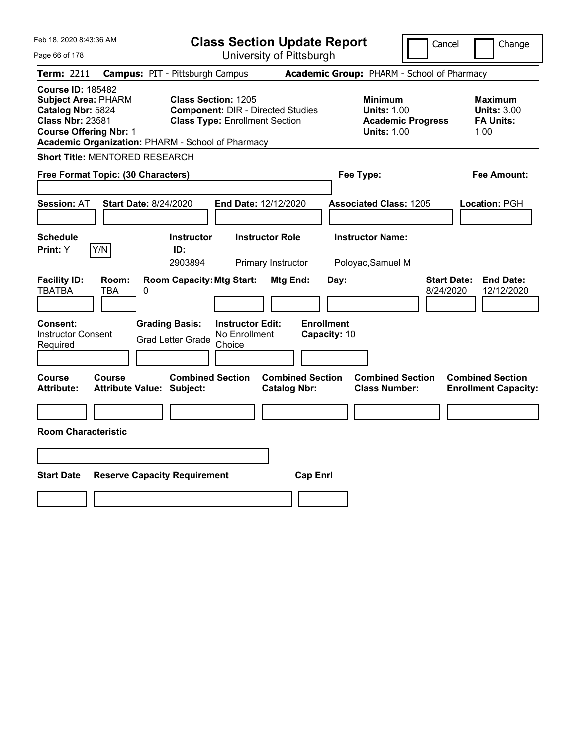Feb 18, 2020 8:43:36 AM

# Class Section Update Report

University of Pittsburgh

Cancel | Change

**Term:** 2211 **Campus:** PIT - Pittsburgh Campus **Academic Group:** PHARM - School of Pharmacy

**Course ID:** 185482
**Subject Area:** PHARM
**Catalog Nbr:** 5824
**Class Nbr:** 23581
**Course Offering Nbr:** 1
**Academic Organization:** PHARM - School of Pharmacy

**Class Section:** 1205
**Component:** DIR - Directed Studies
**Class Type:** Enrollment Section

**Minimum**
**Units:** 1.00
**Academic Progress Units:** 1.00

**Maximum**
**Units:** 3.00
**FA Units:** 1.00

**Short Title:** MENTORED RESEARCH

**Free Format Topic: (30 Characters)**

**Fee Type:**

**Fee Amount:**

**Session:** AT **Start Date:** 8/24/2020 **End Date:** 12/12/2020 **Associated Class:** 1205 **Location:** PGH

| Schedule Print: | Instructor ID: | Instructor Role | Instructor Name: |
|---|---|---|---|
| Y Y/N | 2903894 | Primary Instructor | Poloyac,Samuel M |

| Facility ID: | Room: | Room Capacity: | Mtg Start: | Mtg End: | Day: | Start Date: | End Date: |
|---|---|---|---|---|---|---|---|
| TBATBA | TBA | 0 | | | | 8/24/2020 | 12/12/2020 |

**Consent:** Instructor Consent Required
**Grading Basis:** Grad Letter Grade
**Instructor Edit:** No Enrollment Choice
**Enrollment Capacity:** 10

| Course Attribute: | Course Attribute Value: | Combined Section Subject: | Combined Section Catalog Nbr: | Combined Section Class Number: | Combined Section Enrollment Capacity: |
|---|---|---|---|---|---|
| | | | | | |

**Room Characteristic**

| Start Date | Reserve Capacity Requirement | Cap Enrl |
|---|---|---|
| | | |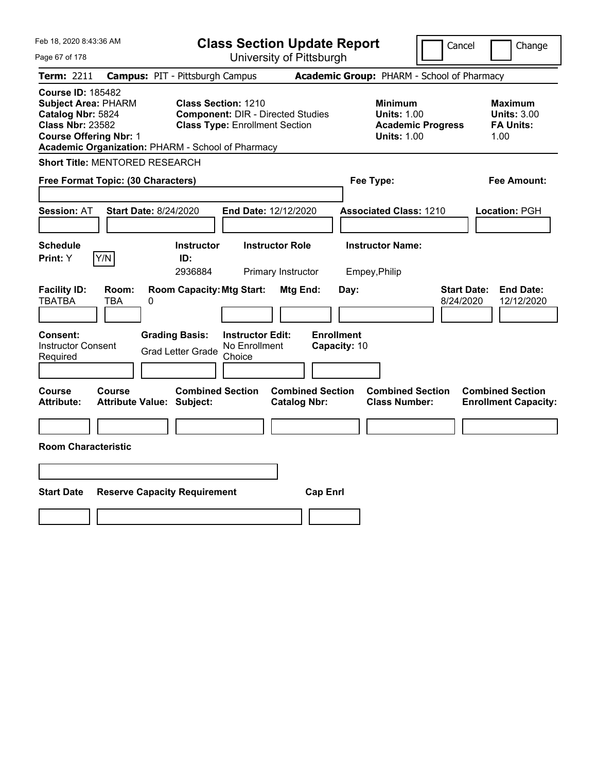# Class Section Update Report

University of Pittsburgh

Cancel | Change

**Term:** 2211 **Campus:** PIT - Pittsburgh Campus **Academic Group:** PHARM - School of Pharmacy

**Course ID:** 185482
**Subject Area:** PHARM
**Catalog Nbr:** 5824
**Class Nbr:** 23582
**Course Offering Nbr:** 1
**Academic Organization:** PHARM - School of Pharmacy

**Class Section:** 1210
**Component:** DIR - Directed Studies
**Class Type:** Enrollment Section

**Minimum**
**Units:** 1.00
**Academic Progress Units:** 1.00

**Maximum**
**Units:** 3.00
**FA Units:** 1.00

**Short Title:** MENTORED RESEARCH

**Free Format Topic: (30 Characters)**

**Fee Type:**

**Fee Amount:**

**Session:** AT **Start Date:** 8/24/2020 **End Date:** 12/12/2020 **Associated Class:** 1210 **Location:** PGH

| Schedule Print: | Y/N | Instructor ID: | Instructor Role | Instructor Name: |
|---|---|---|---|---|
| Y | | 2936884 | Primary Instructor | Empey,Philip |

| Facility ID: | Room: | Room Capacity: | Mtg Start: | Mtg End: | Day: | Start Date: | End Date: |
|---|---|---|---|---|---|---|---|
| TBATBA | TBA | 0 | | | | 8/24/2020 | 12/12/2020 |

| Consent: | Grading Basis: | Instructor Edit: | Enrollment Capacity: |
|---|---|---|---|
| Instructor Consent Required | Grad Letter Grade | No Enrollment Choice | 10 |

| Course Attribute: | Course Attribute Value: | Combined Section Subject: | Combined Section Catalog Nbr: | Combined Section Class Number: | Combined Section Enrollment Capacity: |
|---|---|---|---|---|---|
| | | | | | |

**Room Characteristic**

| Start Date | Reserve Capacity Requirement | Cap Enrl |
|---|---|---|
| | | |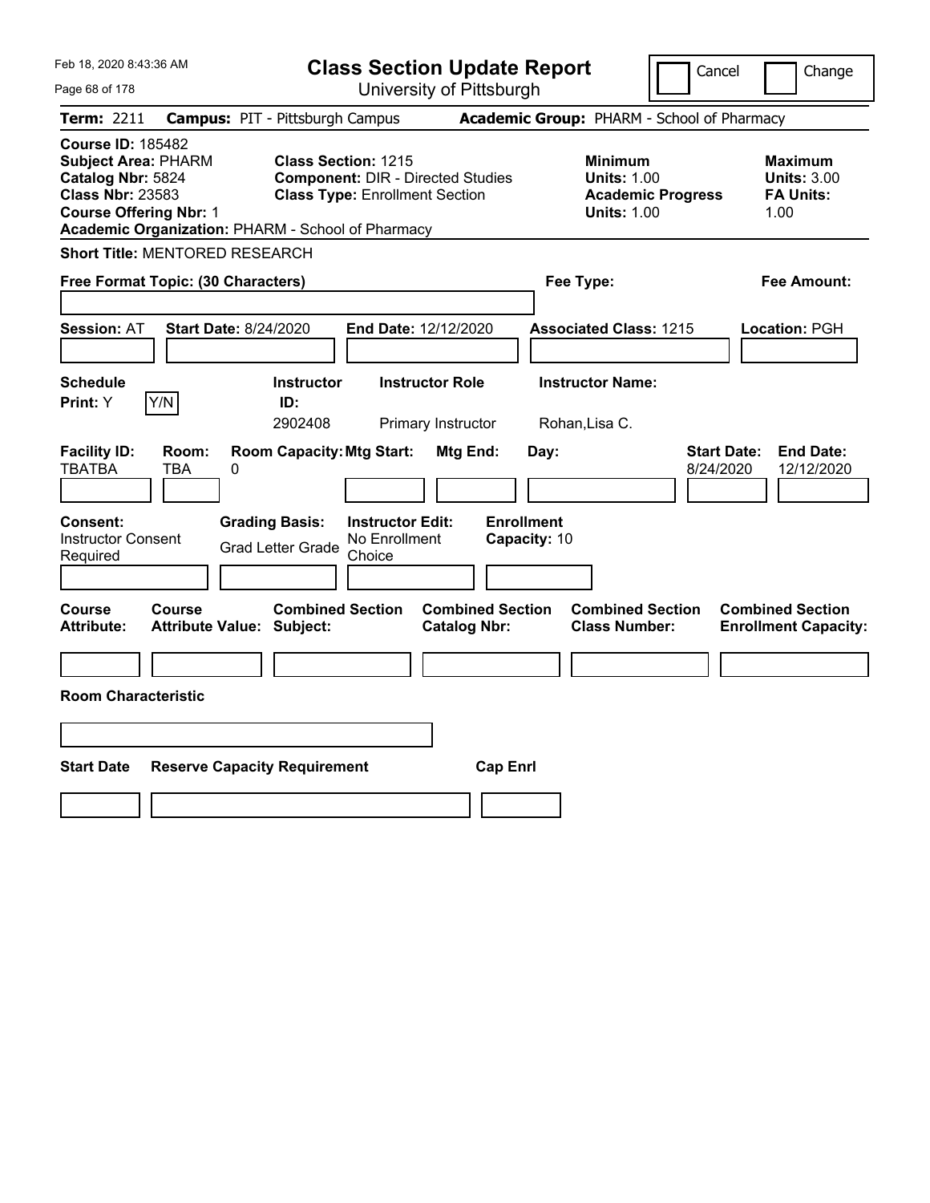Feb 18, 2020 8:43:36 AM

# Class Section Update Report

University of Pittsburgh

Cancel | Change

**Term:** 2211 **Campus:** PIT - Pittsburgh Campus **Academic Group:** PHARM - School of Pharmacy

**Course ID:** 185482
**Subject Area:** PHARM
**Catalog Nbr:** 5824
**Class Nbr:** 23583
**Course Offering Nbr:** 1
**Academic Organization:** PHARM - School of Pharmacy

**Class Section:** 1215
**Component:** DIR - Directed Studies
**Class Type:** Enrollment Section

**Minimum**
**Units:** 1.00
**Academic Progress Units:** 1.00

**Maximum**
**Units:** 3.00
**FA Units:** 1.00

**Short Title:** MENTORED RESEARCH

**Free Format Topic: (30 Characters)**

**Fee Type:**

**Fee Amount:**

**Session:** AT **Start Date:** 8/24/2020 **End Date:** 12/12/2020 **Associated Class:** 1215 **Location:** PGH

| Schedule Print: | Y/N | Instructor ID: | Instructor Role | Instructor Name: |
|---|---|---|---|---|
| Y | | 2902408 | Primary Instructor | Rohan,Lisa C. |

| Facility ID: | Room: | Room Capacity: | Mtg Start: | Mtg End: | Day: | Start Date: | End Date: |
|---|---|---|---|---|---|---|---|
| TBATBA | TBA | 0 | | | | 8/24/2020 | 12/12/2020 |

| Consent: | Grading Basis: | Instructor Edit: | Enrollment Capacity: |
|---|---|---|---|
| Instructor Consent Required | Grad Letter Grade | No Enrollment Choice | 10 |

| Course Attribute: | Course Attribute Value: | Combined Section Subject: | Combined Section Catalog Nbr: | Combined Section Class Number: | Combined Section Enrollment Capacity: |
|---|---|---|---|---|---|
| | | | | | |

**Room Characteristic**

| Start Date | Reserve Capacity Requirement | Cap Enrl |
|---|---|---|
| | | |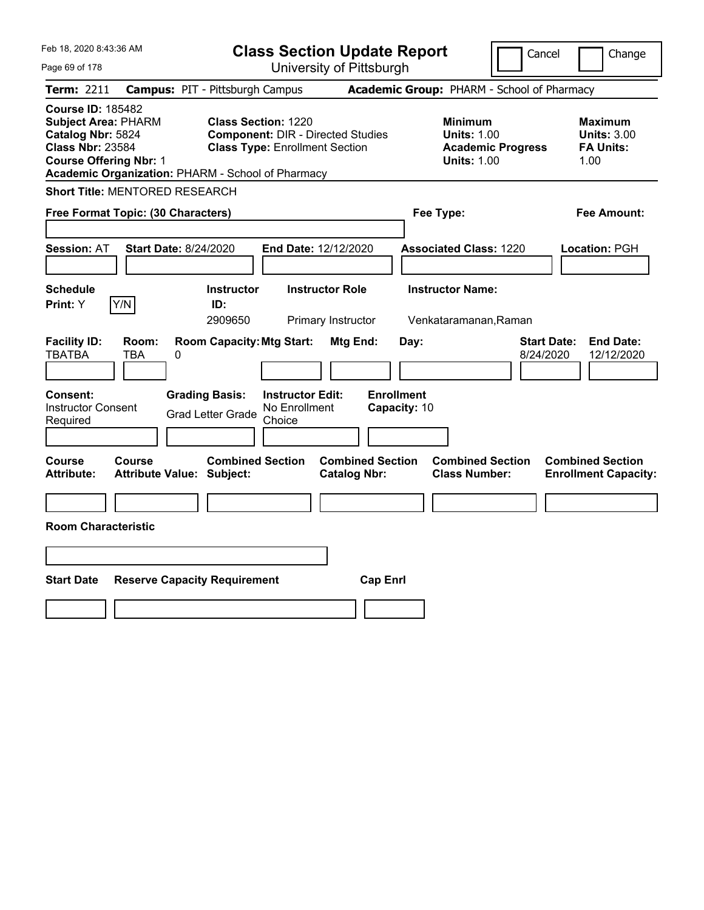Feb 18, 2020 8:43:36 AM

# Class Section Update Report

University of Pittsburgh

Cancel | Change

**Term:** 2211 **Campus:** PIT - Pittsburgh Campus **Academic Group:** PHARM - School of Pharmacy

**Course ID:** 185482
**Subject Area:** PHARM
**Catalog Nbr:** 5824
**Class Nbr:** 23584
**Course Offering Nbr:** 1
**Academic Organization:** PHARM - School of Pharmacy

**Class Section:** 1220
**Component:** DIR - Directed Studies
**Class Type:** Enrollment Section

**Minimum**
**Units:** 1.00
**Academic Progress Units:** 1.00

**Maximum**
**Units:** 3.00
**FA Units:** 1.00

**Short Title:** MENTORED RESEARCH

**Free Format Topic: (30 Characters)**

**Fee Type:**

**Fee Amount:**

**Session:** AT **Start Date:** 8/24/2020 **End Date:** 12/12/2020 **Associated Class:** 1220 **Location:** PGH

| Schedule Print: | | Instructor ID: | Instructor Role | Instructor Name: |
|---|---|---|---|---|
| Y | Y/N | 2909650 | Primary Instructor | Venkataramanan,Raman |

| Facility ID: | Room: | Room Capacity: | Mtg Start: | Mtg End: | Day: | Start Date: | End Date: |
|---|---|---|---|---|---|---|---|
| TBATBA | TBA | 0 | | | | 8/24/2020 | 12/12/2020 |

| Consent: | Grading Basis: | Instructor Edit: | Enrollment Capacity: |
|---|---|---|---|
| Instructor Consent Required | Grad Letter Grade | No Enrollment Choice | 10 |

| Course Attribute: | Course Attribute Value: | Combined Section Subject: | Combined Section Catalog Nbr: | Combined Section Class Number: | Combined Section Enrollment Capacity: |
|---|---|---|---|---|---|
| | | | | | |

**Room Characteristic**

| Start Date | Reserve Capacity Requirement | Cap Enrl |
|---|---|---|
| | | |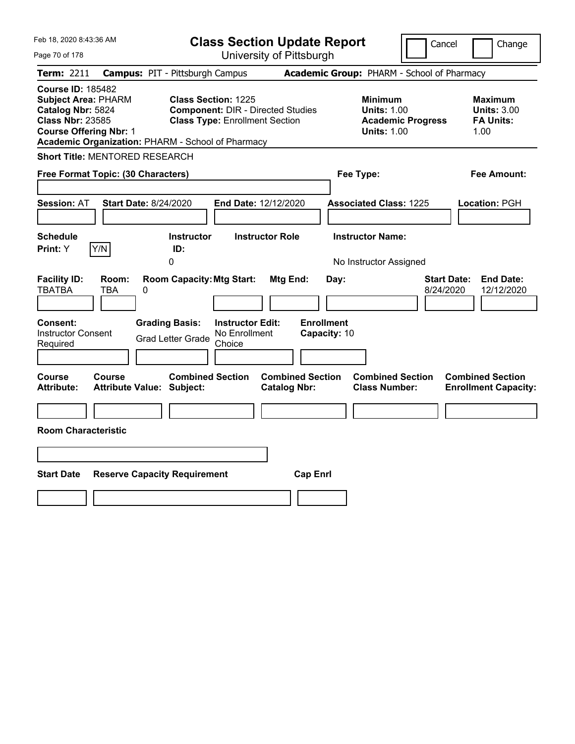# Class Section Update Report

University of Pittsburgh

Cancel | Change

**Term:** 2211 **Campus:** PIT - Pittsburgh Campus **Academic Group:** PHARM - School of Pharmacy

**Course ID:** 185482
**Subject Area:** PHARM
**Catalog Nbr:** 5824
**Class Nbr:** 23585
**Course Offering Nbr:** 1
**Academic Organization:** PHARM - School of Pharmacy

**Class Section:** 1225
**Component:** DIR - Directed Studies
**Class Type:** Enrollment Section

**Minimum**
**Units:** 1.00
**Academic Progress Units:** 1.00

**Maximum**
**Units:** 3.00
**FA Units:** 1.00

**Short Title:** MENTORED RESEARCH

**Free Format Topic: (30 Characters)**

**Fee Type:**

**Fee Amount:**

**Session:** AT **Start Date:** 8/24/2020 **End Date:** 12/12/2020 **Associated Class:** 1225 **Location:** PGH

| Schedule Print: | Instructor ID: | Instructor Role | Instructor Name: |
|---|---|---|---|
| Y | 0 | | No Instructor Assigned |

| Facility ID: | Room: | Room Capacity: | Mtg Start: | Mtg End: | Day: | Start Date: | End Date: |
|---|---|---|---|---|---|---|---|
| TBATBA | TBA | 0 | | | | 8/24/2020 | 12/12/2020 |

| Consent: | Grading Basis: | Instructor Edit: | Enrollment Capacity: |
|---|---|---|---|
| Instructor Consent Required | Grad Letter Grade | No Enrollment Choice | 10 |

| Course Attribute: | Course Attribute Value: | Combined Section Subject: | Combined Section Catalog Nbr: | Combined Section Class Number: | Combined Section Enrollment Capacity: |
|---|---|---|---|---|---|
| | | | | | |

**Room Characteristic**

| Start Date | Reserve Capacity Requirement | Cap Enrl |
|---|---|---|
| | | |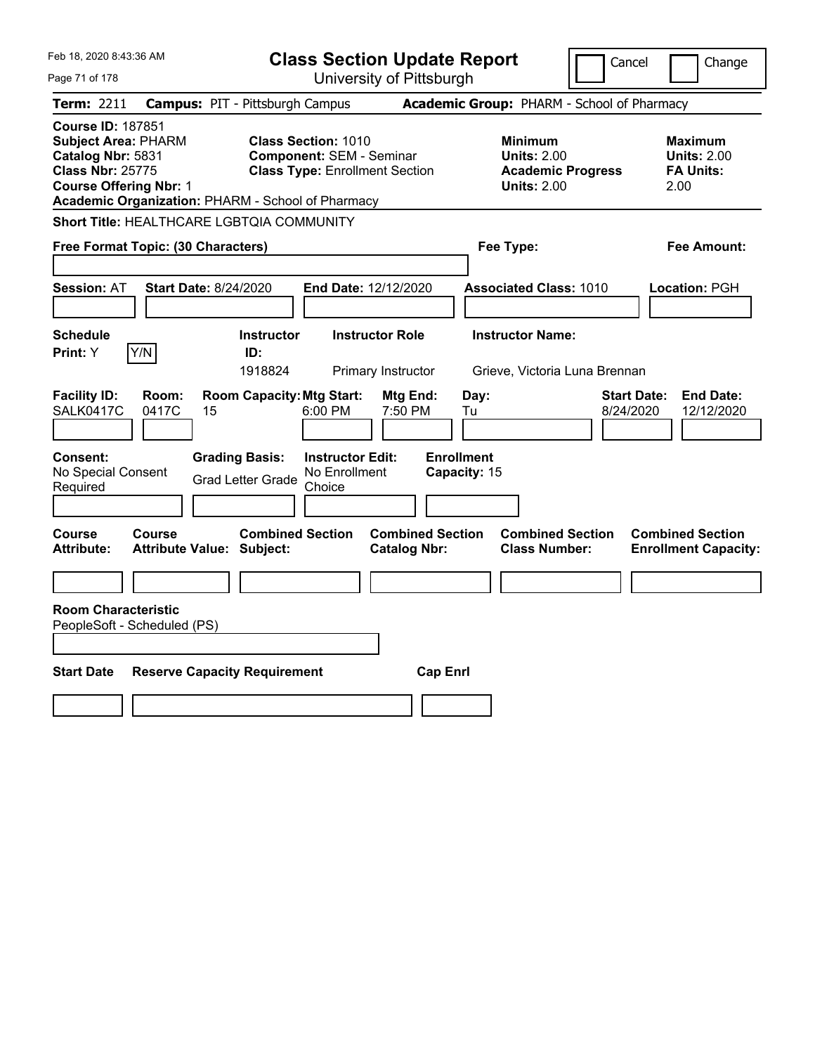Feb 18, 2020 8:43:36 AM

# Class Section Update Report

University of Pittsburgh

Cancel | Change

**Term:** 2211 **Campus:** PIT - Pittsburgh Campus **Academic Group:** PHARM - School of Pharmacy

**Course ID:** 187851
**Subject Area:** PHARM
**Catalog Nbr:** 5831
**Class Nbr:** 25775
**Course Offering Nbr:** 1
**Academic Organization:** PHARM - School of Pharmacy

**Class Section:** 1010
**Component:** SEM - Seminar
**Class Type:** Enrollment Section

**Minimum Units:** 2.00
**Academic Progress Units:** 2.00

**Maximum Units:** 2.00
**FA Units:** 2.00

**Short Title:** HEALTHCARE LGBTQIA COMMUNITY

**Free Format Topic: (30 Characters)**

**Fee Type:**

**Fee Amount:**

**Session:** AT **Start Date:** 8/24/2020 **End Date:** 12/12/2020 **Associated Class:** 1010 **Location:** PGH

| Schedule Print | Instructor ID | Instructor Role | Instructor Name |
|---|---|---|---|
| Y (Y/N) | 1918824 | Primary Instructor | Grieve, Victoria Luna Brennan |

| Facility ID | Room | Room Capacity | Mtg Start | Mtg End | Day | Start Date | End Date |
|---|---|---|---|---|---|---|---|
| SALK0417C | 0417C | 15 | 6:00 PM | 7:50 PM | Tu | 8/24/2020 | 12/12/2020 |

**Consent:** No Special Consent Required
**Grading Basis:** Grad Letter Grade
**Instructor Edit:** No Enrollment Choice
**Enrollment Capacity:** 15

| Course Attribute | Course Attribute Value | Combined Section Subject | Combined Section Catalog Nbr | Combined Section Class Number | Combined Section Enrollment Capacity |
|---|---|---|---|---|---|
| | | | | | |

**Room Characteristic**
PeopleSoft - Scheduled (PS)

| Start Date | Reserve Capacity Requirement | Cap Enrl |
|---|---|---|
| | | |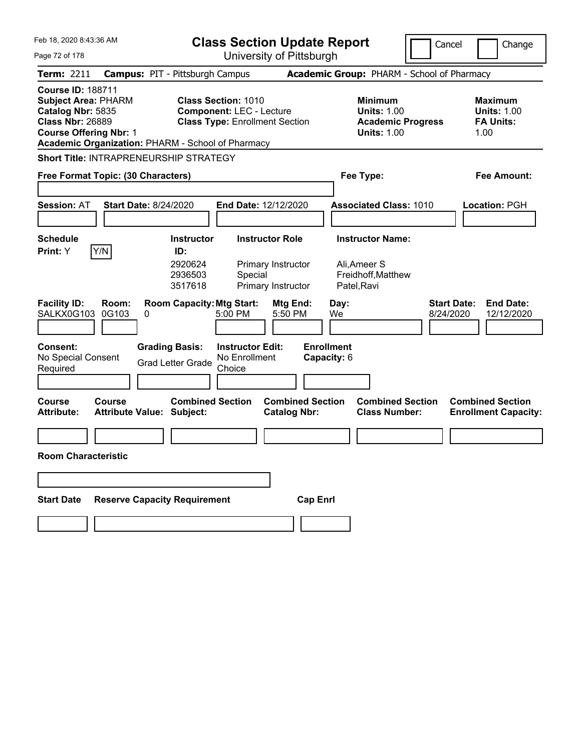Feb 18, 2020 8:43:36 AM

# Class Section Update Report

University of Pittsburgh

Cancel | Change

**Term:** 2211 **Campus:** PIT - Pittsburgh Campus **Academic Group:** PHARM - School of Pharmacy

**Course ID:** 188711
**Subject Area:** PHARM
**Catalog Nbr:** 5835
**Class Nbr:** 26889
**Course Offering Nbr:** 1
**Academic Organization:** PHARM - School of Pharmacy

**Class Section:** 1010
**Component:** LEC - Lecture
**Class Type:** Enrollment Section

**Minimum Units:** 1.00
**Academic Progress Units:** 1.00

**Maximum Units:** 1.00
**FA Units:** 1.00

**Short Title:** INTRAPRENEURSHIP STRATEGY

**Free Format Topic: (30 Characters)**

**Fee Type:**

**Fee Amount:**

**Session:** AT **Start Date:** 8/24/2020 **End Date:** 12/12/2020 **Associated Class:** 1010 **Location:** PGH

**Schedule Print:** Y Y/N

| Instructor ID: | Instructor Role | Instructor Name: |
|---|---|---|
| 2920624 | Primary Instructor | Ali,Ameer S |
| 2936503 | Special | Freidhoff,Matthew |
| 3517618 | Primary Instructor | Patel,Ravi |

| Facility ID: | Room: | Room Capacity: | Mtg Start: | Mtg End: | Day: | Start Date: | End Date: |
|---|---|---|---|---|---|---|---|
| SALKX0G103 | 0G103 | 0 | 5:00 PM | 5:50 PM | We | 8/24/2020 | 12/12/2020 |

**Consent:** No Special Consent Required

**Grading Basis:** Grad Letter Grade

**Instructor Edit:** No Enrollment Choice

**Enrollment Capacity:** 6

| Course Attribute: | Course Attribute Value: | Combined Section Subject: | Combined Section Catalog Nbr: | Combined Section Class Number: | Combined Section Enrollment Capacity: |
|---|---|---|---|---|---|
| | | | | | |

**Room Characteristic**

| Start Date | Reserve Capacity Requirement | Cap Enrl |
|---|---|---|
| | | |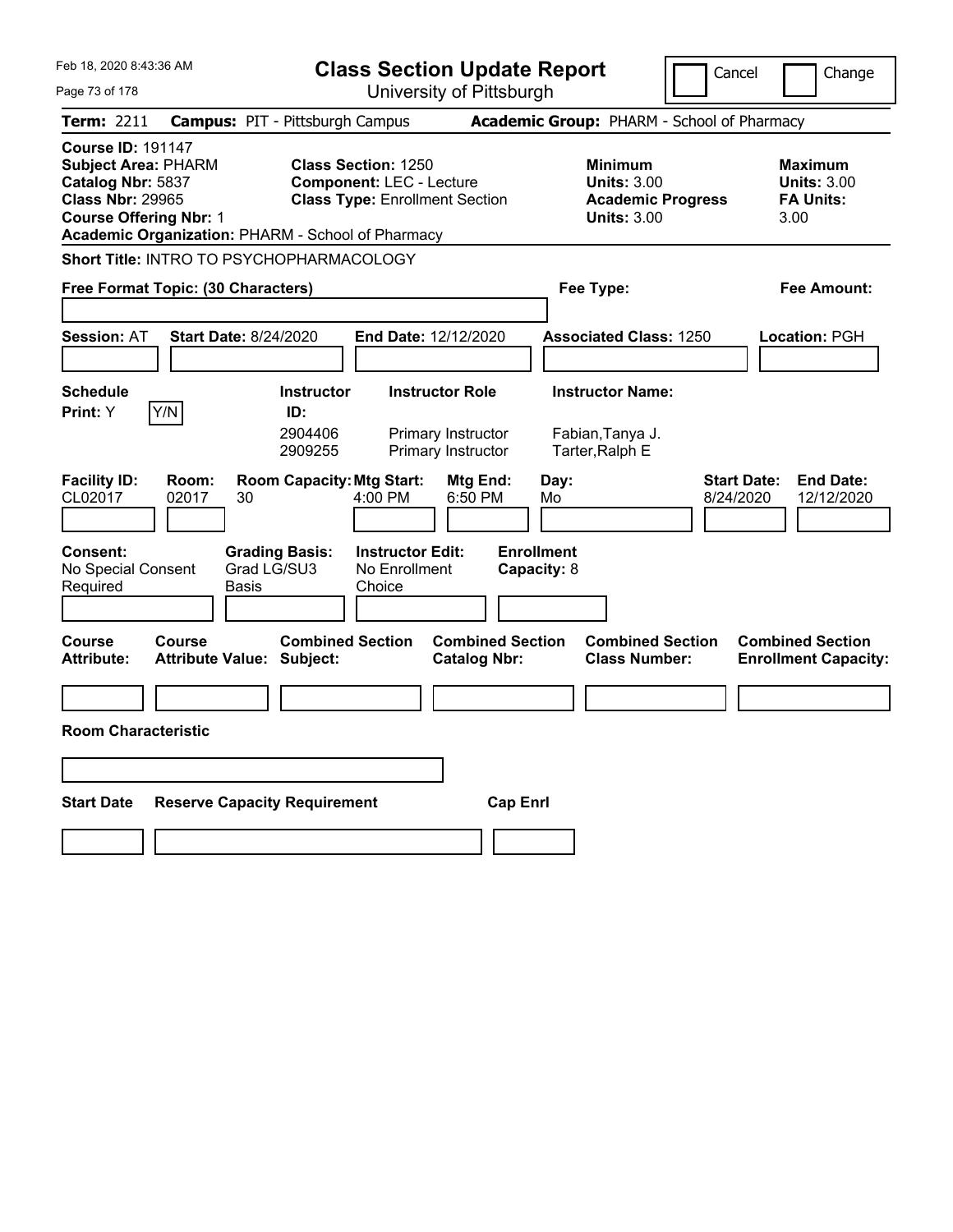# Class Section Update Report

University of Pittsburgh

Cancel | Change

**Term:** 2211 **Campus:** PIT - Pittsburgh Campus **Academic Group:** PHARM - School of Pharmacy

**Course ID:** 191147
**Subject Area:** PHARM
**Catalog Nbr:** 5837
**Class Nbr:** 29965
**Course Offering Nbr:** 1
**Academic Organization:** PHARM - School of Pharmacy

**Class Section:** 1250
**Component:** LEC - Lecture
**Class Type:** Enrollment Section

**Minimum**
**Units:** 3.00
**Academic Progress Units:** 3.00

**Maximum**
**Units:** 3.00
**FA Units:** 3.00

**Short Title:** INTRO TO PSYCHOPHARMACOLOGY

**Free Format Topic: (30 Characters)**

**Fee Type:**

**Fee Amount:**

**Session:** AT **Start Date:** 8/24/2020 **End Date:** 12/12/2020 **Associated Class:** 1250 **Location:** PGH

| Schedule Print | Instructor ID | Instructor Role | Instructor Name |
|---|---|---|---|
| Y [Y/N] | 2904406 | Primary Instructor | Fabian,Tanya J. |
| | 2909255 | Primary Instructor | Tarter,Ralph E |

| Facility ID | Room | Room Capacity | Mtg Start | Mtg End | Day | Start Date | End Date |
|---|---|---|---|---|---|---|---|
| CL02017 | 02017 | 30 | 4:00 PM | 6:50 PM | Mo | 8/24/2020 | 12/12/2020 |

**Consent:** No Special Consent Required
**Grading Basis:** Grad LG/SU3 Basis
**Instructor Edit:** No Enrollment Choice
**Enrollment Capacity:** 8

| Course Attribute | Course Attribute Value | Combined Section Subject | Combined Section Catalog Nbr | Combined Section Class Number | Combined Section Enrollment Capacity |
|---|---|---|---|---|---|
| | | | | | |

**Room Characteristic**

| Start Date | Reserve Capacity Requirement | Cap Enrl |
|---|---|---|
| | | |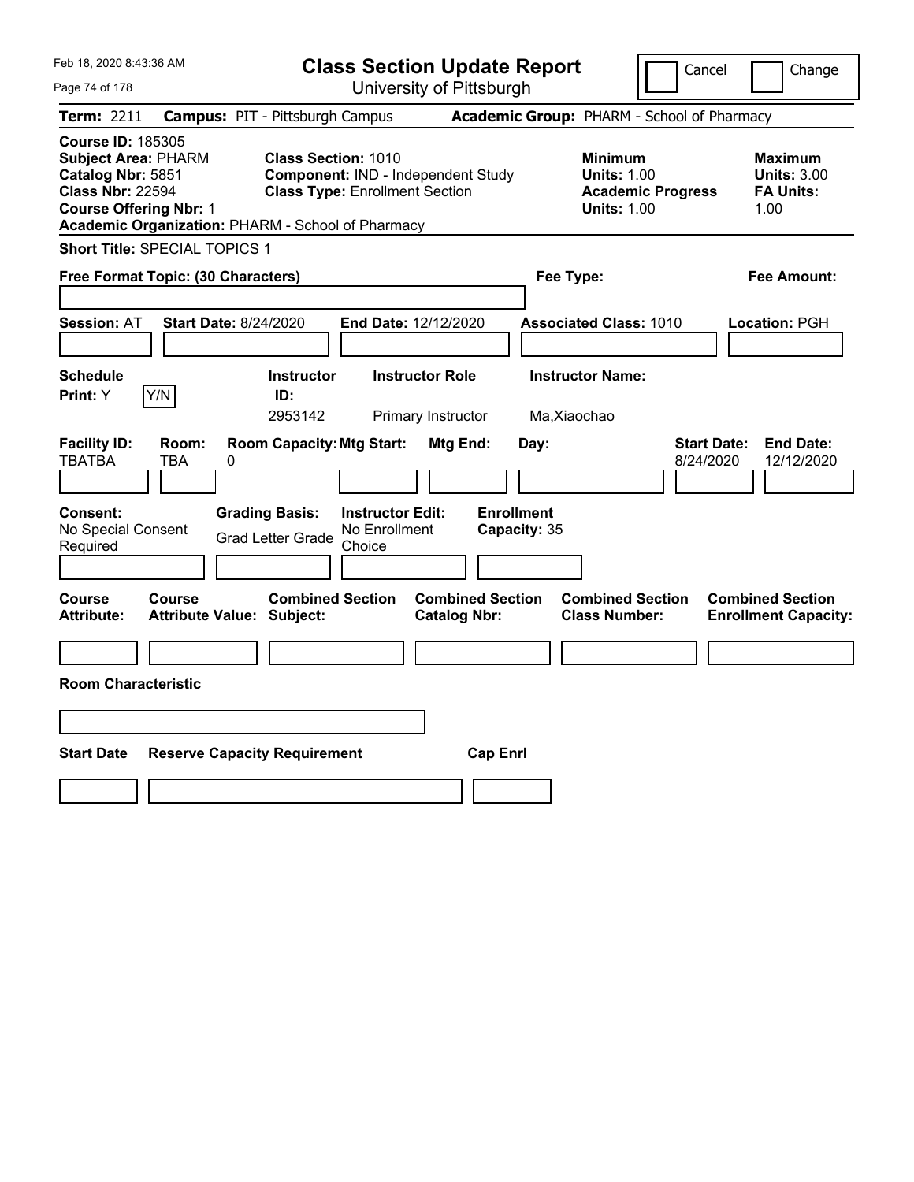# Class Section Update Report

University of Pittsburgh

Cancel | Change

Feb 18, 2020 8:43:36 AM

**Term:** 2211 **Campus:** PIT - Pittsburgh Campus **Academic Group:** PHARM - School of Pharmacy

**Course ID:** 185305
**Subject Area:** PHARM
**Catalog Nbr:** 5851
**Class Nbr:** 22594
**Course Offering Nbr:** 1
**Academic Organization:** PHARM - School of Pharmacy

**Class Section:** 1010
**Component:** IND - Independent Study
**Class Type:** Enrollment Section

**Minimum Units:** 1.00
**Academic Progress Units:** 1.00

**Maximum Units:** 3.00
**FA Units:** 1.00

**Short Title:** SPECIAL TOPICS 1

**Free Format Topic: (30 Characters)**

**Fee Type:**

**Fee Amount:**

**Session:** AT **Start Date:** 8/24/2020 **End Date:** 12/12/2020 **Associated Class:** 1010 **Location:** PGH

| Schedule Print | Instructor ID | Instructor Role | Instructor Name |
|---|---|---|---|
| Y (Y/N) | 2953142 | Primary Instructor | Ma,Xiaochao |

| Facility ID | Room | Room Capacity | Mtg Start | Mtg End | Day | Start Date | End Date |
|---|---|---|---|---|---|---|---|
| TBATBA | TBA | 0 | | | | 8/24/2020 | 12/12/2020 |

**Consent:** No Special Consent Required
**Grading Basis:** Grad Letter Grade
**Instructor Edit:** No Enrollment Choice
**Enrollment Capacity:** 35

| Course Attribute | Course Attribute Value | Combined Section Subject | Combined Section Catalog Nbr | Combined Section Class Number | Combined Section Enrollment Capacity |
|---|---|---|---|---|---|
| | | | | | |

**Room Characteristic**

| Start Date | Reserve Capacity Requirement | Cap Enrl |
|---|---|---|
| | | |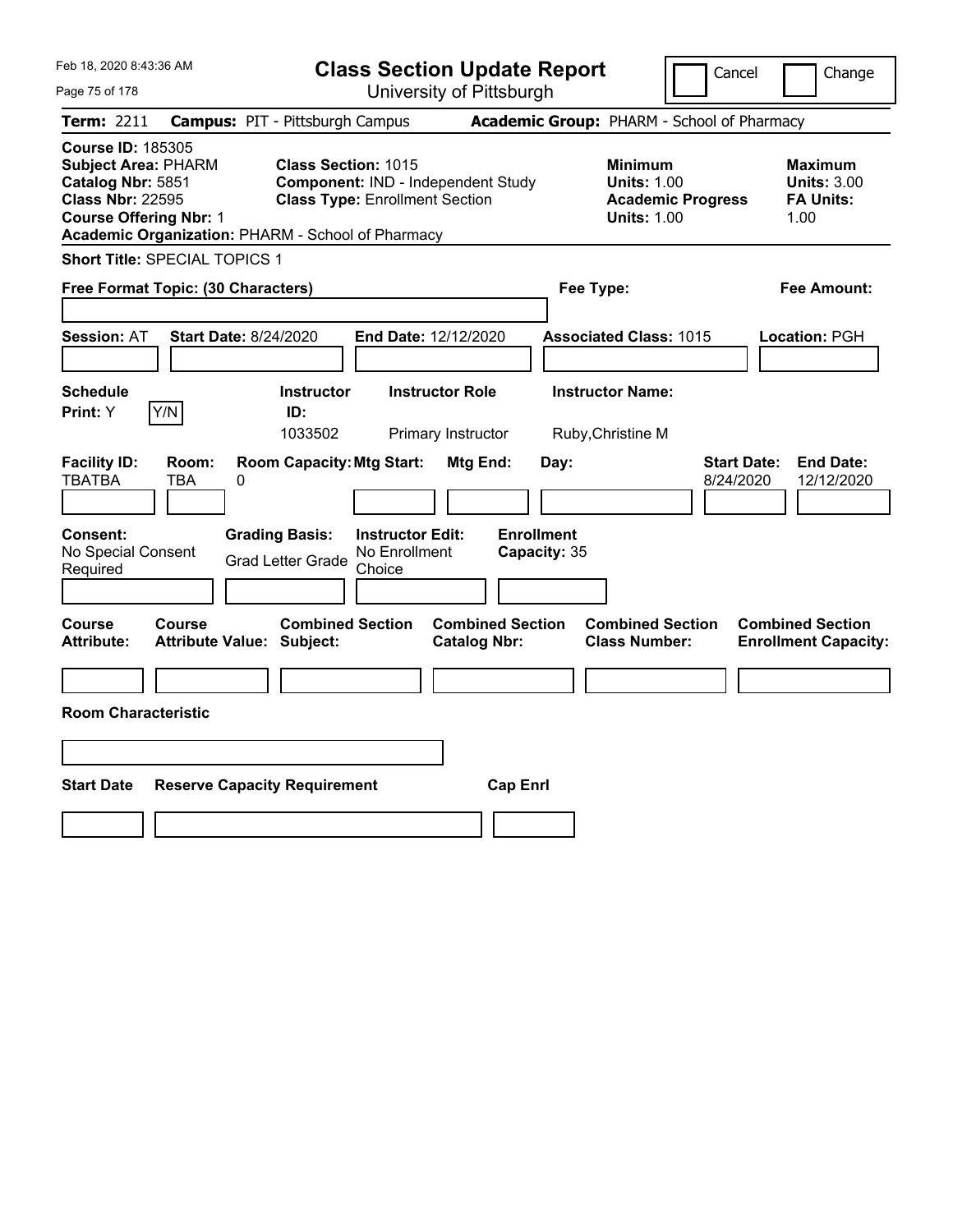Feb 18, 2020 8:43:36 AM

# Class Section Update Report

University of Pittsburgh

Cancel | Change

**Term:** 2211 **Campus:** PIT - Pittsburgh Campus **Academic Group:** PHARM - School of Pharmacy

**Course ID:** 185305
**Subject Area:** PHARM
**Catalog Nbr:** 5851
**Class Nbr:** 22595
**Course Offering Nbr:** 1
**Academic Organization:** PHARM - School of Pharmacy

**Class Section:** 1015
**Component:** IND - Independent Study
**Class Type:** Enrollment Section

**Minimum**
**Units:** 1.00
**Academic Progress Units:** 1.00

**Maximum**
**Units:** 3.00
**FA Units:** 1.00

**Short Title:** SPECIAL TOPICS 1

**Free Format Topic: (30 Characters)**

**Fee Type:**

**Fee Amount:**

**Session:** AT **Start Date:** 8/24/2020 **End Date:** 12/12/2020 **Associated Class:** 1015 **Location:** PGH

| Schedule Print: | Instructor ID: | Instructor Role | Instructor Name: |
|---|---|---|---|
| Y  Y/N | 1033502 | Primary Instructor | Ruby,Christine M |

| Facility ID: | Room: | Room Capacity: | Mtg Start: | Mtg End: | Day: | Start Date: | End Date: |
|---|---|---|---|---|---|---|---|
| TBATBA | TBA | 0 | | | | 8/24/2020 | 12/12/2020 |

| Consent: | Grading Basis: | Instructor Edit: | Enrollment Capacity: |
|---|---|---|---|
| No Special Consent Required | Grad Letter Grade | No Enrollment Choice | 35 |

| Course Attribute: | Course Attribute Value: | Combined Section Subject: | Combined Section Catalog Nbr: | Combined Section Class Number: | Combined Section Enrollment Capacity: |
|---|---|---|---|---|---|
| | | | | | |

**Room Characteristic**

| Start Date | Reserve Capacity Requirement | Cap Enrl |
|---|---|---|
| | | |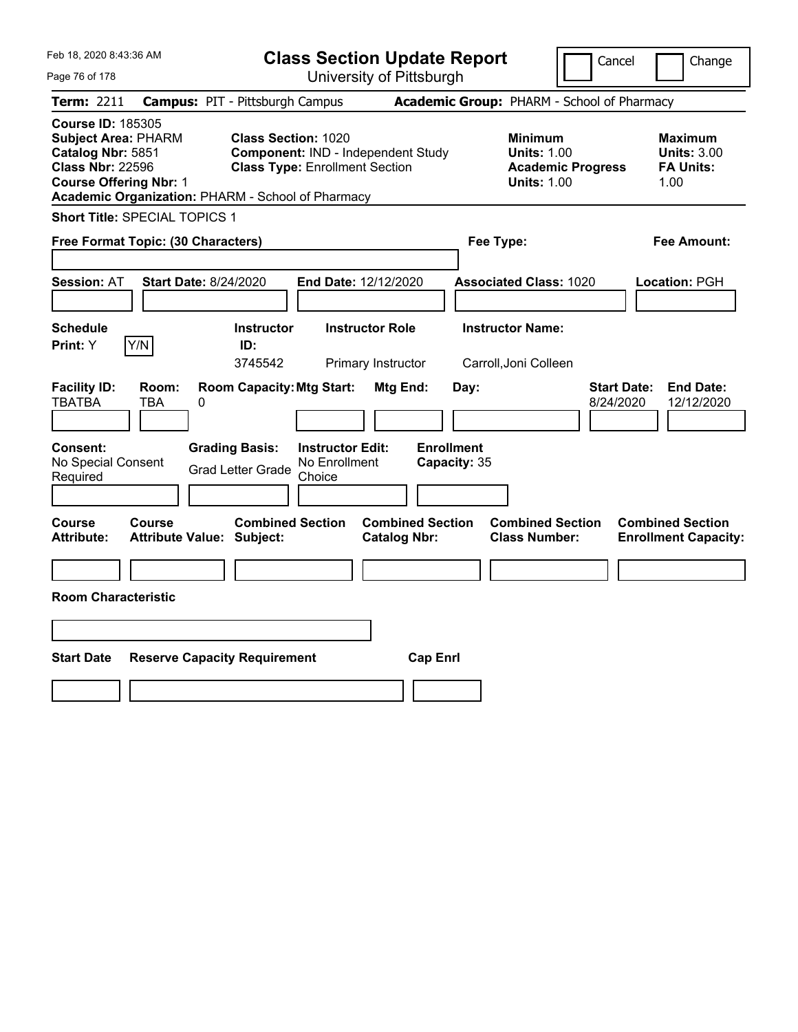Feb 18, 2020 8:43:36 AM

# Class Section Update Report

University of Pittsburgh

Cancel | Change

**Term:** 2211 **Campus:** PIT - Pittsburgh Campus **Academic Group:** PHARM - School of Pharmacy

**Course ID:** 185305
**Subject Area:** PHARM
**Catalog Nbr:** 5851
**Class Nbr:** 22596
**Course Offering Nbr:** 1
**Academic Organization:** PHARM - School of Pharmacy

**Class Section:** 1020
**Component:** IND - Independent Study
**Class Type:** Enrollment Section

**Minimum Units:** 1.00
**Academic Progress Units:** 1.00

**Maximum Units:** 3.00
**FA Units:** 1.00

**Short Title:** SPECIAL TOPICS 1

**Free Format Topic: (30 Characters)**

**Fee Type:**

**Fee Amount:**

**Session:** AT **Start Date:** 8/24/2020 **End Date:** 12/12/2020 **Associated Class:** 1020 **Location:** PGH

| Schedule Print | Instructor ID | Instructor Role | Instructor Name |
|---|---|---|---|
| Y (Y/N) | 3745542 | Primary Instructor | Carroll,Joni Colleen |

| Facility ID | Room | Room Capacity | Mtg Start | Mtg End | Day | Start Date | End Date |
|---|---|---|---|---|---|---|---|
| TBATBA | TBA | 0 | | | | 8/24/2020 | 12/12/2020 |

| Consent | Grading Basis | Instructor Edit | Enrollment Capacity |
|---|---|---|---|
| No Special Consent Required | Grad Letter Grade | No Enrollment Choice | 35 |

| Course Attribute | Course Attribute Value | Combined Section Subject | Combined Section Catalog Nbr | Combined Section Class Number | Combined Section Enrollment Capacity |
|---|---|---|---|---|---|
| | | | | | |

**Room Characteristic**

| Start Date | Reserve Capacity Requirement | Cap Enrl |
|---|---|---|
| | | |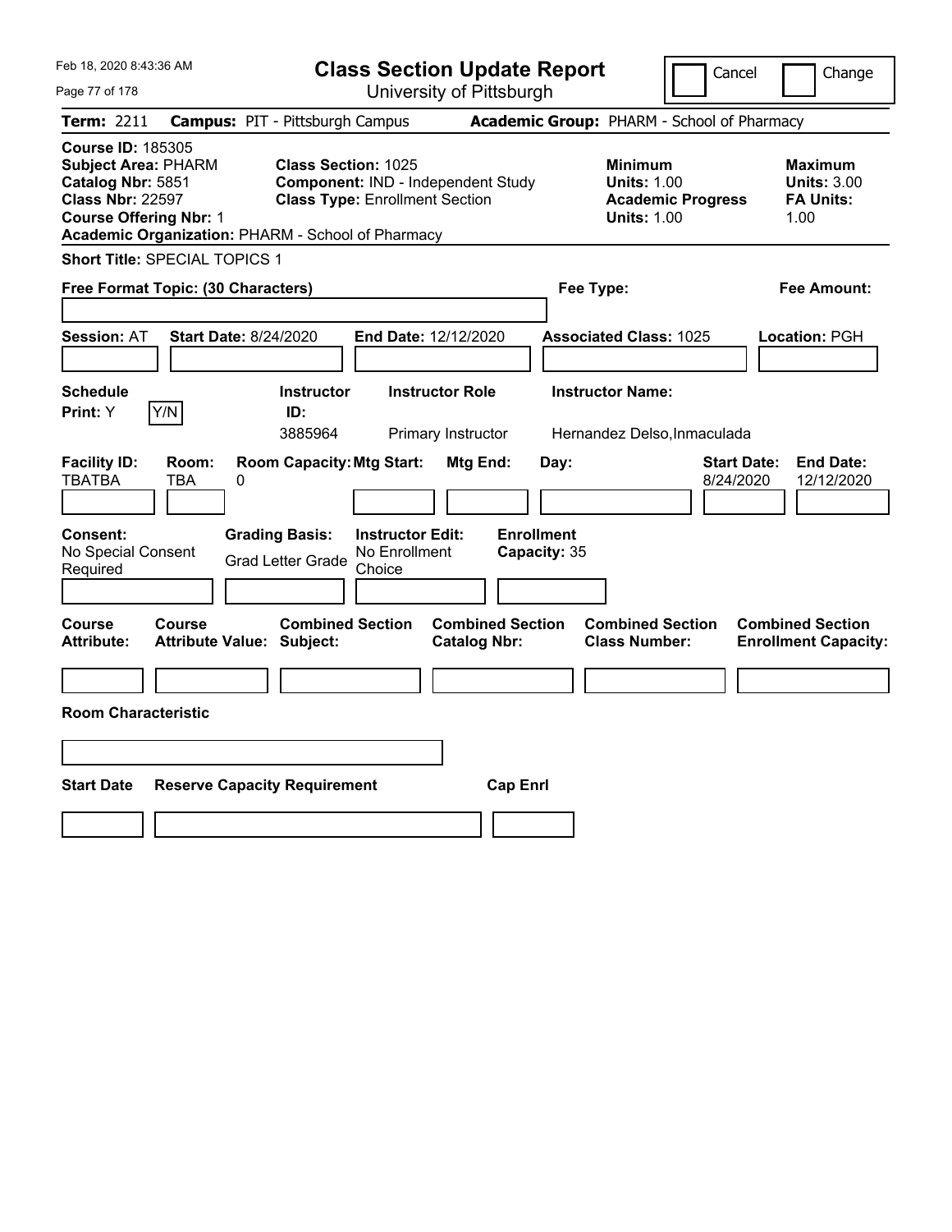# Class Section Update Report

University of Pittsburgh

Cancel / Change

**Term:** 2211 **Campus:** PIT - Pittsburgh Campus **Academic Group:** PHARM - School of Pharmacy

**Course ID:** 185305
**Subject Area:** PHARM
**Catalog Nbr:** 5851
**Class Nbr:** 22597
**Course Offering Nbr:** 1
**Academic Organization:** PHARM - School of Pharmacy

**Class Section:** 1025
**Component:** IND - Independent Study
**Class Type:** Enrollment Section

**Minimum Units:** 1.00
**Academic Progress Units:** 1.00

**Maximum Units:** 3.00
**FA Units:** 1.00

**Short Title:** SPECIAL TOPICS 1

**Free Format Topic: (30 Characters)**

**Fee Type:**

**Fee Amount:**

**Session:** AT **Start Date:** 8/24/2020 **End Date:** 12/12/2020 **Associated Class:** 1025 **Location:** PGH

| Schedule Print | Instructor ID | Instructor Role | Instructor Name |
|---|---|---|---|
| Y (Y/N) | 3885964 | Primary Instructor | Hernandez Delso,Inmaculada |

| Facility ID | Room | Room Capacity | Mtg Start | Mtg End | Day | Start Date | End Date |
|---|---|---|---|---|---|---|---|
| TBATBA | TBA | 0 | | | | 8/24/2020 | 12/12/2020 |

**Consent:** No Special Consent Required
**Grading Basis:** Grad Letter Grade
**Instructor Edit:** No Enrollment Choice
**Enrollment Capacity:** 35

| Course Attribute | Course Attribute Value | Combined Section Subject | Combined Section Catalog Nbr | Combined Section Class Number | Combined Section Enrollment Capacity |
|---|---|---|---|---|---|
| | | | | | |

**Room Characteristic**

| Start Date | Reserve Capacity Requirement | Cap Enrl |
|---|---|---|
| | | |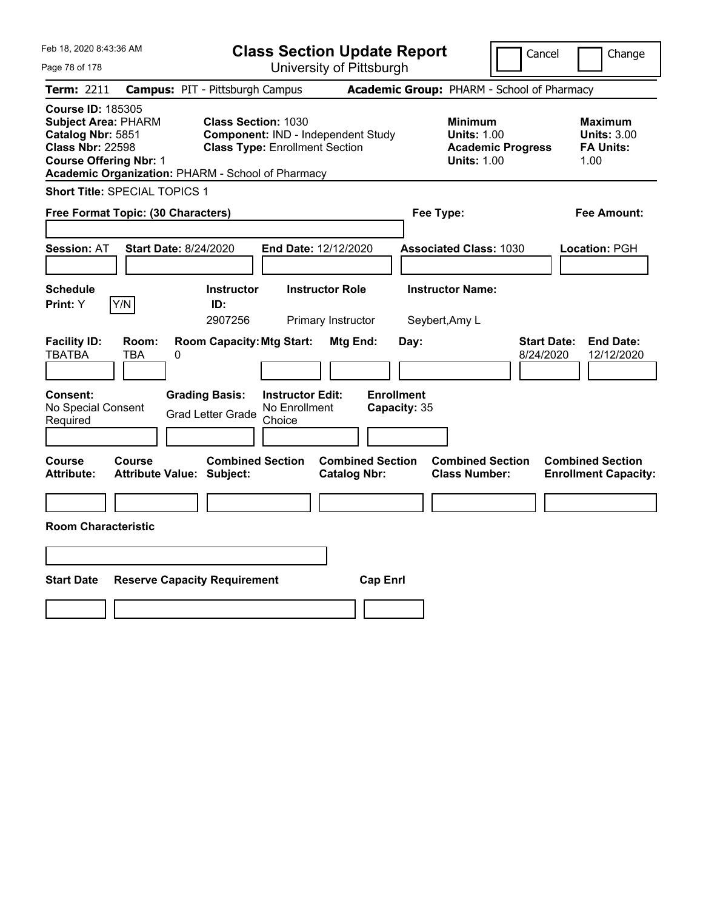# Class Section Update Report

University of Pittsburgh

Cancel | Change

**Term:** 2211 **Campus:** PIT - Pittsburgh Campus **Academic Group:** PHARM - School of Pharmacy

**Course ID:** 185305
**Subject Area:** PHARM
**Catalog Nbr:** 5851
**Class Nbr:** 22598
**Course Offering Nbr:** 1
**Academic Organization:** PHARM - School of Pharmacy

**Class Section:** 1030
**Component:** IND - Independent Study
**Class Type:** Enrollment Section

**Minimum Units:** 1.00
**Academic Progress Units:** 1.00

**Maximum Units:** 3.00
**FA Units:** 1.00

**Short Title:** SPECIAL TOPICS 1

**Free Format Topic: (30 Characters)**

**Fee Type:**

**Fee Amount:**

**Session:** AT **Start Date:** 8/24/2020 **End Date:** 12/12/2020 **Associated Class:** 1030 **Location:** PGH

| Schedule Print | | Instructor ID | Instructor Role | Instructor Name |
|---|---|---|---|---|
| Y | Y/N | 2907256 | Primary Instructor | Seybert,Amy L |

| Facility ID | Room | Room Capacity | Mtg Start | Mtg End | Day | Start Date | End Date |
|---|---|---|---|---|---|---|---|
| TBATBA | TBA | 0 | | | | 8/24/2020 | 12/12/2020 |

| Consent | Grading Basis | Instructor Edit | Enrollment Capacity |
|---|---|---|---|
| No Special Consent Required | Grad Letter Grade | No Enrollment Choice | 35 |

| Course Attribute | Course Attribute Value | Combined Section Subject | Combined Section Catalog Nbr | Combined Section Class Number | Combined Section Enrollment Capacity |
|---|---|---|---|---|---|
| | | | | | |

**Room Characteristic**

| Start Date | Reserve Capacity Requirement | Cap Enrl |
|---|---|---|
| | | |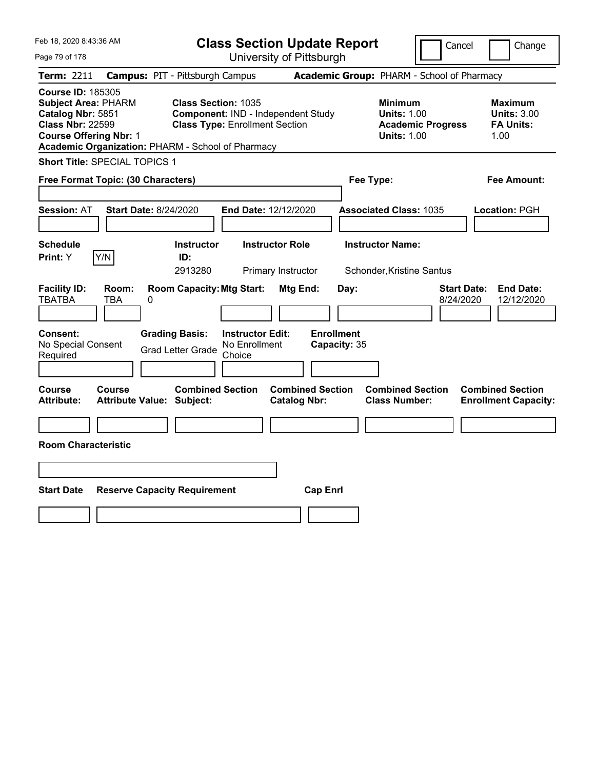Feb 18, 2020 8:43:36 AM

# Class Section Update Report

University of Pittsburgh

Cancel | Change

**Term:** 2211 **Campus:** PIT - Pittsburgh Campus **Academic Group:** PHARM - School of Pharmacy

**Course ID:** 185305
**Subject Area:** PHARM
**Catalog Nbr:** 5851
**Class Nbr:** 22599
**Course Offering Nbr:** 1
**Academic Organization:** PHARM - School of Pharmacy

**Class Section:** 1035
**Component:** IND - Independent Study
**Class Type:** Enrollment Section

**Minimum Units:** 1.00
**Academic Progress Units:** 1.00

**Maximum Units:** 3.00
**FA Units:** 1.00

**Short Title:** SPECIAL TOPICS 1

**Free Format Topic: (30 Characters)**

**Fee Type:**

**Fee Amount:**

**Session:** AT **Start Date:** 8/24/2020 **End Date:** 12/12/2020 **Associated Class:** 1035 **Location:** PGH

| Schedule Print | Instructor ID | Instructor Role | Instructor Name |
|---|---|---|---|
| Y | 2913280 | Primary Instructor | Schonder,Kristine Santus |

| Facility ID | Room | Room Capacity | Mtg Start | Mtg End | Day | Start Date | End Date |
|---|---|---|---|---|---|---|---|
| TBATBA | TBA | 0 | | | | 8/24/2020 | 12/12/2020 |

**Consent:** No Special Consent Required
**Grading Basis:** Grad Letter Grade
**Instructor Edit:** No Enrollment Choice
**Enrollment Capacity:** 35

| Course Attribute | Course Attribute Value | Combined Section Subject | Combined Section Catalog Nbr | Combined Section Class Number | Combined Section Enrollment Capacity |
|---|---|---|---|---|---|
| | | | | | |

**Room Characteristic**

| Start Date | Reserve Capacity Requirement | Cap Enrl |
|---|---|---|
| | | |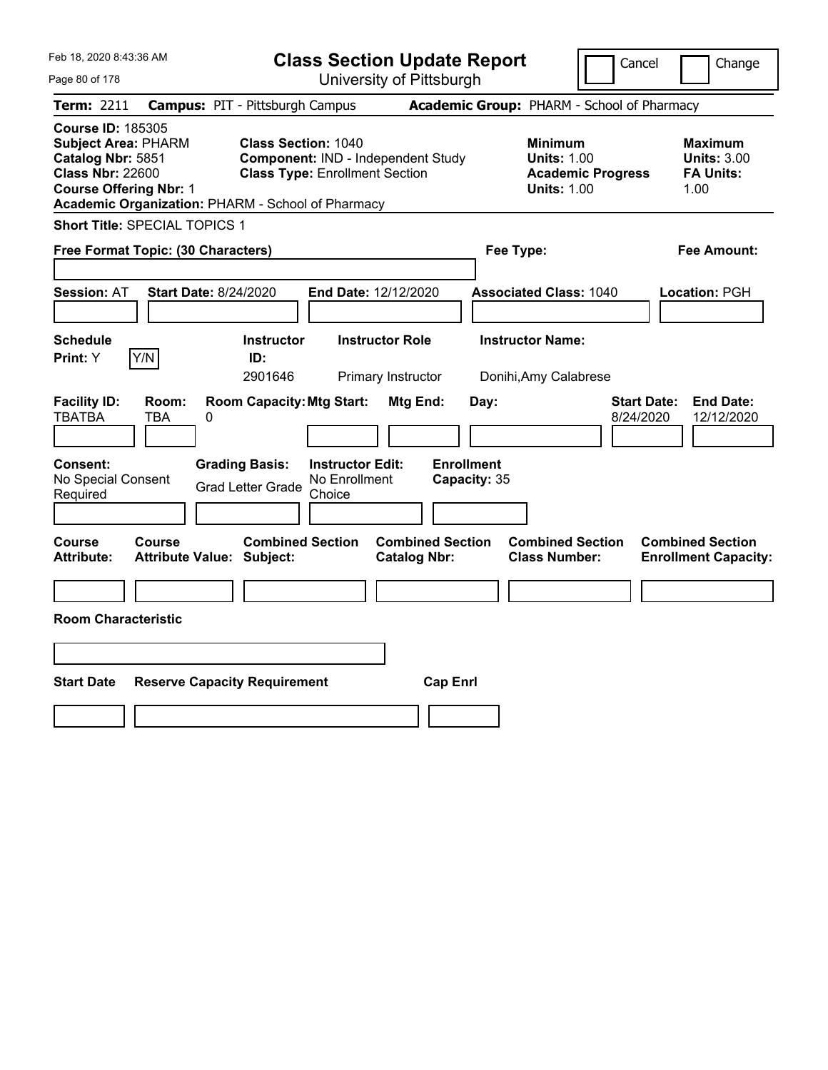Feb 18, 2020 8:43:36 AM

# Class Section Update Report

University of Pittsburgh

Cancel | Change

**Term:** 2211 **Campus:** PIT - Pittsburgh Campus **Academic Group:** PHARM - School of Pharmacy

**Course ID:** 185305
**Subject Area:** PHARM
**Catalog Nbr:** 5851
**Class Nbr:** 22600
**Course Offering Nbr:** 1
**Academic Organization:** PHARM - School of Pharmacy

**Class Section:** 1040
**Component:** IND - Independent Study
**Class Type:** Enrollment Section

**Minimum Units:** 1.00
**Academic Progress Units:** 1.00

**Maximum Units:** 3.00
**FA Units:** 1.00

**Short Title:** SPECIAL TOPICS 1

**Free Format Topic: (30 Characters)**

**Fee Type:**

**Fee Amount:**

**Session:** AT **Start Date:** 8/24/2020 **End Date:** 12/12/2020 **Associated Class:** 1040 **Location:** PGH

| Schedule Print | Instructor ID | Instructor Role | Instructor Name |
|---|---|---|---|
| Y (Y/N) | 2901646 | Primary Instructor | Donihi,Amy Calabrese |

| Facility ID | Room | Room Capacity | Mtg Start | Mtg End | Day | Start Date | End Date |
|---|---|---|---|---|---|---|---|
| TBATBA | TBA | 0 | | | | 8/24/2020 | 12/12/2020 |

| Consent | Grading Basis | Instructor Edit | Enrollment Capacity |
|---|---|---|---|
| No Special Consent Required | Grad Letter Grade | No Enrollment Choice | 35 |

| Course Attribute | Course Attribute Value | Combined Section Subject | Combined Section Catalog Nbr | Combined Section Class Number | Combined Section Enrollment Capacity |
|---|---|---|---|---|---|
| | | | | | |

**Room Characteristic**

| Start Date | Reserve Capacity Requirement | Cap Enrl |
|---|---|---|
| | | |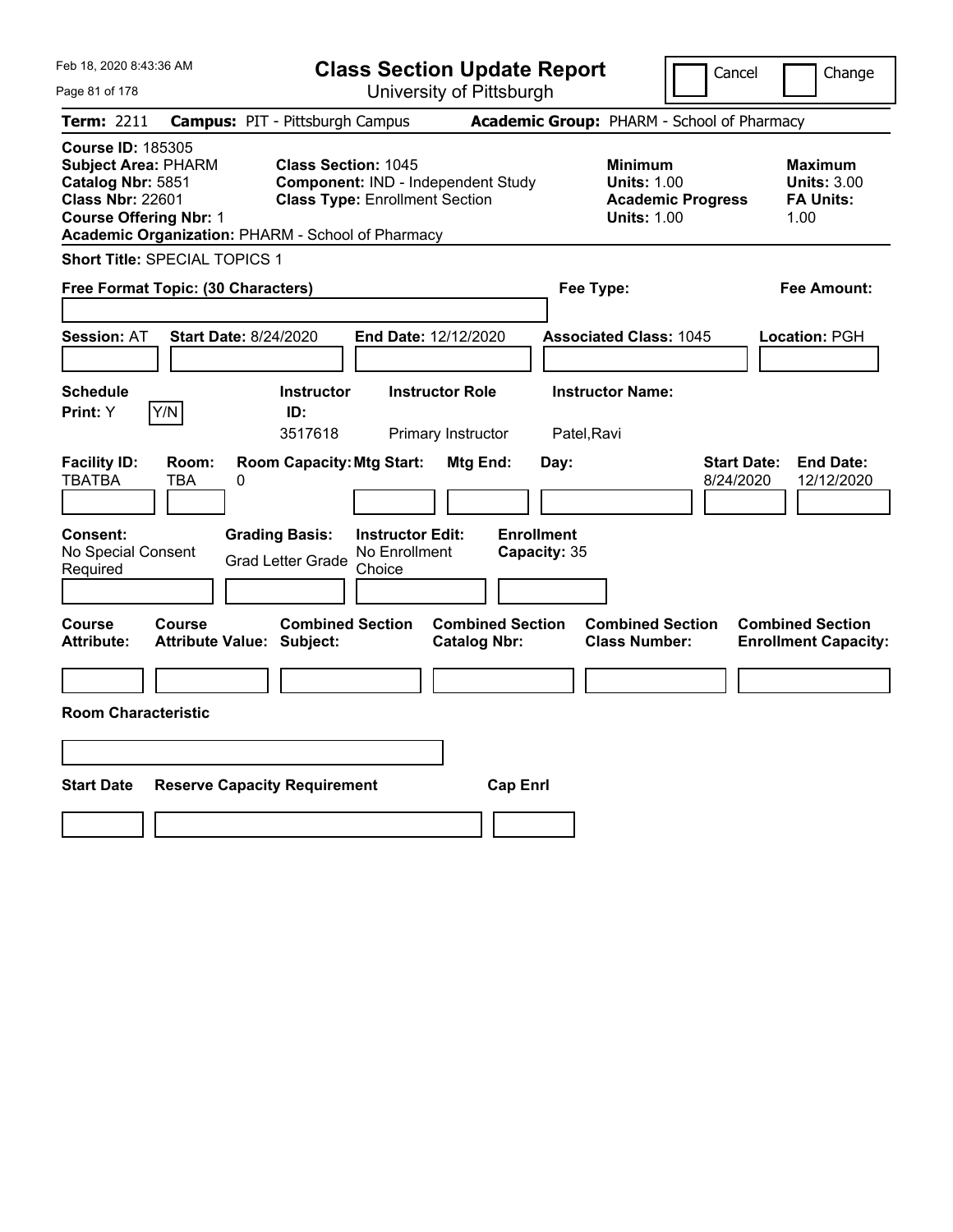Feb 18, 2020 8:43:36 AM

# Class Section Update Report

University of Pittsburgh

Cancel ☐ Change ☐

**Term:** 2211 **Campus:** PIT - Pittsburgh Campus **Academic Group:** PHARM - School of Pharmacy

**Course ID:** 185305
**Subject Area:** PHARM
**Catalog Nbr:** 5851
**Class Nbr:** 22601
**Course Offering Nbr:** 1
**Academic Organization:** PHARM - School of Pharmacy

**Class Section:** 1045
**Component:** IND - Independent Study
**Class Type:** Enrollment Section

**Minimum Units:** 1.00
**Academic Progress Units:** 1.00

**Maximum Units:** 3.00
**FA Units:** 1.00

**Short Title:** SPECIAL TOPICS 1

**Free Format Topic: (30 Characters)**

**Fee Type:**

**Fee Amount:**

**Session:** AT **Start Date:** 8/24/2020 **End Date:** 12/12/2020 **Associated Class:** 1045 **Location:** PGH

| Schedule Print | Instructor ID | Instructor Role | Instructor Name |
|---|---|---|---|
| Y (Y/N) | 3517618 | Primary Instructor | Patel,Ravi |

| Facility ID | Room | Room Capacity | Mtg Start | Mtg End | Day | Start Date | End Date |
|---|---|---|---|---|---|---|---|
| TBATBA | TBA | 0 | | | | 8/24/2020 | 12/12/2020 |

| Consent | Grading Basis | Instructor Edit | Enrollment Capacity |
|---|---|---|---|
| No Special Consent Required | Grad Letter Grade | No Enrollment Choice | 35 |

| Course Attribute | Course Attribute Value | Combined Section Subject | Combined Section Catalog Nbr | Combined Section Class Number | Combined Section Enrollment Capacity |
|---|---|---|---|---|---|
| | | | | | |

**Room Characteristic**

| Start Date | Reserve Capacity Requirement | Cap Enrl |
|---|---|---|
| | | |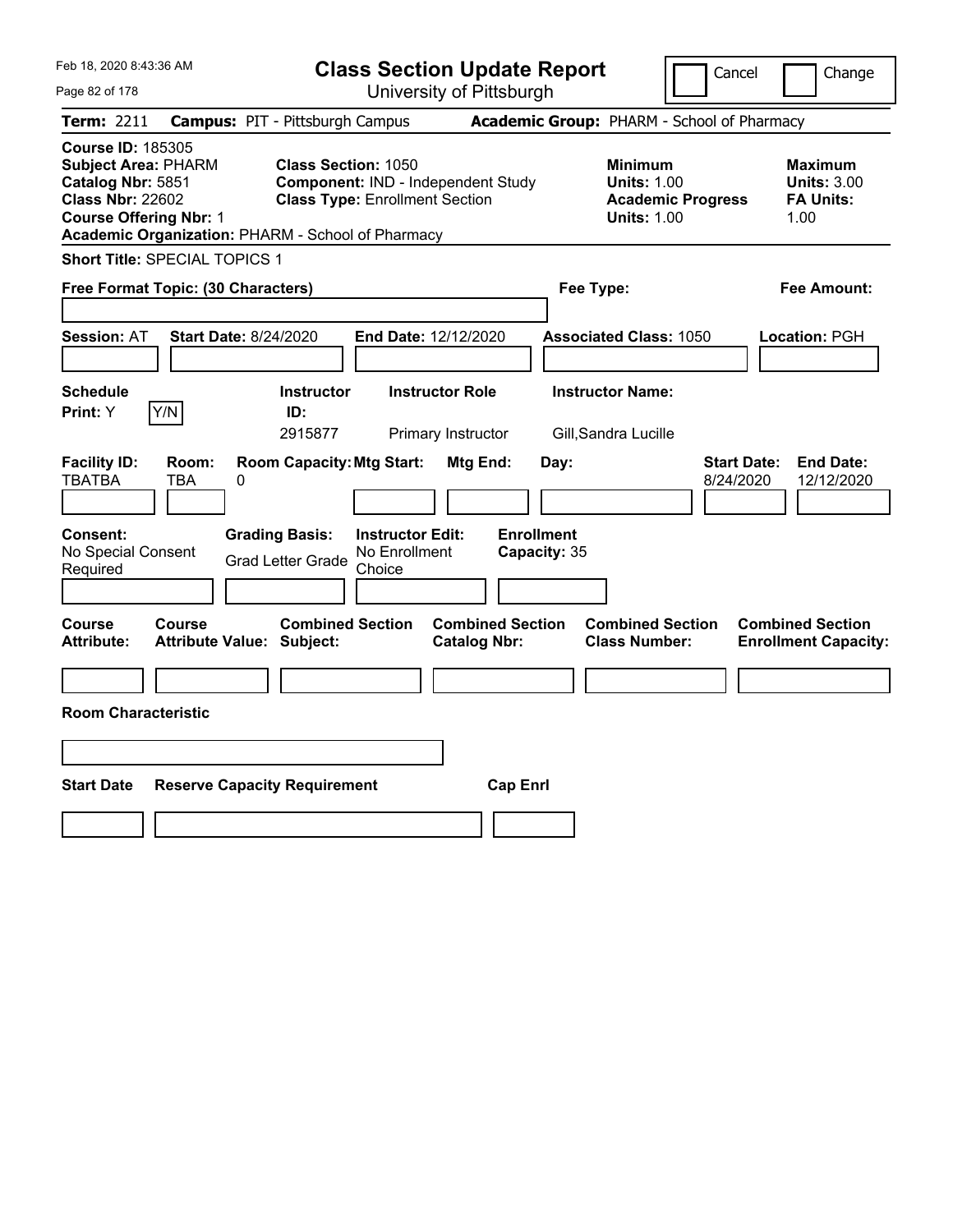# Class Section Update Report

University of Pittsburgh

Cancel | Change

**Term:** 2211 **Campus:** PIT - Pittsburgh Campus **Academic Group:** PHARM - School of Pharmacy

**Course ID:** 185305
**Subject Area:** PHARM
**Catalog Nbr:** 5851
**Class Nbr:** 22602
**Course Offering Nbr:** 1
**Academic Organization:** PHARM - School of Pharmacy

**Class Section:** 1050
**Component:** IND - Independent Study
**Class Type:** Enrollment Section

**Minimum**
**Units:** 1.00
**Academic Progress Units:** 1.00

**Maximum**
**Units:** 3.00
**FA Units:** 1.00

**Short Title:** SPECIAL TOPICS 1

**Free Format Topic: (30 Characters)**

**Fee Type:**

**Fee Amount:**

**Session:** AT **Start Date:** 8/24/2020 **End Date:** 12/12/2020 **Associated Class:** 1050 **Location:** PGH

| Schedule Print: | Instructor ID: | Instructor Role | Instructor Name: |
|---|---|---|---|
| Y | 2915877 | Primary Instructor | Gill,Sandra Lucille |

| Facility ID: | Room: | Room Capacity: | Mtg Start: | Mtg End: | Day: | Start Date: | End Date: |
|---|---|---|---|---|---|---|---|
| TBATBA | TBA | 0 | | | | 8/24/2020 | 12/12/2020 |

**Consent:** No Special Consent Required
**Grading Basis:** Grad Letter Grade
**Instructor Edit:** No Enrollment Choice
**Enrollment Capacity:** 35

| Course Attribute: | Course Attribute Value: | Combined Section Subject: | Combined Section Catalog Nbr: | Combined Section Class Number: | Combined Section Enrollment Capacity: |
|---|---|---|---|---|---|
| | | | | | |

**Room Characteristic**

| Start Date | Reserve Capacity Requirement | Cap Enrl |
|---|---|---|
| | | |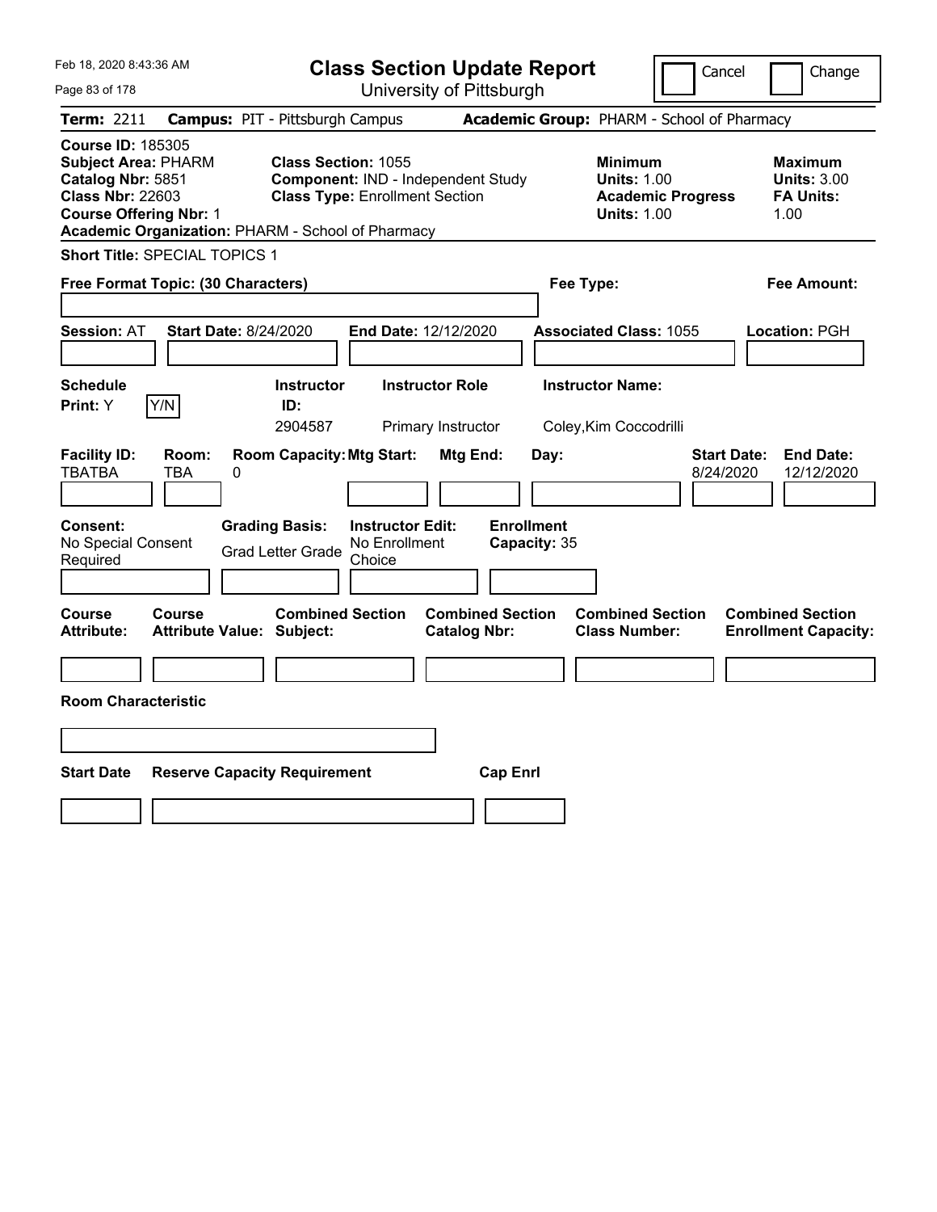# Class Section Update Report

University of Pittsburgh

Cancel | Change

**Term:** 2211 **Campus:** PIT - Pittsburgh Campus **Academic Group:** PHARM - School of Pharmacy

**Course ID:** 185305
**Subject Area:** PHARM
**Catalog Nbr:** 5851
**Class Nbr:** 22603
**Course Offering Nbr:** 1
**Academic Organization:** PHARM - School of Pharmacy

**Class Section:** 1055
**Component:** IND - Independent Study
**Class Type:** Enrollment Section

**Minimum**
**Units:** 1.00
**Academic Progress Units:** 1.00

**Maximum**
**Units:** 3.00
**FA Units:** 1.00

**Short Title:** SPECIAL TOPICS 1

**Free Format Topic: (30 Characters)**

**Fee Type:**

**Fee Amount:**

**Session:** AT **Start Date:** 8/24/2020 **End Date:** 12/12/2020 **Associated Class:** 1055 **Location:** PGH

| Schedule Print | Instructor ID | Instructor Role | Instructor Name |
|---|---|---|---|
| Y | 2904587 | Primary Instructor | Coley,Kim Coccodrilli |

| Facility ID | Room | Room Capacity | Mtg Start | Mtg End | Day | Start Date | End Date |
|---|---|---|---|---|---|---|---|
| TBATBA | TBA | 0 | | | | 8/24/2020 | 12/12/2020 |

**Consent:** No Special Consent Required
**Grading Basis:** Grad Letter Grade
**Instructor Edit:** No Enrollment Choice
**Enrollment Capacity:** 35

| Course Attribute | Course Attribute Value | Combined Section Subject | Combined Section Catalog Nbr | Combined Section Class Number | Combined Section Enrollment Capacity |
|---|---|---|---|---|---|
| | | | | | |

**Room Characteristic**

| Start Date | Reserve Capacity Requirement | Cap Enrl |
|---|---|---|
| | | |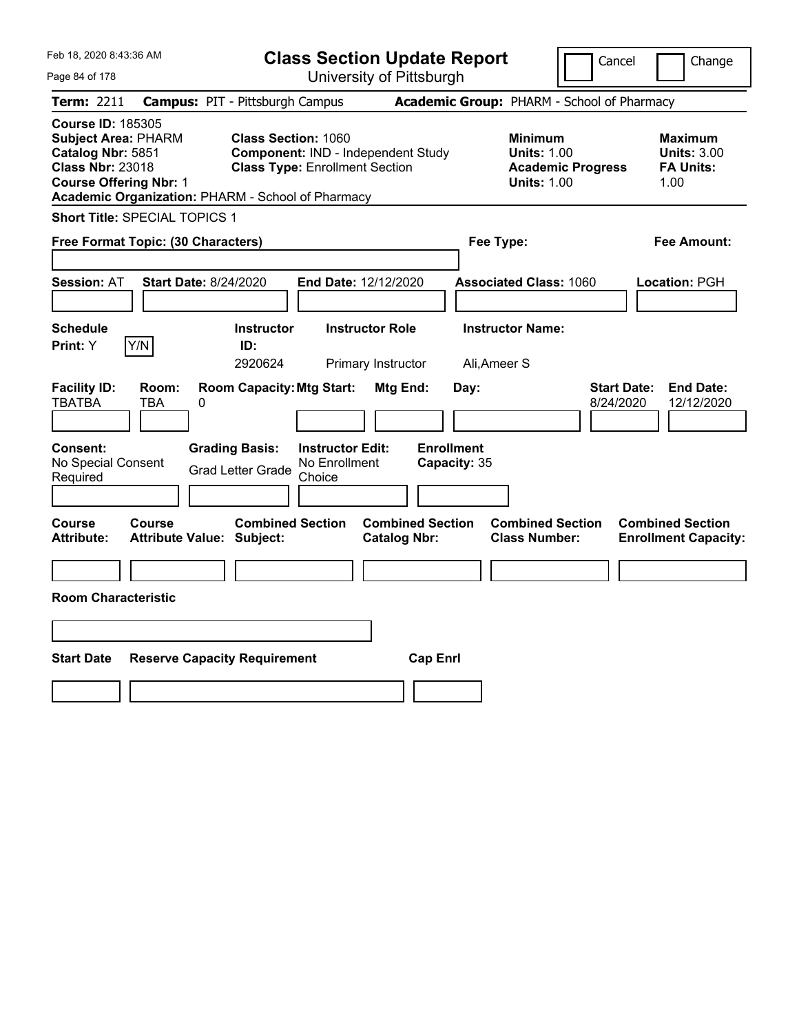Feb 18, 2020 8:43:36 AM

# Class Section Update Report

University of Pittsburgh

Cancel | Change

**Term:** 2211 **Campus:** PIT - Pittsburgh Campus **Academic Group:** PHARM - School of Pharmacy

**Course ID:** 185305
**Subject Area:** PHARM
**Catalog Nbr:** 5851
**Class Nbr:** 23018
**Course Offering Nbr:** 1
**Academic Organization:** PHARM - School of Pharmacy

**Class Section:** 1060
**Component:** IND - Independent Study
**Class Type:** Enrollment Section

**Minimum Units:** 1.00
**Academic Progress Units:** 1.00

**Maximum Units:** 3.00
**FA Units:** 1.00

**Short Title:** SPECIAL TOPICS 1

**Free Format Topic: (30 Characters)**

**Fee Type:**

**Fee Amount:**

**Session:** AT **Start Date:** 8/24/2020 **End Date:** 12/12/2020 **Associated Class:** 1060 **Location:** PGH

| Schedule Print | Instructor ID | Instructor Role | Instructor Name |
|---|---|---|---|
| Y [Y/N] | 2920624 | Primary Instructor | Ali,Ameer S |

| Facility ID | Room | Room Capacity | Mtg Start | Mtg End | Day | Start Date | End Date |
|---|---|---|---|---|---|---|---|
| TBATBA | TBA | 0 | | | | 8/24/2020 | 12/12/2020 |

| Consent | Grading Basis | Instructor Edit | Enrollment Capacity |
|---|---|---|---|
| No Special Consent Required | Grad Letter Grade | No Enrollment Choice | 35 |

| Course Attribute | Course Attribute Value | Combined Section Subject | Combined Section Catalog Nbr | Combined Section Class Number | Combined Section Enrollment Capacity |
|---|---|---|---|---|---|
| | | | | | |

**Room Characteristic**

| Start Date | Reserve Capacity Requirement | Cap Enrl |
|---|---|---|
| | | |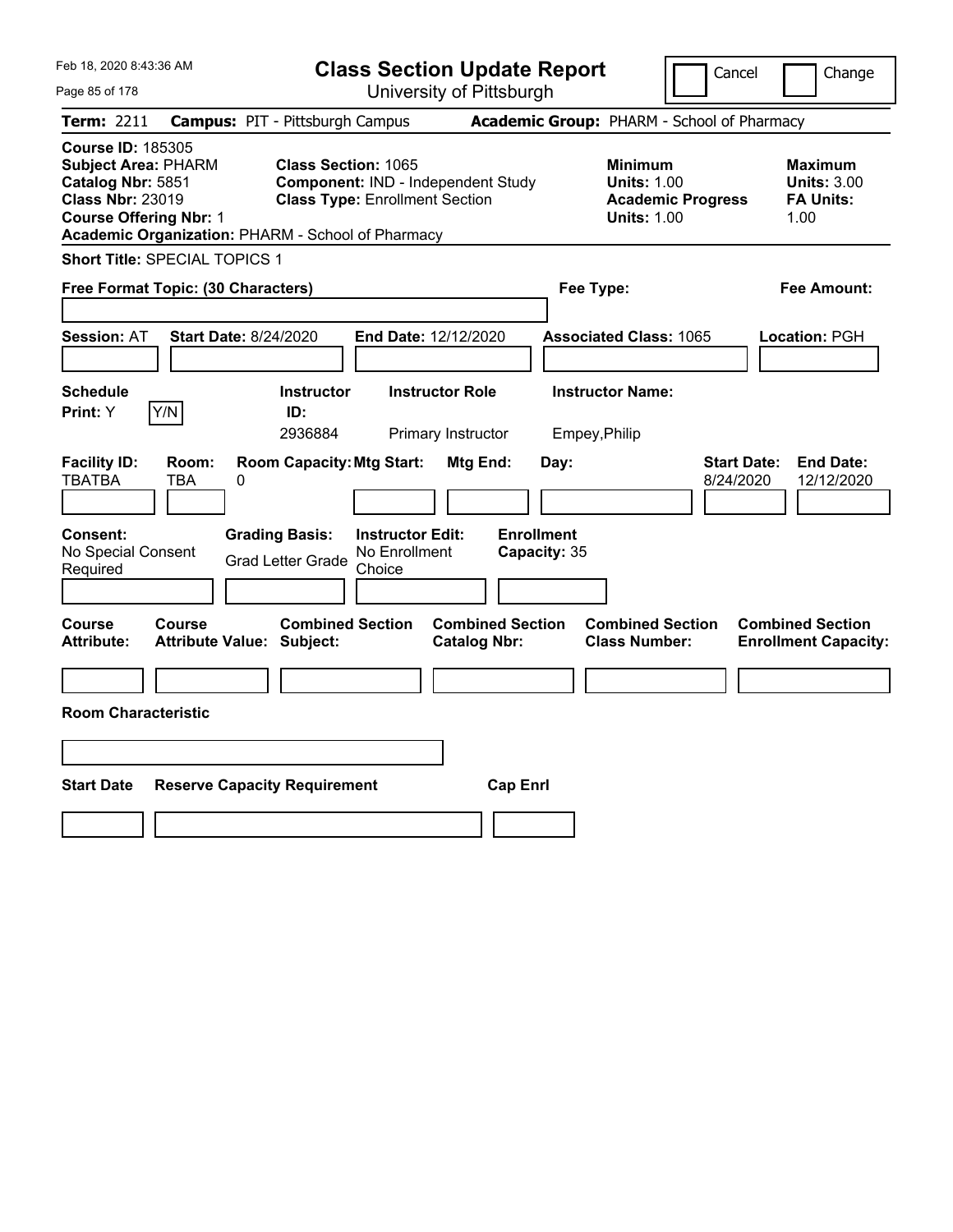Feb 18, 2020 8:43:36 AM

# Class Section Update Report

University of Pittsburgh

Cancel | Change

**Term:** 2211 **Campus:** PIT - Pittsburgh Campus **Academic Group:** PHARM - School of Pharmacy

**Course ID:** 185305
**Subject Area:** PHARM
**Catalog Nbr:** 5851
**Class Nbr:** 23019
**Course Offering Nbr:** 1
**Academic Organization:** PHARM - School of Pharmacy

**Class Section:** 1065
**Component:** IND - Independent Study
**Class Type:** Enrollment Section

**Minimum**
**Units:** 1.00
**Academic Progress Units:** 1.00

**Maximum**
**Units:** 3.00
**FA Units:** 1.00

**Short Title:** SPECIAL TOPICS 1

**Free Format Topic: (30 Characters)**

**Fee Type:**

**Fee Amount:**

**Session:** AT **Start Date:** 8/24/2020 **End Date:** 12/12/2020 **Associated Class:** 1065 **Location:** PGH

| Schedule Print: | Instructor ID: | Instructor Role | Instructor Name: |
|---|---|---|---|
| Y (Y/N) | 2936884 | Primary Instructor | Empey,Philip |

| Facility ID: | Room: | Room Capacity: | Mtg Start: | Mtg End: | Day: | Start Date: | End Date: |
|---|---|---|---|---|---|---|---|
| TBATBA | TBA | 0 | | | | 8/24/2020 | 12/12/2020 |

| Consent: | Grading Basis: | Instructor Edit: | Enrollment Capacity: |
|---|---|---|---|
| No Special Consent Required | Grad Letter Grade | No Enrollment Choice | 35 |

| Course Attribute: | Course Attribute Value: | Combined Section Subject: | Combined Section Catalog Nbr: | Combined Section Class Number: | Combined Section Enrollment Capacity: |
|---|---|---|---|---|---|
| | | | | | |

**Room Characteristic**

| Start Date | Reserve Capacity Requirement | Cap Enrl |
|---|---|---|
| | | |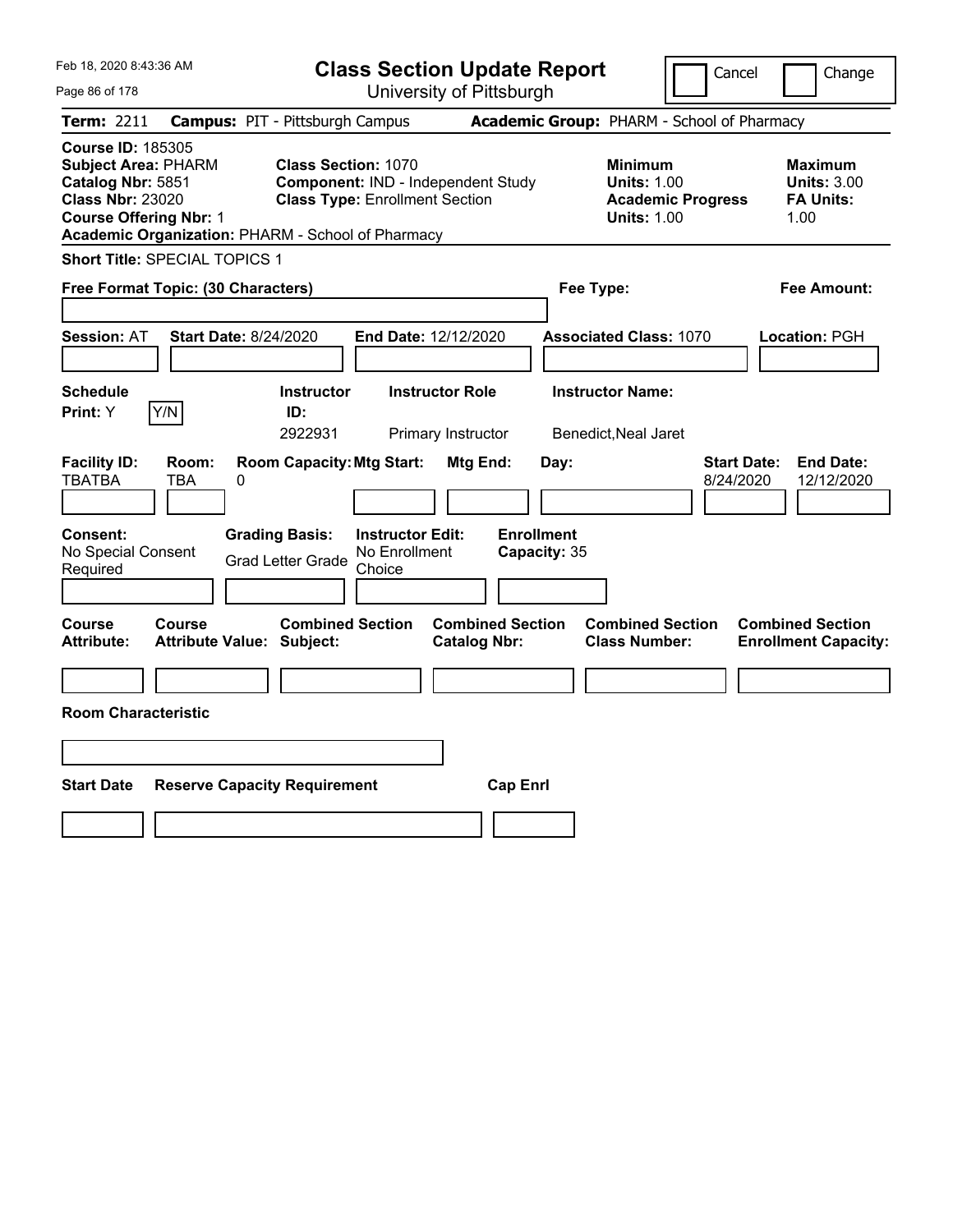Feb 18, 2020 8:43:36 AM

# Class Section Update Report

University of Pittsburgh

Cancel | Change

**Term:** 2211 **Campus:** PIT - Pittsburgh Campus **Academic Group:** PHARM - School of Pharmacy

**Course ID:** 185305
**Subject Area:** PHARM
**Catalog Nbr:** 5851
**Class Nbr:** 23020
**Course Offering Nbr:** 1
**Academic Organization:** PHARM - School of Pharmacy

**Class Section:** 1070
**Component:** IND - Independent Study
**Class Type:** Enrollment Section

**Minimum Units:** 1.00
**Academic Progress Units:** 1.00

**Maximum Units:** 3.00
**FA Units:** 1.00

**Short Title:** SPECIAL TOPICS 1

**Free Format Topic: (30 Characters)**

**Fee Type:**

**Fee Amount:**

**Session:** AT **Start Date:** 8/24/2020 **End Date:** 12/12/2020 **Associated Class:** 1070 **Location:** PGH

| Schedule Print | Instructor ID | Instructor Role | Instructor Name |
|---|---|---|---|
| Y | 2922931 | Primary Instructor | Benedict,Neal Jaret |

| Facility ID | Room | Room Capacity | Mtg Start | Mtg End | Day | Start Date | End Date |
|---|---|---|---|---|---|---|---|
| TBATBA | TBA | 0 | | | | 8/24/2020 | 12/12/2020 |

| Consent | Grading Basis | Instructor Edit | Enrollment Capacity |
|---|---|---|---|
| No Special Consent Required | Grad Letter Grade | No Enrollment Choice | 35 |

| Course Attribute | Course Attribute Value | Combined Section Subject | Combined Section Catalog Nbr | Combined Section Class Number | Combined Section Enrollment Capacity |
|---|---|---|---|---|---|
| | | | | | |

**Room Characteristic**

| Start Date | Reserve Capacity Requirement | Cap Enrl |
|---|---|---|
| | | |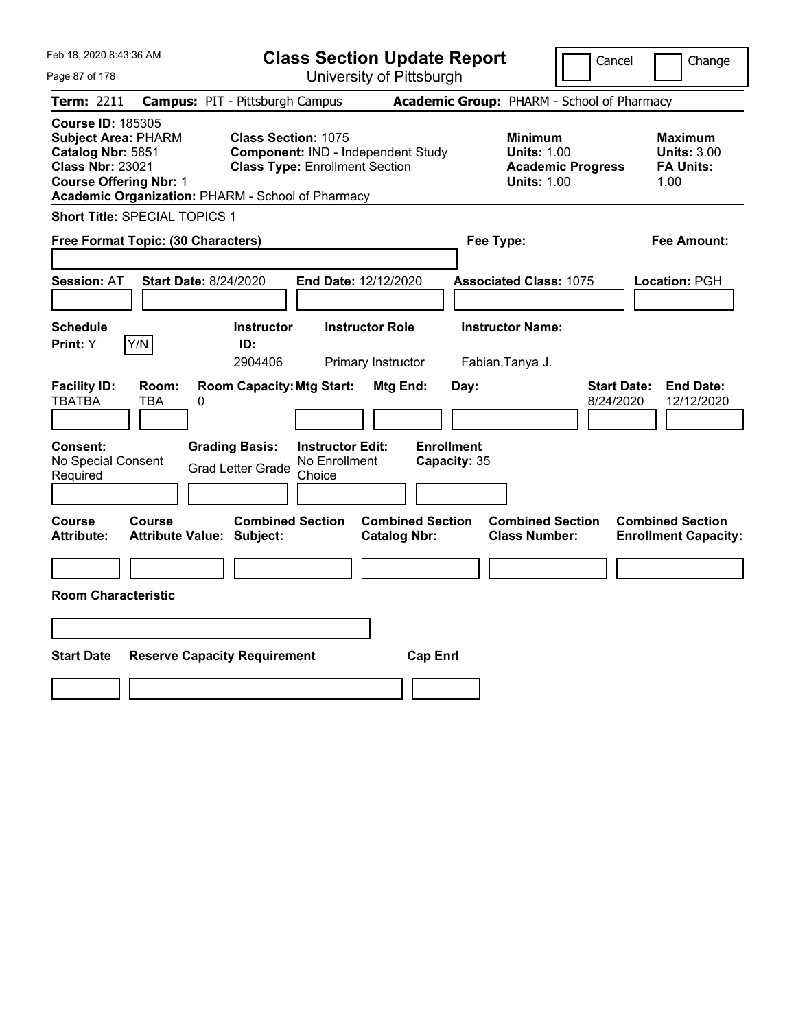# Class Section Update Report

University of Pittsburgh

Feb 18, 2020 8:43:36 AM

Cancel | Change

**Term:** 2211 **Campus:** PIT - Pittsburgh Campus **Academic Group:** PHARM - School of Pharmacy

**Course ID:** 185305
**Subject Area:** PHARM
**Catalog Nbr:** 5851
**Class Nbr:** 23021
**Course Offering Nbr:** 1
**Academic Organization:** PHARM - School of Pharmacy

**Class Section:** 1075
**Component:** IND - Independent Study
**Class Type:** Enrollment Section

**Minimum Units:** 1.00
**Academic Progress Units:** 1.00

**Maximum Units:** 3.00
**FA Units:** 1.00

**Short Title:** SPECIAL TOPICS 1

**Free Format Topic: (30 Characters)**

**Fee Type:**

**Fee Amount:**

**Session:** AT **Start Date:** 8/24/2020 **End Date:** 12/12/2020 **Associated Class:** 1075 **Location:** PGH

| Schedule Print | Instructor ID | Instructor Role | Instructor Name |
|---|---|---|---|
| Y | 2904406 | Primary Instructor | Fabian,Tanya J. |

| Facility ID | Room | Room Capacity | Mtg Start | Mtg End | Day | Start Date | End Date |
|---|---|---|---|---|---|---|---|
| TBATBA | TBA | 0 | | | | 8/24/2020 | 12/12/2020 |

**Consent:** No Special Consent Required
**Grading Basis:** Grad Letter Grade
**Instructor Edit:** No Enrollment Choice
**Enrollment Capacity:** 35

| Course Attribute | Course Attribute Value | Combined Section Subject | Combined Section Catalog Nbr | Combined Section Class Number | Combined Section Enrollment Capacity |
|---|---|---|---|---|---|
| | | | | | |

**Room Characteristic**

| Start Date | Reserve Capacity Requirement | Cap Enrl |
|---|---|---|
| | | |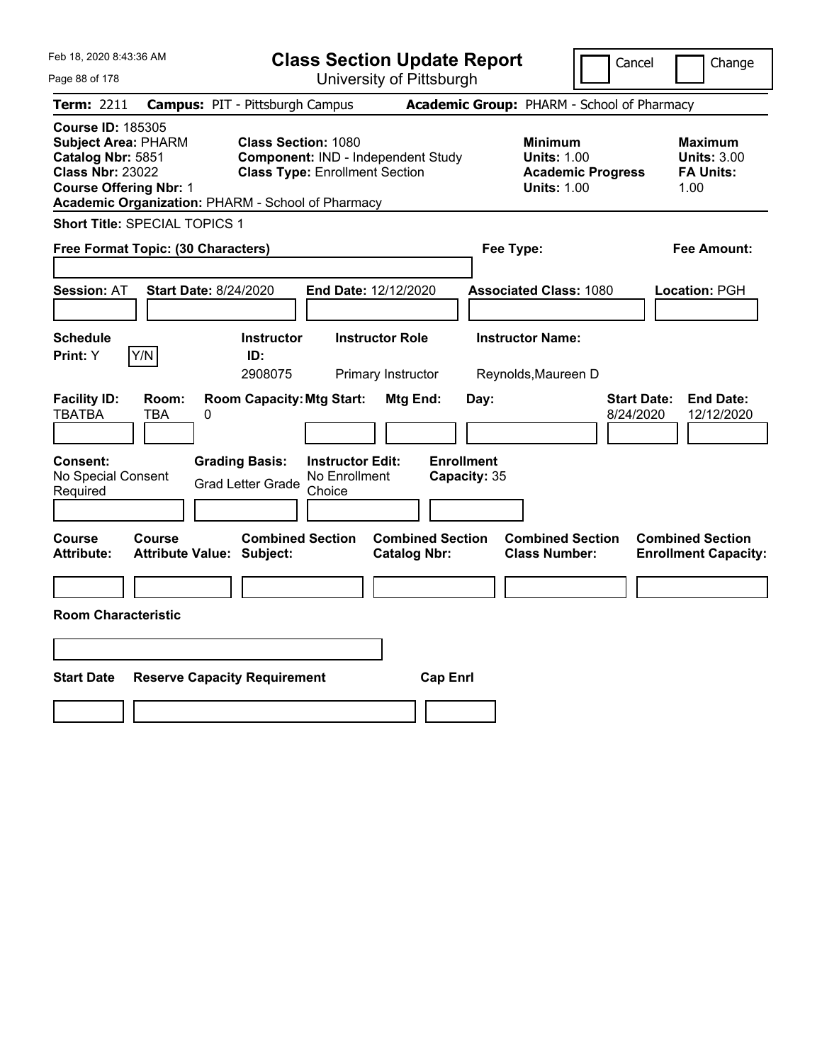# Class Section Update Report

University of Pittsburgh

Feb 18, 2020 8:43:36 AM

Cancel ☐ Change ☐

**Term:** 2211 **Campus:** PIT - Pittsburgh Campus **Academic Group:** PHARM - School of Pharmacy

**Course ID:** 185305
**Subject Area:** PHARM
**Catalog Nbr:** 5851
**Class Nbr:** 23022
**Course Offering Nbr:** 1
**Academic Organization:** PHARM - School of Pharmacy

**Class Section:** 1080
**Component:** IND - Independent Study
**Class Type:** Enrollment Section

**Minimum**
**Units:** 1.00
**Academic Progress Units:** 1.00

**Maximum**
**Units:** 3.00
**FA Units:** 1.00

**Short Title:** SPECIAL TOPICS 1

**Free Format Topic: (30 Characters)**

**Fee Type:**

**Fee Amount:**

**Session:** AT **Start Date:** 8/24/2020 **End Date:** 12/12/2020 **Associated Class:** 1080 **Location:** PGH

| Schedule Print: | Instructor ID: | Instructor Role | Instructor Name: |
|---|---|---|---|
| Y | 2908075 | Primary Instructor | Reynolds,Maureen D |

| Facility ID: | Room: | Room Capacity: | Mtg Start: | Mtg End: | Day: | Start Date: | End Date: |
|---|---|---|---|---|---|---|---|
| TBATBA | TBA | 0 | | | | 8/24/2020 | 12/12/2020 |

**Consent:** No Special Consent Required

**Grading Basis:** Grad Letter Grade

**Instructor Edit:** No Enrollment Choice

**Enrollment Capacity:** 35

| Course Attribute: | Course Attribute Value: | Combined Section Subject: | Combined Section Catalog Nbr: | Combined Section Class Number: | Combined Section Enrollment Capacity: |
|---|---|---|---|---|---|
| | | | | | |

**Room Characteristic**

| Start Date | Reserve Capacity Requirement | Cap Enrl |
|---|---|---|
| | | |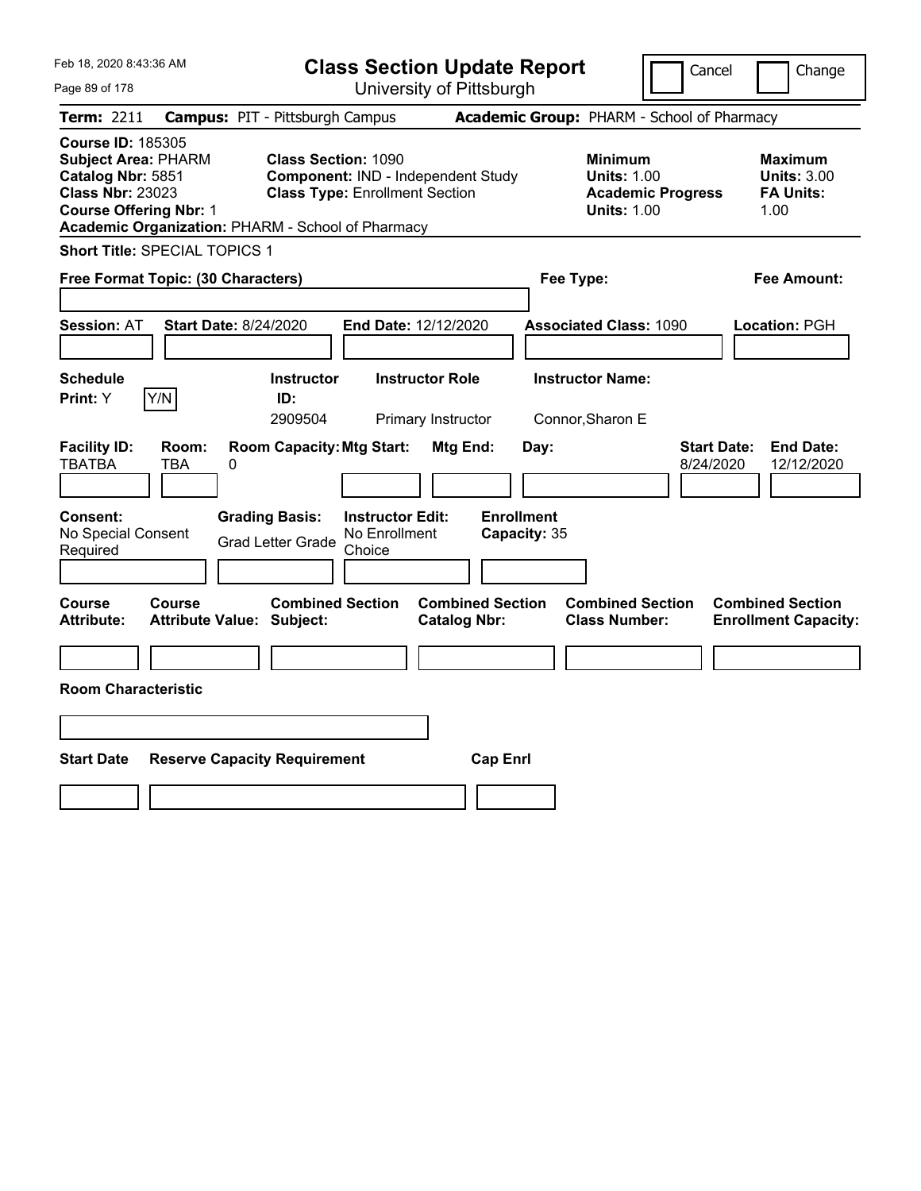# Class Section Update Report

University of Pittsburgh

Cancel | Change

**Term:** 2211 **Campus:** PIT - Pittsburgh Campus **Academic Group:** PHARM - School of Pharmacy

**Course ID:** 185305
**Subject Area:** PHARM
**Catalog Nbr:** 5851
**Class Nbr:** 23023
**Course Offering Nbr:** 1
**Academic Organization:** PHARM - School of Pharmacy

**Class Section:** 1090
**Component:** IND - Independent Study
**Class Type:** Enrollment Section

**Minimum Units:** 1.00
**Academic Progress Units:** 1.00

**Maximum Units:** 3.00
**FA Units:** 1.00

**Short Title:** SPECIAL TOPICS 1

**Free Format Topic: (30 Characters)**

**Fee Type:**

**Fee Amount:**

**Session:** AT **Start Date:** 8/24/2020 **End Date:** 12/12/2020 **Associated Class:** 1090 **Location:** PGH

| Schedule Print: | Instructor ID: | Instructor Role | Instructor Name: |
|---|---|---|---|
| Y  Y/N | 2909504 | Primary Instructor | Connor,Sharon E |

| Facility ID: | Room: | Room Capacity: | Mtg Start: | Mtg End: | Day: | Start Date: | End Date: |
|---|---|---|---|---|---|---|---|
| TBATBA | TBA | 0 | | | | 8/24/2020 | 12/12/2020 |

| Consent: | Grading Basis: | Instructor Edit: | Enrollment Capacity: |
|---|---|---|---|
| No Special Consent Required | Grad Letter Grade | No Enrollment Choice | 35 |

| Course Attribute: | Course Attribute Value: | Combined Section Subject: | Combined Section Catalog Nbr: | Combined Section Class Number: | Combined Section Enrollment Capacity: |
|---|---|---|---|---|---|
| | | | | | |

**Room Characteristic**

| Start Date | Reserve Capacity Requirement | Cap Enrl |
|---|---|---|
| | | |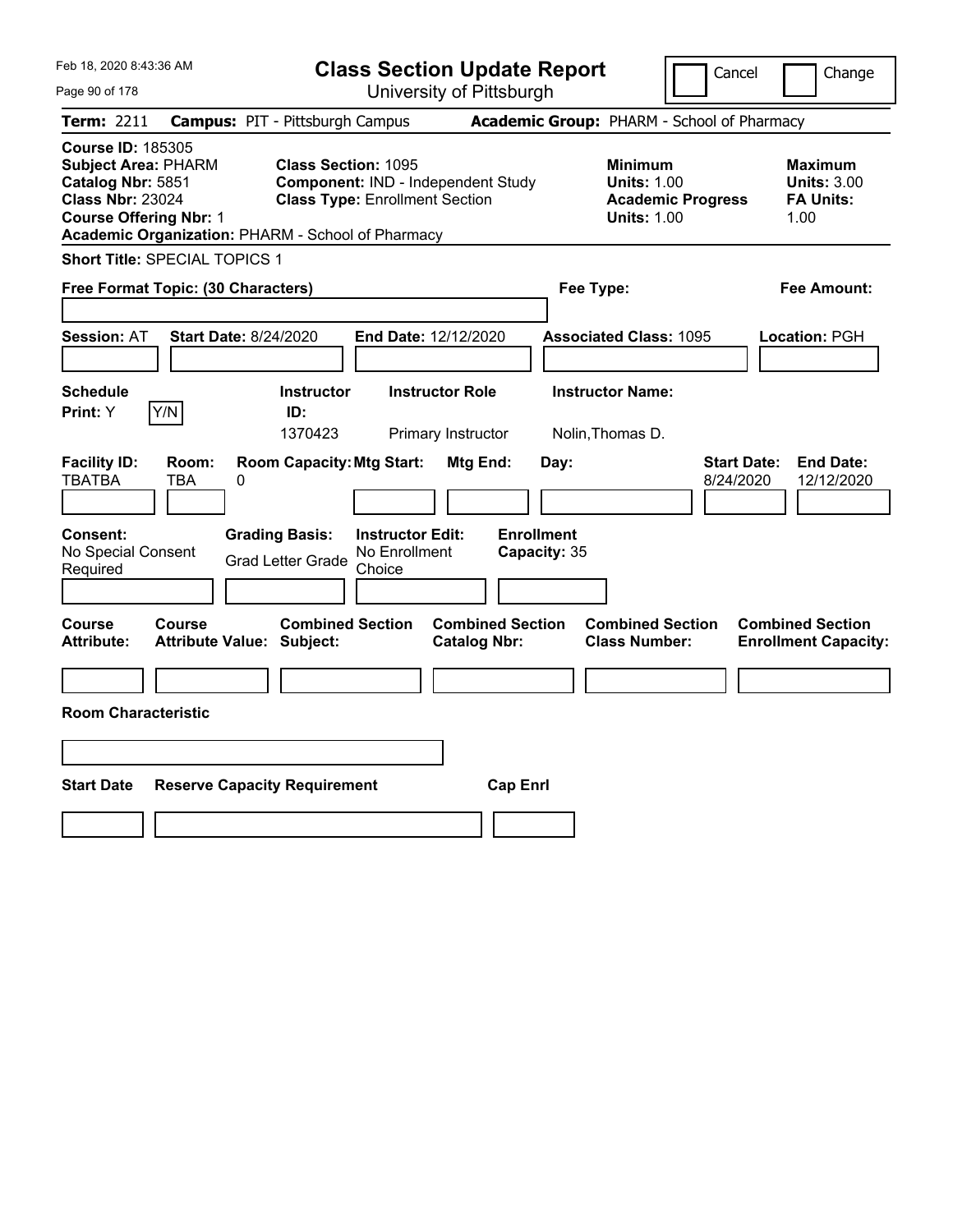# Class Section Update Report

University of Pittsburgh

Cancel | Change

**Term:** 2211 **Campus:** PIT - Pittsburgh Campus **Academic Group:** PHARM - School of Pharmacy

**Course ID:** 185305
**Subject Area:** PHARM
**Catalog Nbr:** 5851
**Class Nbr:** 23024
**Course Offering Nbr:** 1
**Academic Organization:** PHARM - School of Pharmacy

**Class Section:** 1095
**Component:** IND - Independent Study
**Class Type:** Enrollment Section

**Minimum Units:** 1.00
**Academic Progress Units:** 1.00

**Maximum Units:** 3.00
**FA Units:** 1.00

**Short Title:** SPECIAL TOPICS 1

**Free Format Topic: (30 Characters)**

**Fee Type:**

**Fee Amount:**

**Session:** AT **Start Date:** 8/24/2020 **End Date:** 12/12/2020 **Associated Class:** 1095 **Location:** PGH

| Schedule Print | Instructor ID | Instructor Role | Instructor Name |
|---|---|---|---|
| Y (Y/N) | 1370423 | Primary Instructor | Nolin,Thomas D. |

| Facility ID | Room | Room Capacity | Mtg Start | Mtg End | Day | Start Date | End Date |
|---|---|---|---|---|---|---|---|
| TBATBA | TBA | 0 | | | | 8/24/2020 | 12/12/2020 |

| Consent | Grading Basis | Instructor Edit | Enrollment Capacity |
|---|---|---|---|
| No Special Consent Required | Grad Letter Grade | No Enrollment Choice | 35 |

| Course Attribute | Course Attribute Value | Combined Section Subject | Combined Section Catalog Nbr | Combined Section Class Number | Combined Section Enrollment Capacity |
|---|---|---|---|---|---|
| | | | | | |

**Room Characteristic**

| Start Date | Reserve Capacity Requirement | Cap Enrl |
|---|---|---|
| | | |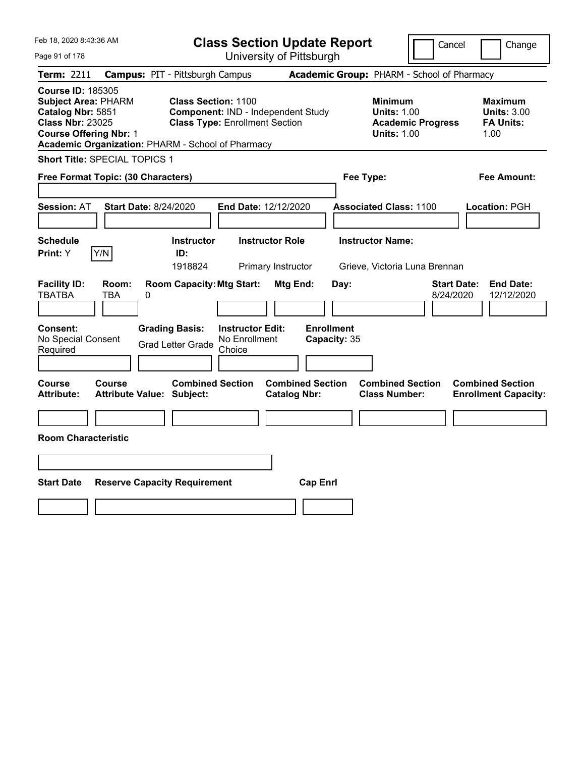Feb 18, 2020 8:43:36 AM

# Class Section Update Report

University of Pittsburgh

Cancel | Change

**Term:** 2211 **Campus:** PIT - Pittsburgh Campus **Academic Group:** PHARM - School of Pharmacy

**Course ID:** 185305
**Subject Area:** PHARM
**Catalog Nbr:** 5851
**Class Nbr:** 23025
**Course Offering Nbr:** 1
**Academic Organization:** PHARM - School of Pharmacy

**Class Section:** 1100
**Component:** IND - Independent Study
**Class Type:** Enrollment Section

**Minimum Units:** 1.00
**Academic Progress Units:** 1.00

**Maximum Units:** 3.00
**FA Units:** 1.00

**Short Title:** SPECIAL TOPICS 1

**Free Format Topic: (30 Characters)**

**Fee Type:**

**Fee Amount:**

**Session:** AT **Start Date:** 8/24/2020 **End Date:** 12/12/2020 **Associated Class:** 1100 **Location:** PGH

| Schedule Print: | Instructor ID: | Instructor Role | Instructor Name: |
|---|---|---|---|
| Y [Y/N] | 1918824 | Primary Instructor | Grieve, Victoria Luna Brennan |

| Facility ID: | Room: | Room Capacity: | Mtg Start: | Mtg End: | Day: | Start Date: | End Date: |
|---|---|---|---|---|---|---|---|
| TBATBA | TBA | 0 | | | | 8/24/2020 | 12/12/2020 |

| Consent: | Grading Basis: | Instructor Edit: | Enrollment Capacity: |
|---|---|---|---|
| No Special Consent Required | Grad Letter Grade | No Enrollment Choice | 35 |

| Course Attribute: | Course Attribute Value: | Combined Section Subject: | Combined Section Catalog Nbr: | Combined Section Class Number: | Combined Section Enrollment Capacity: |
|---|---|---|---|---|---|
| | | | | | |

**Room Characteristic**

| Start Date | Reserve Capacity Requirement | Cap Enrl |
|---|---|---|
| | | |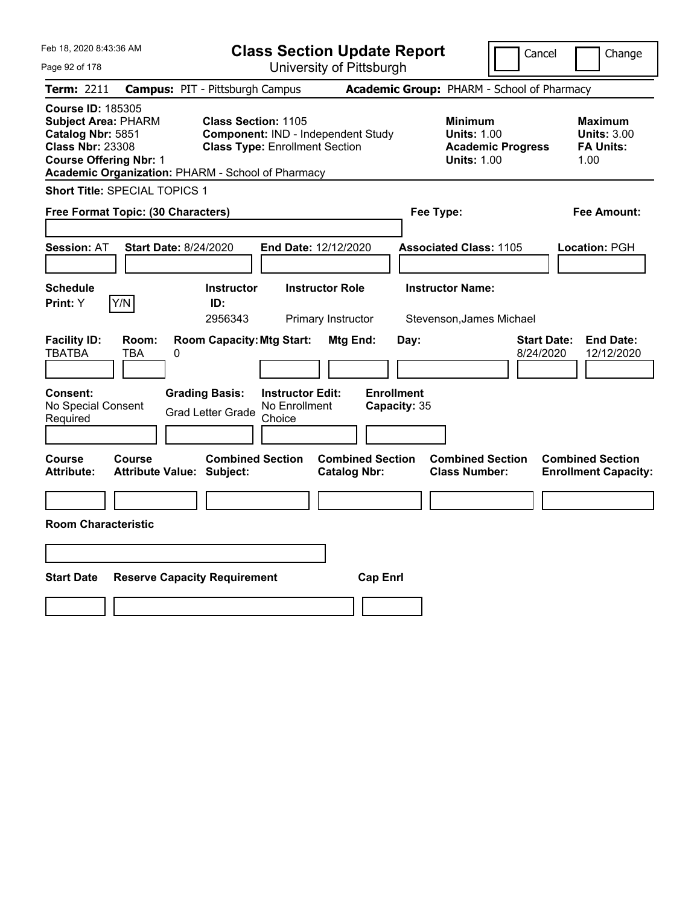# Class Section Update Report

University of Pittsburgh

Cancel | Change

**Term:** 2211 **Campus:** PIT - Pittsburgh Campus **Academic Group:** PHARM - School of Pharmacy

**Course ID:** 185305
**Subject Area:** PHARM
**Catalog Nbr:** 5851
**Class Nbr:** 23308
**Course Offering Nbr:** 1
**Academic Organization:** PHARM - School of Pharmacy

**Class Section:** 1105
**Component:** IND - Independent Study
**Class Type:** Enrollment Section

**Minimum Units:** 1.00
**Academic Progress Units:** 1.00

**Maximum Units:** 3.00
**FA Units:** 1.00

**Short Title:** SPECIAL TOPICS 1

**Free Format Topic: (30 Characters)**

**Fee Type:**

**Fee Amount:**

**Session:** AT **Start Date:** 8/24/2020 **End Date:** 12/12/2020 **Associated Class:** 1105 **Location:** PGH

| Schedule Print: | Instructor ID: | Instructor Role | Instructor Name: |
|---|---|---|---|
| Y (Y/N) | 2956343 | Primary Instructor | Stevenson,James Michael |

| Facility ID: | Room: | Room Capacity: | Mtg Start: | Mtg End: | Day: | Start Date: | End Date: |
|---|---|---|---|---|---|---|---|
| TBATBA | TBA | 0 | | | | 8/24/2020 | 12/12/2020 |

| Consent: | Grading Basis: | Instructor Edit: | Enrollment Capacity: |
|---|---|---|---|
| No Special Consent Required | Grad Letter Grade | No Enrollment Choice | 35 |

| Course Attribute: | Course Attribute Value: | Combined Section Subject: | Combined Section Catalog Nbr: | Combined Section Class Number: | Combined Section Enrollment Capacity: |
|---|---|---|---|---|---|
| | | | | | |

**Room Characteristic**

| Start Date | Reserve Capacity Requirement | Cap Enrl |
|---|---|---|
| | | |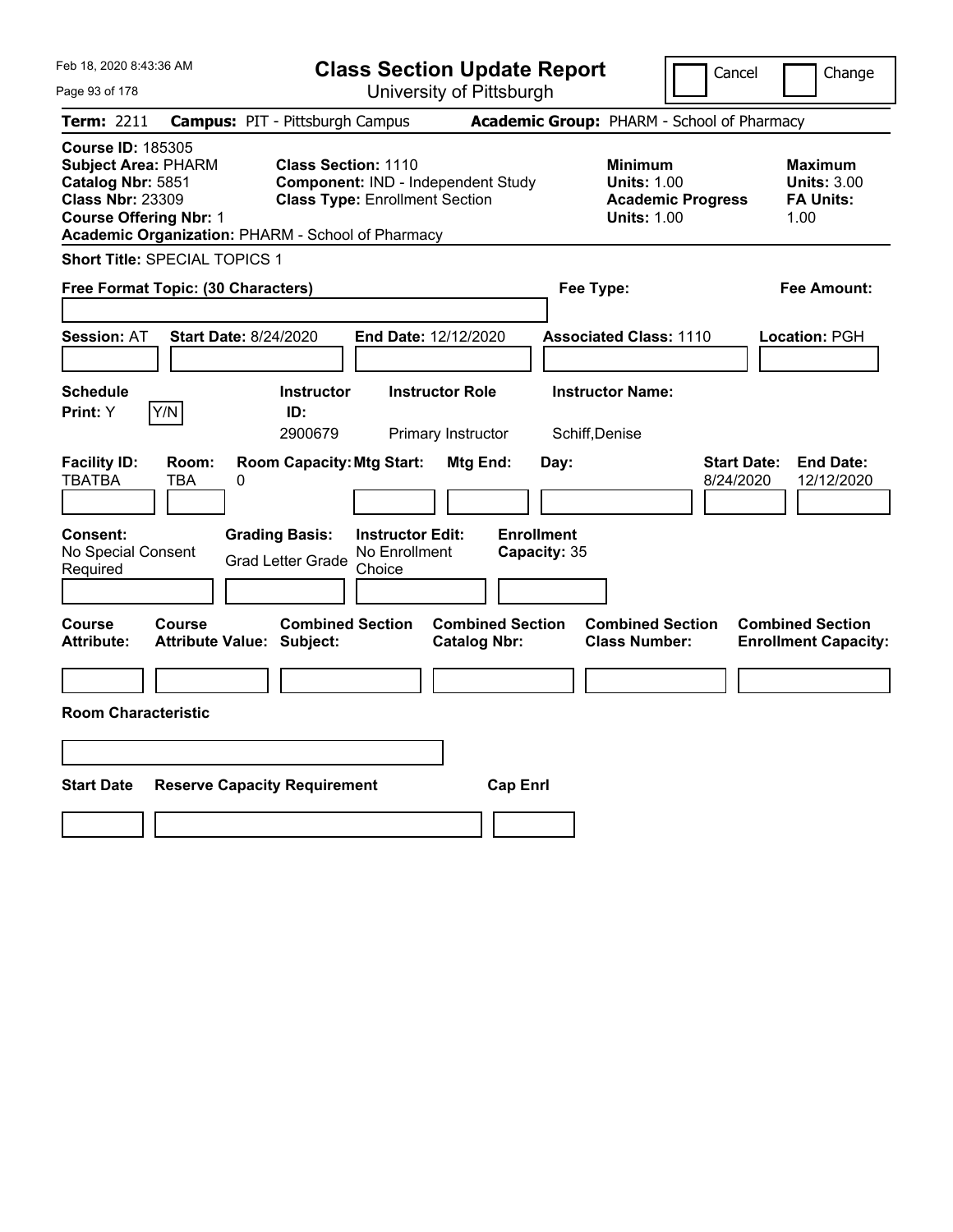Feb 18, 2020 8:43:36 AM

# Class Section Update Report

University of Pittsburgh

Cancel | Change

**Term:** 2211 **Campus:** PIT - Pittsburgh Campus **Academic Group:** PHARM - School of Pharmacy

**Course ID:** 185305
**Subject Area:** PHARM
**Catalog Nbr:** 5851
**Class Nbr:** 23309
**Course Offering Nbr:** 1
**Academic Organization:** PHARM - School of Pharmacy

**Class Section:** 1110
**Component:** IND - Independent Study
**Class Type:** Enrollment Section

**Minimum**
**Units:** 1.00
**Academic Progress Units:** 1.00

**Maximum**
**Units:** 3.00
**FA Units:** 1.00

**Short Title:** SPECIAL TOPICS 1

**Free Format Topic: (30 Characters)**

**Fee Type:**

**Fee Amount:**

**Session:** AT **Start Date:** 8/24/2020 **End Date:** 12/12/2020 **Associated Class:** 1110 **Location:** PGH

| Schedule Print: | | Instructor ID: | Instructor Role | Instructor Name: |
|---|---|---|---|---|
| Y | Y/N | 2900679 | Primary Instructor | Schiff,Denise |

| Facility ID: | Room: | Room Capacity: | Mtg Start: | Mtg End: | Day: | Start Date: | End Date: |
|---|---|---|---|---|---|---|---|
| TBATBA | TBA | 0 | | | | 8/24/2020 | 12/12/2020 |

| Consent: | Grading Basis: | Instructor Edit: | Enrollment Capacity: |
|---|---|---|---|
| No Special Consent Required | Grad Letter Grade | No Enrollment Choice | 35 |

| Course Attribute: | Course Attribute Value: | Combined Section Subject: | Combined Section Catalog Nbr: | Combined Section Class Number: | Combined Section Enrollment Capacity: |
|---|---|---|---|---|---|
| | | | | | |

**Room Characteristic**

| Start Date | Reserve Capacity Requirement | Cap Enrl |
|---|---|---|
| | | |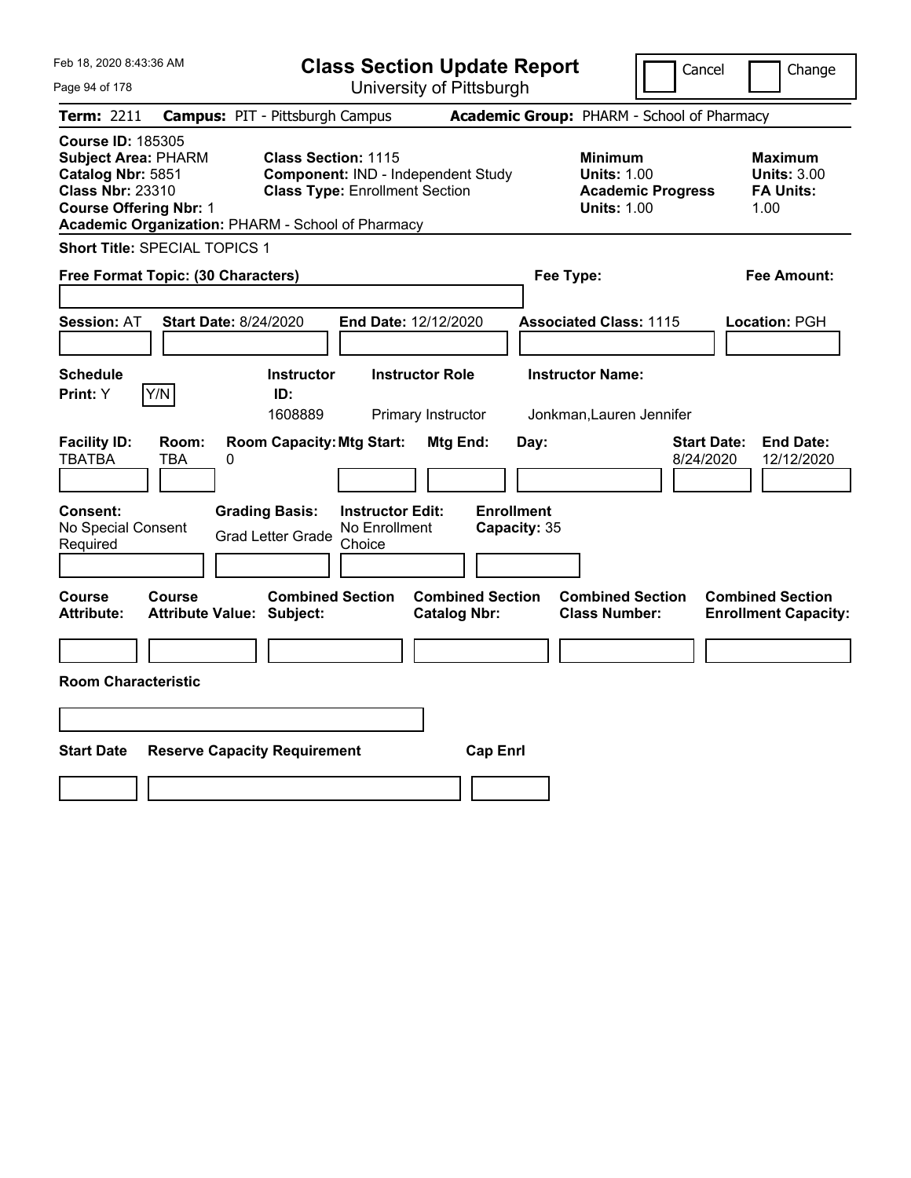# Class Section Update Report

University of Pittsburgh

Cancel | Change

**Term:** 2211 **Campus:** PIT - Pittsburgh Campus **Academic Group:** PHARM - School of Pharmacy

**Course ID:** 185305
**Subject Area:** PHARM
**Catalog Nbr:** 5851
**Class Nbr:** 23310
**Course Offering Nbr:** 1
**Academic Organization:** PHARM - School of Pharmacy

**Class Section:** 1115
**Component:** IND - Independent Study
**Class Type:** Enrollment Section

**Minimum**
**Units:** 1.00
**Academic Progress Units:** 1.00

**Maximum**
**Units:** 3.00
**FA Units:** 1.00

**Short Title:** SPECIAL TOPICS 1

**Free Format Topic: (30 Characters)**

**Fee Type:**

**Fee Amount:**

**Session:** AT **Start Date:** 8/24/2020 **End Date:** 12/12/2020 **Associated Class:** 1115 **Location:** PGH

| Schedule Print: | Instructor ID: | Instructor Role | Instructor Name: |
|---|---|---|---|
| Y | 1608889 | Primary Instructor | Jonkman,Lauren Jennifer |

| Facility ID: | Room: | Room Capacity: | Mtg Start: | Mtg End: | Day: | Start Date: | End Date: |
|---|---|---|---|---|---|---|---|
| TBATBA | TBA | 0 | | | | 8/24/2020 | 12/12/2020 |

| Consent: | Grading Basis: | Instructor Edit: | Enrollment Capacity: |
|---|---|---|---|
| No Special Consent Required | Grad Letter Grade | No Enrollment Choice | 35 |

| Course Attribute: | Course Attribute Value: | Combined Section Subject: | Combined Section Catalog Nbr: | Combined Section Class Number: | Combined Section Enrollment Capacity: |
|---|---|---|---|---|---|
| | | | | | |

**Room Characteristic**

| Start Date | Reserve Capacity Requirement | Cap Enrl |
|---|---|---|
| | | |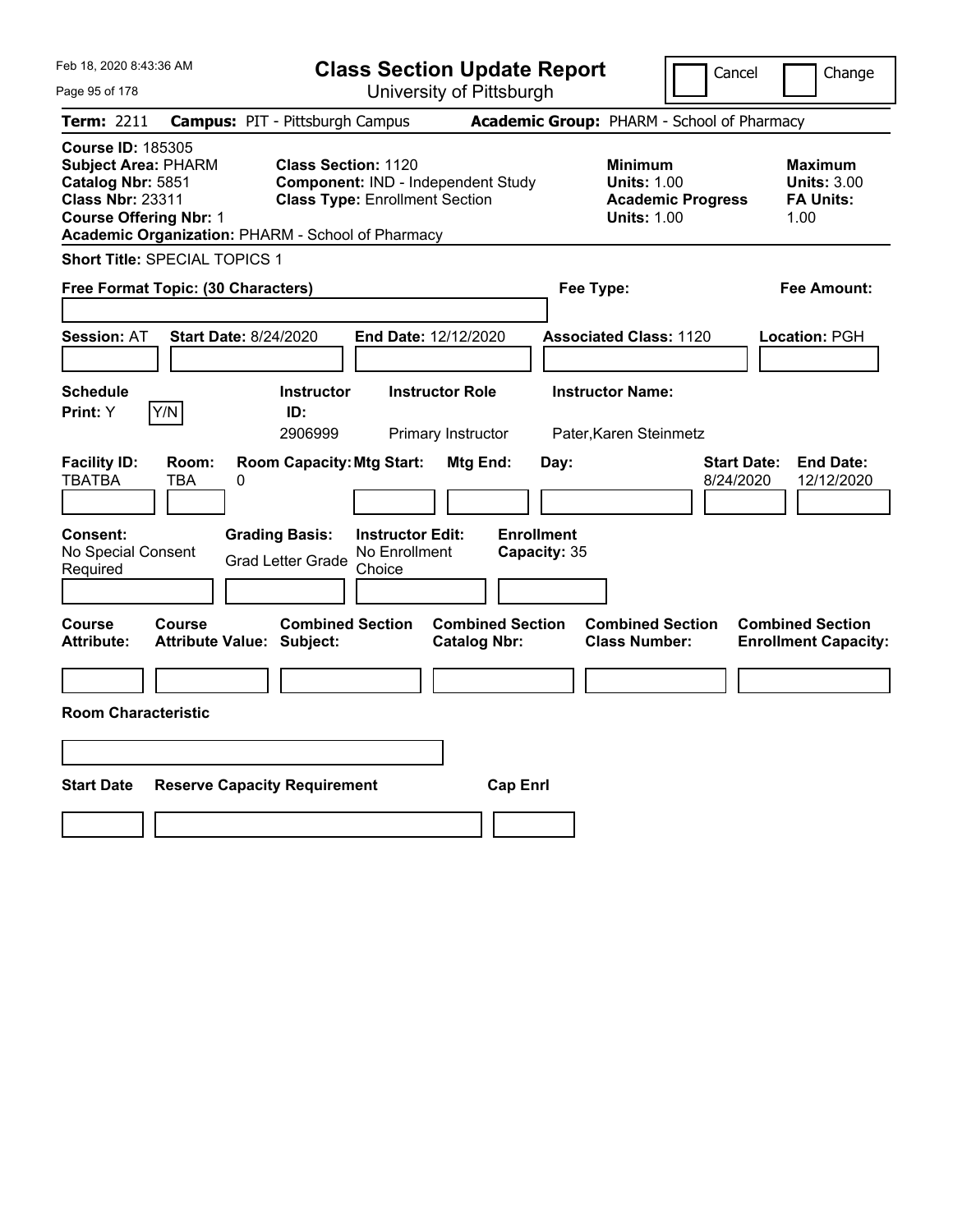Feb 18, 2020 8:43:36 AM

# Class Section Update Report

University of Pittsburgh

Cancel | Change

**Term:** 2211 **Campus:** PIT - Pittsburgh Campus **Academic Group:** PHARM - School of Pharmacy

**Course ID:** 185305
**Subject Area:** PHARM
**Catalog Nbr:** 5851
**Class Nbr:** 23311
**Course Offering Nbr:** 1
**Academic Organization:** PHARM - School of Pharmacy

**Class Section:** 1120
**Component:** IND - Independent Study
**Class Type:** Enrollment Section

**Minimum Units:** 1.00
**Academic Progress Units:** 1.00

**Maximum Units:** 3.00
**FA Units:** 1.00

**Short Title:** SPECIAL TOPICS 1

**Free Format Topic: (30 Characters)**

**Fee Type:**

**Fee Amount:**

**Session:** AT **Start Date:** 8/24/2020 **End Date:** 12/12/2020 **Associated Class:** 1120 **Location:** PGH

| Schedule Print | Instructor ID | Instructor Role | Instructor Name |
|---|---|---|---|
| Y | 2906999 | Primary Instructor | Pater,Karen Steinmetz |

| Facility ID | Room | Room Capacity | Mtg Start | Mtg End | Day | Start Date | End Date |
|---|---|---|---|---|---|---|---|
| TBATBA | TBA | 0 | | | | 8/24/2020 | 12/12/2020 |

| Consent | Grading Basis | Instructor Edit | Enrollment Capacity |
|---|---|---|---|
| No Special Consent Required | Grad Letter Grade | No Enrollment Choice | 35 |

| Course Attribute | Course Attribute Value | Combined Section Subject | Combined Section Catalog Nbr | Combined Section Class Number | Combined Section Enrollment Capacity |
|---|---|---|---|---|---|
| | | | | | |

**Room Characteristic**

| Start Date | Reserve Capacity Requirement | Cap Enrl |
|---|---|---|
| | | |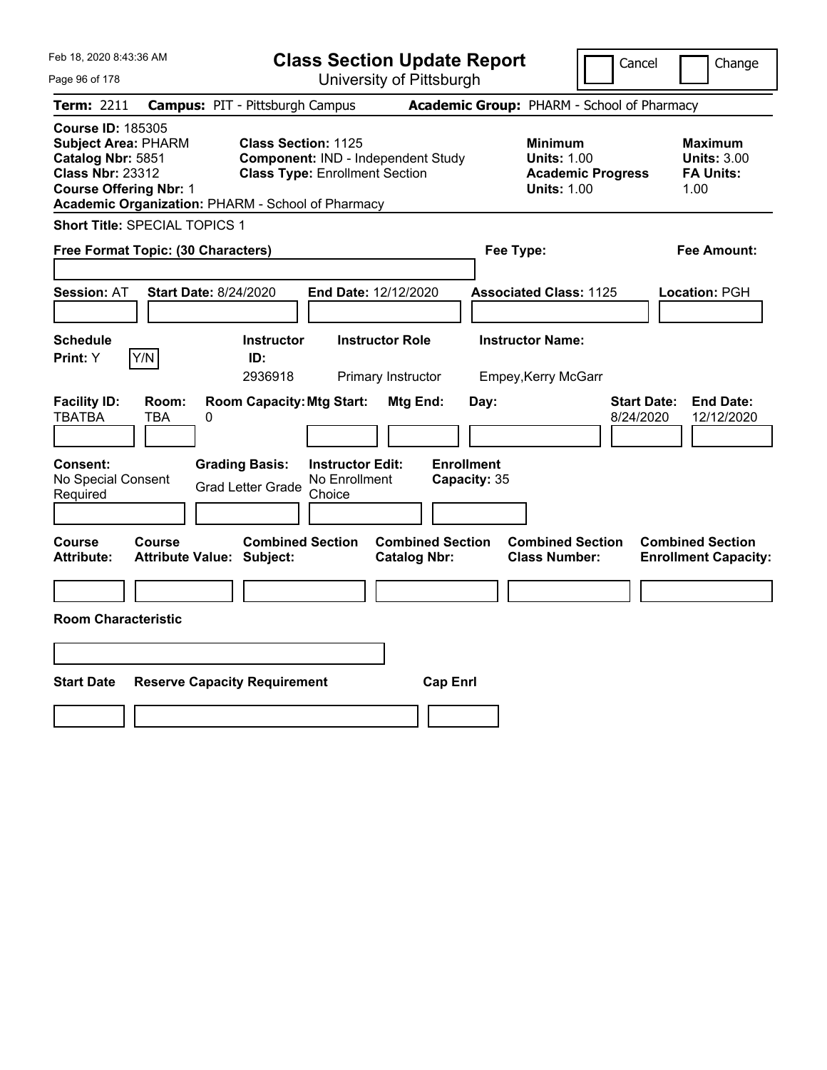# Class Section Update Report

University of Pittsburgh

Cancel | Change

**Term:** 2211 **Campus:** PIT - Pittsburgh Campus **Academic Group:** PHARM - School of Pharmacy

**Course ID:** 185305
**Subject Area:** PHARM
**Catalog Nbr:** 5851
**Class Nbr:** 23312
**Course Offering Nbr:** 1
**Academic Organization:** PHARM - School of Pharmacy

**Class Section:** 1125
**Component:** IND - Independent Study
**Class Type:** Enrollment Section

**Minimum Units:** 1.00
**Academic Progress Units:** 1.00

**Maximum Units:** 3.00
**FA Units:** 1.00

**Short Title:** SPECIAL TOPICS 1

**Free Format Topic: (30 Characters)**

**Fee Type:**

**Fee Amount:**

**Session:** AT **Start Date:** 8/24/2020 **End Date:** 12/12/2020 **Associated Class:** 1125 **Location:** PGH

| Schedule Print | Y/N | Instructor ID | Instructor Role | Instructor Name |
|---|---|---|---|---|
| Y | | 2936918 | Primary Instructor | Empey,Kerry McGarr |

| Facility ID | Room | Room Capacity | Mtg Start | Mtg End | Day | Start Date | End Date |
|---|---|---|---|---|---|---|---|
| TBATBA | TBA | 0 | | | | 8/24/2020 | 12/12/2020 |

| Consent | Grading Basis | Instructor Edit | Enrollment Capacity |
|---|---|---|---|
| No Special Consent Required | Grad Letter Grade | No Enrollment Choice | 35 |

| Course Attribute | Course Attribute Value | Combined Section Subject | Combined Section Catalog Nbr | Combined Section Class Number | Combined Section Enrollment Capacity |
|---|---|---|---|---|---|
| | | | | | |

**Room Characteristic**

| Start Date | Reserve Capacity Requirement | Cap Enrl |
|---|---|---|
| | | |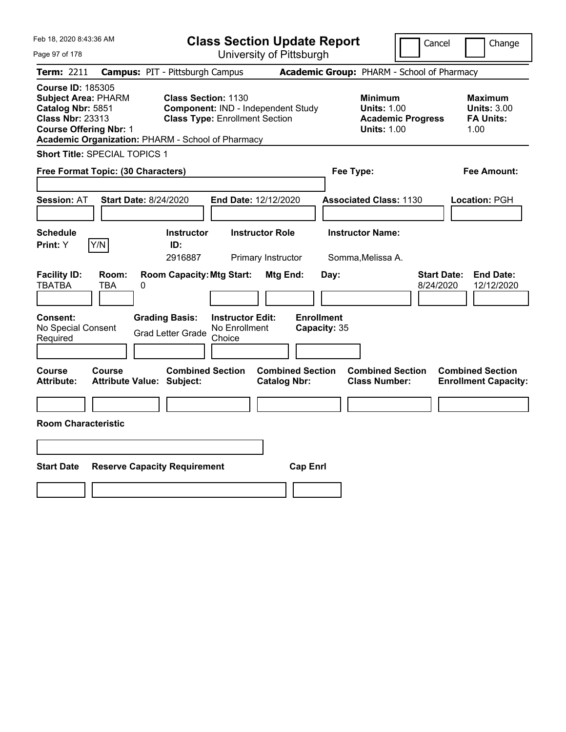# Class Section Update Report

University of Pittsburgh

Cancel | Change

**Term:** 2211 **Campus:** PIT - Pittsburgh Campus **Academic Group:** PHARM - School of Pharmacy

**Course ID:** 185305
**Subject Area:** PHARM
**Catalog Nbr:** 5851
**Class Nbr:** 23313
**Course Offering Nbr:** 1
**Academic Organization:** PHARM - School of Pharmacy

**Class Section:** 1130
**Component:** IND - Independent Study
**Class Type:** Enrollment Section

**Minimum Units:** 1.00
**Academic Progress Units:** 1.00

**Maximum Units:** 3.00
**FA Units:** 1.00

**Short Title:** SPECIAL TOPICS 1

**Free Format Topic: (30 Characters)**

**Fee Type:**

**Fee Amount:**

**Session:** AT **Start Date:** 8/24/2020 **End Date:** 12/12/2020 **Associated Class:** 1130 **Location:** PGH

| Schedule Print | Instructor ID | Instructor Role | Instructor Name |
|---|---|---|---|
| Y (Y/N) | 2916887 | Primary Instructor | Somma,Melissa A. |

| Facility ID | Room | Room Capacity | Mtg Start | Mtg End | Day | Start Date | End Date |
|---|---|---|---|---|---|---|---|
| TBATBA | TBA | 0 | | | | 8/24/2020 | 12/12/2020 |

| Consent | Grading Basis | Instructor Edit | Enrollment Capacity |
|---|---|---|---|
| No Special Consent Required | Grad Letter Grade | No Enrollment Choice | 35 |

| Course Attribute | Course Attribute Value | Combined Section Subject | Combined Section Catalog Nbr | Combined Section Class Number | Combined Section Enrollment Capacity |
|---|---|---|---|---|---|
| | | | | | |

**Room Characteristic**

| Start Date | Reserve Capacity Requirement | Cap Enrl |
|---|---|---|
| | | |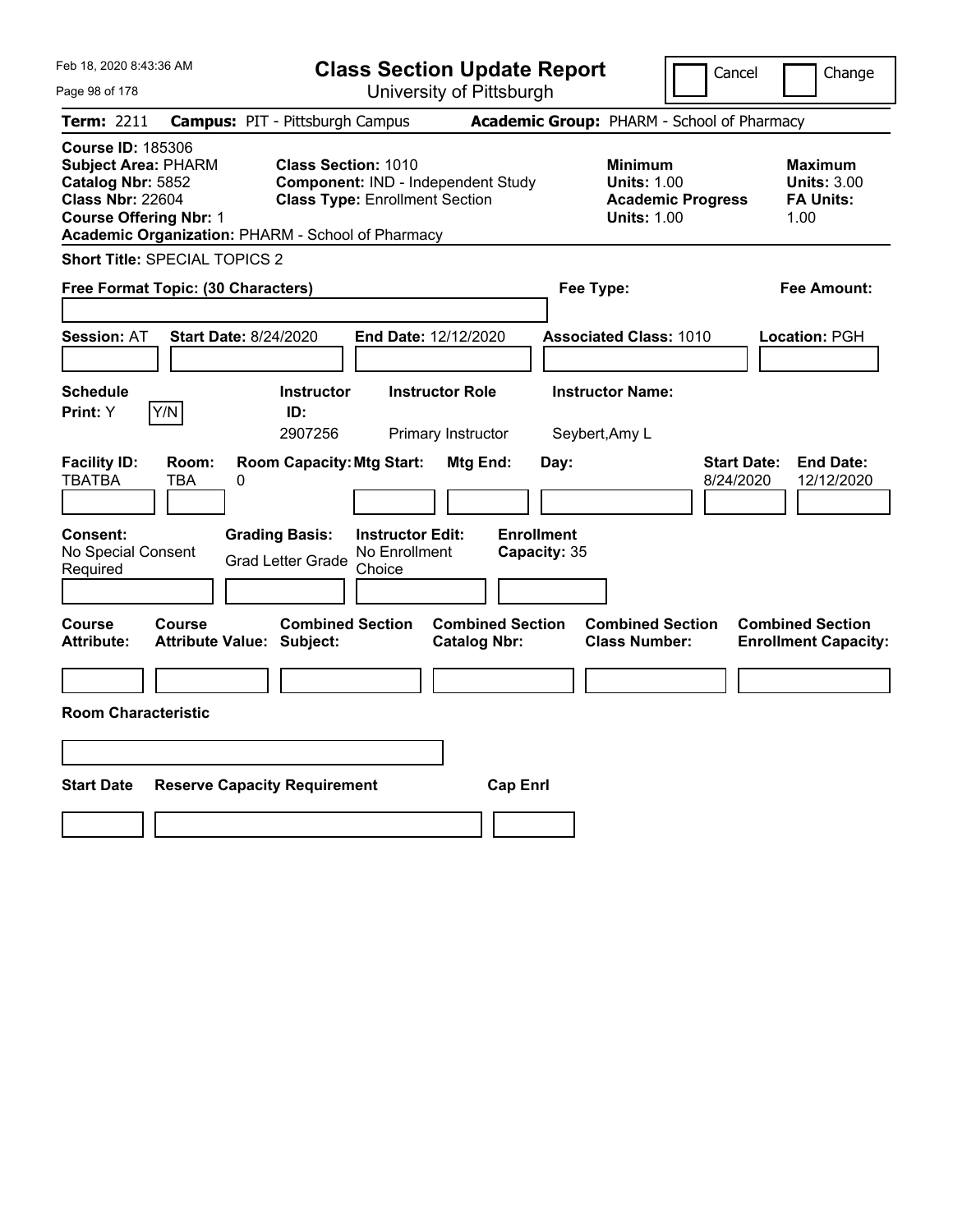# Class Section Update Report

University of Pittsburgh

Cancel / Change

**Term:** 2211 **Campus:** PIT - Pittsburgh Campus **Academic Group:** PHARM - School of Pharmacy

**Course ID:** 185306
**Subject Area:** PHARM
**Catalog Nbr:** 5852
**Class Nbr:** 22604
**Course Offering Nbr:** 1
**Academic Organization:** PHARM - School of Pharmacy

**Class Section:** 1010
**Component:** IND - Independent Study
**Class Type:** Enrollment Section

**Minimum Units:** 1.00
**Academic Progress Units:** 1.00

**Maximum Units:** 3.00
**FA Units:** 1.00

**Short Title:** SPECIAL TOPICS 2

**Free Format Topic: (30 Characters)**

**Fee Type:**

**Fee Amount:**

**Session:** AT **Start Date:** 8/24/2020 **End Date:** 12/12/2020 **Associated Class:** 1010 **Location:** PGH

| Schedule Print | Instructor ID | Instructor Role | Instructor Name |
|---|---|---|---|
| Y (Y/N) | 2907256 | Primary Instructor | Seybert,Amy L |

| Facility ID | Room | Room Capacity | Mtg Start | Mtg End | Day | Start Date | End Date |
|---|---|---|---|---|---|---|---|
| TBATBA | TBA | 0 | | | | 8/24/2020 | 12/12/2020 |

| Consent | Grading Basis | Instructor Edit | Enrollment Capacity |
|---|---|---|---|
| No Special Consent Required | Grad Letter Grade | No Enrollment Choice | 35 |

| Course Attribute | Course Attribute Value | Combined Section Subject | Combined Section Catalog Nbr | Combined Section Class Number | Combined Section Enrollment Capacity |
|---|---|---|---|---|---|
| | | | | | |

**Room Characteristic**

| Start Date | Reserve Capacity Requirement | Cap Enrl |
|---|---|---|
| | | |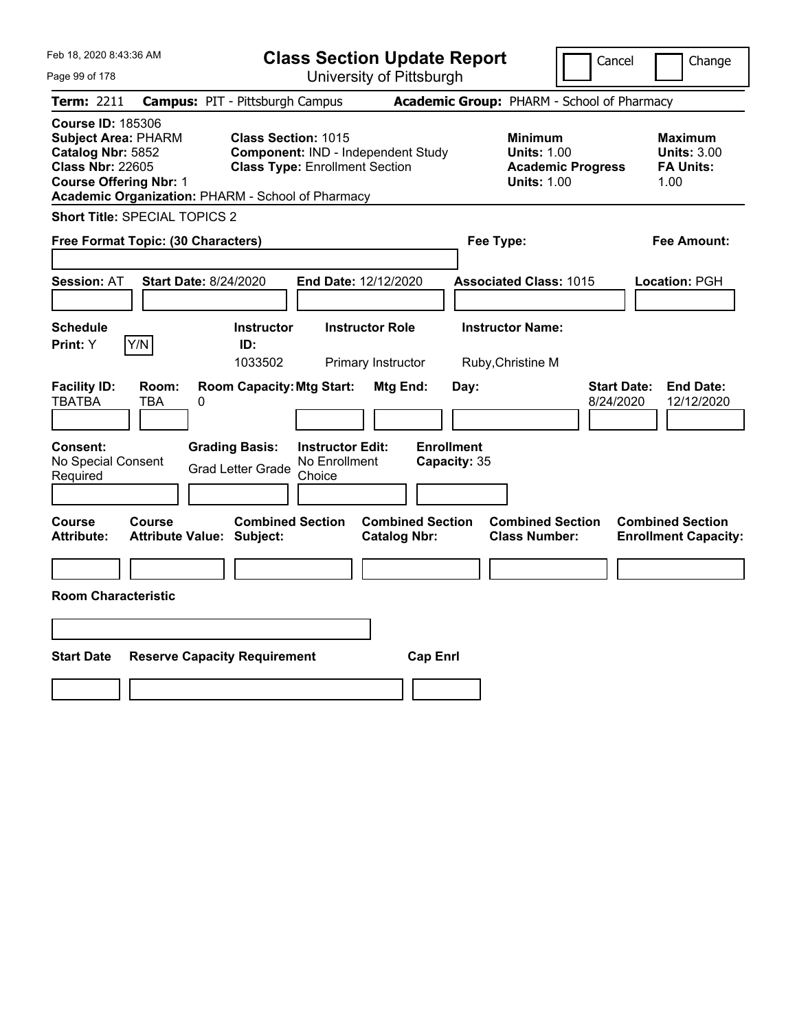Feb 18, 2020 8:43:36 AM

# Class Section Update Report

University of Pittsburgh

Cancel | Change

**Term:** 2211 **Campus:** PIT - Pittsburgh Campus **Academic Group:** PHARM - School of Pharmacy

**Course ID:** 185306
**Subject Area:** PHARM
**Catalog Nbr:** 5852
**Class Nbr:** 22605
**Course Offering Nbr:** 1
**Academic Organization:** PHARM - School of Pharmacy

**Class Section:** 1015
**Component:** IND - Independent Study
**Class Type:** Enrollment Section

**Minimum Units:** 1.00
**Academic Progress Units:** 1.00

**Maximum Units:** 3.00
**FA Units:** 1.00

**Short Title:** SPECIAL TOPICS 2

**Free Format Topic: (30 Characters)**

**Fee Type:**

**Fee Amount:**

**Session:** AT **Start Date:** 8/24/2020 **End Date:** 12/12/2020 **Associated Class:** 1015 **Location:** PGH

| Schedule Print | Instructor ID | Instructor Role | Instructor Name |
|---|---|---|---|
| Y (Y/N) | 1033502 | Primary Instructor | Ruby,Christine M |

| Facility ID | Room | Room Capacity | Mtg Start | Mtg End | Day | Start Date | End Date |
|---|---|---|---|---|---|---|---|
| TBATBA | TBA | 0 | | | | 8/24/2020 | 12/12/2020 |

**Consent:** No Special Consent Required
**Grading Basis:** Grad Letter Grade
**Instructor Edit:** No Enrollment Choice
**Enrollment Capacity:** 35

| Course Attribute | Course Attribute Value | Combined Section Subject | Combined Section Catalog Nbr | Combined Section Class Number | Combined Section Enrollment Capacity |
|---|---|---|---|---|---|
| | | | | | |

**Room Characteristic**

| Start Date | Reserve Capacity Requirement | Cap Enrl |
|---|---|---|
| | | |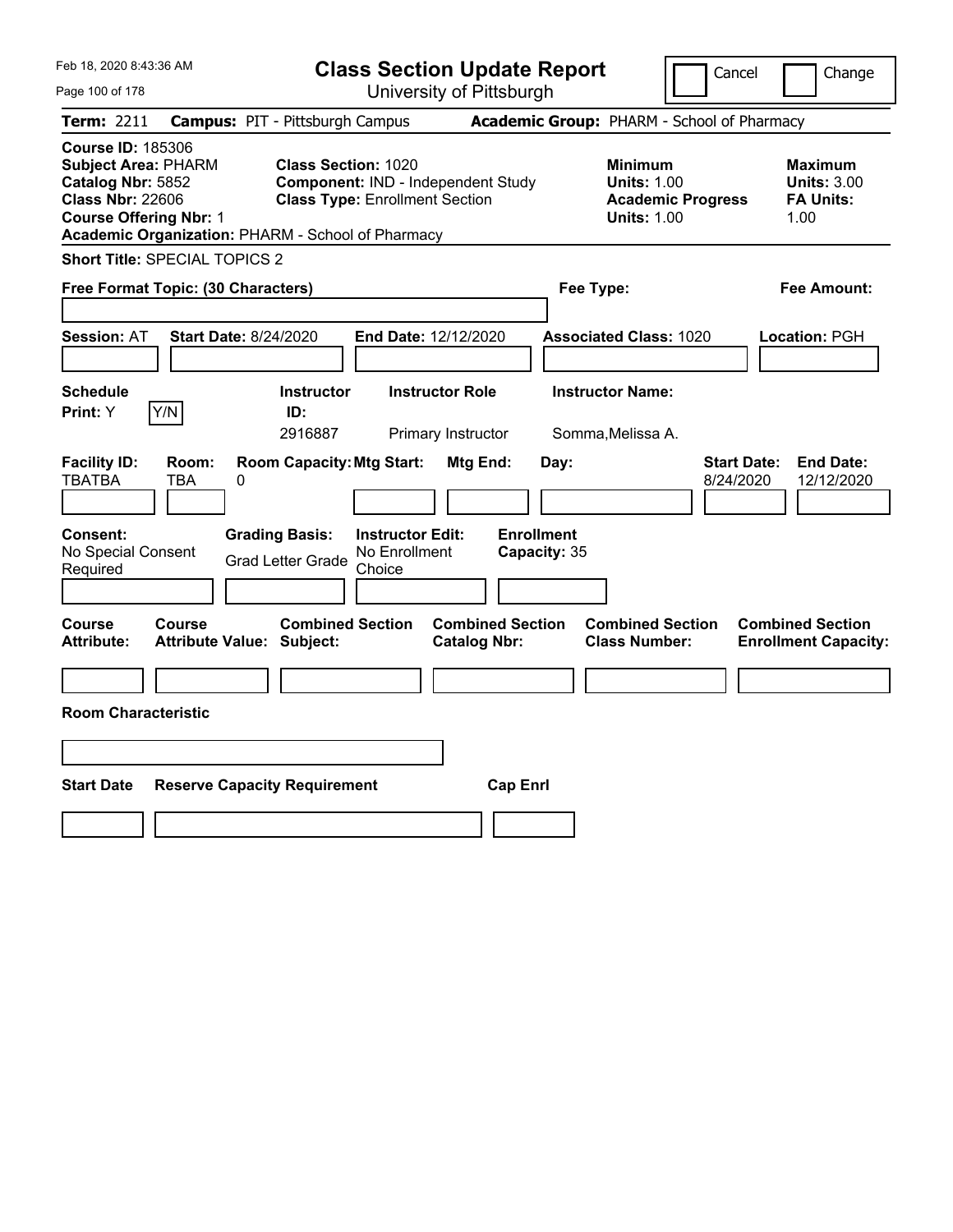Feb 18, 2020 8:43:36 AM

# Class Section Update Report

University of Pittsburgh

Cancel | Change

**Term:** 2211 **Campus:** PIT - Pittsburgh Campus **Academic Group:** PHARM - School of Pharmacy

**Course ID:** 185306
**Subject Area:** PHARM
**Catalog Nbr:** 5852
**Class Nbr:** 22606
**Course Offering Nbr:** 1
**Academic Organization:** PHARM - School of Pharmacy

**Class Section:** 1020
**Component:** IND - Independent Study
**Class Type:** Enrollment Section

**Minimum**
**Units:** 1.00
**Academic Progress Units:** 1.00

**Maximum**
**Units:** 3.00
**FA Units:** 1.00

**Short Title:** SPECIAL TOPICS 2

**Free Format Topic: (30 Characters)** **Fee Type:** **Fee Amount:**

**Session:** AT **Start Date:** 8/24/2020 **End Date:** 12/12/2020 **Associated Class:** 1020 **Location:** PGH

| Schedule Print: | | Instructor ID: | Instructor Role | Instructor Name: |
|---|---|---|---|---|
| Y | Y/N | 2916887 | Primary Instructor | Somma,Melissa A. |

| Facility ID: | Room: | Room Capacity: | Mtg Start: | Mtg End: | Day: | Start Date: | End Date: |
|---|---|---|---|---|---|---|---|
| TBATBA | TBA | 0 | | | | 8/24/2020 | 12/12/2020 |

| Consent: | Grading Basis: | Instructor Edit: | Enrollment Capacity: |
|---|---|---|---|
| No Special Consent Required | Grad Letter Grade | No Enrollment Choice | 35 |

| Course Attribute: | Course Attribute Value: | Combined Section Subject: | Combined Section Catalog Nbr: | Combined Section Class Number: | Combined Section Enrollment Capacity: |
|---|---|---|---|---|---|
| | | | | | |

**Room Characteristic**

| Start Date | Reserve Capacity Requirement | Cap Enrl |
|---|---|---|
| | | |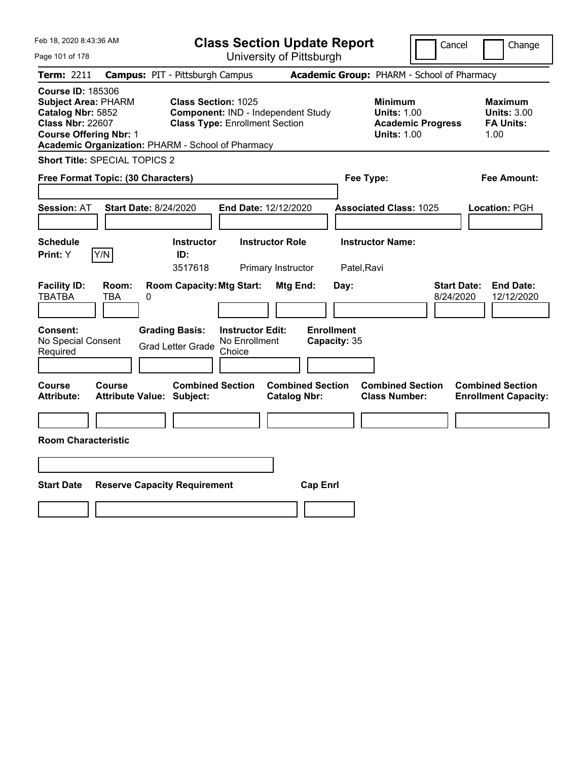# Class Section Update Report

University of Pittsburgh

Cancel | Change

**Term:** 2211 **Campus:** PIT - Pittsburgh Campus **Academic Group:** PHARM - School of Pharmacy

**Course ID:** 185306
**Subject Area:** PHARM
**Catalog Nbr:** 5852
**Class Nbr:** 22607
**Course Offering Nbr:** 1
**Academic Organization:** PHARM - School of Pharmacy

**Class Section:** 1025
**Component:** IND - Independent Study
**Class Type:** Enrollment Section

**Minimum Units:** 1.00
**Academic Progress Units:** 1.00

**Maximum Units:** 3.00
**FA Units:** 1.00

**Short Title:** SPECIAL TOPICS 2

**Free Format Topic: (30 Characters)**

**Fee Type:**

**Fee Amount:**

**Session:** AT **Start Date:** 8/24/2020 **End Date:** 12/12/2020 **Associated Class:** 1025 **Location:** PGH

| Schedule Print | | Instructor ID | Instructor Role | Instructor Name |
|---|---|---|---|---|
| Y | Y/N | 3517618 | Primary Instructor | Patel,Ravi |

| Facility ID | Room | Room Capacity | Mtg Start | Mtg End | Day | Start Date | End Date |
|---|---|---|---|---|---|---|---|
| TBATBA | TBA | 0 | | | | 8/24/2020 | 12/12/2020 |

**Consent:** No Special Consent Required
**Grading Basis:** Grad Letter Grade
**Instructor Edit:** No Enrollment Choice
**Enrollment Capacity:** 35

| Course Attribute | Course Attribute Value | Combined Section Subject | Combined Section Catalog Nbr | Combined Section Class Number | Combined Section Enrollment Capacity |
|---|---|---|---|---|---|
| | | | | | |

**Room Characteristic**

| Start Date | Reserve Capacity Requirement | Cap Enrl |
|---|---|---|
| | | |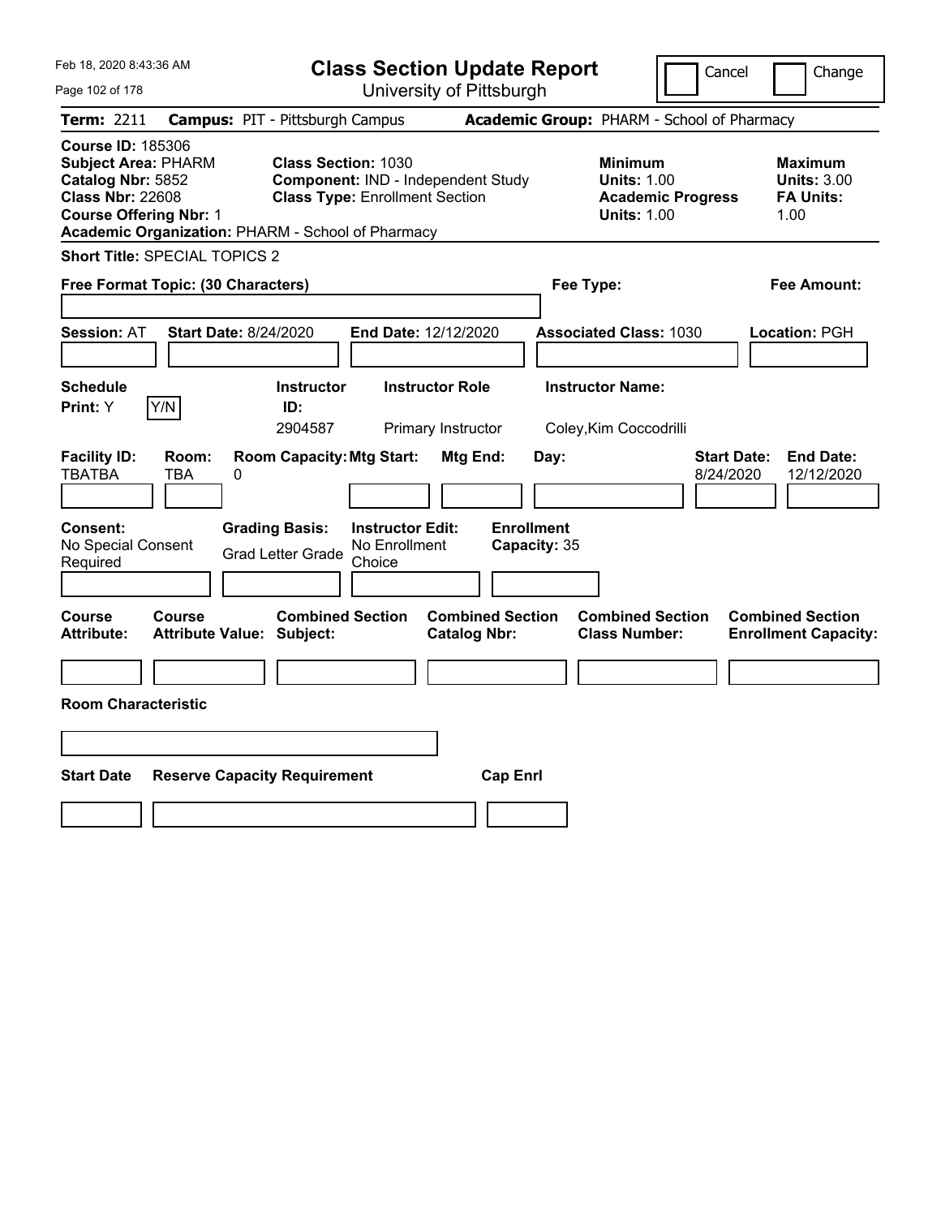# Class Section Update Report

University of Pittsburgh

Cancel | Change

**Term:** 2211 **Campus:** PIT - Pittsburgh Campus **Academic Group:** PHARM - School of Pharmacy

**Course ID:** 185306
**Subject Area:** PHARM
**Catalog Nbr:** 5852
**Class Nbr:** 22608
**Course Offering Nbr:** 1
**Academic Organization:** PHARM - School of Pharmacy

**Class Section:** 1030
**Component:** IND - Independent Study
**Class Type:** Enrollment Section

**Minimum**
**Units:** 1.00
**Academic Progress Units:** 1.00

**Maximum**
**Units:** 3.00
**FA Units:** 1.00

**Short Title:** SPECIAL TOPICS 2

**Free Format Topic: (30 Characters)**

**Fee Type:**

**Fee Amount:**

**Session:** AT **Start Date:** 8/24/2020 **End Date:** 12/12/2020 **Associated Class:** 1030 **Location:** PGH

| Schedule Print | Instructor ID | Instructor Role | Instructor Name |
|---|---|---|---|
| Y | 2904587 | Primary Instructor | Coley,Kim Coccodrilli |

| Facility ID | Room | Room Capacity | Mtg Start | Mtg End | Day | Start Date | End Date |
|---|---|---|---|---|---|---|---|
| TBATBA | TBA | 0 | | | | 8/24/2020 | 12/12/2020 |

| Consent | Grading Basis | Instructor Edit | Enrollment Capacity |
|---|---|---|---|
| No Special Consent Required | Grad Letter Grade | No Enrollment Choice | 35 |

| Course Attribute | Course Attribute Value | Combined Section Subject | Combined Section Catalog Nbr | Combined Section Class Number | Combined Section Enrollment Capacity |
|---|---|---|---|---|---|
| | | | | | |

**Room Characteristic**

| Start Date | Reserve Capacity Requirement | Cap Enrl |
|---|---|---|
| | | |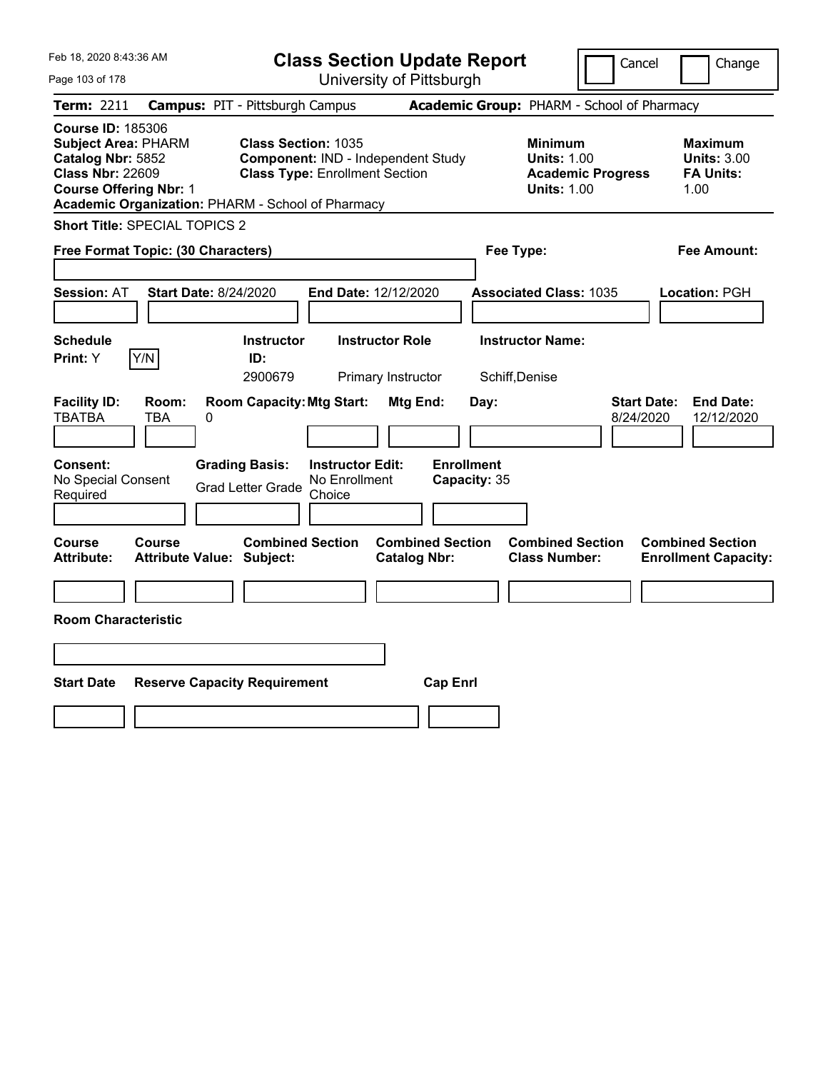Feb 18, 2020 8:43:36 AM

# Class Section Update Report

University of Pittsburgh

Cancel | Change

**Term:** 2211 **Campus:** PIT - Pittsburgh Campus **Academic Group:** PHARM - School of Pharmacy

**Course ID:** 185306
**Subject Area:** PHARM
**Catalog Nbr:** 5852
**Class Nbr:** 22609
**Course Offering Nbr:** 1
**Academic Organization:** PHARM - School of Pharmacy

**Class Section:** 1035
**Component:** IND - Independent Study
**Class Type:** Enrollment Section

**Minimum Units:** 1.00
**Academic Progress Units:** 1.00

**Maximum Units:** 3.00
**FA Units:** 1.00

**Short Title:** SPECIAL TOPICS 2

**Free Format Topic: (30 Characters)**

**Fee Type:**

**Fee Amount:**

**Session:** AT **Start Date:** 8/24/2020 **End Date:** 12/12/2020 **Associated Class:** 1035 **Location:** PGH

| Schedule Print | | Instructor ID | Instructor Role | Instructor Name |
|---|---|---|---|---|
| Y | Y/N | 2900679 | Primary Instructor | Schiff,Denise |

| Facility ID | Room | Room Capacity | Mtg Start | Mtg End | Day | Start Date | End Date |
|---|---|---|---|---|---|---|---|
| TBATBA | TBA | 0 | | | | 8/24/2020 | 12/12/2020 |

**Consent:** No Special Consent Required
**Grading Basis:** Grad Letter Grade
**Instructor Edit:** No Enrollment Choice
**Enrollment Capacity:** 35

| Course Attribute | Course Attribute Value | Combined Section Subject | Combined Section Catalog Nbr | Combined Section Class Number | Combined Section Enrollment Capacity |
|---|---|---|---|---|---|
| | | | | | |

**Room Characteristic**

| Start Date | Reserve Capacity Requirement | Cap Enrl |
|---|---|---|
| | | |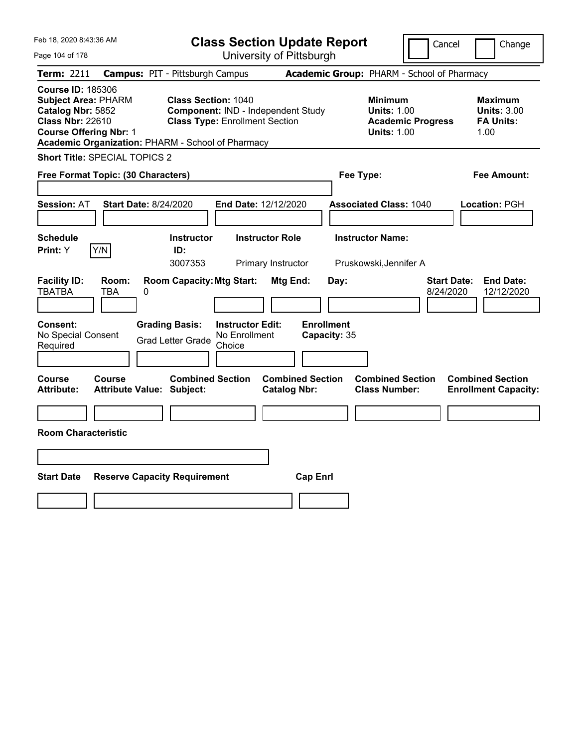# Class Section Update Report

University of Pittsburgh

Cancel | Change

**Term:** 2211 **Campus:** PIT - Pittsburgh Campus **Academic Group:** PHARM - School of Pharmacy

**Course ID:** 185306
**Subject Area:** PHARM
**Catalog Nbr:** 5852
**Class Nbr:** 22610
**Course Offering Nbr:** 1
**Academic Organization:** PHARM - School of Pharmacy

**Class Section:** 1040
**Component:** IND - Independent Study
**Class Type:** Enrollment Section

**Minimum**
**Units:** 1.00
**Academic Progress Units:** 1.00

**Maximum**
**Units:** 3.00
**FA Units:** 1.00

**Short Title:** SPECIAL TOPICS 2

**Free Format Topic: (30 Characters)**

**Fee Type:**

**Fee Amount:**

**Session:** AT **Start Date:** 8/24/2020 **End Date:** 12/12/2020 **Associated Class:** 1040 **Location:** PGH

| Schedule Print: | Instructor ID: | Instructor Role | Instructor Name: |
|---|---|---|---|
| Y | 3007353 | Primary Instructor | Pruskowski,Jennifer A |

| Facility ID: | Room: | Room Capacity: | Mtg Start: | Mtg End: | Day: | Start Date: | End Date: |
|---|---|---|---|---|---|---|---|
| TBATBA | TBA | 0 | | | | 8/24/2020 | 12/12/2020 |

| Consent: | Grading Basis: | Instructor Edit: | Enrollment Capacity: |
|---|---|---|---|
| No Special Consent Required | Grad Letter Grade | No Enrollment Choice | 35 |

| Course Attribute: | Course Attribute Value: | Combined Section Subject: | Combined Section Catalog Nbr: | Combined Section Class Number: | Combined Section Enrollment Capacity: |
|---|---|---|---|---|---|
| | | | | | |

**Room Characteristic**

| Start Date | Reserve Capacity Requirement | Cap Enrl |
|---|---|---|
| | | |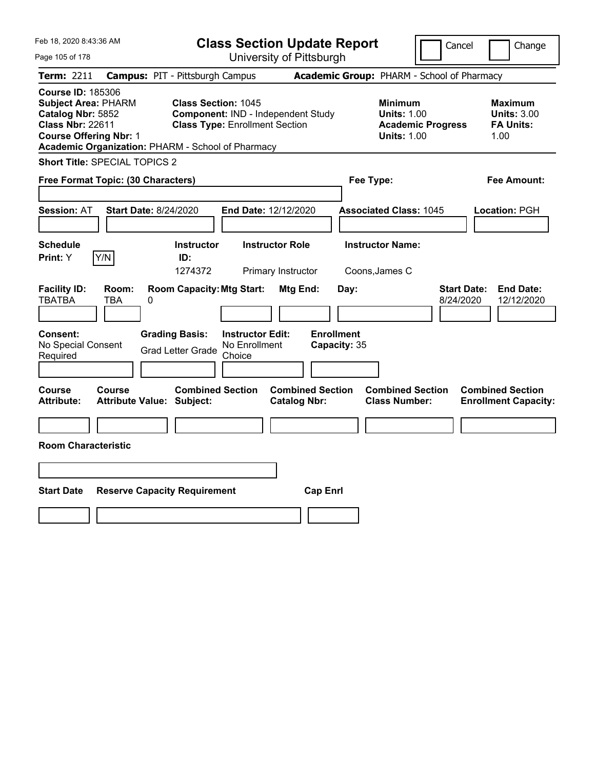# Class Section Update Report

University of Pittsburgh

Cancel | Change

**Term:** 2211 **Campus:** PIT - Pittsburgh Campus **Academic Group:** PHARM - School of Pharmacy

**Course ID:** 185306
**Subject Area:** PHARM
**Catalog Nbr:** 5852
**Class Nbr:** 22611
**Course Offering Nbr:** 1
**Academic Organization:** PHARM - School of Pharmacy

**Class Section:** 1045
**Component:** IND - Independent Study
**Class Type:** Enrollment Section

**Minimum Units:** 1.00
**Academic Progress Units:** 1.00

**Maximum Units:** 3.00
**FA Units:** 1.00

**Short Title:** SPECIAL TOPICS 2

**Free Format Topic: (30 Characters)**

**Fee Type:**

**Fee Amount:**

**Session:** AT **Start Date:** 8/24/2020 **End Date:** 12/12/2020 **Associated Class:** 1045 **Location:** PGH

| Schedule Print | Instructor ID | Instructor Role | Instructor Name |
|---|---|---|---|
| Y (Y/N) | 1274372 | Primary Instructor | Coons,James C |

| Facility ID | Room | Room Capacity | Mtg Start | Mtg End | Day | Start Date | End Date |
|---|---|---|---|---|---|---|---|
| TBATBA | TBA | 0 | | | | 8/24/2020 | 12/12/2020 |

| Consent | Grading Basis | Instructor Edit | Enrollment Capacity |
|---|---|---|---|
| No Special Consent Required | Grad Letter Grade | No Enrollment Choice | 35 |

| Course Attribute | Course Attribute Value | Combined Section Subject | Combined Section Catalog Nbr | Combined Section Class Number | Combined Section Enrollment Capacity |
|---|---|---|---|---|---|
| | | | | | |

**Room Characteristic**

| Start Date | Reserve Capacity Requirement | Cap Enrl |
|---|---|---|
| | | |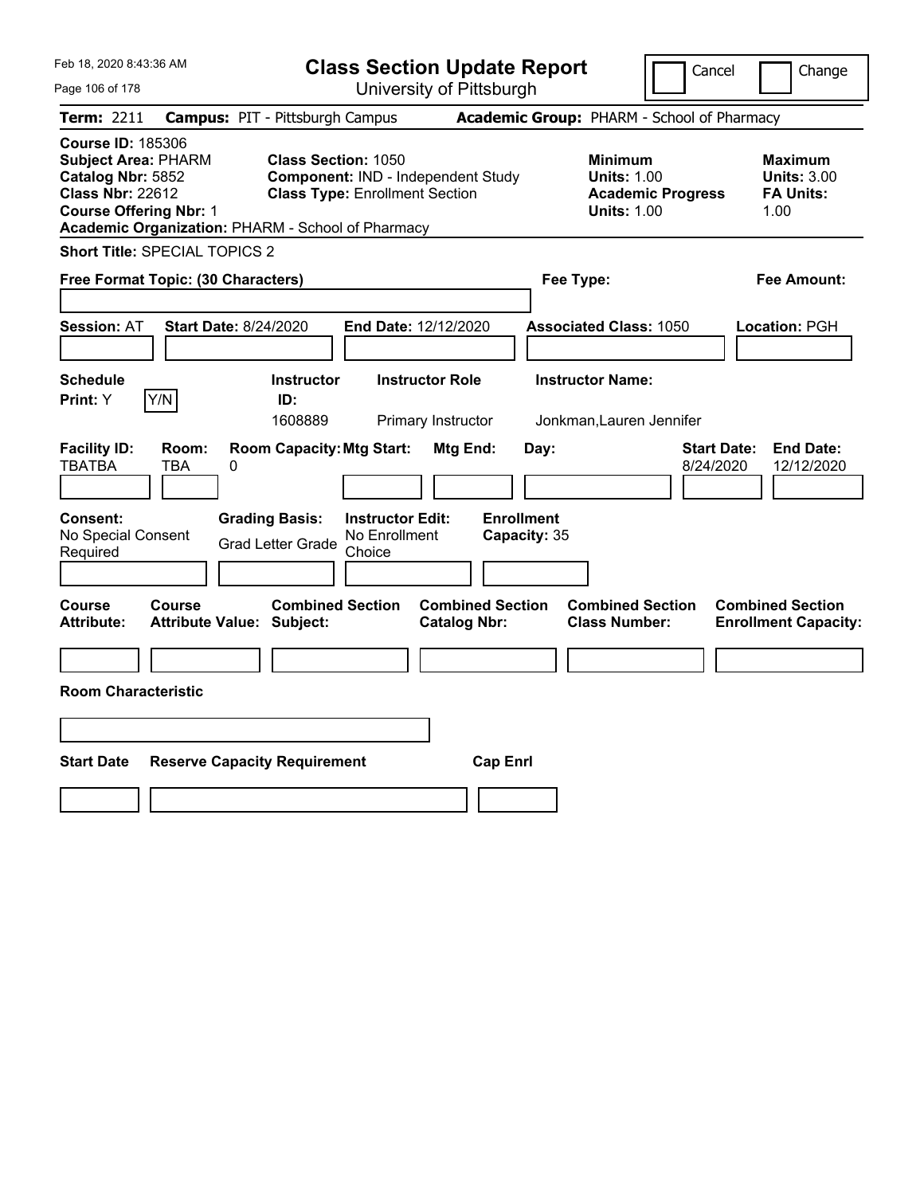Feb 18, 2020 8:43:36 AM

# Class Section Update Report

University of Pittsburgh

Cancel | Change

**Term:** 2211 **Campus:** PIT - Pittsburgh Campus **Academic Group:** PHARM - School of Pharmacy

**Course ID:** 185306
**Subject Area:** PHARM
**Catalog Nbr:** 5852
**Class Nbr:** 22612
**Course Offering Nbr:** 1
**Academic Organization:** PHARM - School of Pharmacy

**Class Section:** 1050
**Component:** IND - Independent Study
**Class Type:** Enrollment Section

**Minimum Units:** 1.00
**Academic Progress Units:** 1.00

**Maximum Units:** 3.00
**FA Units:** 1.00

**Short Title:** SPECIAL TOPICS 2

**Free Format Topic: (30 Characters)**

**Fee Type:**

**Fee Amount:**

**Session:** AT **Start Date:** 8/24/2020 **End Date:** 12/12/2020 **Associated Class:** 1050 **Location:** PGH

| Schedule Print | Instructor ID | Instructor Role | Instructor Name |
|---|---|---|---|
| Y (Y/N) | 1608889 | Primary Instructor | Jonkman,Lauren Jennifer |

| Facility ID | Room | Room Capacity | Mtg Start | Mtg End | Day | Start Date | End Date |
|---|---|---|---|---|---|---|---|
| TBATBA | TBA | 0 | | | | 8/24/2020 | 12/12/2020 |

| Consent | Grading Basis | Instructor Edit | Enrollment Capacity |
|---|---|---|---|
| No Special Consent Required | Grad Letter Grade | No Enrollment Choice | 35 |

| Course Attribute | Course Attribute Value | Combined Section Subject | Combined Section Catalog Nbr | Combined Section Class Number | Combined Section Enrollment Capacity |
|---|---|---|---|---|---|
| | | | | | |

**Room Characteristic**

| Start Date | Reserve Capacity Requirement | Cap Enrl |
|---|---|---|
| | | |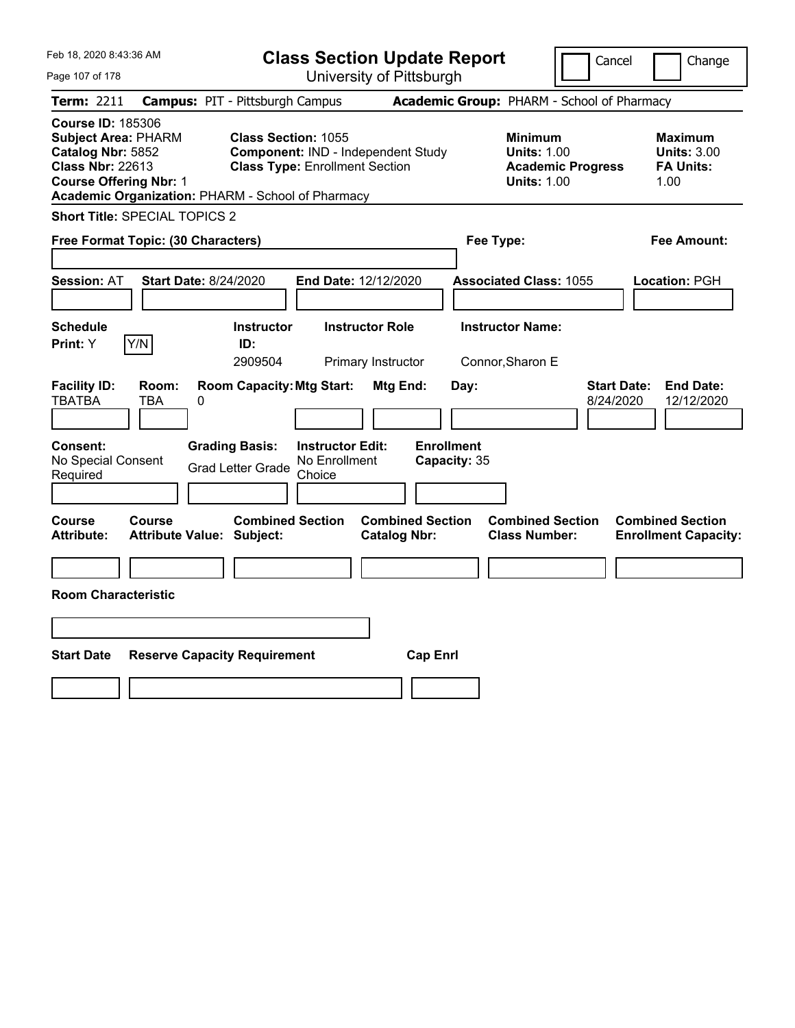Feb 18, 2020 8:43:36 AM

# Class Section Update Report

University of Pittsburgh

Cancel | Change

**Term:** 2211 **Campus:** PIT - Pittsburgh Campus **Academic Group:** PHARM - School of Pharmacy

**Course ID:** 185306
**Subject Area:** PHARM
**Catalog Nbr:** 5852
**Class Nbr:** 22613
**Course Offering Nbr:** 1
**Academic Organization:** PHARM - School of Pharmacy

**Class Section:** 1055
**Component:** IND - Independent Study
**Class Type:** Enrollment Section

**Minimum Units:** 1.00
**Academic Progress Units:** 1.00

**Maximum Units:** 3.00
**FA Units:** 1.00

**Short Title:** SPECIAL TOPICS 2

**Free Format Topic: (30 Characters)**

**Fee Type:**

**Fee Amount:**

**Session:** AT **Start Date:** 8/24/2020 **End Date:** 12/12/2020 **Associated Class:** 1055 **Location:** PGH

| Schedule Print | Instructor ID | Instructor Role | Instructor Name |
|---|---|---|---|
| Y | 2909504 | Primary Instructor | Connor,Sharon E |

| Facility ID | Room | Room Capacity | Mtg Start | Mtg End | Day | Start Date | End Date |
|---|---|---|---|---|---|---|---|
| TBATBA | TBA | 0 | | | | 8/24/2020 | 12/12/2020 |

**Consent:** No Special Consent Required
**Grading Basis:** Grad Letter Grade
**Instructor Edit:** No Enrollment Choice
**Enrollment Capacity:** 35

| Course Attribute | Course Attribute Value | Combined Section Subject | Combined Section Catalog Nbr | Combined Section Class Number | Combined Section Enrollment Capacity |
|---|---|---|---|---|---|
| | | | | | |

**Room Characteristic**

| Start Date | Reserve Capacity Requirement | Cap Enrl |
|---|---|---|
| | | |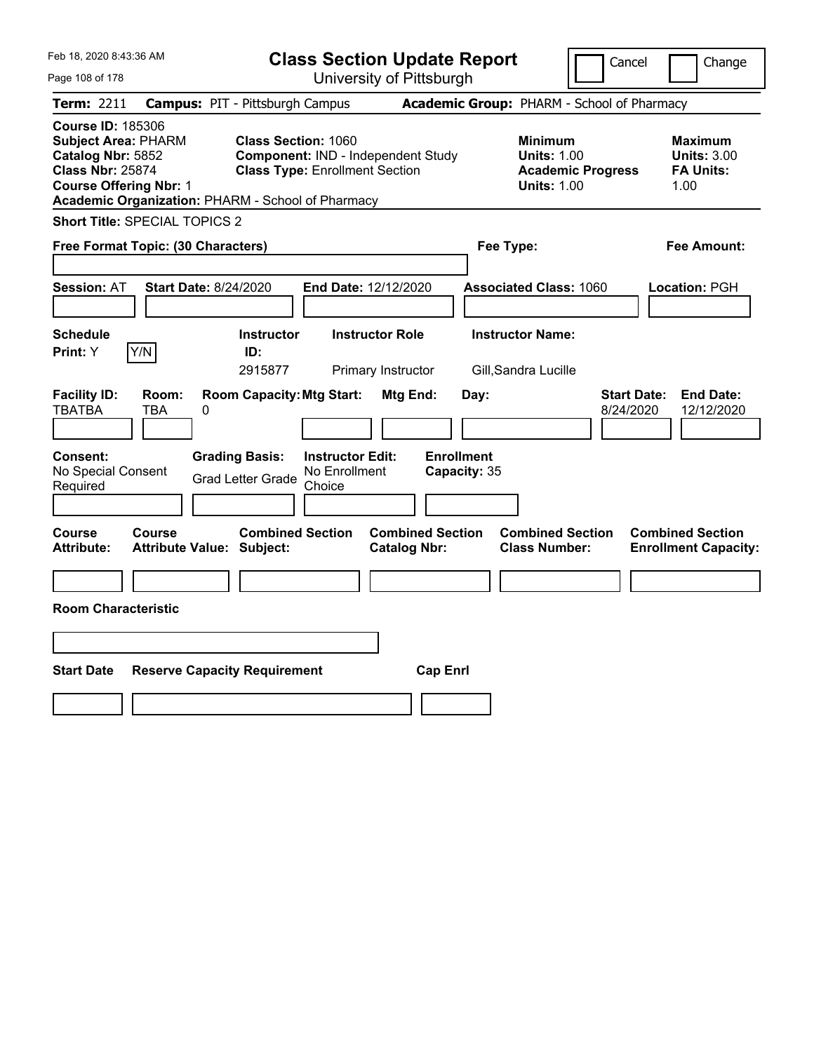# Class Section Update Report

University of Pittsburgh

Cancel | Change

**Term:** 2211 **Campus:** PIT - Pittsburgh Campus **Academic Group:** PHARM - School of Pharmacy

**Course ID:** 185306
**Subject Area:** PHARM
**Catalog Nbr:** 5852
**Class Nbr:** 25874
**Course Offering Nbr:** 1
**Academic Organization:** PHARM - School of Pharmacy

**Class Section:** 1060
**Component:** IND - Independent Study
**Class Type:** Enrollment Section

**Minimum Units:** 1.00
**Academic Progress Units:** 1.00

**Maximum Units:** 3.00
**FA Units:** 1.00

**Short Title:** SPECIAL TOPICS 2

**Free Format Topic: (30 Characters)**

**Fee Type:**

**Fee Amount:**

**Session:** AT **Start Date:** 8/24/2020 **End Date:** 12/12/2020 **Associated Class:** 1060 **Location:** PGH

| Schedule Print | Instructor ID | Instructor Role | Instructor Name |
|---|---|---|---|
| Y | 2915877 | Primary Instructor | Gill,Sandra Lucille |

| Facility ID | Room | Room Capacity | Mtg Start | Mtg End | Day | Start Date | End Date |
|---|---|---|---|---|---|---|---|
| TBATBA | TBA | 0 | | | | 8/24/2020 | 12/12/2020 |

**Consent:** No Special Consent Required
**Grading Basis:** Grad Letter Grade
**Instructor Edit:** No Enrollment Choice
**Enrollment Capacity:** 35

| Course Attribute | Course Attribute Value | Combined Section Subject | Combined Section Catalog Nbr | Combined Section Class Number | Combined Section Enrollment Capacity |
|---|---|---|---|---|---|
| | | | | | |

**Room Characteristic**

| Start Date | Reserve Capacity Requirement | Cap Enrl |
|---|---|---|
| | | |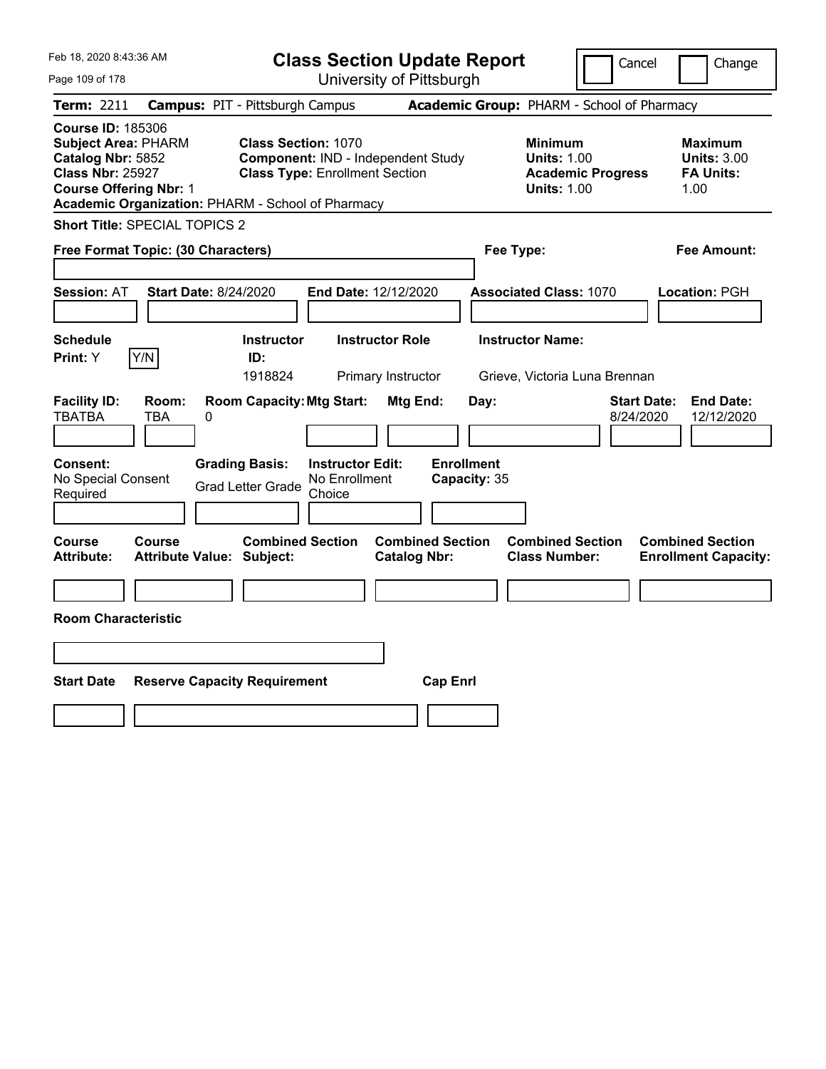# Class Section Update Report

University of Pittsburgh

Cancel | Change

**Term:** 2211 **Campus:** PIT - Pittsburgh Campus **Academic Group:** PHARM - School of Pharmacy

**Course ID:** 185306
**Subject Area:** PHARM
**Catalog Nbr:** 5852
**Class Nbr:** 25927
**Course Offering Nbr:** 1
**Academic Organization:** PHARM - School of Pharmacy

**Class Section:** 1070
**Component:** IND - Independent Study
**Class Type:** Enrollment Section

**Minimum**
**Units:** 1.00
**Academic Progress Units:** 1.00

**Maximum**
**Units:** 3.00
**FA Units:** 1.00

**Short Title:** SPECIAL TOPICS 2

**Free Format Topic: (30 Characters)**

**Fee Type:**

**Fee Amount:**

**Session:** AT **Start Date:** 8/24/2020 **End Date:** 12/12/2020 **Associated Class:** 1070 **Location:** PGH

| Schedule Print: | Instructor ID: | Instructor Role | Instructor Name: |
|---|---|---|---|
| Y Y/N | 1918824 | Primary Instructor | Grieve, Victoria Luna Brennan |

| Facility ID: | Room: | Room Capacity: | Mtg Start: | Mtg End: | Day: | Start Date: | End Date: |
|---|---|---|---|---|---|---|---|
| TBATBA | TBA | 0 | | | | 8/24/2020 | 12/12/2020 |

| Consent: | Grading Basis: | Instructor Edit: | Enrollment Capacity: |
|---|---|---|---|
| No Special Consent Required | Grad Letter Grade | No Enrollment Choice | 35 |

| Course Attribute: | Course Attribute Value: | Combined Section Subject: | Combined Section Catalog Nbr: | Combined Section Class Number: | Combined Section Enrollment Capacity: |
|---|---|---|---|---|---|
| | | | | | |

**Room Characteristic**

| Start Date | Reserve Capacity Requirement | Cap Enrl |
|---|---|---|
| | | |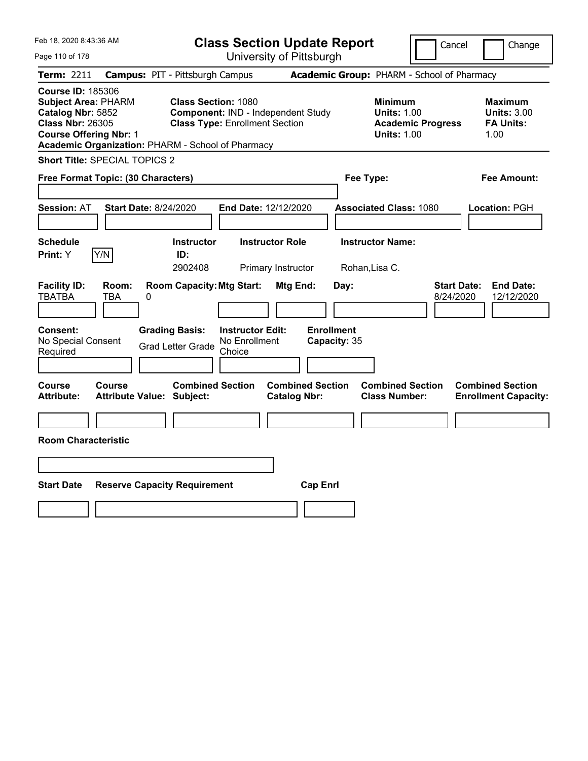Feb 18, 2020 8:43:36 AM

# Class Section Update Report

University of Pittsburgh

Cancel Change

**Term:** 2211 **Campus:** PIT - Pittsburgh Campus **Academic Group:** PHARM - School of Pharmacy

**Course ID:** 185306
**Subject Area:** PHARM
**Catalog Nbr:** 5852
**Class Nbr:** 26305
**Course Offering Nbr:** 1
**Academic Organization:** PHARM - School of Pharmacy

**Class Section:** 1080
**Component:** IND - Independent Study
**Class Type:** Enrollment Section

**Minimum**
**Units:** 1.00
**Academic Progress Units:** 1.00

**Maximum**
**Units:** 3.00
**FA Units:** 1.00

**Short Title:** SPECIAL TOPICS 2

**Free Format Topic: (30 Characters)** **Fee Type:** **Fee Amount:**

**Session:** AT **Start Date:** 8/24/2020 **End Date:** 12/12/2020 **Associated Class:** 1080 **Location:** PGH

| Schedule Print: | Instructor ID: | Instructor Role | Instructor Name: |
|---|---|---|---|
| Y (Y/N) | 2902408 | Primary Instructor | Rohan,Lisa C. |

| Facility ID: | Room: | Room Capacity: | Mtg Start: | Mtg End: | Day: | Start Date: | End Date: |
|---|---|---|---|---|---|---|---|
| TBATBA | TBA | 0 | | | | 8/24/2020 | 12/12/2020 |

| Consent: | Grading Basis: | Instructor Edit: | Enrollment Capacity: |
|---|---|---|---|
| No Special Consent Required | Grad Letter Grade | No Enrollment Choice | 35 |

| Course Attribute: | Course Attribute Value: | Combined Section Subject: | Combined Section Catalog Nbr: | Combined Section Class Number: | Combined Section Enrollment Capacity: |
|---|---|---|---|---|---|
| | | | | | |

**Room Characteristic**

| Start Date | Reserve Capacity Requirement | Cap Enrl |
|---|---|---|
| | | |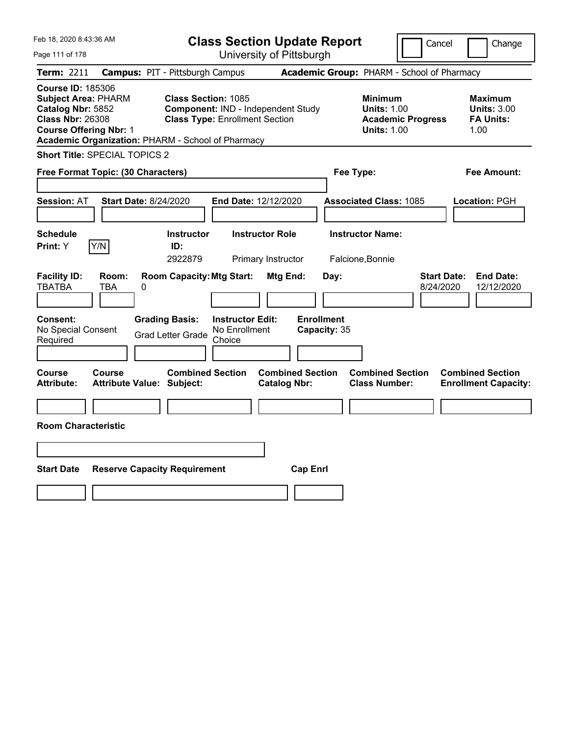# Class Section Update Report

University of Pittsburgh

Cancel | Change

**Term:** 2211 **Campus:** PIT - Pittsburgh Campus **Academic Group:** PHARM - School of Pharmacy

**Course ID:** 185306
**Subject Area:** PHARM
**Catalog Nbr:** 5852
**Class Nbr:** 26308
**Course Offering Nbr:** 1
**Academic Organization:** PHARM - School of Pharmacy

**Class Section:** 1085
**Component:** IND - Independent Study
**Class Type:** Enrollment Section

**Minimum**
**Units:** 1.00
**Academic Progress Units:** 1.00

**Maximum**
**Units:** 3.00
**FA Units:** 1.00

**Short Title:** SPECIAL TOPICS 2

**Free Format Topic: (30 Characters)**

**Fee Type:**

**Fee Amount:**

**Session:** AT **Start Date:** 8/24/2020 **End Date:** 12/12/2020 **Associated Class:** 1085 **Location:** PGH

| Schedule Print: | Y/N | Instructor ID: | Instructor Role | Instructor Name: |
|---|---|---|---|---|
| Y | | 2922879 | Primary Instructor | Falcione,Bonnie |

| Facility ID: | Room: | Room Capacity: | Mtg Start: | Mtg End: | Day: | Start Date: | End Date: |
|---|---|---|---|---|---|---|---|
| TBATBA | TBA | 0 | | | | 8/24/2020 | 12/12/2020 |

| Consent: | Grading Basis: | Instructor Edit: | Enrollment Capacity: |
|---|---|---|---|
| No Special Consent Required | Grad Letter Grade | No Enrollment Choice | 35 |

| Course Attribute: | Course Attribute Value: | Combined Section Subject: | Combined Section Catalog Nbr: | Combined Section Class Number: | Combined Section Enrollment Capacity: |
|---|---|---|---|---|---|
| | | | | | |

**Room Characteristic**

| Start Date | Reserve Capacity Requirement | Cap Enrl |
|---|---|---|
| | | |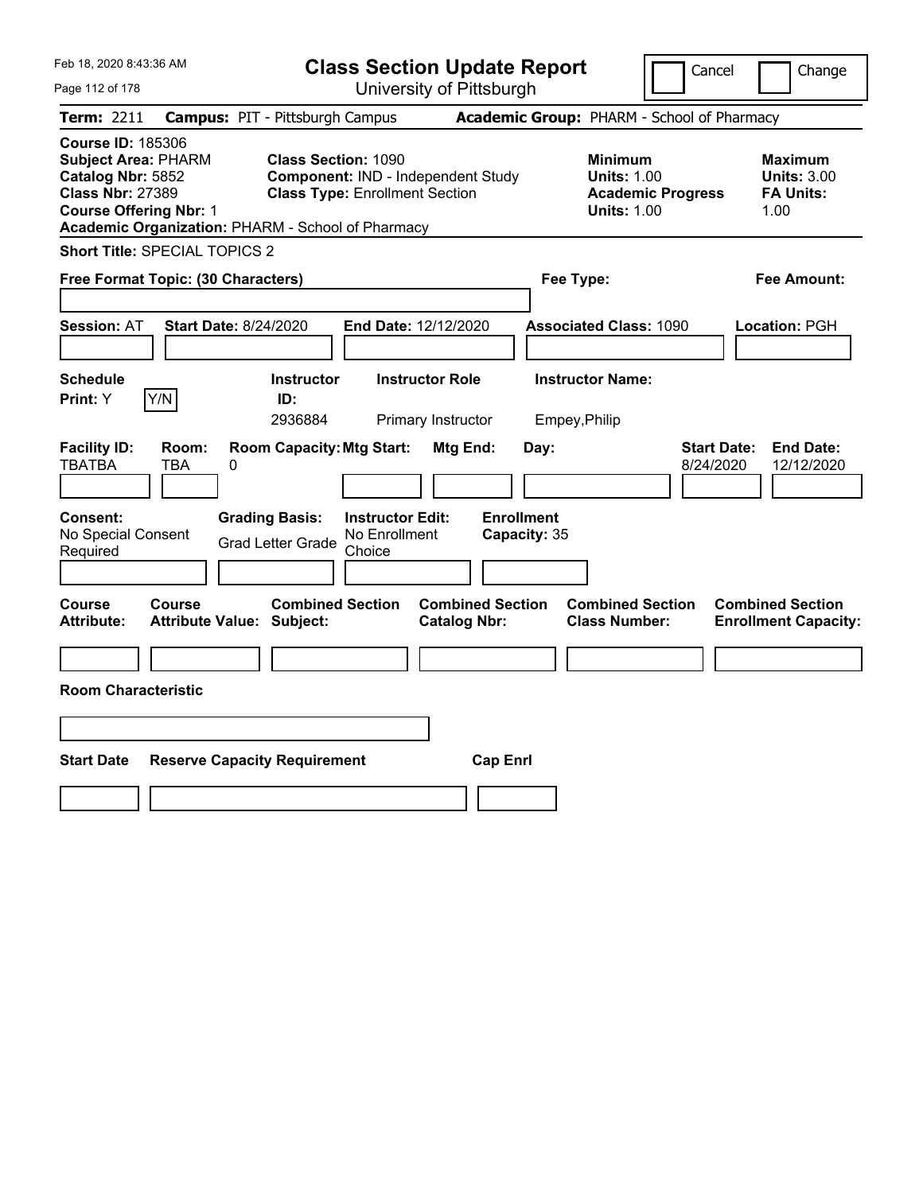# Class Section Update Report

University of Pittsburgh

Feb 18, 2020 8:43:36 AM

Cancel | Change

**Term:** 2211 **Campus:** PIT - Pittsburgh Campus **Academic Group:** PHARM - School of Pharmacy

**Course ID:** 185306
**Subject Area:** PHARM
**Catalog Nbr:** 5852
**Class Nbr:** 27389
**Course Offering Nbr:** 1
**Academic Organization:** PHARM - School of Pharmacy

**Class Section:** 1090
**Component:** IND - Independent Study
**Class Type:** Enrollment Section

**Minimum**
**Units:** 1.00
**Academic Progress Units:** 1.00

**Maximum**
**Units:** 3.00
**FA Units:** 1.00

**Short Title:** SPECIAL TOPICS 2

**Free Format Topic: (30 Characters)**

**Fee Type:**

**Fee Amount:**

**Session:** AT **Start Date:** 8/24/2020 **End Date:** 12/12/2020 **Associated Class:** 1090 **Location:** PGH

| Schedule Print | Instructor ID | Instructor Role | Instructor Name |
|---|---|---|---|
| Y (Y/N) | 2936884 | Primary Instructor | Empey,Philip |

| Facility ID | Room | Room Capacity | Mtg Start | Mtg End | Day | Start Date | End Date |
|---|---|---|---|---|---|---|---|
| TBATBA | TBA | 0 | | | | 8/24/2020 | 12/12/2020 |

| Consent | Grading Basis | Instructor Edit | Enrollment Capacity |
|---|---|---|---|
| No Special Consent Required | Grad Letter Grade | No Enrollment Choice | 35 |

| Course Attribute | Course Attribute Value | Combined Section Subject | Combined Section Catalog Nbr | Combined Section Class Number | Combined Section Enrollment Capacity |
|---|---|---|---|---|---|
| | | | | | |

**Room Characteristic**

| Start Date | Reserve Capacity Requirement | Cap Enrl |
|---|---|---|
| | | |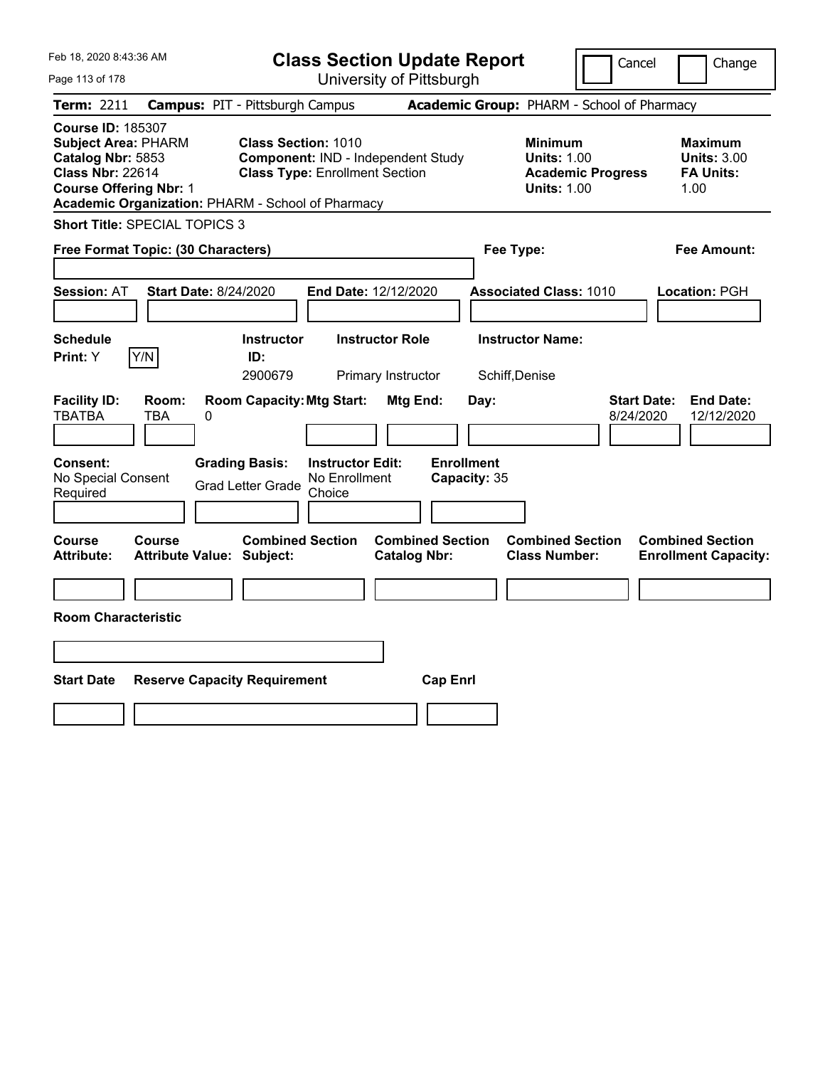# Class Section Update Report

University of Pittsburgh

Feb 18, 2020 8:43:36 AM

Cancel | Change

**Term:** 2211 **Campus:** PIT - Pittsburgh Campus **Academic Group:** PHARM - School of Pharmacy

**Course ID:** 185307
**Subject Area:** PHARM
**Catalog Nbr:** 5853
**Class Nbr:** 22614
**Course Offering Nbr:** 1
**Academic Organization:** PHARM - School of Pharmacy

**Class Section:** 1010
**Component:** IND - Independent Study
**Class Type:** Enrollment Section

**Minimum Units:** 1.00
**Academic Progress Units:** 1.00

**Maximum Units:** 3.00
**FA Units:** 1.00

**Short Title:** SPECIAL TOPICS 3

**Free Format Topic: (30 Characters)**

**Fee Type:**

**Fee Amount:**

**Session:** AT **Start Date:** 8/24/2020 **End Date:** 12/12/2020 **Associated Class:** 1010 **Location:** PGH

| Schedule Print: | Instructor ID: | Instructor Role | Instructor Name: |
|---|---|---|---|
| Y [Y/N] | 2900679 | Primary Instructor | Schiff,Denise |

| Facility ID: | Room: | Room Capacity: | Mtg Start: | Mtg End: | Day: | Start Date: | End Date: |
|---|---|---|---|---|---|---|---|
| TBATBA | TBA | 0 | | | | 8/24/2020 | 12/12/2020 |

| Consent: | Grading Basis: | Instructor Edit: | Enrollment Capacity: |
|---|---|---|---|
| No Special Consent Required | Grad Letter Grade | No Enrollment Choice | 35 |

| Course Attribute: | Course Attribute Value: | Combined Section Subject: | Combined Section Catalog Nbr: | Combined Section Class Number: | Combined Section Enrollment Capacity: |
|---|---|---|---|---|---|
| | | | | | |

**Room Characteristic**

| Start Date | Reserve Capacity Requirement | Cap Enrl |
|---|---|---|
| | | |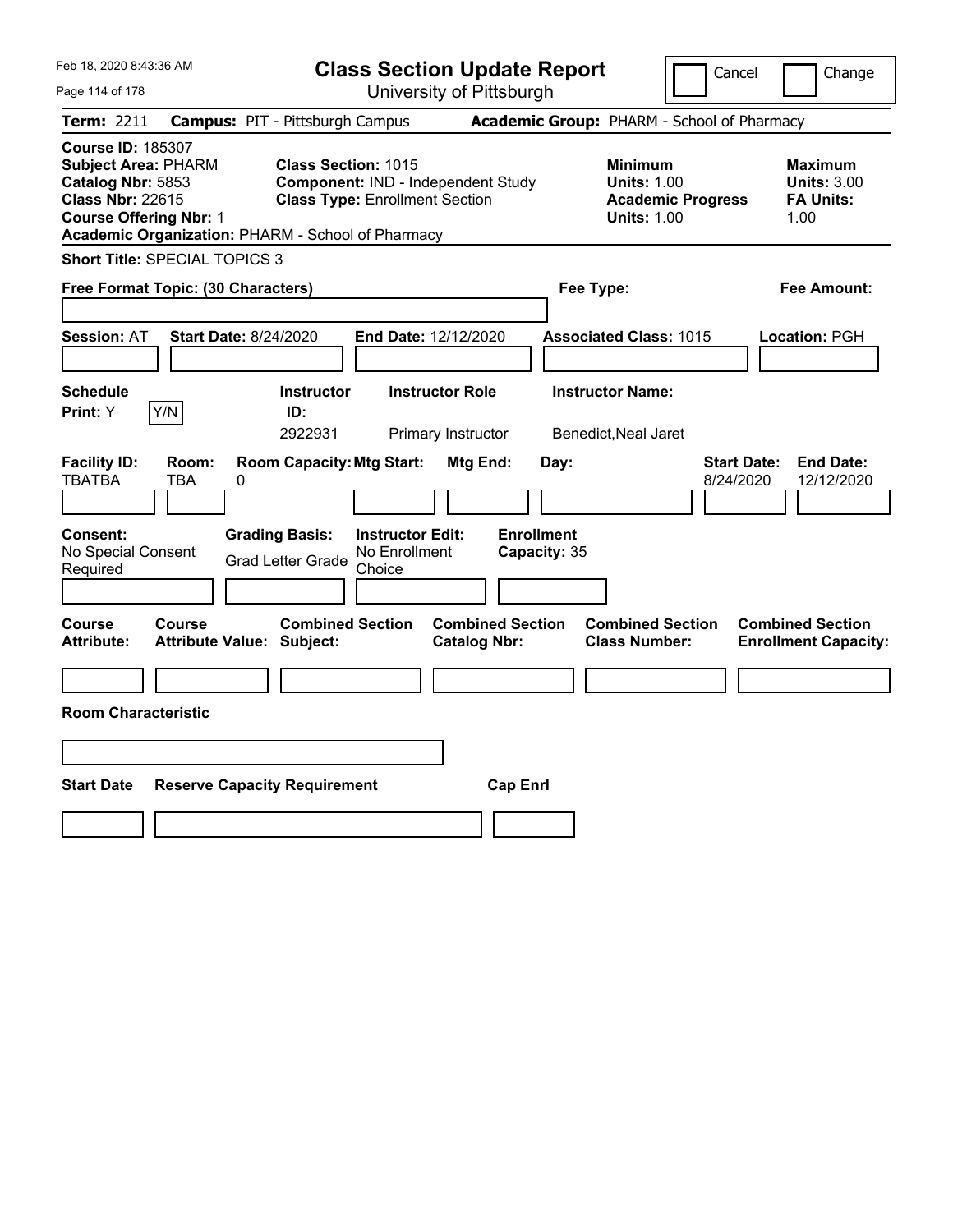# Class Section Update Report

University of Pittsburgh

Cancel | Change

**Term:** 2211 **Campus:** PIT - Pittsburgh Campus **Academic Group:** PHARM - School of Pharmacy

**Course ID:** 185307
**Subject Area:** PHARM
**Catalog Nbr:** 5853
**Class Nbr:** 22615
**Course Offering Nbr:** 1
**Academic Organization:** PHARM - School of Pharmacy

**Class Section:** 1015
**Component:** IND - Independent Study
**Class Type:** Enrollment Section

**Minimum Units:** 1.00
**Academic Progress Units:** 1.00

**Maximum Units:** 3.00
**FA Units:** 1.00

**Short Title:** SPECIAL TOPICS 3

**Free Format Topic: (30 Characters)**

**Fee Type:**

**Fee Amount:**

**Session:** AT **Start Date:** 8/24/2020 **End Date:** 12/12/2020 **Associated Class:** 1015 **Location:** PGH

| Schedule Print | Instructor ID | Instructor Role | Instructor Name |
|---|---|---|---|
| Y (Y/N) | 2922931 | Primary Instructor | Benedict,Neal Jaret |

| Facility ID | Room | Room Capacity | Mtg Start | Mtg End | Day | Start Date | End Date |
|---|---|---|---|---|---|---|---|
| TBATBA | TBA | 0 | | | | 8/24/2020 | 12/12/2020 |

**Consent:** No Special Consent Required
**Grading Basis:** Grad Letter Grade
**Instructor Edit:** No Enrollment Choice
**Enrollment Capacity:** 35

| Course Attribute | Course Attribute Value | Combined Section Subject | Combined Section Catalog Nbr | Combined Section Class Number | Combined Section Enrollment Capacity |
|---|---|---|---|---|---|
| | | | | | |

**Room Characteristic**

| Start Date | Reserve Capacity Requirement | Cap Enrl |
|---|---|---|
| | | |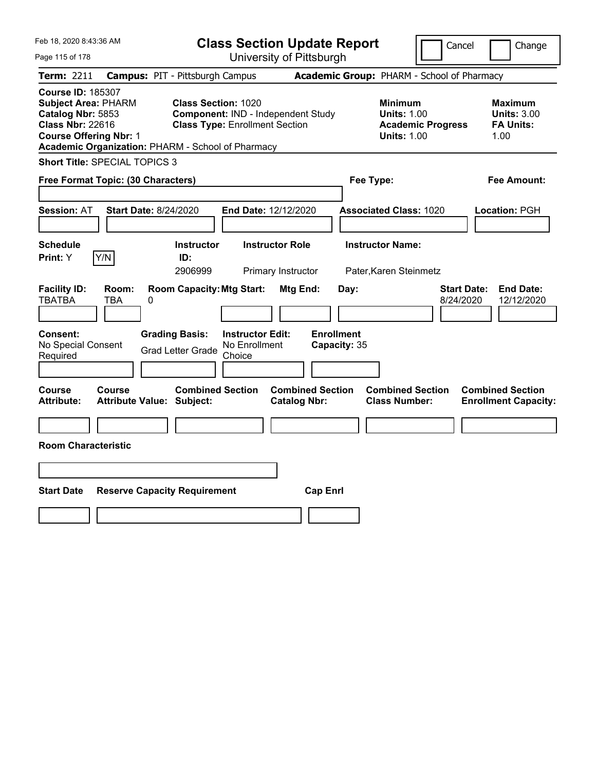# Class Section Update Report

University of Pittsburgh

Cancel | Change

Feb 18, 2020 8:43:36 AM

**Term:** 2211 **Campus:** PIT - Pittsburgh Campus **Academic Group:** PHARM - School of Pharmacy

**Course ID:** 185307
**Subject Area:** PHARM
**Catalog Nbr:** 5853
**Class Nbr:** 22616
**Course Offering Nbr:** 1
**Academic Organization:** PHARM - School of Pharmacy

**Class Section:** 1020
**Component:** IND - Independent Study
**Class Type:** Enrollment Section

**Minimum Units:** 1.00
**Academic Progress Units:** 1.00

**Maximum Units:** 3.00
**FA Units:** 1.00

**Short Title:** SPECIAL TOPICS 3

**Free Format Topic: (30 Characters)**

**Fee Type:**

**Fee Amount:**

**Session:** AT **Start Date:** 8/24/2020 **End Date:** 12/12/2020 **Associated Class:** 1020 **Location:** PGH

| Schedule Print: | | Instructor ID: | Instructor Role | Instructor Name: |
|---|---|---|---|---|
| Y | Y/N | 2906999 | Primary Instructor | Pater,Karen Steinmetz |

| Facility ID: | Room: | Room Capacity: | Mtg Start: | Mtg End: | Day: | Start Date: | End Date: |
|---|---|---|---|---|---|---|---|
| TBATBA | TBA | 0 | | | | 8/24/2020 | 12/12/2020 |

**Consent:** No Special Consent Required
**Grading Basis:** Grad Letter Grade
**Instructor Edit:** No Enrollment Choice
**Enrollment Capacity:** 35

| Course Attribute: | Course Attribute Value: | Combined Section Subject: | Combined Section Catalog Nbr: | Combined Section Class Number: | Combined Section Enrollment Capacity: |
|---|---|---|---|---|---|
| | | | | | |

**Room Characteristic**

| Start Date | Reserve Capacity Requirement | Cap Enrl |
|---|---|---|
| | | |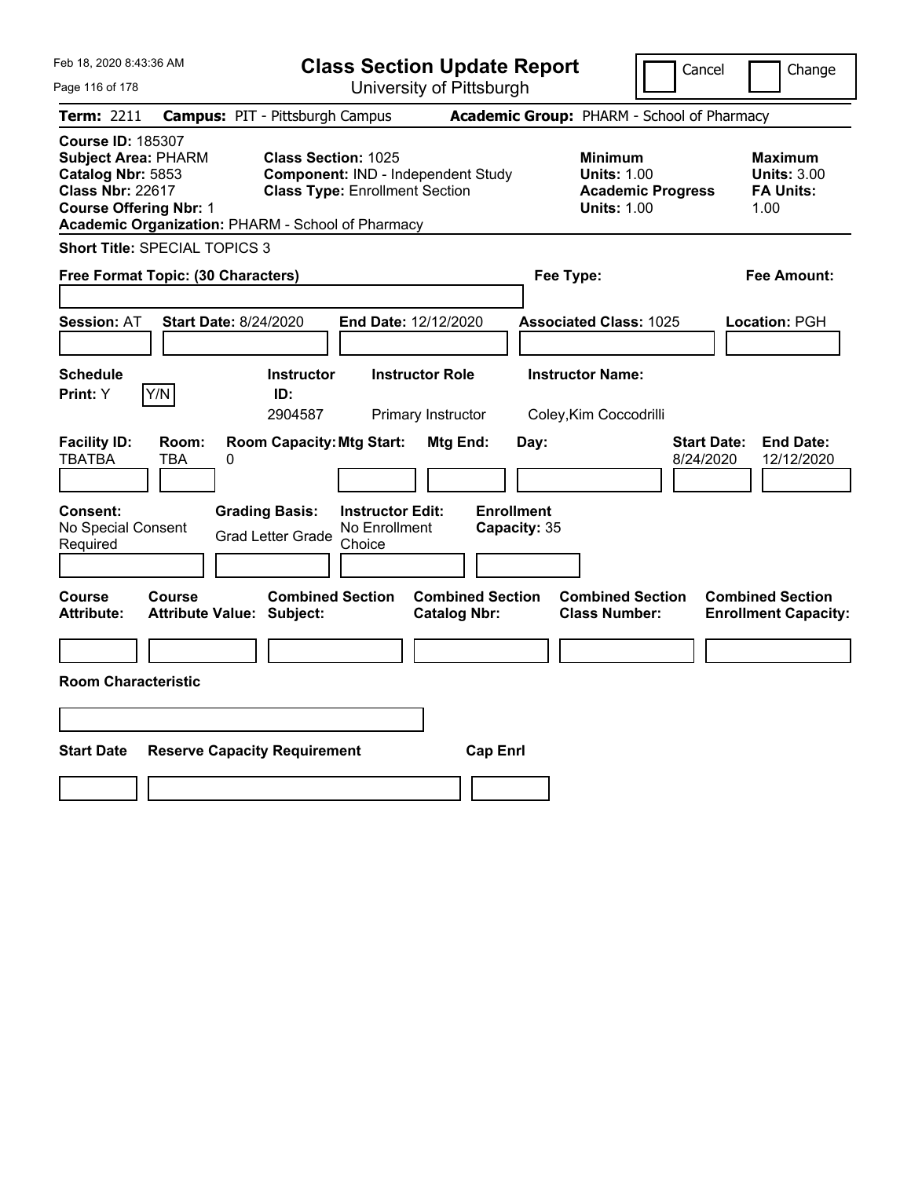# Class Section Update Report

University of Pittsburgh

Cancel | Change

**Term:** 2211 **Campus:** PIT - Pittsburgh Campus **Academic Group:** PHARM - School of Pharmacy

**Course ID:** 185307
**Subject Area:** PHARM
**Catalog Nbr:** 5853
**Class Nbr:** 22617
**Course Offering Nbr:** 1
**Academic Organization:** PHARM - School of Pharmacy

**Class Section:** 1025
**Component:** IND - Independent Study
**Class Type:** Enrollment Section

**Minimum Units:** 1.00
**Academic Progress Units:** 1.00

**Maximum Units:** 3.00
**FA Units:** 1.00

**Short Title:** SPECIAL TOPICS 3

**Free Format Topic: (30 Characters)**

**Fee Type:**

**Fee Amount:**

**Session:** AT **Start Date:** 8/24/2020 **End Date:** 12/12/2020 **Associated Class:** 1025 **Location:** PGH

| Schedule Print | Instructor ID | Instructor Role | Instructor Name |
|---|---|---|---|
| Y | 2904587 | Primary Instructor | Coley,Kim Coccodrilli |

| Facility ID | Room | Room Capacity | Mtg Start | Mtg End | Day | Start Date | End Date |
|---|---|---|---|---|---|---|---|
| TBATBA | TBA | 0 | | | | 8/24/2020 | 12/12/2020 |

**Consent:** No Special Consent Required
**Grading Basis:** Grad Letter Grade
**Instructor Edit:** No Enrollment Choice
**Enrollment Capacity:** 35

| Course Attribute | Course Attribute Value | Combined Section Subject | Combined Section Catalog Nbr | Combined Section Class Number | Combined Section Enrollment Capacity |
|---|---|---|---|---|---|
| | | | | | |

**Room Characteristic**

| Start Date | Reserve Capacity Requirement | Cap Enrl |
|---|---|---|
| | | |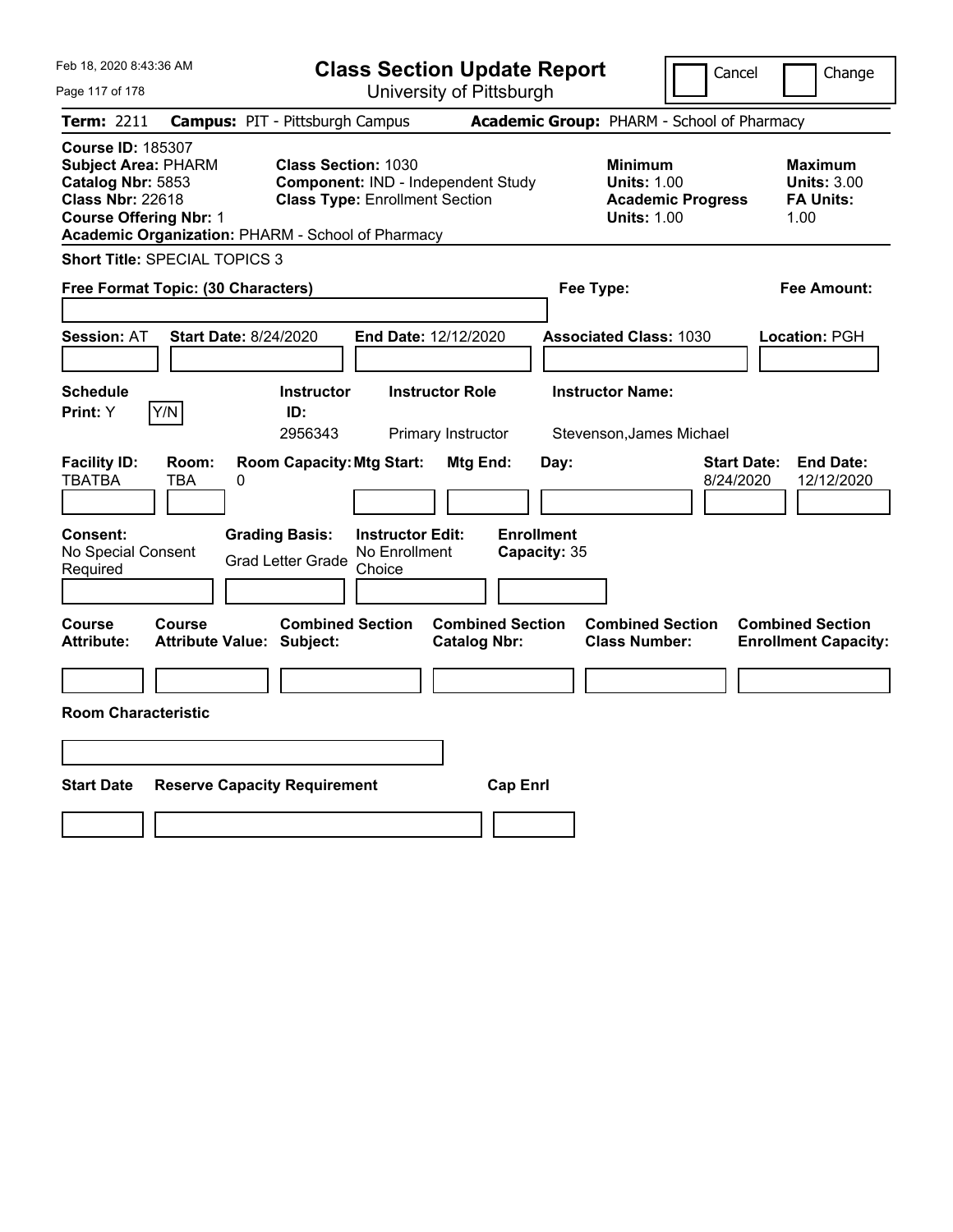Feb 18, 2020 8:43:36 AM

# Class Section Update Report

University of Pittsburgh

Cancel | Change

**Term:** 2211 **Campus:** PIT - Pittsburgh Campus **Academic Group:** PHARM - School of Pharmacy

**Course ID:** 185307
**Subject Area:** PHARM
**Catalog Nbr:** 5853
**Class Nbr:** 22618
**Course Offering Nbr:** 1
**Academic Organization:** PHARM - School of Pharmacy

**Class Section:** 1030
**Component:** IND - Independent Study
**Class Type:** Enrollment Section

**Minimum Units:** 1.00
**Academic Progress Units:** 1.00

**Maximum Units:** 3.00
**FA Units:** 1.00

**Short Title:** SPECIAL TOPICS 3

**Free Format Topic: (30 Characters)**

**Fee Type:**

**Fee Amount:**

**Session:** AT **Start Date:** 8/24/2020 **End Date:** 12/12/2020 **Associated Class:** 1030 **Location:** PGH

| Schedule Print | Instructor ID | Instructor Role | Instructor Name |
|---|---|---|---|
| Y | 2956343 | Primary Instructor | Stevenson,James Michael |

| Facility ID | Room | Room Capacity | Mtg Start | Mtg End | Day | Start Date | End Date |
|---|---|---|---|---|---|---|---|
| TBATBA | TBA | 0 | | | | 8/24/2020 | 12/12/2020 |

| Consent | Grading Basis | Instructor Edit | Enrollment Capacity |
|---|---|---|---|
| No Special Consent Required | Grad Letter Grade | No Enrollment Choice | 35 |

| Course Attribute | Course Attribute Value | Combined Section Subject | Combined Section Catalog Nbr | Combined Section Class Number | Combined Section Enrollment Capacity |
|---|---|---|---|---|---|
| | | | | | |

**Room Characteristic**

| Start Date | Reserve Capacity Requirement | Cap Enrl |
|---|---|---|
| | | |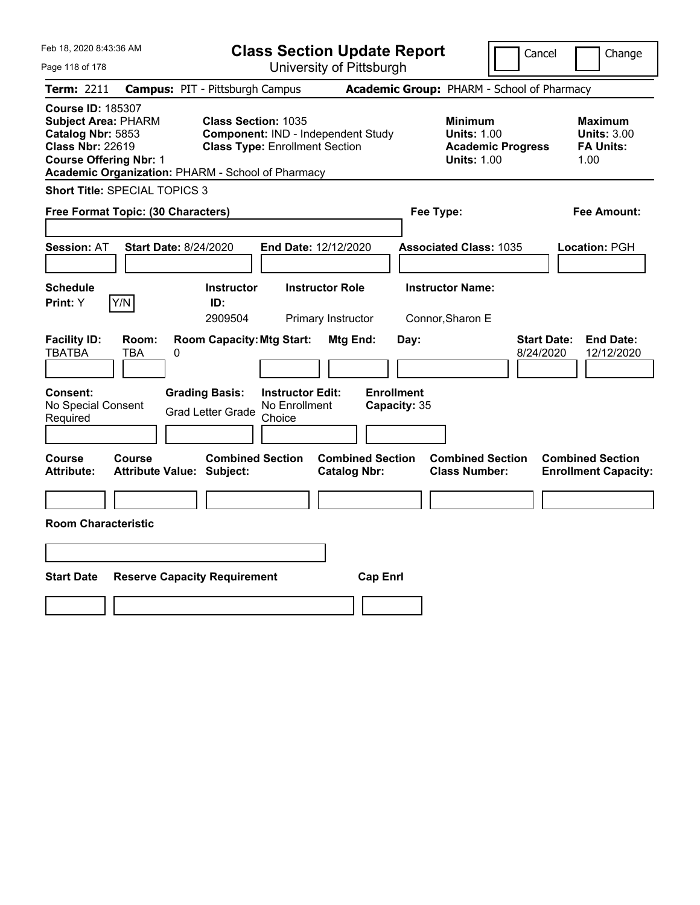# Class Section Update Report

University of Pittsburgh

Cancel | Change

Feb 18, 2020 8:43:36 AM

**Term:** 2211 **Campus:** PIT - Pittsburgh Campus **Academic Group:** PHARM - School of Pharmacy

**Course ID:** 185307
**Subject Area:** PHARM
**Catalog Nbr:** 5853
**Class Nbr:** 22619
**Course Offering Nbr:** 1
**Academic Organization:** PHARM - School of Pharmacy

**Class Section:** 1035
**Component:** IND - Independent Study
**Class Type:** Enrollment Section

**Minimum Units:** 1.00
**Academic Progress Units:** 1.00

**Maximum Units:** 3.00
**FA Units:** 1.00

**Short Title:** SPECIAL TOPICS 3

**Free Format Topic: (30 Characters)**

**Fee Type:**

**Fee Amount:**

**Session:** AT **Start Date:** 8/24/2020 **End Date:** 12/12/2020 **Associated Class:** 1035 **Location:** PGH

| Schedule Print: | Instructor ID: | Instructor Role | Instructor Name: |
|---|---|---|---|
| Y (Y/N) | 2909504 | Primary Instructor | Connor,Sharon E |

| Facility ID: | Room: | Room Capacity: | Mtg Start: | Mtg End: | Day: | Start Date: | End Date: |
|---|---|---|---|---|---|---|---|
| TBATBA | TBA | 0 | | | | 8/24/2020 | 12/12/2020 |

| Consent: | Grading Basis: | Instructor Edit: | Enrollment Capacity: |
|---|---|---|---|
| No Special Consent Required | Grad Letter Grade | No Enrollment Choice | 35 |

| Course Attribute: | Course Attribute Value: | Combined Section Subject: | Combined Section Catalog Nbr: | Combined Section Class Number: | Combined Section Enrollment Capacity: |
|---|---|---|---|---|---|
| | | | | | |

**Room Characteristic**

| Start Date | Reserve Capacity Requirement | Cap Enrl |
|---|---|---|
| | | |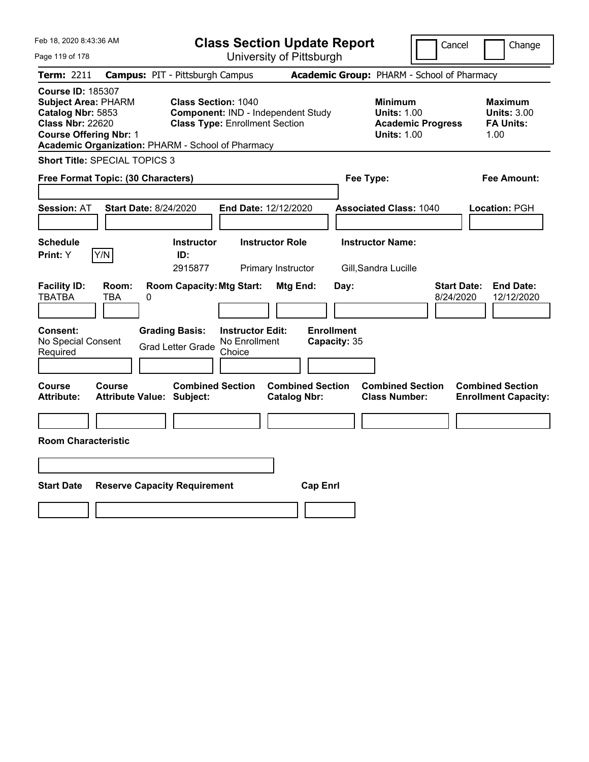# Class Section Update Report

University of Pittsburgh

Feb 18, 2020 8:43:36 AM

Cancel | Change

**Term:** 2211 **Campus:** PIT - Pittsburgh Campus **Academic Group:** PHARM - School of Pharmacy

**Course ID:** 185307
**Subject Area:** PHARM
**Catalog Nbr:** 5853
**Class Nbr:** 22620
**Course Offering Nbr:** 1
**Academic Organization:** PHARM - School of Pharmacy

**Class Section:** 1040
**Component:** IND - Independent Study
**Class Type:** Enrollment Section

**Minimum Units:** 1.00
**Academic Progress Units:** 1.00

**Maximum Units:** 3.00
**FA Units:** 1.00

**Short Title:** SPECIAL TOPICS 3

**Free Format Topic: (30 Characters)**

**Fee Type:**

**Fee Amount:**

**Session:** AT **Start Date:** 8/24/2020 **End Date:** 12/12/2020 **Associated Class:** 1040 **Location:** PGH

| Schedule Print | | Instructor ID | Instructor Role | Instructor Name |
|---|---|---|---|---|
| Y | Y/N | 2915877 | Primary Instructor | Gill,Sandra Lucille |

| Facility ID | Room | Room Capacity | Mtg Start | Mtg End | Day | Start Date | End Date |
|---|---|---|---|---|---|---|---|
| TBATBA | TBA | 0 | | | | 8/24/2020 | 12/12/2020 |

**Consent:** No Special Consent Required
**Grading Basis:** Grad Letter Grade
**Instructor Edit:** No Enrollment Choice
**Enrollment Capacity:** 35

| Course Attribute | Course Attribute Value | Combined Section Subject | Combined Section Catalog Nbr | Combined Section Class Number | Combined Section Enrollment Capacity |
|---|---|---|---|---|---|
| | | | | | |

**Room Characteristic**

| Start Date | Reserve Capacity Requirement | Cap Enrl |
|---|---|---|
| | | |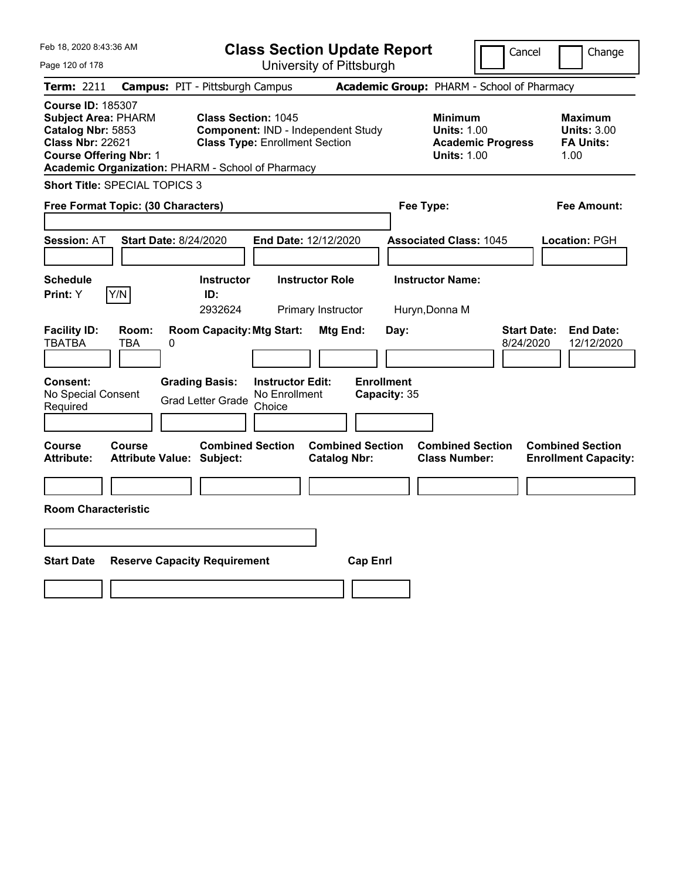# Class Section Update Report

University of Pittsburgh

Cancel | Change

**Term:** 2211 **Campus:** PIT - Pittsburgh Campus **Academic Group:** PHARM - School of Pharmacy

**Course ID:** 185307
**Subject Area:** PHARM
**Catalog Nbr:** 5853
**Class Nbr:** 22621
**Course Offering Nbr:** 1
**Academic Organization:** PHARM - School of Pharmacy

**Class Section:** 1045
**Component:** IND - Independent Study
**Class Type:** Enrollment Section

**Minimum**
**Units:** 1.00
**Academic Progress Units:** 1.00

**Maximum**
**Units:** 3.00
**FA Units:** 1.00

**Short Title:** SPECIAL TOPICS 3

**Free Format Topic: (30 Characters)**

**Fee Type:**

**Fee Amount:**

**Session:** AT **Start Date:** 8/24/2020 **End Date:** 12/12/2020 **Associated Class:** 1045 **Location:** PGH

| Schedule Print: | Instructor ID: | Instructor Role | Instructor Name: |
|---|---|---|---|
| Y [Y/N] | 2932624 | Primary Instructor | Huryn,Donna M |

| Facility ID: | Room: | Room Capacity: | Mtg Start: | Mtg End: | Day: | Start Date: | End Date: |
|---|---|---|---|---|---|---|---|
| TBATBA | TBA | 0 | | | | 8/24/2020 | 12/12/2020 |

| Consent: | Grading Basis: | Instructor Edit: | Enrollment Capacity: |
|---|---|---|---|
| No Special Consent Required | Grad Letter Grade | No Enrollment Choice | 35 |

| Course Attribute: | Course Attribute Value: | Combined Section Subject: | Combined Section Catalog Nbr: | Combined Section Class Number: | Combined Section Enrollment Capacity: |
|---|---|---|---|---|---|
| | | | | | |

**Room Characteristic**

| Start Date | Reserve Capacity Requirement | Cap Enrl |
|---|---|---|
| | | |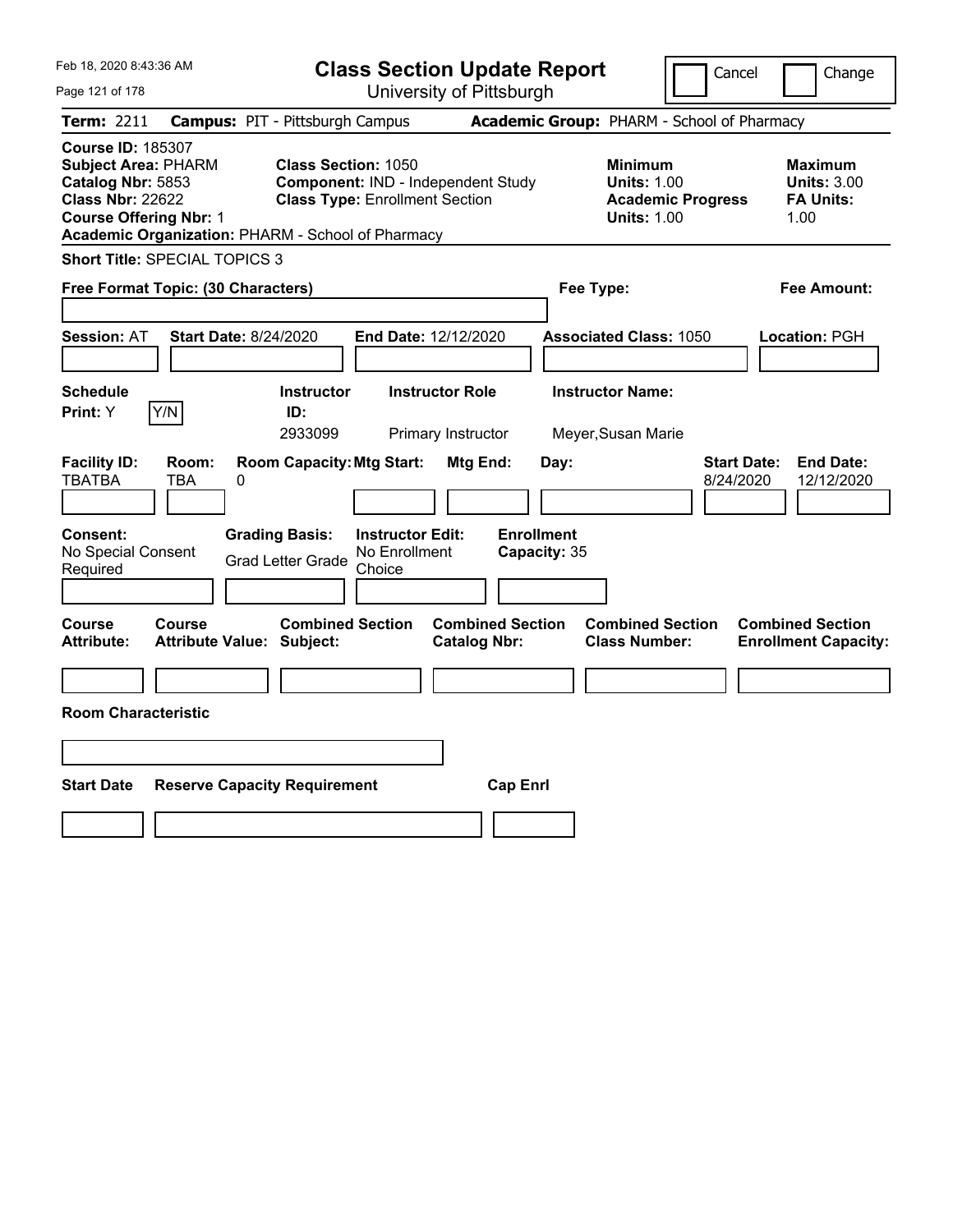# Class Section Update Report

University of Pittsburgh

Cancel | Change

**Term:** 2211 **Campus:** PIT - Pittsburgh Campus **Academic Group:** PHARM - School of Pharmacy

**Course ID:** 185307
**Subject Area:** PHARM
**Catalog Nbr:** 5853
**Class Nbr:** 22622
**Course Offering Nbr:** 1
**Academic Organization:** PHARM - School of Pharmacy

**Class Section:** 1050
**Component:** IND - Independent Study
**Class Type:** Enrollment Section

**Minimum Units:** 1.00
**Academic Progress Units:** 1.00

**Maximum Units:** 3.00
**FA Units:** 1.00

**Short Title:** SPECIAL TOPICS 3

**Free Format Topic: (30 Characters)**

**Fee Type:**

**Fee Amount:**

**Session:** AT **Start Date:** 8/24/2020 **End Date:** 12/12/2020 **Associated Class:** 1050 **Location:** PGH

| Schedule Print | | Instructor ID | Instructor Role | Instructor Name |
|---|---|---|---|---|
| Y | Y/N | 2933099 | Primary Instructor | Meyer,Susan Marie |

| Facility ID | Room | Room Capacity | Mtg Start | Mtg End | Day | Start Date | End Date |
|---|---|---|---|---|---|---|---|
| TBATBA | TBA | 0 | | | | 8/24/2020 | 12/12/2020 |

| Consent | Grading Basis | Instructor Edit | Enrollment Capacity |
|---|---|---|---|
| No Special Consent Required | Grad Letter Grade | No Enrollment Choice | 35 |

| Course Attribute | Course Attribute Value | Combined Section Subject | Combined Section Catalog Nbr | Combined Section Class Number | Combined Section Enrollment Capacity |
|---|---|---|---|---|---|
| | | | | | |

**Room Characteristic**

| Start Date | Reserve Capacity Requirement | Cap Enrl |
|---|---|---|
| | | |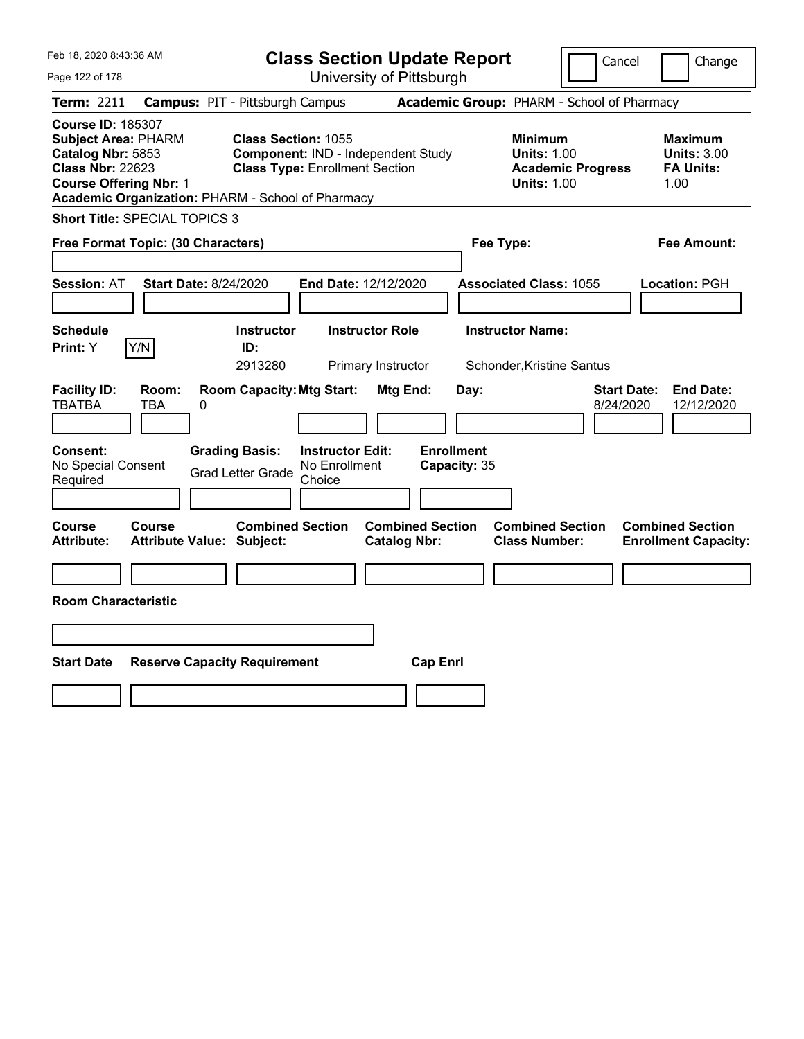# Class Section Update Report

University of Pittsburgh

Cancel | Change

**Term:** 2211 **Campus:** PIT - Pittsburgh Campus **Academic Group:** PHARM - School of Pharmacy

**Course ID:** 185307
**Subject Area:** PHARM
**Catalog Nbr:** 5853
**Class Nbr:** 22623
**Course Offering Nbr:** 1
**Academic Organization:** PHARM - School of Pharmacy

**Class Section:** 1055
**Component:** IND - Independent Study
**Class Type:** Enrollment Section

**Minimum Units:** 1.00
**Academic Progress Units:** 1.00

**Maximum Units:** 3.00
**FA Units:** 1.00

**Short Title:** SPECIAL TOPICS 3

**Free Format Topic: (30 Characters)**

**Fee Type:**

**Fee Amount:**

**Session:** AT **Start Date:** 8/24/2020 **End Date:** 12/12/2020 **Associated Class:** 1055 **Location:** PGH

| Schedule Print | Instructor ID | Instructor Role | Instructor Name |
|---|---|---|---|
| Y | 2913280 | Primary Instructor | Schonder,Kristine Santus |

| Facility ID | Room | Room Capacity | Mtg Start | Mtg End | Day | Start Date | End Date |
|---|---|---|---|---|---|---|---|
| TBATBA | TBA | 0 | | | | 8/24/2020 | 12/12/2020 |

**Consent:** No Special Consent Required
**Grading Basis:** Grad Letter Grade
**Instructor Edit:** No Enrollment Choice
**Enrollment Capacity:** 35

| Course Attribute | Course Attribute Value | Combined Section Subject | Combined Section Catalog Nbr | Combined Section Class Number | Combined Section Enrollment Capacity |
|---|---|---|---|---|---|
| | | | | | |

**Room Characteristic**

| Start Date | Reserve Capacity Requirement | Cap Enrl |
|---|---|---|
| | | |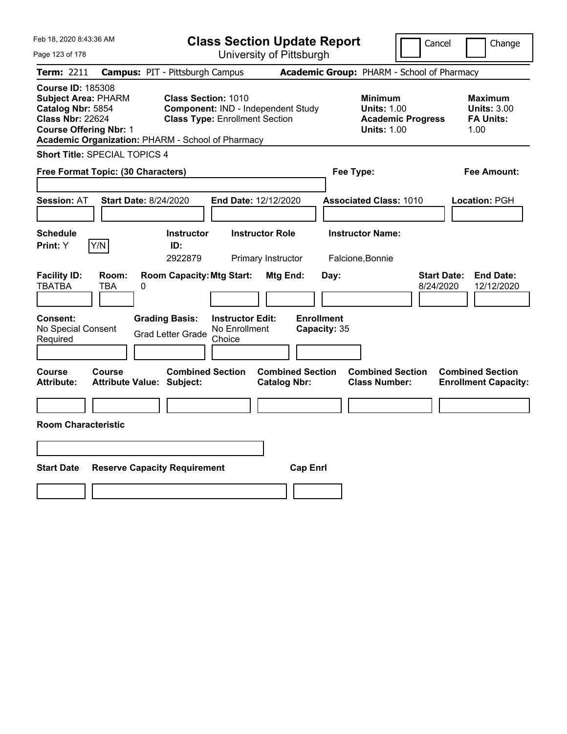# Class Section Update Report

University of Pittsburgh

Cancel | Change

**Term:** 2211 **Campus:** PIT - Pittsburgh Campus **Academic Group:** PHARM - School of Pharmacy

**Course ID:** 185308
**Subject Area:** PHARM
**Catalog Nbr:** 5854
**Class Nbr:** 22624
**Course Offering Nbr:** 1
**Academic Organization:** PHARM - School of Pharmacy

**Class Section:** 1010
**Component:** IND - Independent Study
**Class Type:** Enrollment Section

**Minimum**
**Units:** 1.00
**Academic Progress Units:** 1.00

**Maximum**
**Units:** 3.00
**FA Units:** 1.00

**Short Title:** SPECIAL TOPICS 4

**Free Format Topic: (30 Characters)**

**Fee Type:**

**Fee Amount:**

**Session:** AT **Start Date:** 8/24/2020 **End Date:** 12/12/2020 **Associated Class:** 1010 **Location:** PGH

| Schedule Print | | Instructor ID | Instructor Role | Instructor Name |
|---|---|---|---|---|
| Y | Y/N | 2922879 | Primary Instructor | Falcione,Bonnie |

| Facility ID | Room | Room Capacity | Mtg Start | Mtg End | Day | Start Date | End Date |
|---|---|---|---|---|---|---|---|
| TBATBA | TBA | 0 | | | | 8/24/2020 | 12/12/2020 |

| Consent | Grading Basis | Instructor Edit | Enrollment Capacity |
|---|---|---|---|
| No Special Consent Required | Grad Letter Grade | No Enrollment Choice | 35 |

| Course Attribute | Course Attribute Value | Combined Section Subject | Combined Section Catalog Nbr | Combined Section Class Number | Combined Section Enrollment Capacity |
|---|---|---|---|---|---|
| | | | | | |

**Room Characteristic**

| Start Date | Reserve Capacity Requirement | Cap Enrl |
|---|---|---|
| | | |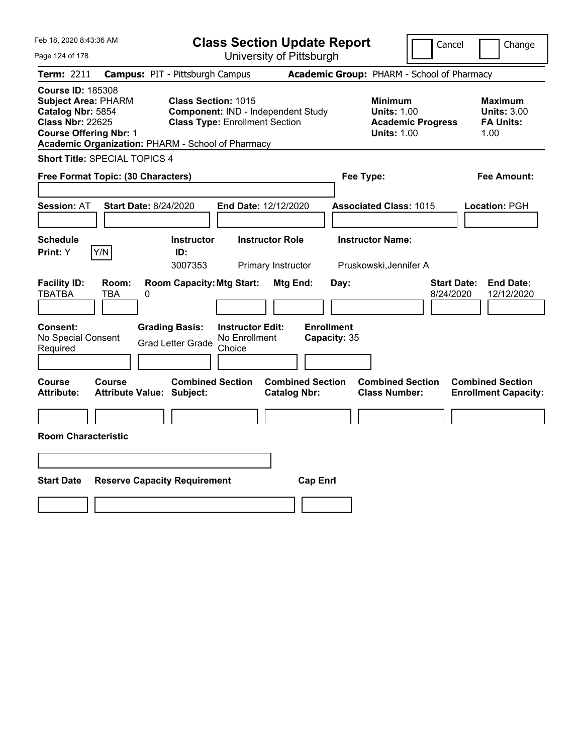# Class Section Update Report

University of Pittsburgh

Cancel | Change

**Term:** 2211 **Campus:** PIT - Pittsburgh Campus **Academic Group:** PHARM - School of Pharmacy

**Course ID:** 185308
**Subject Area:** PHARM
**Catalog Nbr:** 5854
**Class Nbr:** 22625
**Course Offering Nbr:** 1
**Academic Organization:** PHARM - School of Pharmacy

**Class Section:** 1015
**Component:** IND - Independent Study
**Class Type:** Enrollment Section

**Minimum Units:** 1.00
**Academic Progress Units:** 1.00

**Maximum Units:** 3.00
**FA Units:** 1.00

**Short Title:** SPECIAL TOPICS 4

**Free Format Topic: (30 Characters)**

**Fee Type:**

**Fee Amount:**

**Session:** AT **Start Date:** 8/24/2020 **End Date:** 12/12/2020 **Associated Class:** 1015 **Location:** PGH

| Schedule Print: | Instructor ID: | Instructor Role | Instructor Name: |
|---|---|---|---|
| Y [Y/N] | 3007353 | Primary Instructor | Pruskowski,Jennifer A |

| Facility ID: | Room: | Room Capacity: | Mtg Start: | Mtg End: | Day: | Start Date: | End Date: |
|---|---|---|---|---|---|---|---|
| TBATBA | TBA | 0 | | | | 8/24/2020 | 12/12/2020 |

| Consent: | Grading Basis: | Instructor Edit: | Enrollment Capacity: |
|---|---|---|---|
| No Special Consent Required | Grad Letter Grade | No Enrollment Choice | 35 |

| Course Attribute: | Course Attribute Value: | Combined Section Subject: | Combined Section Catalog Nbr: | Combined Section Class Number: | Combined Section Enrollment Capacity: |
|---|---|---|---|---|---|
| | | | | | |

**Room Characteristic**

| Start Date | Reserve Capacity Requirement | Cap Enrl |
|---|---|---|
| | | |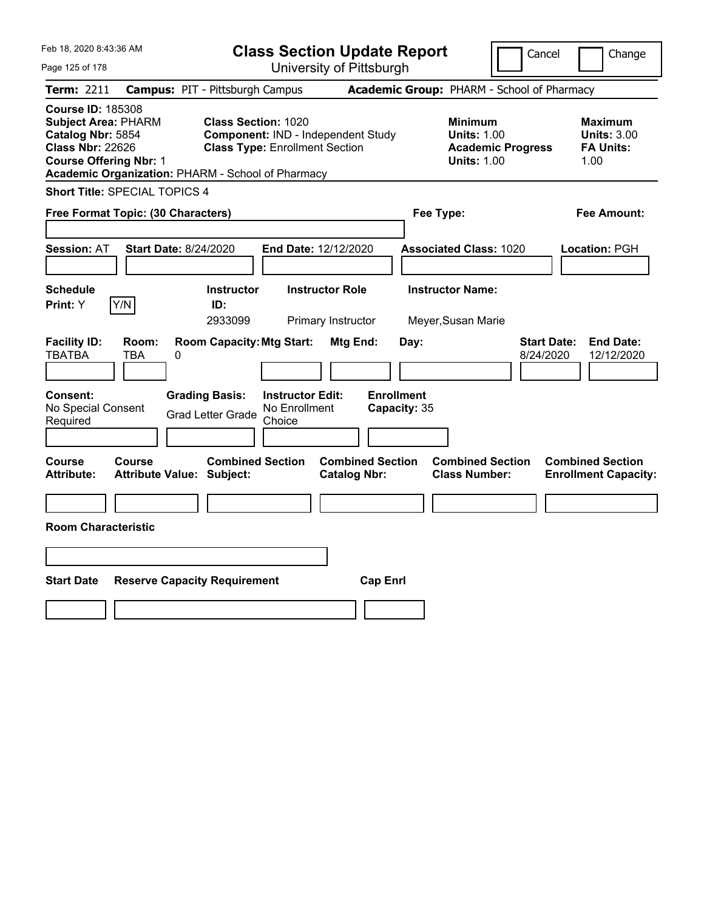# Class Section Update Report

University of Pittsburgh

Cancel | Change

**Term:** 2211 **Campus:** PIT - Pittsburgh Campus **Academic Group:** PHARM - School of Pharmacy

**Course ID:** 185308
**Subject Area:** PHARM
**Catalog Nbr:** 5854
**Class Nbr:** 22626
**Course Offering Nbr:** 1
**Academic Organization:** PHARM - School of Pharmacy

**Class Section:** 1020
**Component:** IND - Independent Study
**Class Type:** Enrollment Section

**Minimum Units:** 1.00
**Academic Progress Units:** 1.00

**Maximum Units:** 3.00
**FA Units:** 1.00

**Short Title:** SPECIAL TOPICS 4

**Free Format Topic: (30 Characters)**

**Fee Type:**

**Fee Amount:**

**Session:** AT **Start Date:** 8/24/2020 **End Date:** 12/12/2020 **Associated Class:** 1020 **Location:** PGH

| Schedule Print | | Instructor ID | Instructor Role | Instructor Name |
|---|---|---|---|---|
| Y | Y/N | 2933099 | Primary Instructor | Meyer,Susan Marie |

| Facility ID | Room | Room Capacity | Mtg Start | Mtg End | Day | Start Date | End Date |
|---|---|---|---|---|---|---|---|
| TBATBA | TBA | 0 | | | | 8/24/2020 | 12/12/2020 |

| Consent | Grading Basis | Instructor Edit | Enrollment Capacity |
|---|---|---|---|
| No Special Consent Required | Grad Letter Grade | No Enrollment Choice | 35 |

| Course Attribute | Course Attribute Value | Combined Section Subject | Combined Section Catalog Nbr | Combined Section Class Number | Combined Section Enrollment Capacity |
|---|---|---|---|---|---|
| | | | | | |

**Room Characteristic**

| Start Date | Reserve Capacity Requirement | Cap Enrl |
|---|---|---|
| | | |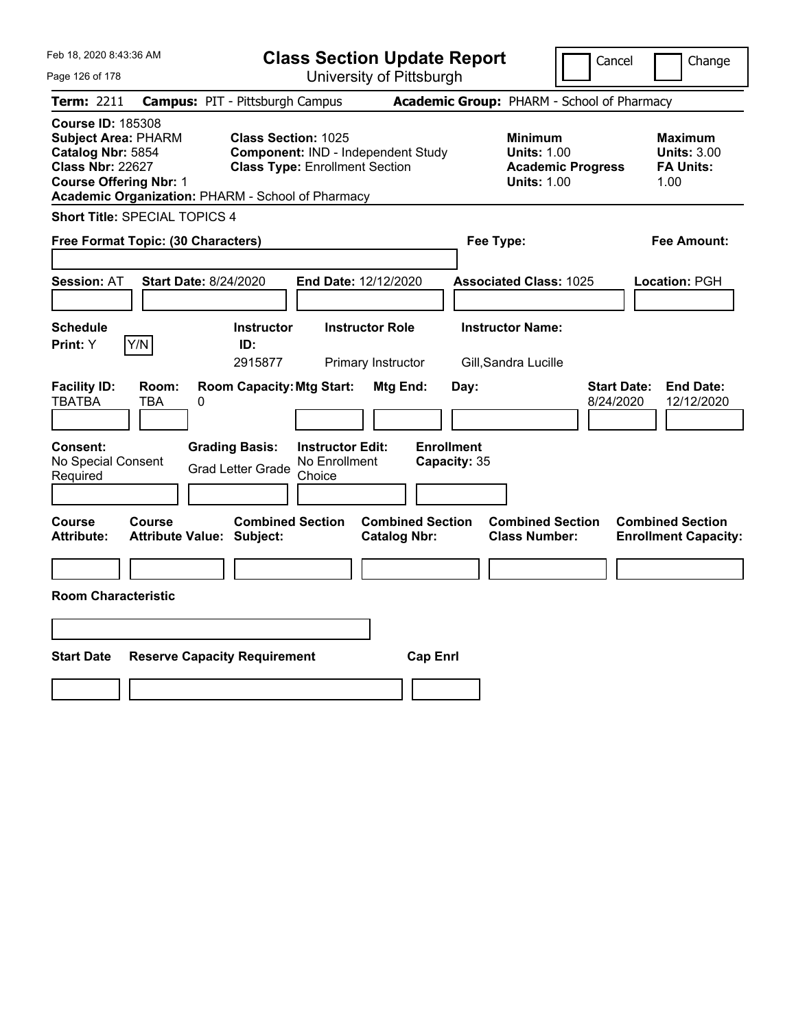# Class Section Update Report

University of Pittsburgh

Feb 18, 2020 8:43:36 AM

Cancel | Change

**Term:** 2211 **Campus:** PIT - Pittsburgh Campus **Academic Group:** PHARM - School of Pharmacy

**Course ID:** 185308
**Subject Area:** PHARM
**Catalog Nbr:** 5854
**Class Nbr:** 22627
**Course Offering Nbr:** 1
**Academic Organization:** PHARM - School of Pharmacy

**Class Section:** 1025
**Component:** IND - Independent Study
**Class Type:** Enrollment Section

**Minimum Units:** 1.00
**Academic Progress Units:** 1.00

**Maximum Units:** 3.00
**FA Units:** 1.00

**Short Title:** SPECIAL TOPICS 4

**Free Format Topic: (30 Characters)**

**Fee Type:**

**Fee Amount:**

**Session:** AT **Start Date:** 8/24/2020 **End Date:** 12/12/2020 **Associated Class:** 1025 **Location:** PGH

| Schedule Print | Instructor ID | Instructor Role | Instructor Name |
|---|---|---|---|
| Y (Y/N) | 2915877 | Primary Instructor | Gill,Sandra Lucille |

| Facility ID | Room | Room Capacity | Mtg Start | Mtg End | Day | Start Date | End Date |
|---|---|---|---|---|---|---|---|
| TBATBA | TBA | 0 | | | | 8/24/2020 | 12/12/2020 |

**Consent:** No Special Consent Required
**Grading Basis:** Grad Letter Grade
**Instructor Edit:** No Enrollment Choice
**Enrollment Capacity:** 35

| Course Attribute | Course Attribute Value | Combined Section Subject | Combined Section Catalog Nbr | Combined Section Class Number | Combined Section Enrollment Capacity |
|---|---|---|---|---|---|
| | | | | | |

**Room Characteristic**

| Start Date | Reserve Capacity Requirement | Cap Enrl |
|---|---|---|
| | | |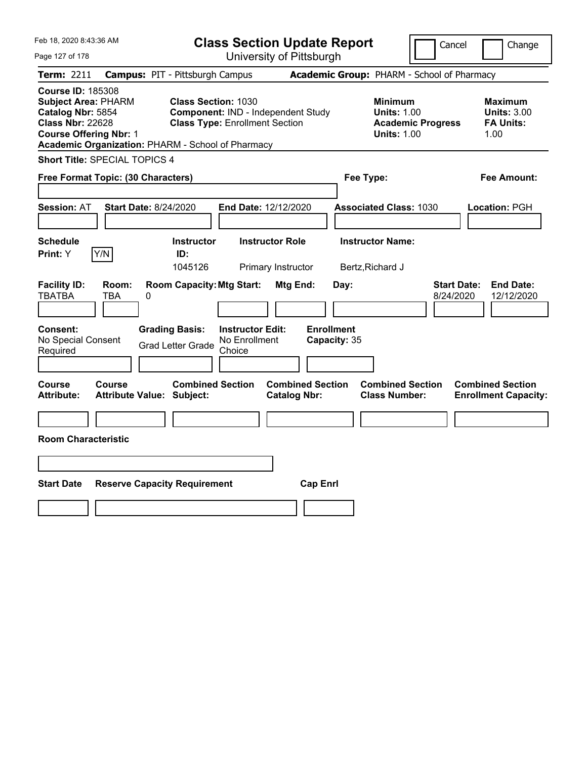# Class Section Update Report

University of Pittsburgh

Cancel | Change

**Term:** 2211 **Campus:** PIT - Pittsburgh Campus **Academic Group:** PHARM - School of Pharmacy

**Course ID:** 185308
**Subject Area:** PHARM
**Catalog Nbr:** 5854
**Class Nbr:** 22628
**Course Offering Nbr:** 1
**Academic Organization:** PHARM - School of Pharmacy

**Class Section:** 1030
**Component:** IND - Independent Study
**Class Type:** Enrollment Section

**Minimum Units:** 1.00
**Academic Progress Units:** 1.00

**Maximum Units:** 3.00
**FA Units:** 1.00

**Short Title:** SPECIAL TOPICS 4

**Free Format Topic: (30 Characters)**

**Fee Type:**

**Fee Amount:**

**Session:** AT **Start Date:** 8/24/2020 **End Date:** 12/12/2020 **Associated Class:** 1030 **Location:** PGH

| Schedule Print | | Instructor ID | Instructor Role | Instructor Name |
|---|---|---|---|---|
| Y | Y/N | 1045126 | Primary Instructor | Bertz,Richard J |

| Facility ID | Room | Room Capacity | Mtg Start | Mtg End | Day | Start Date | End Date |
|---|---|---|---|---|---|---|---|
| TBATBA | TBA | 0 | | | | 8/24/2020 | 12/12/2020 |

| Consent | Grading Basis | Instructor Edit | Enrollment Capacity |
|---|---|---|---|
| No Special Consent Required | Grad Letter Grade | No Enrollment Choice | 35 |

| Course Attribute | Course Attribute Value | Combined Section Subject | Combined Section Catalog Nbr | Combined Section Class Number | Combined Section Enrollment Capacity |
|---|---|---|---|---|---|
| | | | | | |

**Room Characteristic**

| Start Date | Reserve Capacity Requirement | Cap Enrl |
|---|---|---|
| | | |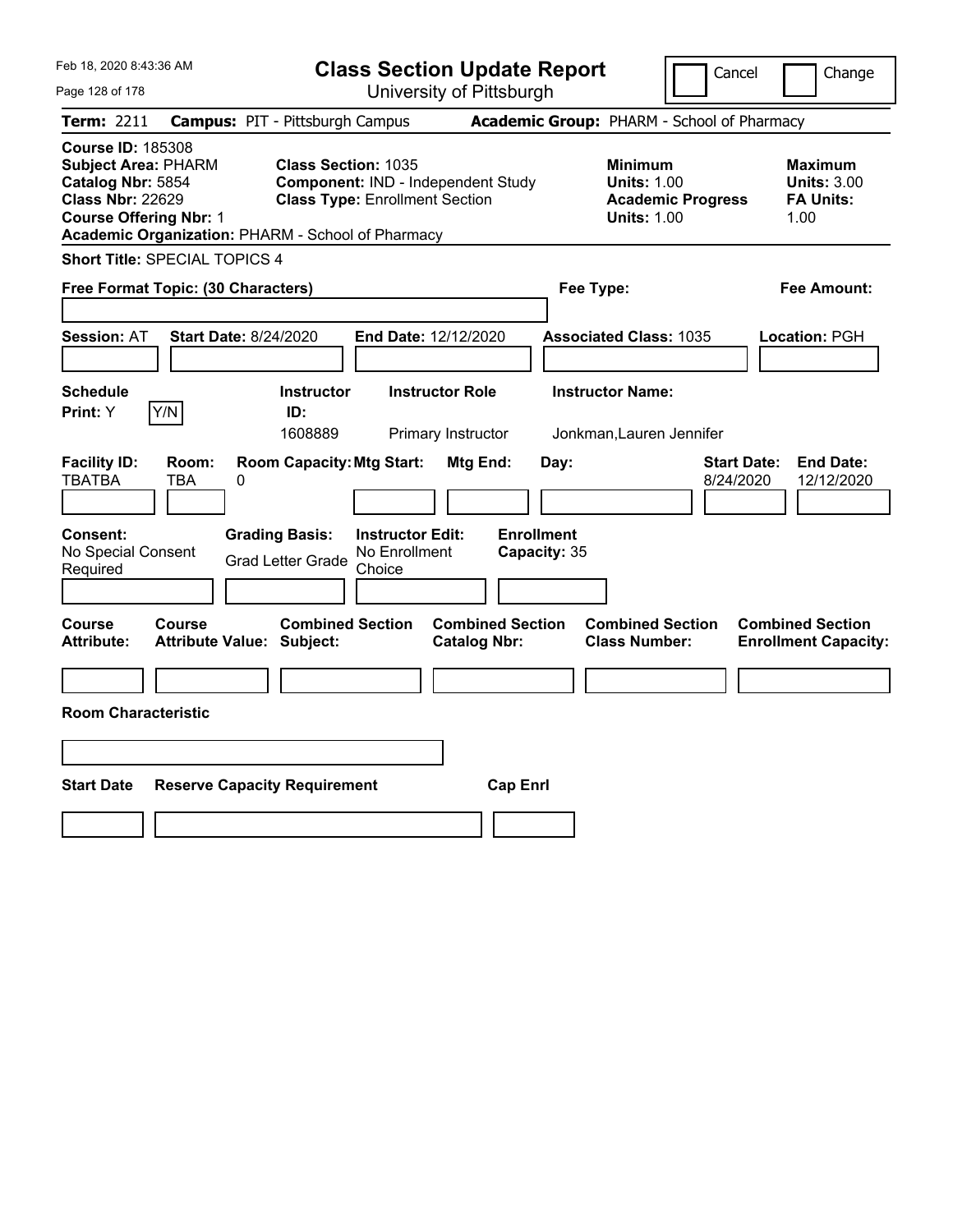# Class Section Update Report

University of Pittsburgh

Cancel | Change

**Term:** 2211 **Campus:** PIT - Pittsburgh Campus **Academic Group:** PHARM - School of Pharmacy

**Course ID:** 185308
**Subject Area:** PHARM
**Catalog Nbr:** 5854
**Class Nbr:** 22629
**Course Offering Nbr:** 1
**Academic Organization:** PHARM - School of Pharmacy

**Class Section:** 1035
**Component:** IND - Independent Study
**Class Type:** Enrollment Section

**Minimum Units:** 1.00
**Academic Progress Units:** 1.00

**Maximum Units:** 3.00
**FA Units:** 1.00

**Short Title:** SPECIAL TOPICS 4

**Free Format Topic: (30 Characters)**

**Fee Type:**

**Fee Amount:**

**Session:** AT **Start Date:** 8/24/2020 **End Date:** 12/12/2020 **Associated Class:** 1035 **Location:** PGH

| Schedule Print: | Y/N | Instructor ID: | Instructor Role | Instructor Name: |
|---|---|---|---|---|
| Y | | 1608889 | Primary Instructor | Jonkman,Lauren Jennifer |

| Facility ID: | Room: | Room Capacity: | Mtg Start: | Mtg End: | Day: | Start Date: | End Date: |
|---|---|---|---|---|---|---|---|
| TBATBA | TBA | 0 | | | | 8/24/2020 | 12/12/2020 |

| Consent: | Grading Basis: | Instructor Edit: | Enrollment Capacity: |
|---|---|---|---|
| No Special Consent Required | Grad Letter Grade | No Enrollment Choice | 35 |

| Course Attribute: | Course Attribute Value: | Combined Section Subject: | Combined Section Catalog Nbr: | Combined Section Class Number: | Combined Section Enrollment Capacity: |
|---|---|---|---|---|---|
| | | | | | |

**Room Characteristic**

| Start Date | Reserve Capacity Requirement | Cap Enrl |
|---|---|---|
| | | |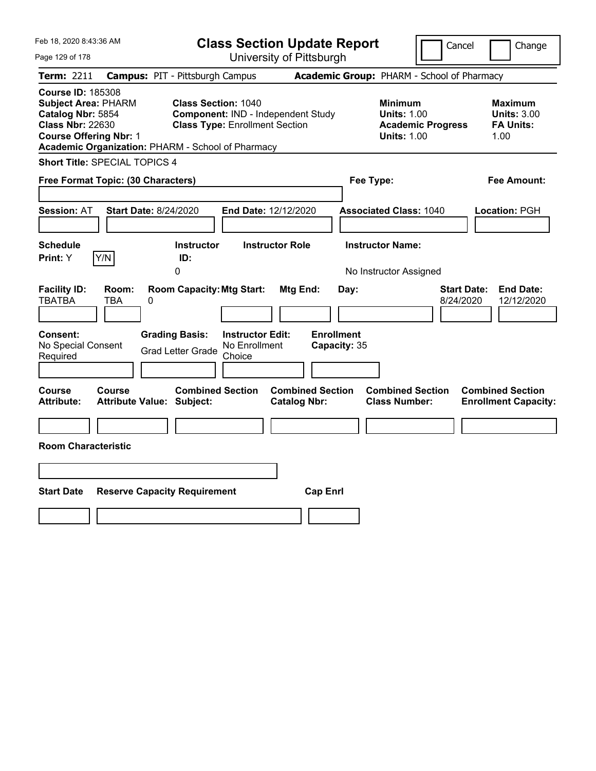# Class Section Update Report

University of Pittsburgh

Cancel | Change

**Term:** 2211 **Campus:** PIT - Pittsburgh Campus **Academic Group:** PHARM - School of Pharmacy

**Course ID:** 185308
**Subject Area:** PHARM
**Catalog Nbr:** 5854
**Class Nbr:** 22630
**Course Offering Nbr:** 1
**Academic Organization:** PHARM - School of Pharmacy

**Class Section:** 1040
**Component:** IND - Independent Study
**Class Type:** Enrollment Section

**Minimum Units:** 1.00
**Academic Progress Units:** 1.00

**Maximum Units:** 3.00
**FA Units:** 1.00

**Short Title:** SPECIAL TOPICS 4

**Free Format Topic: (30 Characters)**

**Fee Type:**

**Fee Amount:**

**Session:** AT **Start Date:** 8/24/2020 **End Date:** 12/12/2020 **Associated Class:** 1040 **Location:** PGH

| Schedule Print | Instructor ID | Instructor Role | Instructor Name |
|---|---|---|---|
| Y (Y/N) | 0 | | No Instructor Assigned |

| Facility ID | Room | Room Capacity | Mtg Start | Mtg End | Day | Start Date | End Date |
|---|---|---|---|---|---|---|---|
| TBATBA | TBA | 0 | | | | 8/24/2020 | 12/12/2020 |

| Consent | Grading Basis | Instructor Edit | Enrollment Capacity |
|---|---|---|---|
| No Special Consent Required | Grad Letter Grade | No Enrollment Choice | 35 |

| Course Attribute | Course Attribute Value | Combined Section Subject | Combined Section Catalog Nbr | Combined Section Class Number | Combined Section Enrollment Capacity |
|---|---|---|---|---|---|
| | | | | | |

**Room Characteristic**

| Start Date | Reserve Capacity Requirement | Cap Enrl |
|---|---|---|
| | | |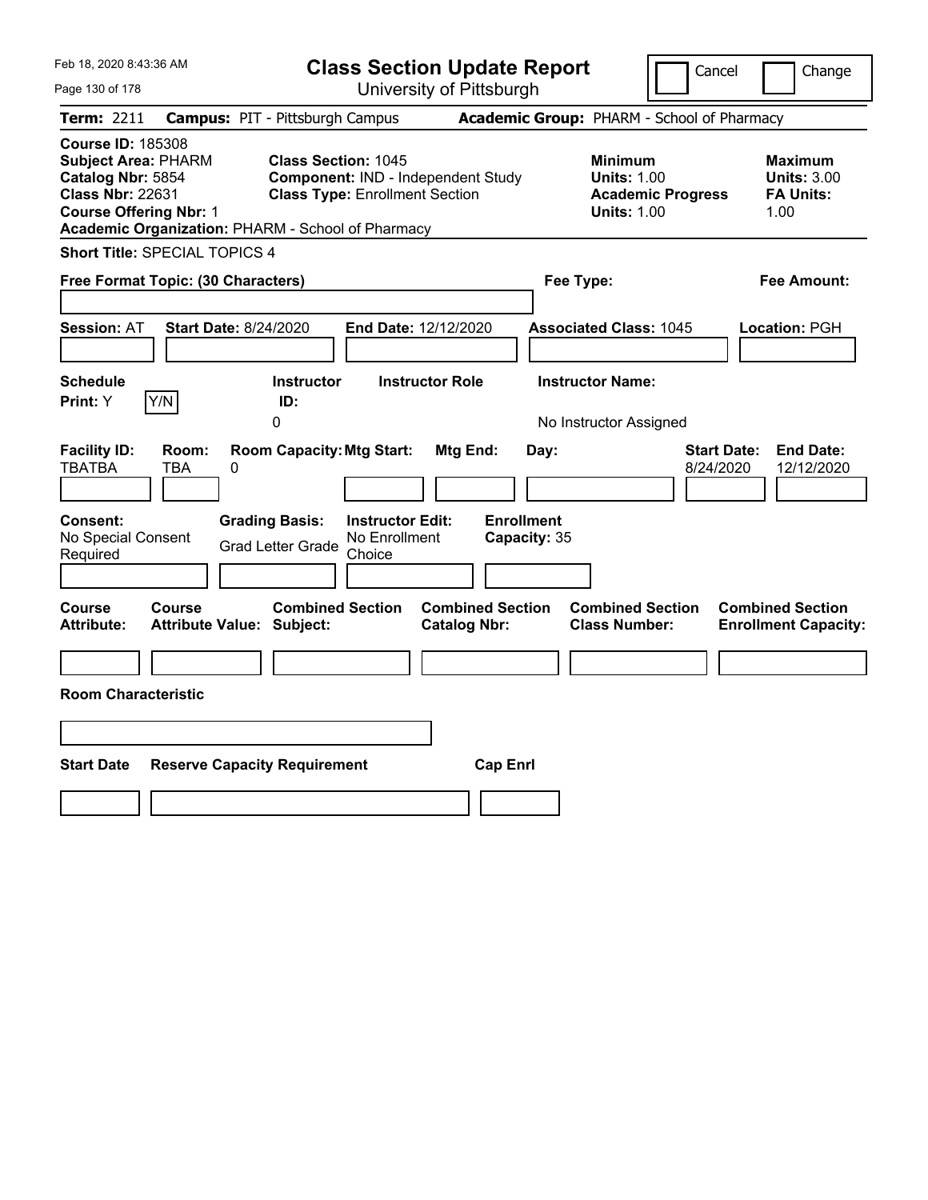Feb 18, 2020 8:43:36 AM

# Class Section Update Report

University of Pittsburgh

Cancel | Change

**Term:** 2211 **Campus:** PIT - Pittsburgh Campus **Academic Group:** PHARM - School of Pharmacy

**Course ID:** 185308
**Subject Area:** PHARM
**Catalog Nbr:** 5854
**Class Nbr:** 22631
**Course Offering Nbr:** 1
**Academic Organization:** PHARM - School of Pharmacy

**Class Section:** 1045
**Component:** IND - Independent Study
**Class Type:** Enrollment Section

**Minimum Units:** 1.00
**Academic Progress Units:** 1.00

**Maximum Units:** 3.00
**FA Units:** 1.00

**Short Title:** SPECIAL TOPICS 4

**Free Format Topic: (30 Characters)**

**Fee Type:**

**Fee Amount:**

**Session:** AT **Start Date:** 8/24/2020 **End Date:** 12/12/2020 **Associated Class:** 1045 **Location:** PGH

| Schedule Print | Instructor ID | Instructor Role | Instructor Name |
|---|---|---|---|
| Y (Y/N) | 0 | | No Instructor Assigned |

| Facility ID | Room | Room Capacity | Mtg Start | Mtg End | Day | Start Date | End Date |
|---|---|---|---|---|---|---|---|
| TBATBA | TBA | 0 | | | | 8/24/2020 | 12/12/2020 |

| Consent | Grading Basis | Instructor Edit | Enrollment Capacity |
|---|---|---|---|
| No Special Consent Required | Grad Letter Grade | No Enrollment Choice | 35 |

| Course Attribute | Course Attribute Value | Combined Section Subject | Combined Section Catalog Nbr | Combined Section Class Number | Combined Section Enrollment Capacity |
|---|---|---|---|---|---|
| | | | | | |

**Room Characteristic**

| Start Date | Reserve Capacity Requirement | Cap Enrl |
|---|---|---|
| | | |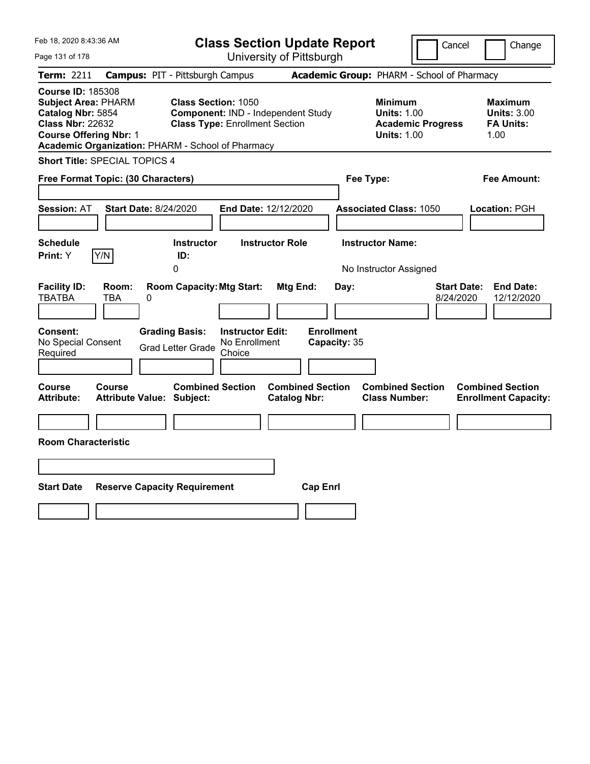Feb 18, 2020 8:43:36 AM

# Class Section Update Report

University of Pittsburgh

Cancel | Change

**Term:** 2211 **Campus:** PIT - Pittsburgh Campus **Academic Group:** PHARM - School of Pharmacy

**Course ID:** 185308
**Subject Area:** PHARM
**Catalog Nbr:** 5854
**Class Nbr:** 22632
**Course Offering Nbr:** 1
**Academic Organization:** PHARM - School of Pharmacy

**Class Section:** 1050
**Component:** IND - Independent Study
**Class Type:** Enrollment Section

**Minimum**
**Units:** 1.00
**Academic Progress Units:** 1.00

**Maximum**
**Units:** 3.00
**FA Units:** 1.00

**Short Title:** SPECIAL TOPICS 4

**Free Format Topic: (30 Characters)**

**Fee Type:**

**Fee Amount:**

**Session:** AT **Start Date:** 8/24/2020 **End Date:** 12/12/2020 **Associated Class:** 1050 **Location:** PGH

| Schedule Print: | Instructor ID: | Instructor Role | Instructor Name: |
|---|---|---|---|
| Y | 0 | | No Instructor Assigned |

| Facility ID: | Room: | Room Capacity: | Mtg Start: | Mtg End: | Day: | Start Date: | End Date: |
|---|---|---|---|---|---|---|---|
| TBATBA | TBA | 0 | | | | 8/24/2020 | 12/12/2020 |

| Consent: | Grading Basis: | Instructor Edit: | Enrollment Capacity: |
|---|---|---|---|
| No Special Consent Required | Grad Letter Grade | No Enrollment Choice | 35 |

| Course Attribute: | Course Attribute Value: | Combined Section Subject: | Combined Section Catalog Nbr: | Combined Section Class Number: | Combined Section Enrollment Capacity: |
|---|---|---|---|---|---|
| | | | | | |

**Room Characteristic**

| Start Date | Reserve Capacity Requirement | Cap Enrl |
|---|---|---|
| | | |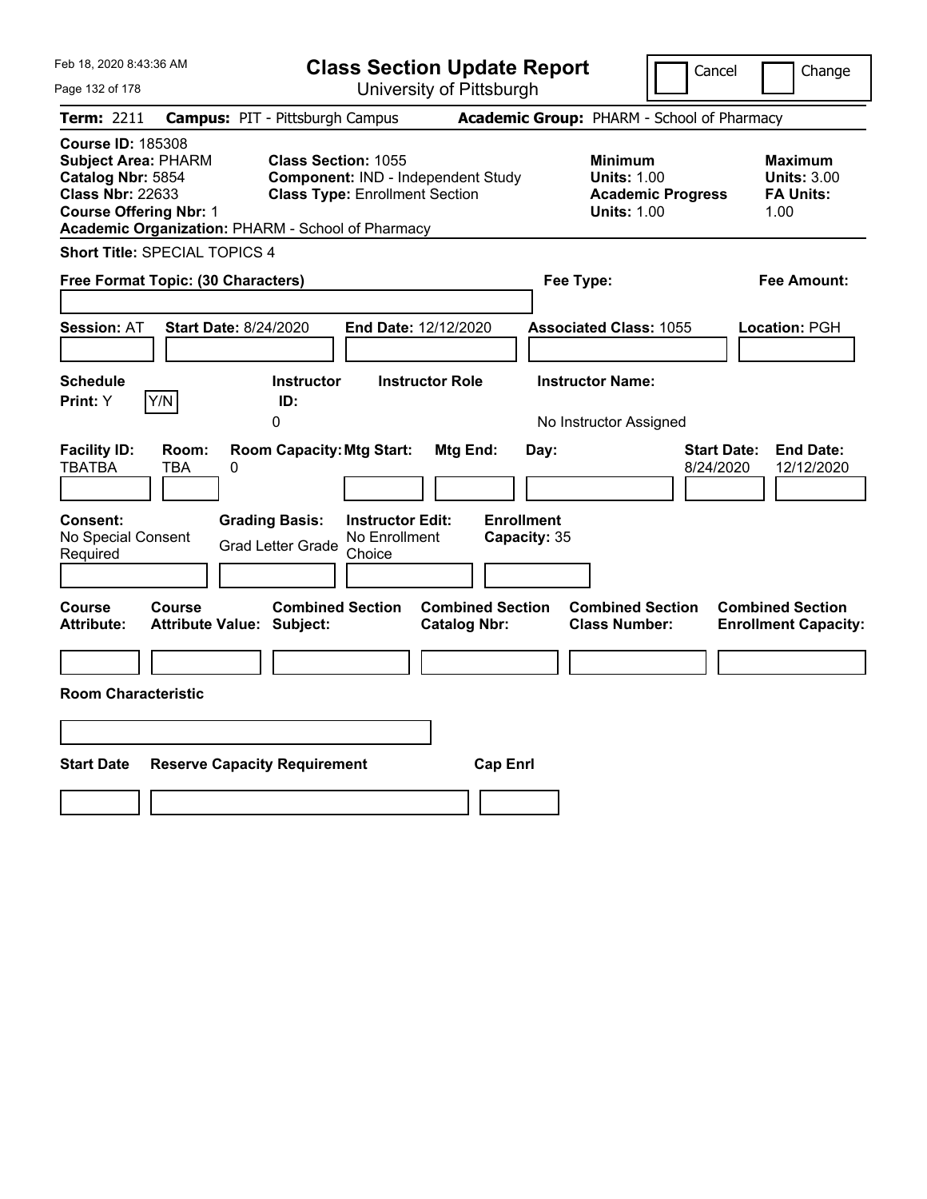# Class Section Update Report

University of Pittsburgh

Feb 18, 2020 8:43:36 AM

Cancel | Change

**Term:** 2211 **Campus:** PIT - Pittsburgh Campus **Academic Group:** PHARM - School of Pharmacy

**Course ID:** 185308
**Subject Area:** PHARM
**Catalog Nbr:** 5854
**Class Nbr:** 22633
**Course Offering Nbr:** 1
**Academic Organization:** PHARM - School of Pharmacy

**Class Section:** 1055
**Component:** IND - Independent Study
**Class Type:** Enrollment Section

**Minimum Units:** 1.00
**Academic Progress Units:** 1.00

**Maximum Units:** 3.00
**FA Units:** 1.00

**Short Title:** SPECIAL TOPICS 4

**Free Format Topic: (30 Characters)**

**Fee Type:**

**Fee Amount:**

**Session:** AT **Start Date:** 8/24/2020 **End Date:** 12/12/2020 **Associated Class:** 1055 **Location:** PGH

| Schedule Print: | Instructor ID: | Instructor Role | Instructor Name: |
|---|---|---|---|
| Y | 0 | | No Instructor Assigned |

| Facility ID: | Room: | Room Capacity: | Mtg Start: | Mtg End: | Day: | Start Date: | End Date: |
|---|---|---|---|---|---|---|---|
| TBATBA | TBA | 0 | | | | 8/24/2020 | 12/12/2020 |

| Consent: | Grading Basis: | Instructor Edit: | Enrollment Capacity: |
|---|---|---|---|
| No Special Consent Required | Grad Letter Grade | No Enrollment Choice | 35 |

| Course Attribute: | Course Attribute Value: | Combined Section Subject: | Combined Section Catalog Nbr: | Combined Section Class Number: | Combined Section Enrollment Capacity: |
|---|---|---|---|---|---|
| | | | | | |

**Room Characteristic**

| Start Date | Reserve Capacity Requirement | Cap Enrl |
|---|---|---|
| | | |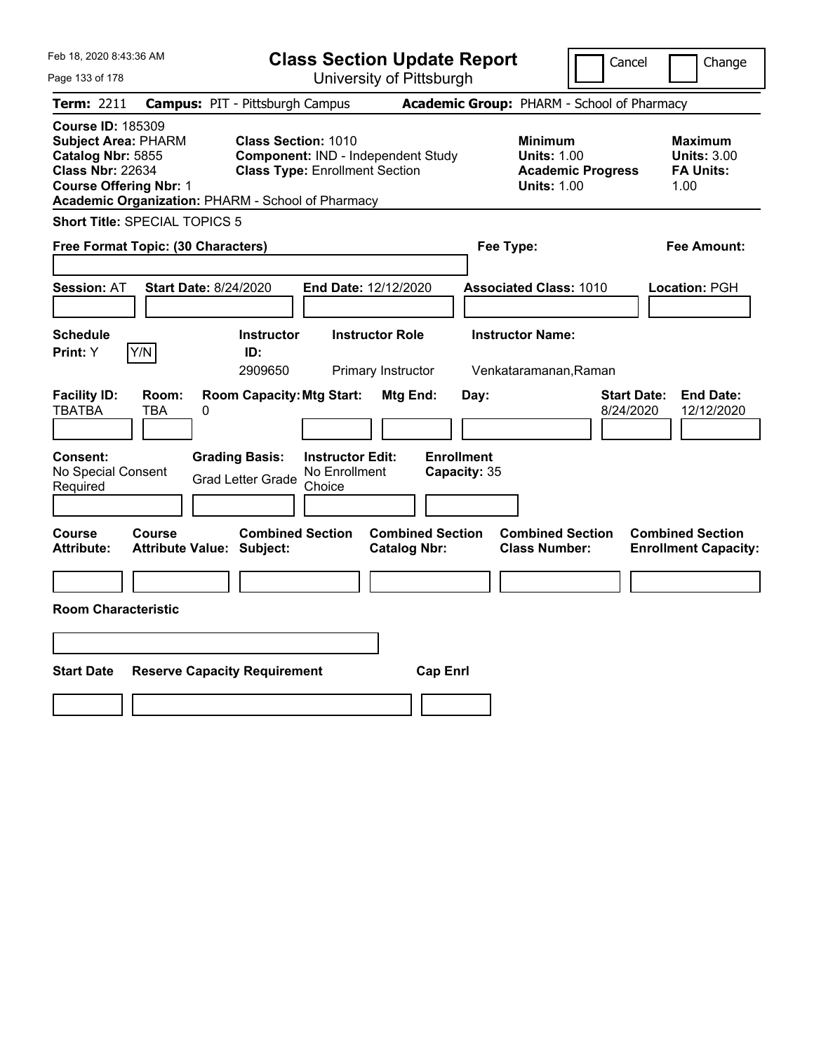# Class Section Update Report

University of Pittsburgh

Cancel | Change

**Term:** 2211 **Campus:** PIT - Pittsburgh Campus **Academic Group:** PHARM - School of Pharmacy

**Course ID:** 185309
**Subject Area:** PHARM
**Catalog Nbr:** 5855
**Class Nbr:** 22634
**Course Offering Nbr:** 1
**Academic Organization:** PHARM - School of Pharmacy

**Class Section:** 1010
**Component:** IND - Independent Study
**Class Type:** Enrollment Section

**Minimum Units:** 1.00
**Academic Progress Units:** 1.00

**Maximum Units:** 3.00
**FA Units:** 1.00

**Short Title:** SPECIAL TOPICS 5

**Free Format Topic: (30 Characters)**

**Fee Type:**

**Fee Amount:**

**Session:** AT **Start Date:** 8/24/2020 **End Date:** 12/12/2020 **Associated Class:** 1010 **Location:** PGH

| Schedule Print | Instructor ID | Instructor Role | Instructor Name |
|---|---|---|---|
| Y (Y/N) | 2909650 | Primary Instructor | Venkataramanan,Raman |

| Facility ID | Room | Room Capacity | Mtg Start | Mtg End | Day | Start Date | End Date |
|---|---|---|---|---|---|---|---|
| TBATBA | TBA | 0 | | | | 8/24/2020 | 12/12/2020 |

| Consent | Grading Basis | Instructor Edit | Enrollment Capacity |
|---|---|---|---|
| No Special Consent Required | Grad Letter Grade | No Enrollment Choice | 35 |

| Course Attribute | Course Attribute Value | Combined Section Subject | Combined Section Catalog Nbr | Combined Section Class Number | Combined Section Enrollment Capacity |
|---|---|---|---|---|---|
| | | | | | |

**Room Characteristic**

| Start Date | Reserve Capacity Requirement | Cap Enrl |
|---|---|---|
| | | |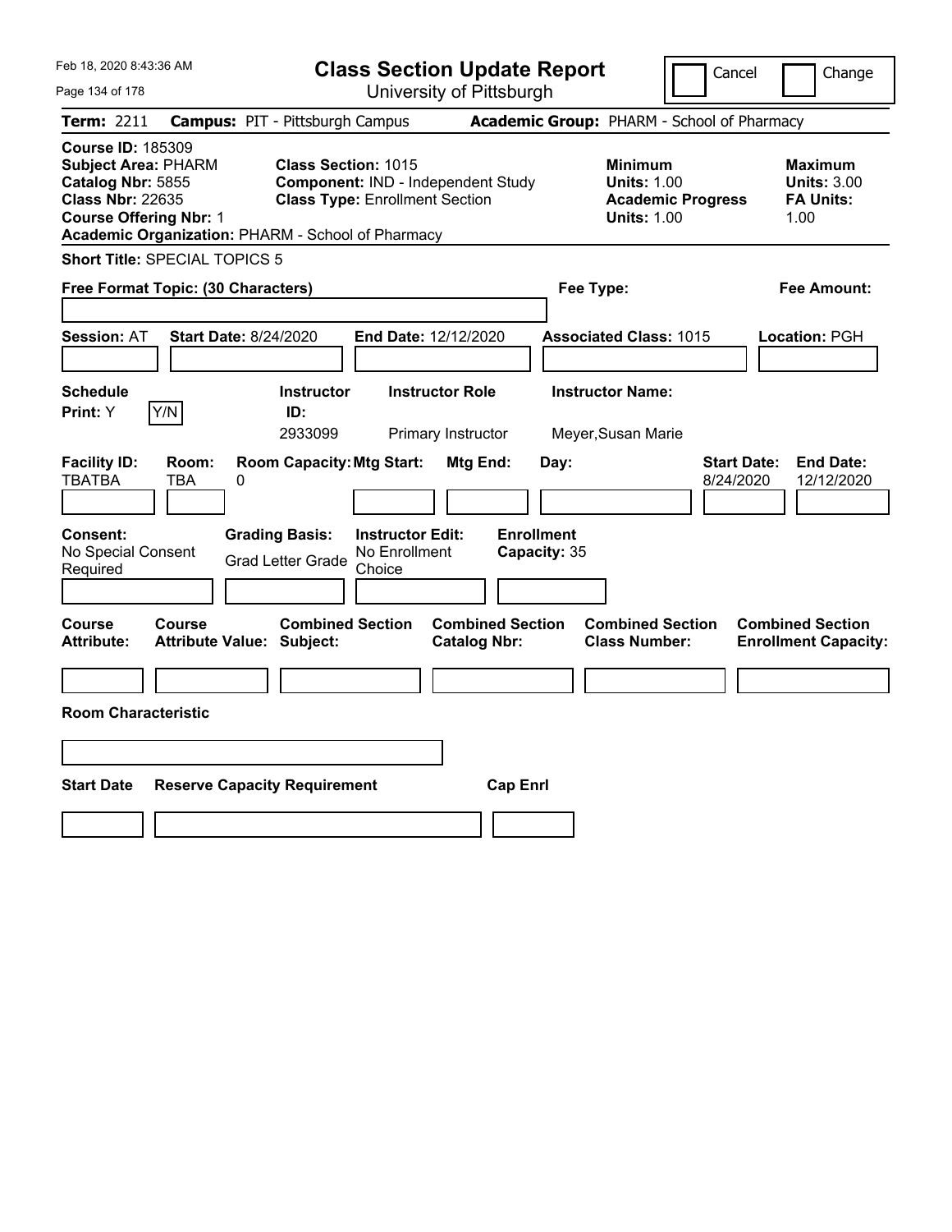# Class Section Update Report

University of Pittsburgh

Feb 18, 2020 8:43:36 AM

Cancel | Change

**Term:** 2211 **Campus:** PIT - Pittsburgh Campus **Academic Group:** PHARM - School of Pharmacy

**Course ID:** 185309
**Subject Area:** PHARM
**Catalog Nbr:** 5855
**Class Nbr:** 22635
**Course Offering Nbr:** 1
**Academic Organization:** PHARM - School of Pharmacy

**Class Section:** 1015
**Component:** IND - Independent Study
**Class Type:** Enrollment Section

**Minimum Units:** 1.00
**Academic Progress Units:** 1.00

**Maximum Units:** 3.00
**FA Units:** 1.00

**Short Title:** SPECIAL TOPICS 5

**Free Format Topic: (30 Characters)**

**Fee Type:**

**Fee Amount:**

**Session:** AT **Start Date:** 8/24/2020 **End Date:** 12/12/2020 **Associated Class:** 1015 **Location:** PGH

| Schedule Print | Instructor ID | Instructor Role | Instructor Name |
| --- | --- | --- | --- |
| Y | 2933099 | Primary Instructor | Meyer,Susan Marie |

| Facility ID | Room | Room Capacity | Mtg Start | Mtg End | Day | Start Date | End Date |
| --- | --- | --- | --- | --- | --- | --- | --- |
| TBATBA | TBA | 0 | | | | 8/24/2020 | 12/12/2020 |

**Consent:** No Special Consent Required
**Grading Basis:** Grad Letter Grade
**Instructor Edit:** No Enrollment Choice
**Enrollment Capacity:** 35

| Course Attribute | Course Attribute Value | Combined Section Subject | Combined Section Catalog Nbr | Combined Section Class Number | Combined Section Enrollment Capacity |
| --- | --- | --- | --- | --- | --- |
| | | | | | |

**Room Characteristic**

| Start Date | Reserve Capacity Requirement | Cap Enrl |
| --- | --- | --- |
| | | |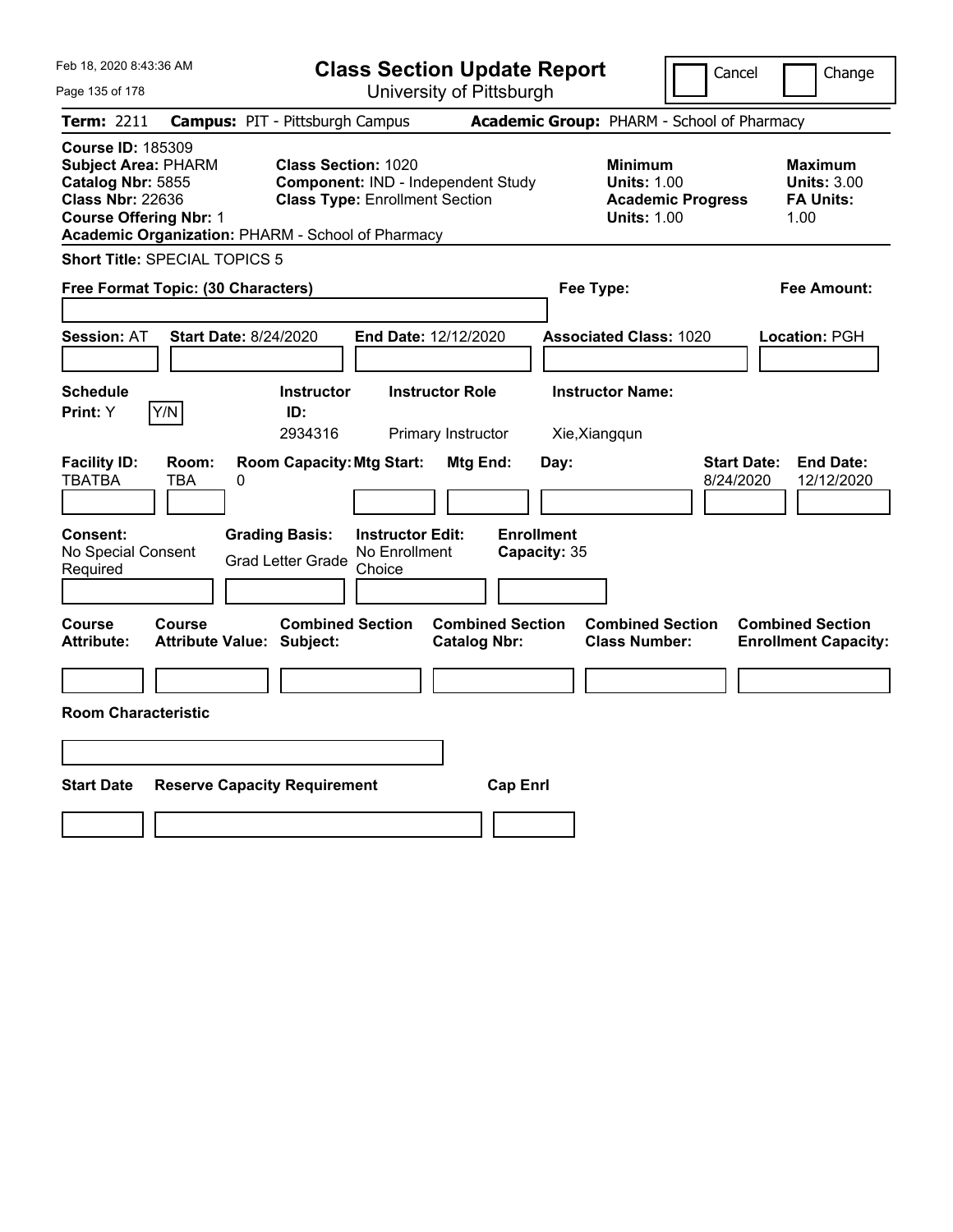Feb 18, 2020 8:43:36 AM

# Class Section Update Report

University of Pittsburgh

Cancel | Change

**Term:** 2211 **Campus:** PIT - Pittsburgh Campus **Academic Group:** PHARM - School of Pharmacy

**Course ID:** 185309
**Subject Area:** PHARM
**Catalog Nbr:** 5855
**Class Nbr:** 22636
**Course Offering Nbr:** 1
**Academic Organization:** PHARM - School of Pharmacy

**Class Section:** 1020
**Component:** IND - Independent Study
**Class Type:** Enrollment Section

**Minimum**
**Units:** 1.00
**Academic Progress Units:** 1.00

**Maximum**
**Units:** 3.00
**FA Units:** 1.00

**Short Title:** SPECIAL TOPICS 5

**Free Format Topic: (30 Characters)**

**Fee Type:**

**Fee Amount:**

**Session:** AT **Start Date:** 8/24/2020 **End Date:** 12/12/2020 **Associated Class:** 1020 **Location:** PGH

| Schedule Print: | Instructor ID: | Instructor Role | Instructor Name: |
|---|---|---|---|
| Y (Y/N) | 2934316 | Primary Instructor | Xie,Xiangqun |

| Facility ID: | Room: | Room Capacity: | Mtg Start: | Mtg End: | Day: | Start Date: | End Date: |
|---|---|---|---|---|---|---|---|
| TBATBA | TBA | 0 | | | | 8/24/2020 | 12/12/2020 |

| Consent: | Grading Basis: | Instructor Edit: | Enrollment Capacity: |
|---|---|---|---|
| No Special Consent Required | Grad Letter Grade | No Enrollment Choice | 35 |

| Course Attribute: | Course Attribute Value: | Combined Section Subject: | Combined Section Catalog Nbr: | Combined Section Class Number: | Combined Section Enrollment Capacity: |
|---|---|---|---|---|---|
| | | | | | |

**Room Characteristic**

| Start Date | Reserve Capacity Requirement | Cap Enrl |
|---|---|---|
| | | |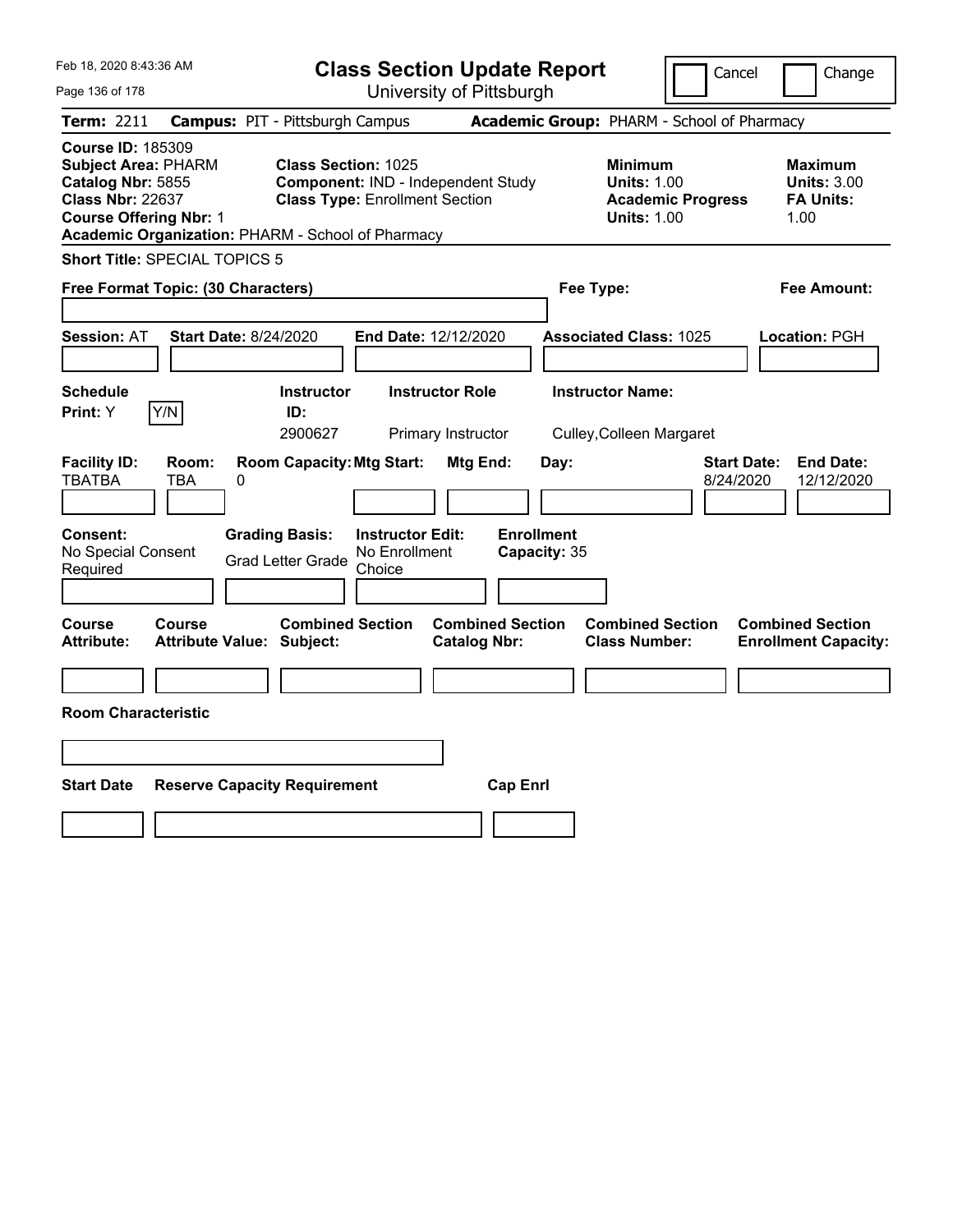# Class Section Update Report

University of Pittsburgh

Cancel | Change

**Term:** 2211 **Campus:** PIT - Pittsburgh Campus **Academic Group:** PHARM - School of Pharmacy

**Course ID:** 185309
**Subject Area:** PHARM
**Catalog Nbr:** 5855
**Class Nbr:** 22637
**Course Offering Nbr:** 1
**Academic Organization:** PHARM - School of Pharmacy

**Class Section:** 1025
**Component:** IND - Independent Study
**Class Type:** Enrollment Section

**Minimum**
**Units:** 1.00
**Academic Progress Units:** 1.00

**Maximum**
**Units:** 3.00
**FA Units:** 1.00

**Short Title:** SPECIAL TOPICS 5

**Free Format Topic: (30 Characters)**

**Fee Type:**

**Fee Amount:**

**Session:** AT **Start Date:** 8/24/2020 **End Date:** 12/12/2020 **Associated Class:** 1025 **Location:** PGH

| Schedule Print: | | Instructor ID: | Instructor Role | Instructor Name: |
|---|---|---|---|---|
| Y | Y/N | 2900627 | Primary Instructor | Culley,Colleen Margaret |

| Facility ID: | Room: | Room Capacity: | Mtg Start: | Mtg End: | Day: | Start Date: | End Date: |
|---|---|---|---|---|---|---|---|
| TBATBA | TBA | 0 | | | | 8/24/2020 | 12/12/2020 |

| Consent: | Grading Basis: | Instructor Edit: | Enrollment Capacity: |
|---|---|---|---|
| No Special Consent Required | Grad Letter Grade | No Enrollment Choice | 35 |

| Course Attribute: | Course Attribute Value: | Combined Section Subject: | Combined Section Catalog Nbr: | Combined Section Class Number: | Combined Section Enrollment Capacity: |
|---|---|---|---|---|---|
| | | | | | |

**Room Characteristic**

| Start Date | Reserve Capacity Requirement | Cap Enrl |
|---|---|---|
| | | |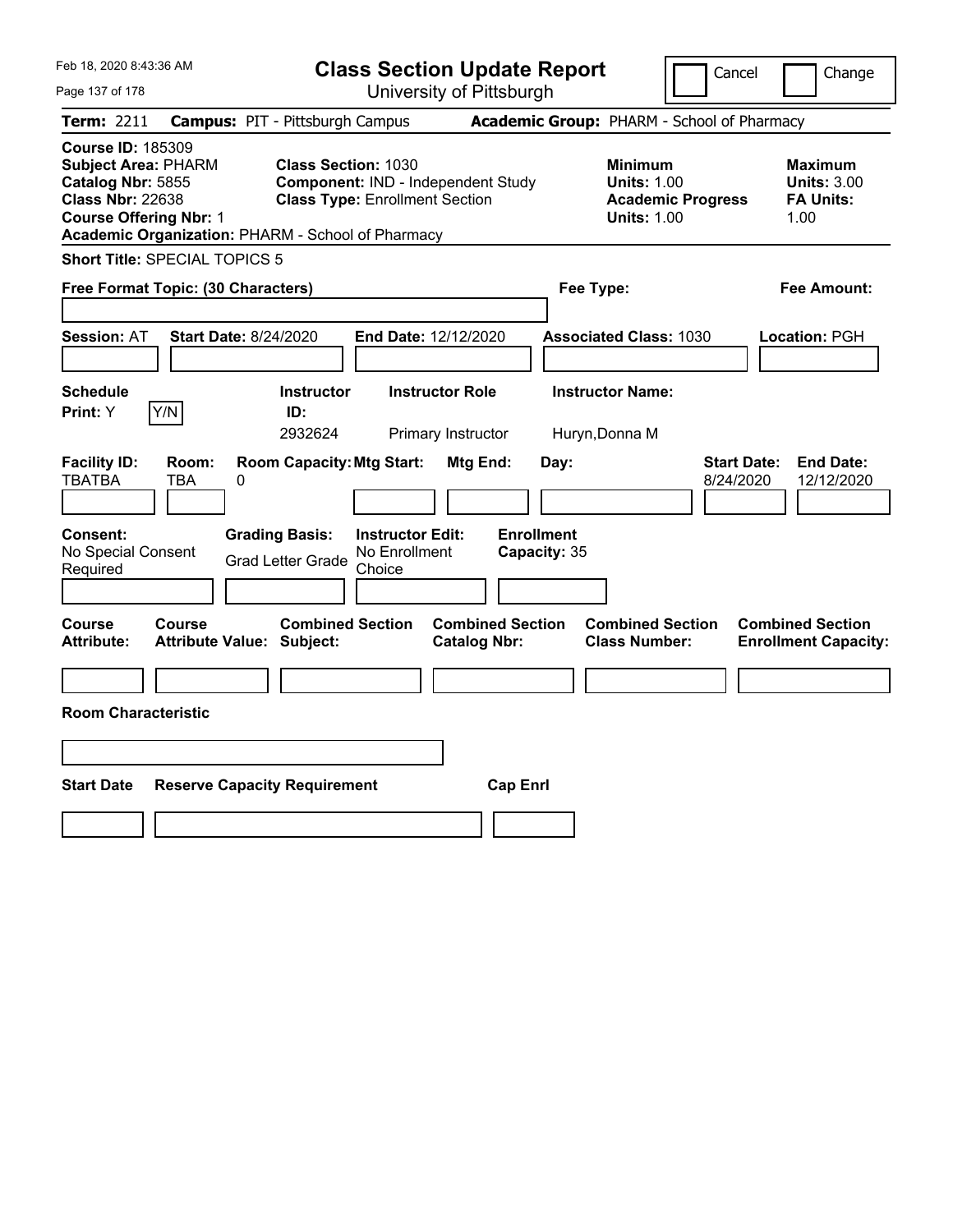# Class Section Update Report

University of Pittsburgh

Feb 18, 2020 8:43:36 AM

Cancel | Change

**Term:** 2211 **Campus:** PIT - Pittsburgh Campus **Academic Group:** PHARM - School of Pharmacy

**Course ID:** 185309
**Subject Area:** PHARM
**Catalog Nbr:** 5855
**Class Nbr:** 22638
**Course Offering Nbr:** 1
**Academic Organization:** PHARM - School of Pharmacy

**Class Section:** 1030
**Component:** IND - Independent Study
**Class Type:** Enrollment Section

**Minimum**
**Units:** 1.00
**Academic Progress Units:** 1.00

**Maximum**
**Units:** 3.00
**FA Units:** 1.00

**Short Title:** SPECIAL TOPICS 5

**Free Format Topic: (30 Characters)**

**Fee Type:**

**Fee Amount:**

**Session:** AT **Start Date:** 8/24/2020 **End Date:** 12/12/2020 **Associated Class:** 1030 **Location:** PGH

| Schedule Print: | Instructor ID: | Instructor Role | Instructor Name: |
|---|---|---|---|
| Y (Y/N) | 2932624 | Primary Instructor | Huryn,Donna M |

| Facility ID: | Room: | Room Capacity: | Mtg Start: | Mtg End: | Day: | Start Date: | End Date: |
|---|---|---|---|---|---|---|---|
| TBATBA | TBA | 0 | | | | 8/24/2020 | 12/12/2020 |

| Consent: | Grading Basis: | Instructor Edit: | Enrollment Capacity: |
|---|---|---|---|
| No Special Consent Required | Grad Letter Grade | No Enrollment Choice | 35 |

| Course Attribute: | Course Attribute Value: | Combined Section Subject: | Combined Section Catalog Nbr: | Combined Section Class Number: | Combined Section Enrollment Capacity: |
|---|---|---|---|---|---|
| | | | | | |

**Room Characteristic**

| Start Date | Reserve Capacity Requirement | Cap Enrl |
|---|---|---|
| | | |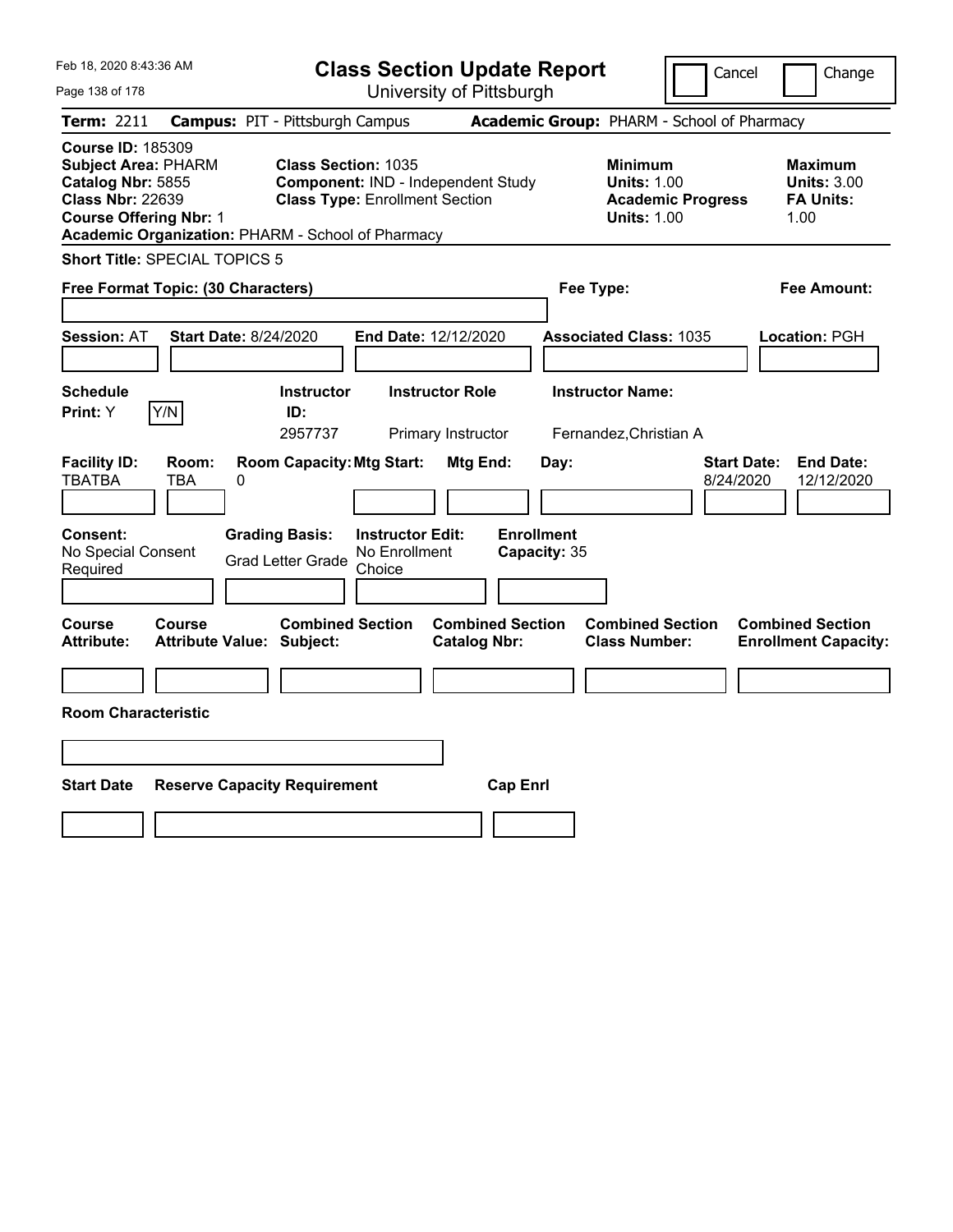# Class Section Update Report

University of Pittsburgh

Cancel | Change

**Term:** 2211 **Campus:** PIT - Pittsburgh Campus **Academic Group:** PHARM - School of Pharmacy

**Course ID:** 185309
**Subject Area:** PHARM
**Catalog Nbr:** 5855
**Class Nbr:** 22639
**Course Offering Nbr:** 1
**Academic Organization:** PHARM - School of Pharmacy

**Class Section:** 1035
**Component:** IND - Independent Study
**Class Type:** Enrollment Section

**Minimum Units:** 1.00
**Academic Progress Units:** 1.00

**Maximum Units:** 3.00
**FA Units:** 1.00

**Short Title:** SPECIAL TOPICS 5

**Free Format Topic: (30 Characters)**

**Fee Type:**

**Fee Amount:**

**Session:** AT **Start Date:** 8/24/2020 **End Date:** 12/12/2020 **Associated Class:** 1035 **Location:** PGH

| Schedule Print | Instructor ID | Instructor Role | Instructor Name |
|---|---|---|---|
| Y [Y/N] | 2957737 | Primary Instructor | Fernandez,Christian A |

| Facility ID | Room | Room Capacity | Mtg Start | Mtg End | Day | Start Date | End Date |
|---|---|---|---|---|---|---|---|
| TBATBA | TBA | 0 | | | | 8/24/2020 | 12/12/2020 |

| Consent | Grading Basis | Instructor Edit | Enrollment Capacity |
|---|---|---|---|
| No Special Consent Required | Grad Letter Grade | No Enrollment Choice | 35 |

| Course Attribute | Course Attribute Value | Combined Section Subject | Combined Section Catalog Nbr | Combined Section Class Number | Combined Section Enrollment Capacity |
|---|---|---|---|---|---|
| | | | | | |

**Room Characteristic**

| Start Date | Reserve Capacity Requirement | Cap Enrl |
|---|---|---|
| | | |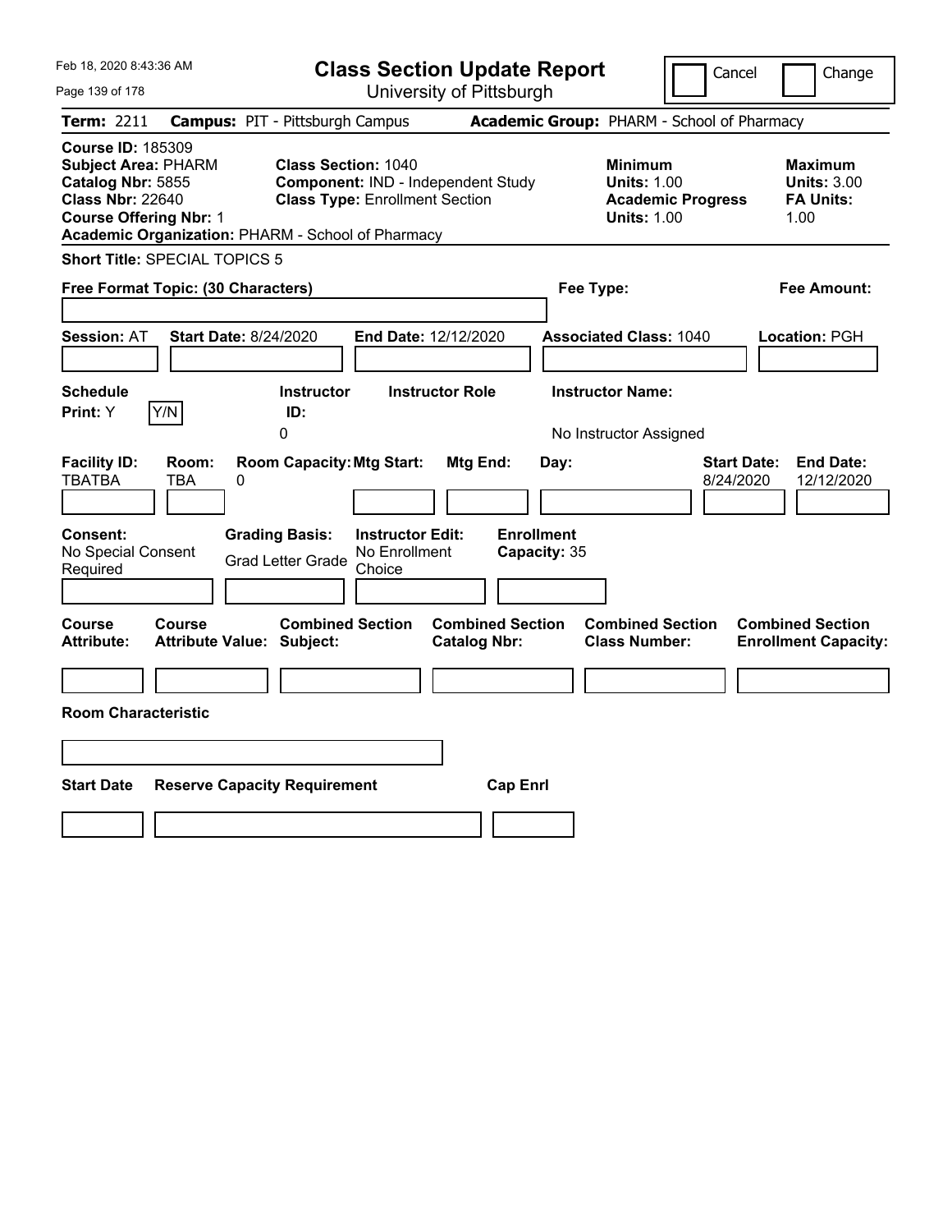# Class Section Update Report

University of Pittsburgh

Feb 18, 2020 8:43:36 AM

Cancel | Change

**Term:** 2211 **Campus:** PIT - Pittsburgh Campus **Academic Group:** PHARM - School of Pharmacy

**Course ID:** 185309
**Subject Area:** PHARM
**Catalog Nbr:** 5855
**Class Nbr:** 22640
**Course Offering Nbr:** 1
**Academic Organization:** PHARM - School of Pharmacy

**Class Section:** 1040
**Component:** IND - Independent Study
**Class Type:** Enrollment Section

**Minimum Units:** 1.00
**Academic Progress Units:** 1.00

**Maximum Units:** 3.00
**FA Units:** 1.00

**Short Title:** SPECIAL TOPICS 5

**Free Format Topic: (30 Characters)**

**Fee Type:**

**Fee Amount:**

**Session:** AT **Start Date:** 8/24/2020 **End Date:** 12/12/2020 **Associated Class:** 1040 **Location:** PGH

| Schedule Print | Instructor ID | Instructor Role | Instructor Name |
|---|---|---|---|
| Y [Y/N] | 0 | | No Instructor Assigned |

| Facility ID | Room | Room Capacity | Mtg Start | Mtg End | Day | Start Date | End Date |
|---|---|---|---|---|---|---|---|
| TBATBA | TBA | 0 | | | | 8/24/2020 | 12/12/2020 |

| Consent | Grading Basis | Instructor Edit | Enrollment Capacity |
|---|---|---|---|
| No Special Consent Required | Grad Letter Grade | No Enrollment Choice | 35 |

| Course Attribute | Course Attribute Value | Combined Section Subject | Combined Section Catalog Nbr | Combined Section Class Number | Combined Section Enrollment Capacity |
|---|---|---|---|---|---|
| | | | | | |

**Room Characteristic**

| Start Date | Reserve Capacity Requirement | Cap Enrl |
|---|---|---|
| | | |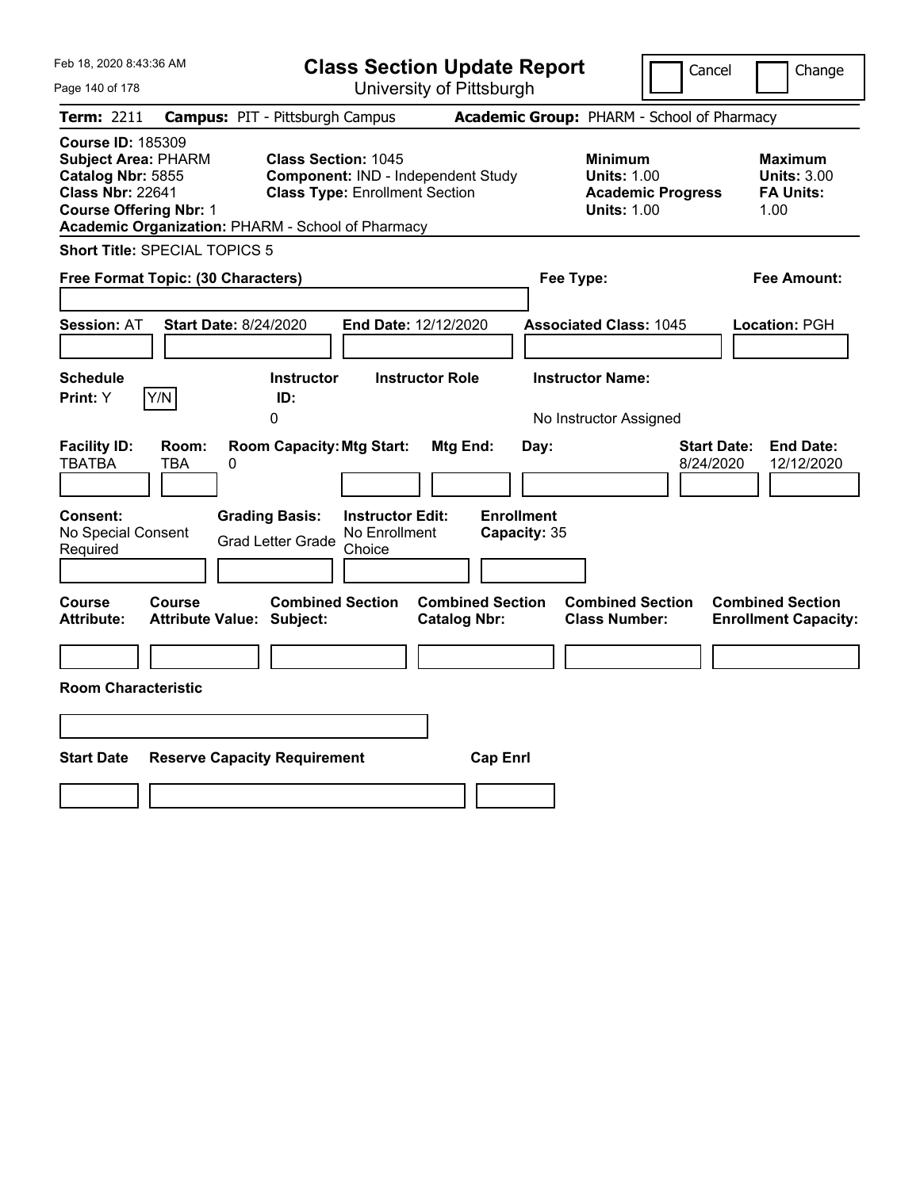Feb 18, 2020 8:43:36 AM

# Class Section Update Report

University of Pittsburgh

Cancel | Change

**Term:** 2211 **Campus:** PIT - Pittsburgh Campus **Academic Group:** PHARM - School of Pharmacy

**Course ID:** 185309
**Subject Area:** PHARM
**Catalog Nbr:** 5855
**Class Nbr:** 22641
**Course Offering Nbr:** 1
**Academic Organization:** PHARM - School of Pharmacy

**Class Section:** 1045
**Component:** IND - Independent Study
**Class Type:** Enrollment Section

**Minimum Units:** 1.00
**Academic Progress Units:** 1.00

**Maximum Units:** 3.00
**FA Units:** 1.00

**Short Title:** SPECIAL TOPICS 5

**Free Format Topic: (30 Characters)**

**Fee Type:**

**Fee Amount:**

**Session:** AT **Start Date:** 8/24/2020 **End Date:** 12/12/2020 **Associated Class:** 1045 **Location:** PGH

| Schedule Print: | Instructor ID: | Instructor Role | Instructor Name: |
|---|---|---|---|
| Y (Y/N) | 0 | | No Instructor Assigned |

| Facility ID: | Room: | Room Capacity: | Mtg Start: | Mtg End: | Day: | Start Date: | End Date: |
|---|---|---|---|---|---|---|---|
| TBATBA | TBA | 0 | | | | 8/24/2020 | 12/12/2020 |

| Consent: | Grading Basis: | Instructor Edit: | Enrollment Capacity: |
|---|---|---|---|
| No Special Consent Required | Grad Letter Grade | No Enrollment Choice | 35 |

| Course Attribute: | Course Attribute Value: | Combined Section Subject: | Combined Section Catalog Nbr: | Combined Section Class Number: | Combined Section Enrollment Capacity: |
|---|---|---|---|---|---|
| | | | | | |

**Room Characteristic**

| Start Date | Reserve Capacity Requirement | Cap Enrl |
|---|---|---|
| | | |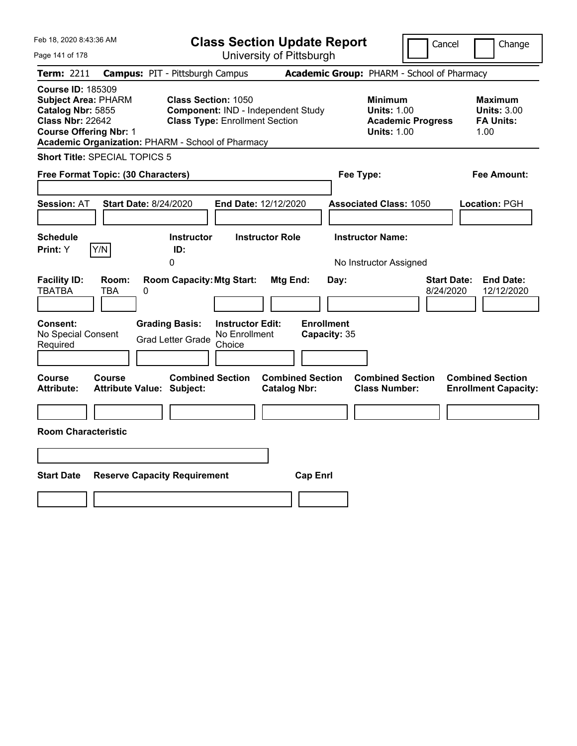# Class Section Update Report

University of Pittsburgh

Cancel | Change

**Term:** 2211 **Campus:** PIT - Pittsburgh Campus **Academic Group:** PHARM - School of Pharmacy

**Course ID:** 185309
**Subject Area:** PHARM
**Catalog Nbr:** 5855
**Class Nbr:** 22642
**Course Offering Nbr:** 1
**Academic Organization:** PHARM - School of Pharmacy

**Class Section:** 1050
**Component:** IND - Independent Study
**Class Type:** Enrollment Section

**Minimum Units:** 1.00
**Academic Progress Units:** 1.00

**Maximum Units:** 3.00
**FA Units:** 1.00

**Short Title:** SPECIAL TOPICS 5

**Free Format Topic: (30 Characters)**

**Fee Type:**

**Fee Amount:**

**Session:** AT **Start Date:** 8/24/2020 **End Date:** 12/12/2020 **Associated Class:** 1050 **Location:** PGH

| Schedule Print | Instructor ID | Instructor Role | Instructor Name |
|---|---|---|---|
| Y | 0 | | No Instructor Assigned |

| Facility ID | Room | Room Capacity | Mtg Start | Mtg End | Day | Start Date | End Date |
|---|---|---|---|---|---|---|---|
| TBATBA | TBA | 0 | | | | 8/24/2020 | 12/12/2020 |

| Consent | Grading Basis | Instructor Edit | Enrollment Capacity |
|---|---|---|---|
| No Special Consent Required | Grad Letter Grade | No Enrollment Choice | 35 |

| Course Attribute | Course Attribute Value | Combined Section Subject | Combined Section Catalog Nbr | Combined Section Class Number | Combined Section Enrollment Capacity |
|---|---|---|---|---|---|
| | | | | | |

**Room Characteristic**

| Start Date | Reserve Capacity Requirement | Cap Enrl |
|---|---|---|
| | | |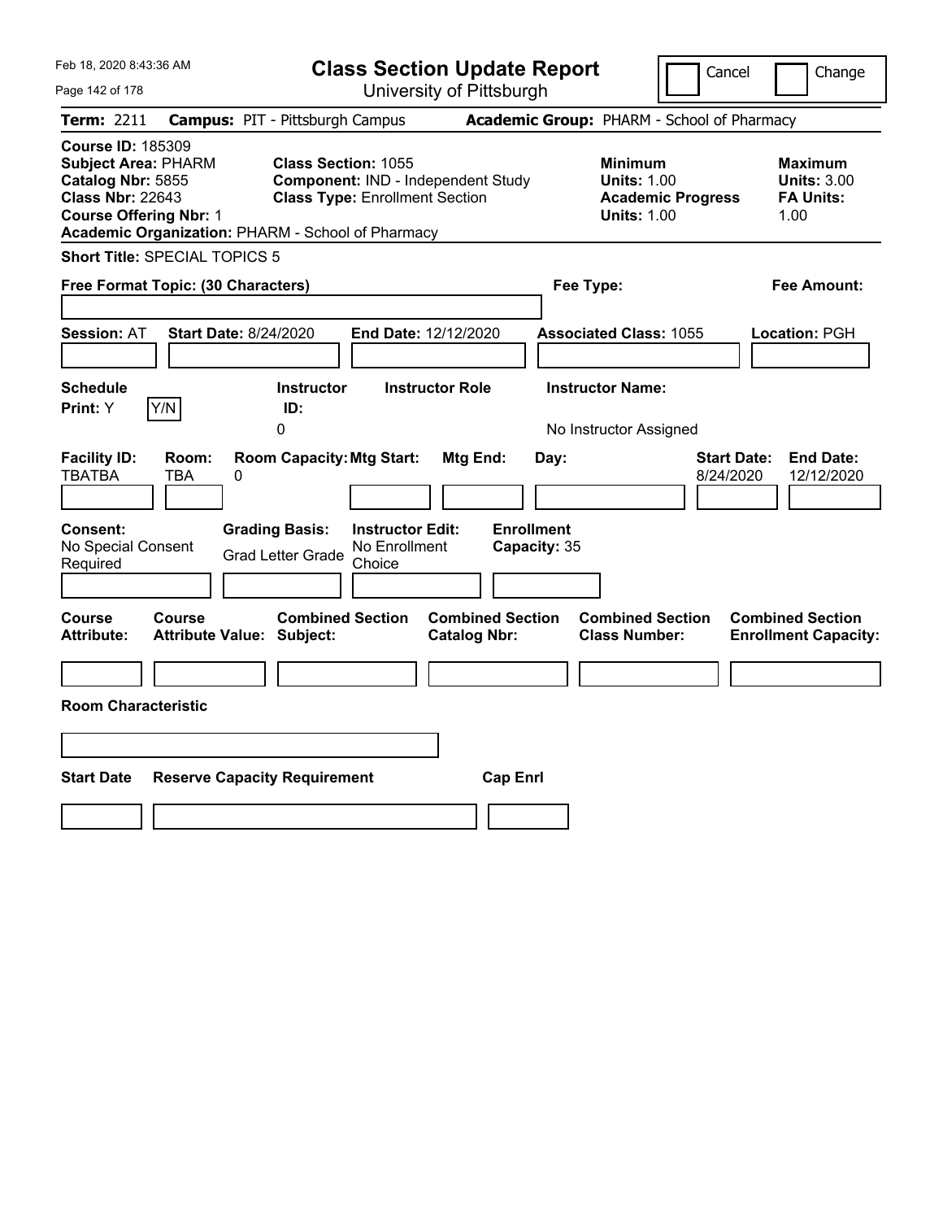# Class Section Update Report

University of Pittsburgh

Cancel | Change

**Term:** 2211 **Campus:** PIT - Pittsburgh Campus **Academic Group:** PHARM - School of Pharmacy

**Course ID:** 185309
**Subject Area:** PHARM
**Catalog Nbr:** 5855
**Class Nbr:** 22643
**Course Offering Nbr:** 1
**Academic Organization:** PHARM - School of Pharmacy

**Class Section:** 1055
**Component:** IND - Independent Study
**Class Type:** Enrollment Section

**Minimum Units:** 1.00
**Academic Progress Units:** 1.00

**Maximum Units:** 3.00
**FA Units:** 1.00

**Short Title:** SPECIAL TOPICS 5

**Free Format Topic: (30 Characters)**

**Fee Type:**

**Fee Amount:**

**Session:** AT **Start Date:** 8/24/2020 **End Date:** 12/12/2020 **Associated Class:** 1055 **Location:** PGH

| Schedule Print | Instructor ID | Instructor Role | Instructor Name |
|---|---|---|---|
| Y | 0 | | No Instructor Assigned |

| Facility ID | Room | Room Capacity | Mtg Start | Mtg End | Day | Start Date | End Date |
|---|---|---|---|---|---|---|---|
| TBATBA | TBA | 0 | | | | 8/24/2020 | 12/12/2020 |

| Consent | Grading Basis | Instructor Edit | Enrollment Capacity |
|---|---|---|---|
| No Special Consent Required | Grad Letter Grade | No Enrollment Choice | 35 |

| Course Attribute | Course Attribute Value | Combined Section Subject | Combined Section Catalog Nbr | Combined Section Class Number | Combined Section Enrollment Capacity |
|---|---|---|---|---|---|
| | | | | | |

**Room Characteristic**

| Start Date | Reserve Capacity Requirement | Cap Enrl |
|---|---|---|
| | | |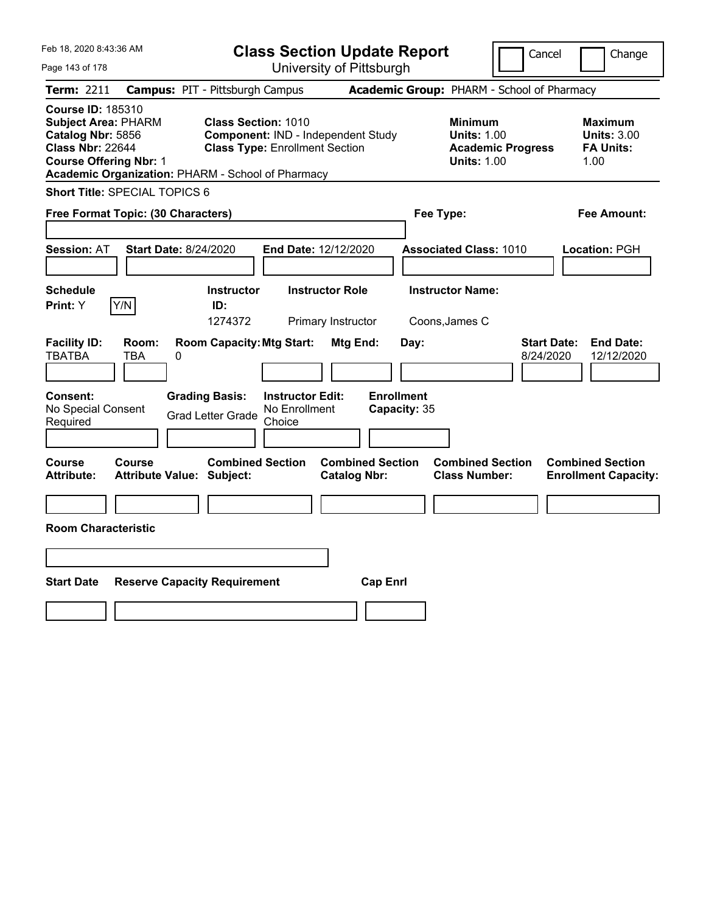Feb 18, 2020 8:43:36 AM

# Class Section Update Report

University of Pittsburgh

Cancel | Change

**Term:** 2211 **Campus:** PIT - Pittsburgh Campus **Academic Group:** PHARM - School of Pharmacy

**Course ID:** 185310
**Subject Area:** PHARM
**Catalog Nbr:** 5856
**Class Nbr:** 22644
**Course Offering Nbr:** 1
**Academic Organization:** PHARM - School of Pharmacy

**Class Section:** 1010
**Component:** IND - Independent Study
**Class Type:** Enrollment Section

**Minimum**
**Units:** 1.00
**Academic Progress Units:** 1.00

**Maximum**
**Units:** 3.00
**FA Units:** 1.00

**Short Title:** SPECIAL TOPICS 6

**Free Format Topic: (30 Characters)**

**Fee Type:**

**Fee Amount:**

**Session:** AT **Start Date:** 8/24/2020 **End Date:** 12/12/2020 **Associated Class:** 1010 **Location:** PGH

| Schedule Print: | Instructor ID: | Instructor Role | Instructor Name: |
|---|---|---|---|
| Y (Y/N) | 1274372 | Primary Instructor | Coons,James C |

| Facility ID: | Room: | Room Capacity: | Mtg Start: | Mtg End: | Day: | Start Date: | End Date: |
|---|---|---|---|---|---|---|---|
| TBATBA | TBA | 0 | | | | 8/24/2020 | 12/12/2020 |

| Consent: | Grading Basis: | Instructor Edit: | Enrollment Capacity: |
|---|---|---|---|
| No Special Consent Required | Grad Letter Grade | No Enrollment Choice | 35 |

| Course Attribute: | Course Attribute Value: | Combined Section Subject: | Combined Section Catalog Nbr: | Combined Section Class Number: | Combined Section Enrollment Capacity: |
|---|---|---|---|---|---|
| | | | | | |

**Room Characteristic**

| Start Date | Reserve Capacity Requirement | Cap Enrl |
|---|---|---|
| | | |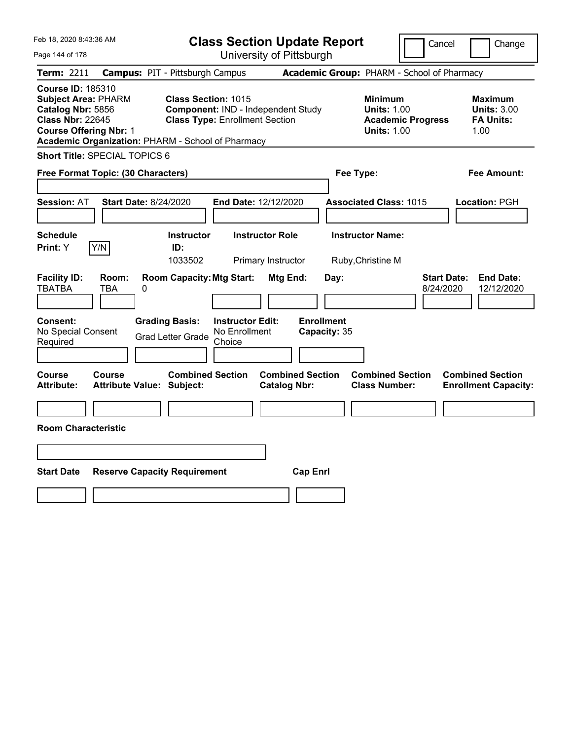# Class Section Update Report

University of Pittsburgh

Cancel | Change

**Term:** 2211 **Campus:** PIT - Pittsburgh Campus **Academic Group:** PHARM - School of Pharmacy

**Course ID:** 185310
**Subject Area:** PHARM
**Catalog Nbr:** 5856
**Class Nbr:** 22645
**Course Offering Nbr:** 1
**Academic Organization:** PHARM - School of Pharmacy

**Class Section:** 1015
**Component:** IND - Independent Study
**Class Type:** Enrollment Section

**Minimum Units:** 1.00
**Academic Progress Units:** 1.00

**Maximum Units:** 3.00
**FA Units:** 1.00

**Short Title:** SPECIAL TOPICS 6

**Free Format Topic: (30 Characters)**

**Fee Type:**

**Fee Amount:**

**Session:** AT **Start Date:** 8/24/2020 **End Date:** 12/12/2020 **Associated Class:** 1015 **Location:** PGH

**Schedule Print:** Y Y/N

| Instructor ID: | Instructor Role | Instructor Name: |
| --- | --- | --- |
| 1033502 | Primary Instructor | Ruby,Christine M |

| Facility ID: | Room: | Room Capacity: | Mtg Start: | Mtg End: | Day: | Start Date: | End Date: |
| --- | --- | --- | --- | --- | --- | --- | --- |
| TBATBA | TBA | 0 | | | | 8/24/2020 | 12/12/2020 |

**Consent:** No Special Consent Required
**Grading Basis:** Grad Letter Grade
**Instructor Edit:** No Enrollment Choice
**Enrollment Capacity:** 35

| Course Attribute: | Course Attribute Value: | Combined Section Subject: | Combined Section Catalog Nbr: | Combined Section Class Number: | Combined Section Enrollment Capacity: |
| --- | --- | --- | --- | --- | --- |
| | | | | | |

**Room Characteristic**

| Start Date | Reserve Capacity Requirement | Cap Enrl |
| --- | --- | --- |
| | | |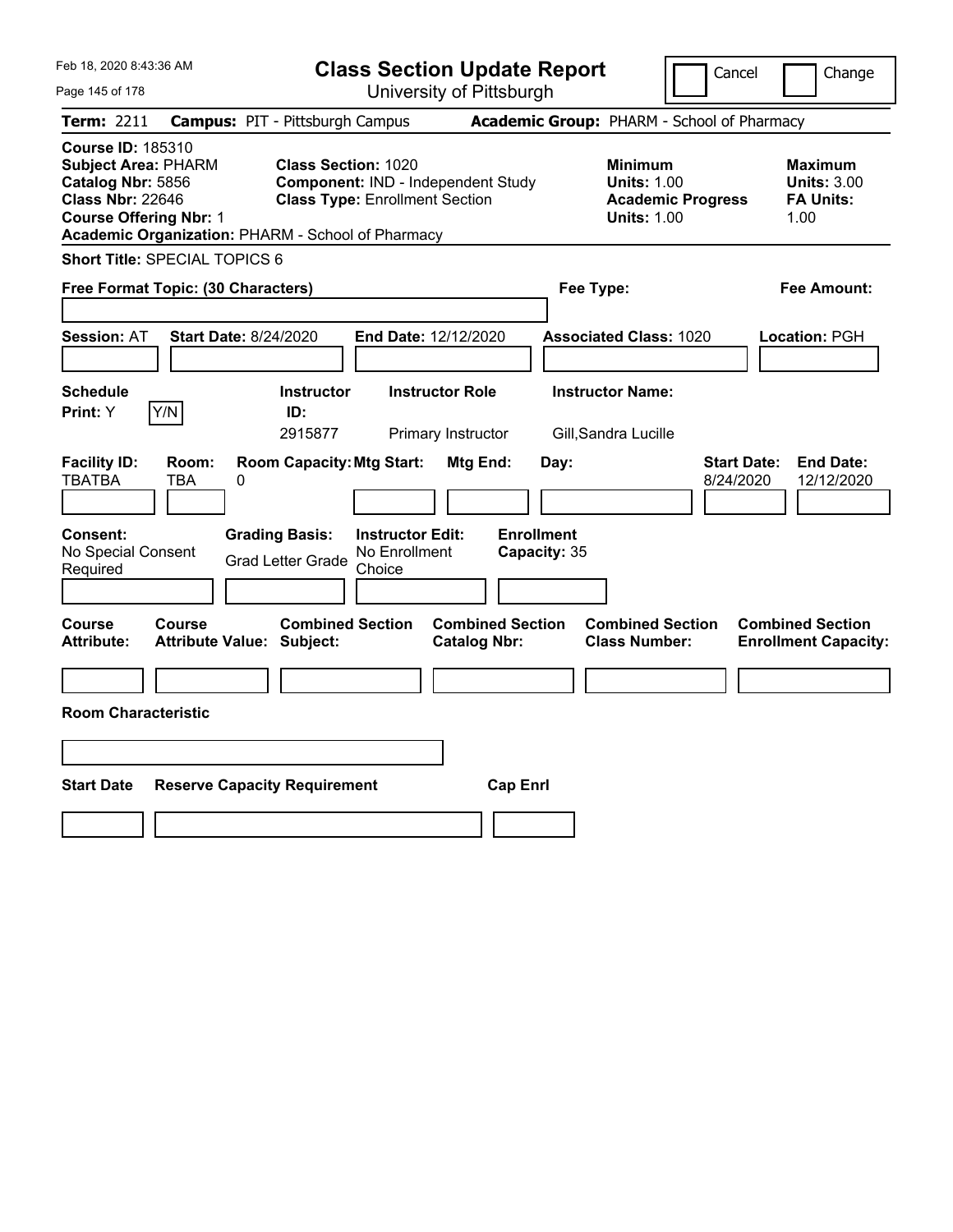# Class Section Update Report

University of Pittsburgh

Cancel | Change

**Term:** 2211 **Campus:** PIT - Pittsburgh Campus **Academic Group:** PHARM - School of Pharmacy

**Course ID:** 185310
**Subject Area:** PHARM
**Catalog Nbr:** 5856
**Class Nbr:** 22646
**Course Offering Nbr:** 1
**Academic Organization:** PHARM - School of Pharmacy

**Class Section:** 1020
**Component:** IND - Independent Study
**Class Type:** Enrollment Section

**Minimum**
**Units:** 1.00
**Academic Progress Units:** 1.00

**Maximum**
**Units:** 3.00
**FA Units:** 1.00

**Short Title:** SPECIAL TOPICS 6

**Free Format Topic: (30 Characters)**

**Fee Type:**

**Fee Amount:**

**Session:** AT **Start Date:** 8/24/2020 **End Date:** 12/12/2020 **Associated Class:** 1020 **Location:** PGH

| Schedule Print | Y/N | Instructor ID | Instructor Role | Instructor Name |
|---|---|---|---|---|
| Y | | 2915877 | Primary Instructor | Gill,Sandra Lucille |

| Facility ID | Room | Room Capacity | Mtg Start | Mtg End | Day | Start Date | End Date |
|---|---|---|---|---|---|---|---|
| TBATBA | TBA | 0 | | | | 8/24/2020 | 12/12/2020 |

| Consent | Grading Basis | Instructor Edit | Enrollment Capacity |
|---|---|---|---|
| No Special Consent Required | Grad Letter Grade | No Enrollment Choice | 35 |

| Course Attribute | Course Attribute Value | Combined Section Subject | Combined Section Catalog Nbr | Combined Section Class Number | Combined Section Enrollment Capacity |
|---|---|---|---|---|---|
| | | | | | |

**Room Characteristic**

| Start Date | Reserve Capacity Requirement | Cap Enrl |
|---|---|---|
| | | |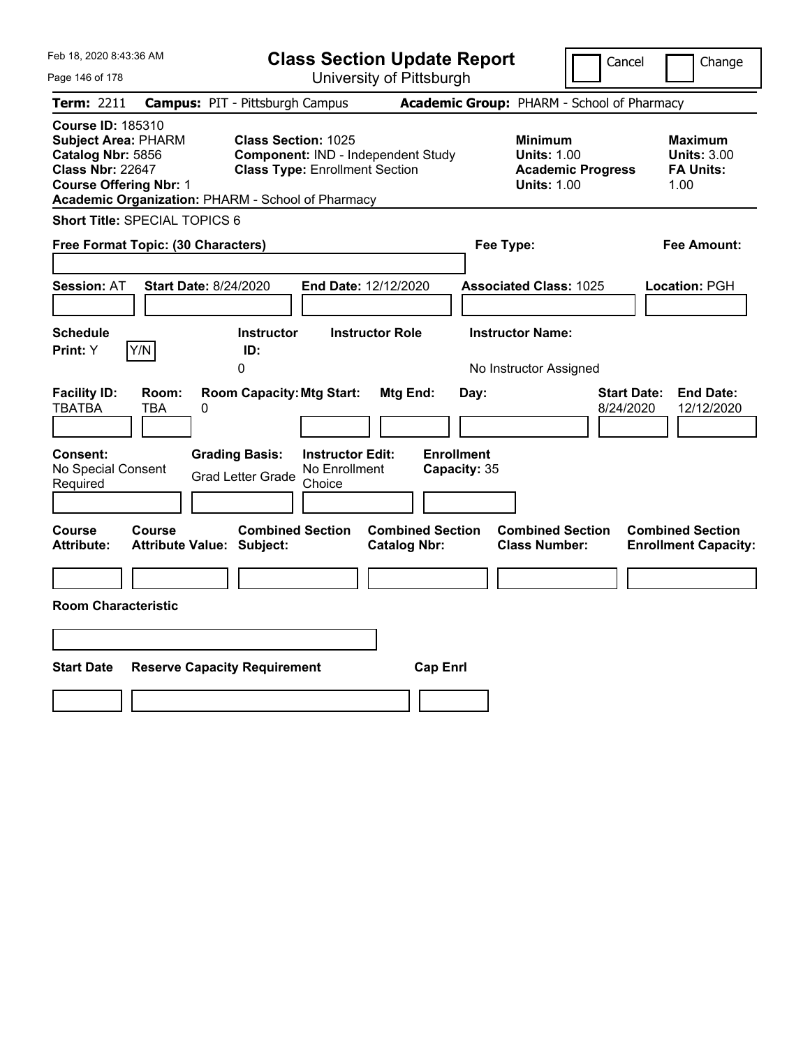Feb 18, 2020 8:43:36 AM

# Class Section Update Report

University of Pittsburgh

Cancel | Change

**Term:** 2211 **Campus:** PIT - Pittsburgh Campus **Academic Group:** PHARM - School of Pharmacy

**Course ID:** 185310
**Subject Area:** PHARM
**Catalog Nbr:** 5856
**Class Nbr:** 22647
**Course Offering Nbr:** 1
**Academic Organization:** PHARM - School of Pharmacy

**Class Section:** 1025
**Component:** IND - Independent Study
**Class Type:** Enrollment Section

**Minimum**
**Units:** 1.00
**Academic Progress Units:** 1.00

**Maximum**
**Units:** 3.00
**FA Units:** 1.00

**Short Title:** SPECIAL TOPICS 6

**Free Format Topic: (30 Characters)**

**Fee Type:**

**Fee Amount:**

**Session:** AT **Start Date:** 8/24/2020 **End Date:** 12/12/2020 **Associated Class:** 1025 **Location:** PGH

| Schedule Print: | Instructor ID: | Instructor Role | Instructor Name: |
|---|---|---|---|
| Y | 0 | | No Instructor Assigned |

| Facility ID: | Room: | Room Capacity: | Mtg Start: | Mtg End: | Day: | Start Date: | End Date: |
|---|---|---|---|---|---|---|---|
| TBATBA | TBA | 0 | | | | 8/24/2020 | 12/12/2020 |

| Consent: | Grading Basis: | Instructor Edit: | Enrollment Capacity: |
|---|---|---|---|
| No Special Consent Required | Grad Letter Grade | No Enrollment Choice | 35 |

| Course Attribute: | Course Attribute Value: | Combined Section Subject: | Combined Section Catalog Nbr: | Combined Section Class Number: | Combined Section Enrollment Capacity: |
|---|---|---|---|---|---|
| | | | | | |

**Room Characteristic**

| Start Date | Reserve Capacity Requirement | Cap Enrl |
|---|---|---|
| | | |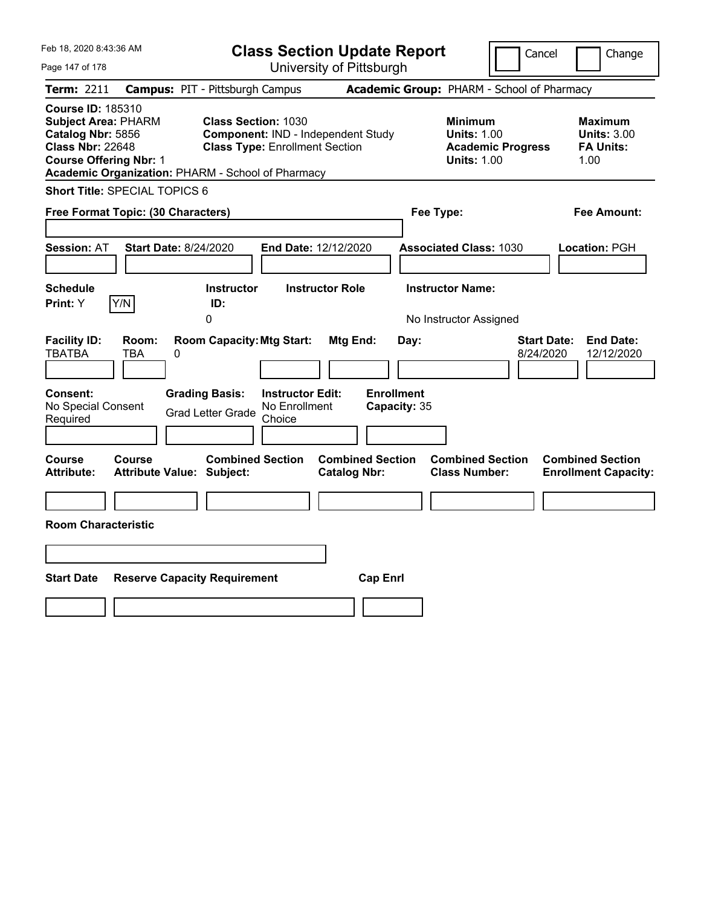# Class Section Update Report

University of Pittsburgh

Cancel | Change

**Term:** 2211 **Campus:** PIT - Pittsburgh Campus **Academic Group:** PHARM - School of Pharmacy

**Course ID:** 185310
**Subject Area:** PHARM
**Catalog Nbr:** 5856
**Class Nbr:** 22648
**Course Offering Nbr:** 1
**Academic Organization:** PHARM - School of Pharmacy

**Class Section:** 1030
**Component:** IND - Independent Study
**Class Type:** Enrollment Section

**Minimum Units:** 1.00
**Academic Progress Units:** 1.00

**Maximum Units:** 3.00
**FA Units:** 1.00

**Short Title:** SPECIAL TOPICS 6

**Free Format Topic: (30 Characters)**

**Fee Type:**

**Fee Amount:**

**Session:** AT **Start Date:** 8/24/2020 **End Date:** 12/12/2020 **Associated Class:** 1030 **Location:** PGH

| Schedule Print: | Instructor ID: | Instructor Role | Instructor Name: |
|---|---|---|---|
| Y | 0 | | No Instructor Assigned |

| Facility ID: | Room: | Room Capacity: | Mtg Start: | Mtg End: | Day: | Start Date: | End Date: |
|---|---|---|---|---|---|---|---|
| TBATBA | TBA | 0 | | | | 8/24/2020 | 12/12/2020 |

| Consent: | Grading Basis: | Instructor Edit: | Enrollment Capacity: |
|---|---|---|---|
| No Special Consent Required | Grad Letter Grade | No Enrollment Choice | 35 |

| Course Attribute: | Course Attribute Value: | Combined Section Subject: | Combined Section Catalog Nbr: | Combined Section Class Number: | Combined Section Enrollment Capacity: |
|---|---|---|---|---|---|
| | | | | | |

**Room Characteristic**

| Start Date | Reserve Capacity Requirement | Cap Enrl |
|---|---|---|
| | | |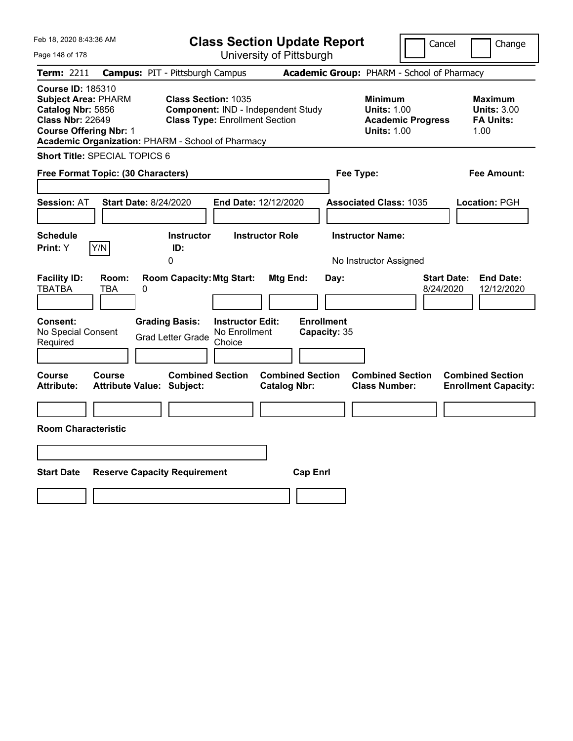Feb 18, 2020 8:43:36 AM

# Class Section Update Report

University of Pittsburgh

Cancel | Change

**Term:** 2211 **Campus:** PIT - Pittsburgh Campus **Academic Group:** PHARM - School of Pharmacy

**Course ID:** 185310
**Subject Area:** PHARM
**Catalog Nbr:** 5856
**Class Nbr:** 22649
**Course Offering Nbr:** 1
**Academic Organization:** PHARM - School of Pharmacy

**Class Section:** 1035
**Component:** IND - Independent Study
**Class Type:** Enrollment Section

**Minimum Units:** 1.00
**Academic Progress Units:** 1.00

**Maximum Units:** 3.00
**FA Units:** 1.00

**Short Title:** SPECIAL TOPICS 6

**Free Format Topic: (30 Characters)**

**Fee Type:**

**Fee Amount:**

**Session:** AT **Start Date:** 8/24/2020 **End Date:** 12/12/2020 **Associated Class:** 1035 **Location:** PGH

| Schedule Print | Instructor ID | Instructor Role | Instructor Name |
|---|---|---|---|
| Y (Y/N) | 0 | | No Instructor Assigned |

| Facility ID | Room | Room Capacity | Mtg Start | Mtg End | Day | Start Date | End Date |
|---|---|---|---|---|---|---|---|
| TBATBA | TBA | 0 | | | | 8/24/2020 | 12/12/2020 |

| Consent | Grading Basis | Instructor Edit | Enrollment Capacity |
|---|---|---|---|
| No Special Consent Required | Grad Letter Grade | No Enrollment Choice | 35 |

| Course Attribute | Course Attribute Value | Combined Section Subject | Combined Section Catalog Nbr | Combined Section Class Number | Combined Section Enrollment Capacity |
|---|---|---|---|---|---|
| | | | | | |

**Room Characteristic**

| Start Date | Reserve Capacity Requirement | Cap Enrl |
|---|---|---|
| | | |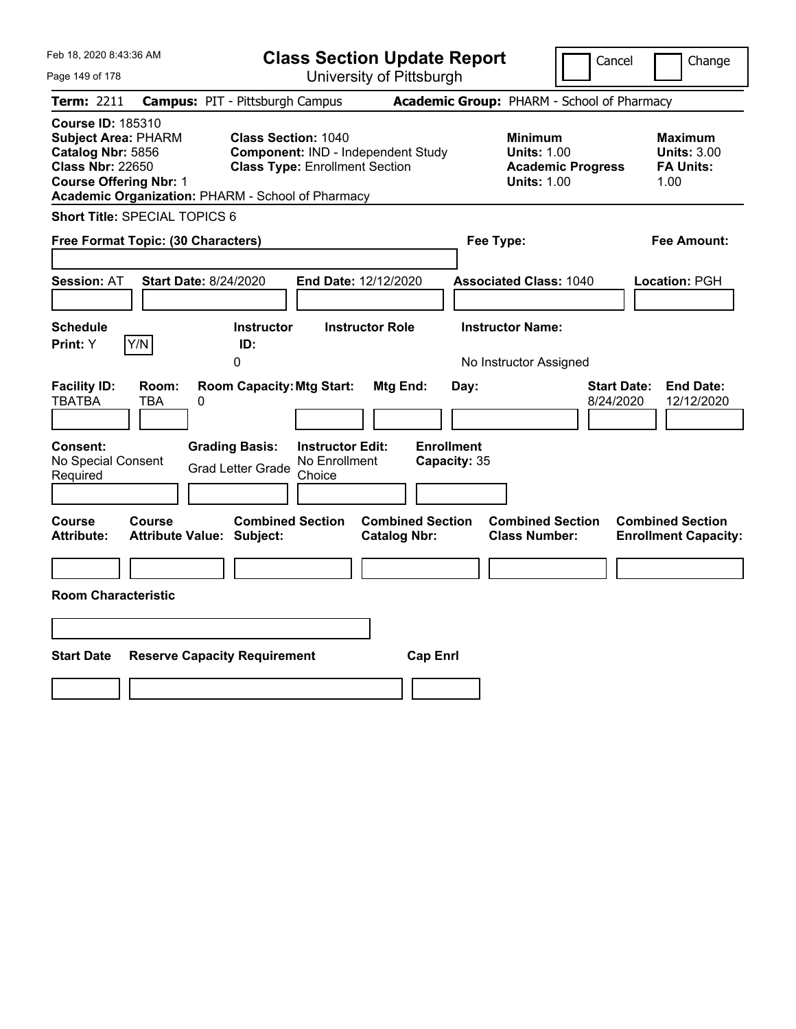# Class Section Update Report

University of Pittsburgh

Cancel | Change

**Term:** 2211 **Campus:** PIT - Pittsburgh Campus **Academic Group:** PHARM - School of Pharmacy

**Course ID:** 185310
**Subject Area:** PHARM
**Catalog Nbr:** 5856
**Class Nbr:** 22650
**Course Offering Nbr:** 1
**Academic Organization:** PHARM - School of Pharmacy

**Class Section:** 1040
**Component:** IND - Independent Study
**Class Type:** Enrollment Section

**Minimum**
**Units:** 1.00
**Academic Progress Units:** 1.00

**Maximum**
**Units:** 3.00
**FA Units:** 1.00

**Short Title:** SPECIAL TOPICS 6

**Free Format Topic: (30 Characters)** | **Fee Type:** | **Fee Amount:**

**Session:** AT **Start Date:** 8/24/2020 **End Date:** 12/12/2020 **Associated Class:** 1040 **Location:** PGH

| Schedule Print: | Instructor ID: | Instructor Role | Instructor Name: |
|---|---|---|---|
| Y Y/N | 0 | | No Instructor Assigned |

| Facility ID: | Room: | Room Capacity: | Mtg Start: | Mtg End: | Day: | Start Date: | End Date: |
|---|---|---|---|---|---|---|---|
| TBATBA | TBA | 0 | | | | 8/24/2020 | 12/12/2020 |

| Consent: | Grading Basis: | Instructor Edit: | Enrollment Capacity: |
|---|---|---|---|
| No Special Consent Required | Grad Letter Grade | No Enrollment Choice | 35 |

| Course Attribute: | Course Attribute Value: | Combined Section Subject: | Combined Section Catalog Nbr: | Combined Section Class Number: | Combined Section Enrollment Capacity: |
|---|---|---|---|---|---|
| | | | | | |

**Room Characteristic**

| Start Date | Reserve Capacity Requirement | Cap Enrl |
|---|---|---|
| | | |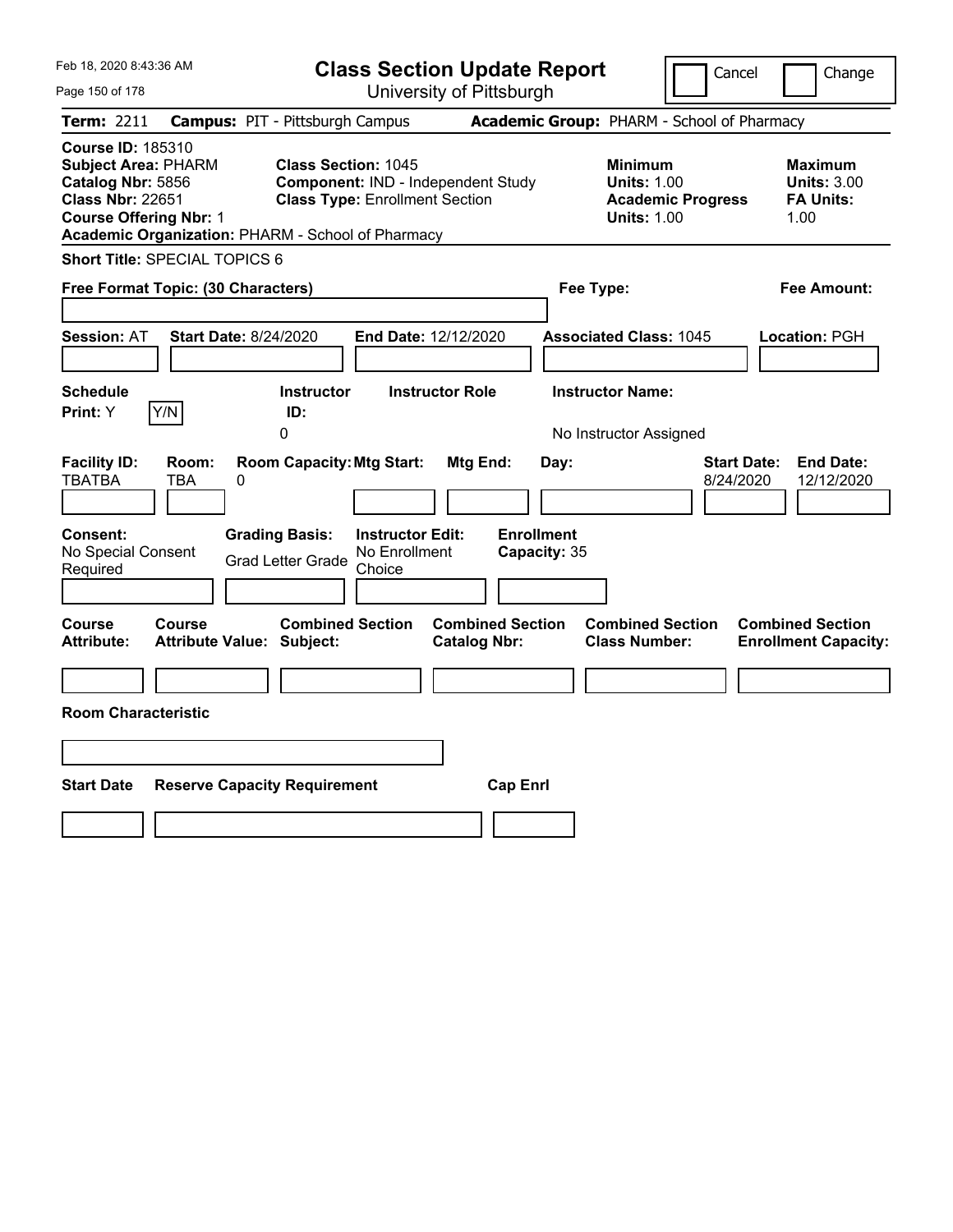Feb 18, 2020 8:43:36 AM

# Class Section Update Report

University of Pittsburgh

Cancel | Change

**Term:** 2211 **Campus:** PIT - Pittsburgh Campus **Academic Group:** PHARM - School of Pharmacy

**Course ID:** 185310
**Subject Area:** PHARM
**Catalog Nbr:** 5856
**Class Nbr:** 22651
**Course Offering Nbr:** 1
**Academic Organization:** PHARM - School of Pharmacy

**Class Section:** 1045
**Component:** IND - Independent Study
**Class Type:** Enrollment Section

**Minimum Units:** 1.00
**Academic Progress Units:** 1.00

**Maximum Units:** 3.00
**FA Units:** 1.00

**Short Title:** SPECIAL TOPICS 6

**Free Format Topic: (30 Characters)**

**Fee Type:**

**Fee Amount:**

**Session:** AT **Start Date:** 8/24/2020 **End Date:** 12/12/2020 **Associated Class:** 1045 **Location:** PGH

| Schedule Print | Instructor ID | Instructor Role | Instructor Name |
|---|---|---|---|
| Y | 0 | | No Instructor Assigned |

| Facility ID | Room | Room Capacity | Mtg Start | Mtg End | Day | Start Date | End Date |
|---|---|---|---|---|---|---|---|
| TBATBA | TBA | 0 | | | | 8/24/2020 | 12/12/2020 |

| Consent | Grading Basis | Instructor Edit | Enrollment Capacity |
|---|---|---|---|
| No Special Consent Required | Grad Letter Grade | No Enrollment Choice | 35 |

| Course Attribute | Course Attribute Value | Combined Section Subject | Combined Section Catalog Nbr | Combined Section Class Number | Combined Section Enrollment Capacity |
|---|---|---|---|---|---|
| | | | | | |

**Room Characteristic**

| Start Date | Reserve Capacity Requirement | Cap Enrl |
|---|---|---|
| | | |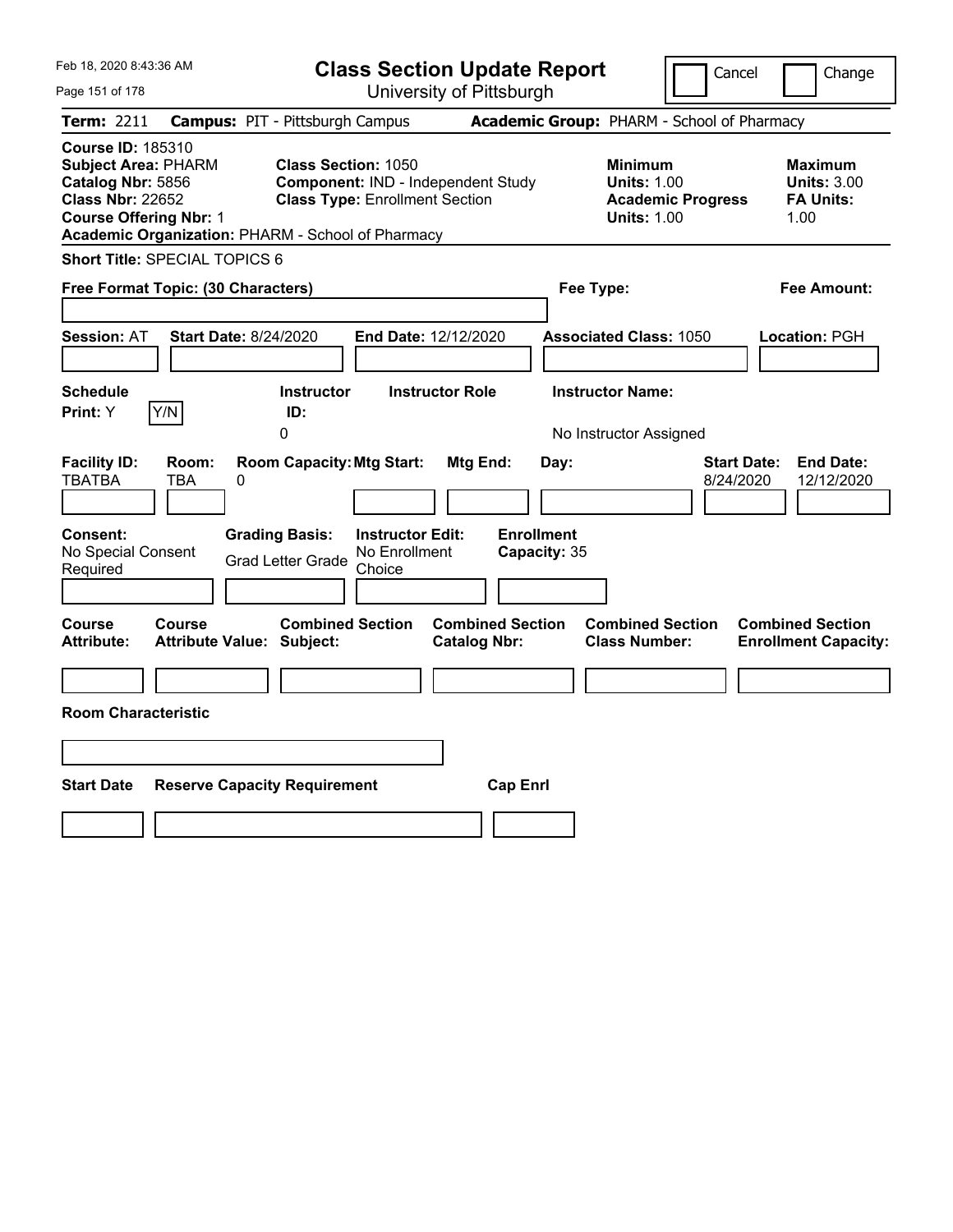Feb 18, 2020 8:43:36 AM

# Class Section Update Report

University of Pittsburgh

Cancel | Change

**Term:** 2211 **Campus:** PIT - Pittsburgh Campus **Academic Group:** PHARM - School of Pharmacy

**Course ID:** 185310
**Subject Area:** PHARM
**Catalog Nbr:** 5856
**Class Nbr:** 22652
**Course Offering Nbr:** 1
**Academic Organization:** PHARM - School of Pharmacy

**Class Section:** 1050
**Component:** IND - Independent Study
**Class Type:** Enrollment Section

**Minimum Units:** 1.00
**Academic Progress Units:** 1.00

**Maximum Units:** 3.00
**FA Units:** 1.00

**Short Title:** SPECIAL TOPICS 6

**Free Format Topic: (30 Characters)**

**Fee Type:**

**Fee Amount:**

**Session:** AT **Start Date:** 8/24/2020 **End Date:** 12/12/2020 **Associated Class:** 1050 **Location:** PGH

| Schedule Print | Instructor ID | Instructor Role | Instructor Name |
|---|---|---|---|
| Y | 0 | | No Instructor Assigned |

| Facility ID | Room | Room Capacity | Mtg Start | Mtg End | Day | Start Date | End Date |
|---|---|---|---|---|---|---|---|
| TBATBA | TBA | 0 | | | | 8/24/2020 | 12/12/2020 |

| Consent | Grading Basis | Instructor Edit | Enrollment Capacity |
|---|---|---|---|
| No Special Consent Required | Grad Letter Grade | No Enrollment Choice | 35 |

| Course Attribute | Course Attribute Value | Combined Section Subject | Combined Section Catalog Nbr | Combined Section Class Number | Combined Section Enrollment Capacity |
|---|---|---|---|---|---|
| | | | | | |

**Room Characteristic**

| Start Date | Reserve Capacity Requirement | Cap Enrl |
|---|---|---|
| | | |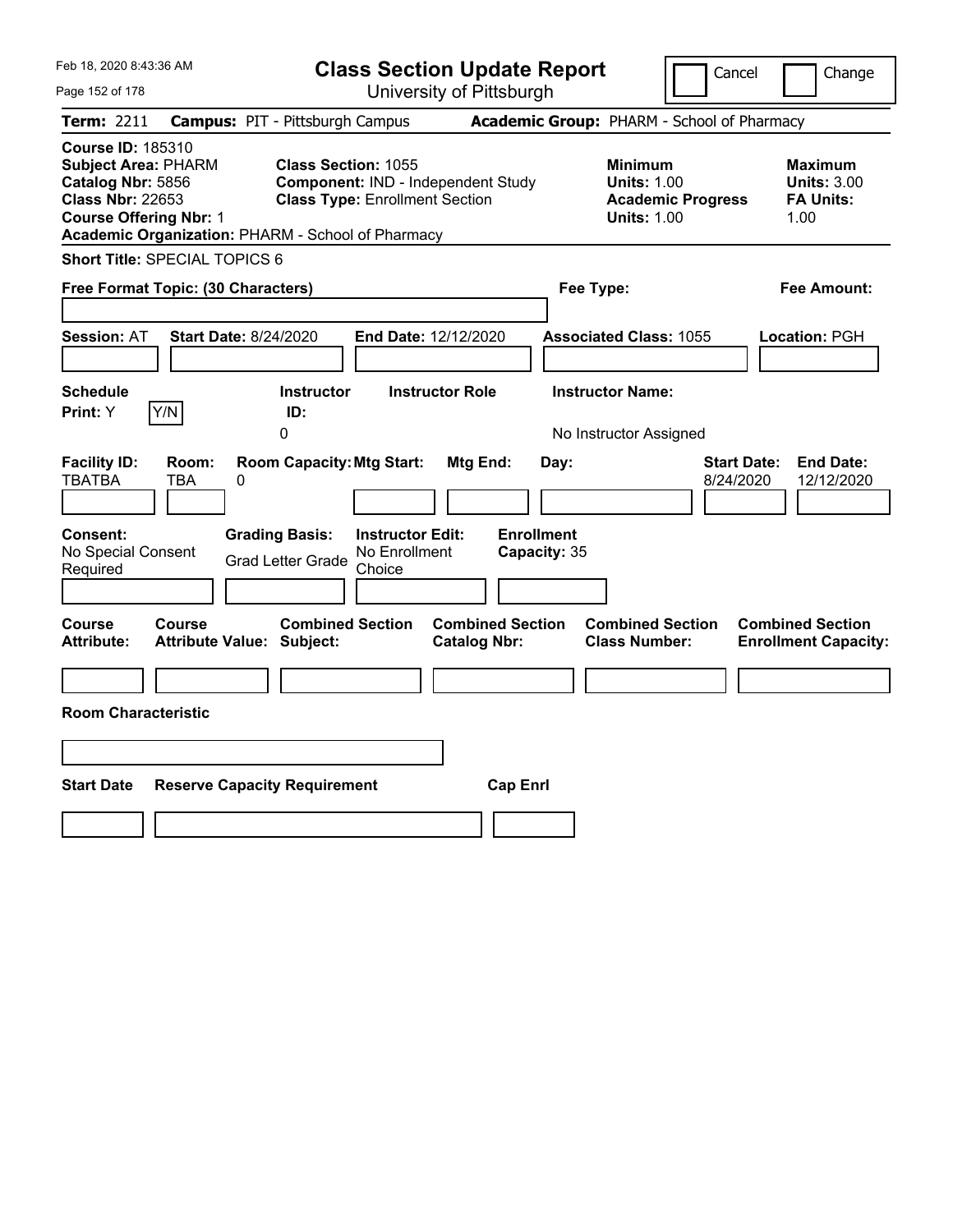# Class Section Update Report

University of Pittsburgh

Cancel | Change

**Term:** 2211 **Campus:** PIT - Pittsburgh Campus **Academic Group:** PHARM - School of Pharmacy

**Course ID:** 185310
**Subject Area:** PHARM
**Catalog Nbr:** 5856
**Class Nbr:** 22653
**Course Offering Nbr:** 1
**Academic Organization:** PHARM - School of Pharmacy

**Class Section:** 1055
**Component:** IND - Independent Study
**Class Type:** Enrollment Section

**Minimum Units:** 1.00
**Academic Progress Units:** 1.00

**Maximum Units:** 3.00
**FA Units:** 1.00

**Short Title:** SPECIAL TOPICS 6

**Free Format Topic: (30 Characters)**

**Fee Type:**

**Fee Amount:**

**Session:** AT **Start Date:** 8/24/2020 **End Date:** 12/12/2020 **Associated Class:** 1055 **Location:** PGH

| Schedule Print: | Instructor ID: | Instructor Role | Instructor Name: |
|---|---|---|---|
| Y Y/N | 0 | | No Instructor Assigned |

| Facility ID: | Room: | Room Capacity: | Mtg Start: | Mtg End: | Day: | Start Date: | End Date: |
|---|---|---|---|---|---|---|---|
| TBATBA | TBA | 0 | | | | 8/24/2020 | 12/12/2020 |

| Consent: | Grading Basis: | Instructor Edit: | Enrollment Capacity: |
|---|---|---|---|
| No Special Consent Required | Grad Letter Grade | No Enrollment Choice | 35 |

| Course Attribute: | Course Attribute Value: | Combined Section Subject: | Combined Section Catalog Nbr: | Combined Section Class Number: | Combined Section Enrollment Capacity: |
|---|---|---|---|---|---|
| | | | | | |

**Room Characteristic**

| Start Date | Reserve Capacity Requirement | Cap Enrl |
|---|---|---|
| | | |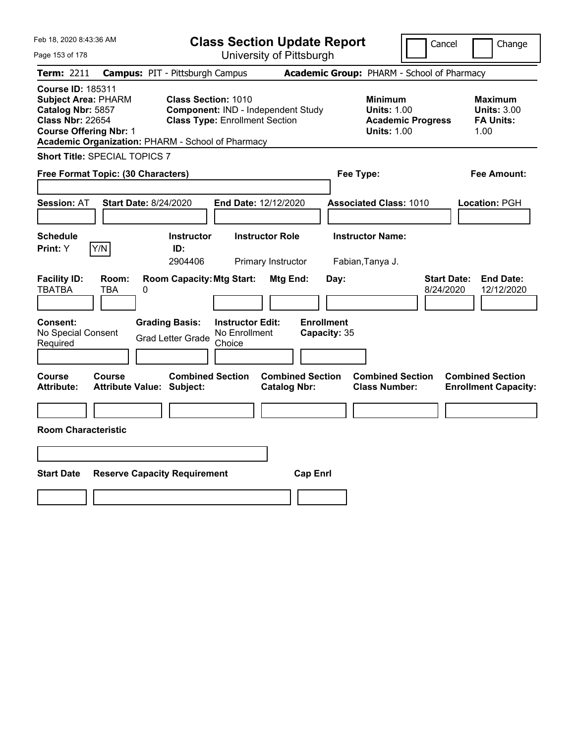# Class Section Update Report

University of Pittsburgh

Feb 18, 2020 8:43:36 AM

Cancel | Change

**Term:** 2211 **Campus:** PIT - Pittsburgh Campus **Academic Group:** PHARM - School of Pharmacy

**Course ID:** 185311
**Subject Area:** PHARM
**Catalog Nbr:** 5857
**Class Nbr:** 22654
**Course Offering Nbr:** 1
**Academic Organization:** PHARM - School of Pharmacy

**Class Section:** 1010
**Component:** IND - Independent Study
**Class Type:** Enrollment Section

**Minimum**
**Units:** 1.00
**Academic Progress Units:** 1.00

**Maximum**
**Units:** 3.00
**FA Units:** 1.00

**Short Title:** SPECIAL TOPICS 7

**Free Format Topic: (30 Characters)**

**Fee Type:**

**Fee Amount:**

**Session:** AT **Start Date:** 8/24/2020 **End Date:** 12/12/2020 **Associated Class:** 1010 **Location:** PGH

| Schedule Print | Instructor ID | Instructor Role | Instructor Name |
|---|---|---|---|
| Y (Y/N) | 2904406 | Primary Instructor | Fabian,Tanya J. |

| Facility ID | Room | Room Capacity | Mtg Start | Mtg End | Day | Start Date | End Date |
|---|---|---|---|---|---|---|---|
| TBATBA | TBA | 0 | | | | 8/24/2020 | 12/12/2020 |

| Consent | Grading Basis | Instructor Edit | Enrollment Capacity |
|---|---|---|---|
| No Special Consent Required | Grad Letter Grade | No Enrollment Choice | 35 |

| Course Attribute | Course Attribute Value | Combined Section Subject | Combined Section Catalog Nbr | Combined Section Class Number | Combined Section Enrollment Capacity |
|---|---|---|---|---|---|
| | | | | | |

**Room Characteristic**

| Start Date | Reserve Capacity Requirement | Cap Enrl |
|---|---|---|
| | | |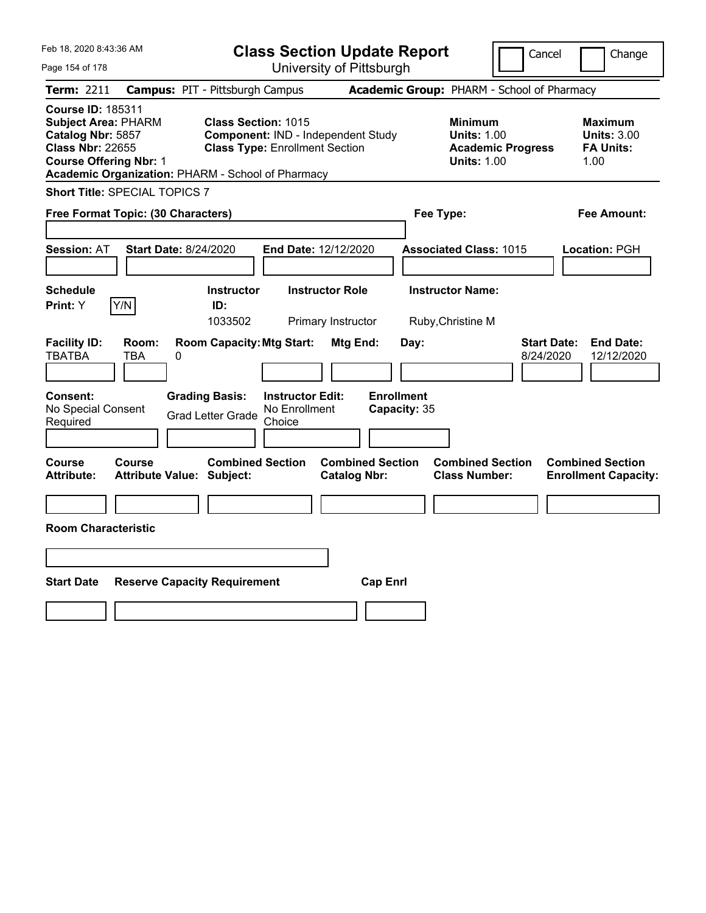Feb 18, 2020 8:43:36 AM

# Class Section Update Report

University of Pittsburgh

Cancel | Change

**Term:** 2211 **Campus:** PIT - Pittsburgh Campus **Academic Group:** PHARM - School of Pharmacy

**Course ID:** 185311
**Subject Area:** PHARM
**Catalog Nbr:** 5857
**Class Nbr:** 22655
**Course Offering Nbr:** 1
**Academic Organization:** PHARM - School of Pharmacy

**Class Section:** 1015
**Component:** IND - Independent Study
**Class Type:** Enrollment Section

**Minimum**
**Units:** 1.00
**Academic Progress Units:** 1.00

**Maximum**
**Units:** 3.00
**FA Units:** 1.00

**Short Title:** SPECIAL TOPICS 7

**Free Format Topic: (30 Characters)** **Fee Type:** **Fee Amount:**

**Session:** AT **Start Date:** 8/24/2020 **End Date:** 12/12/2020 **Associated Class:** 1015 **Location:** PGH

| Schedule Print: | Instructor ID: | Instructor Role | Instructor Name: |
|---|---|---|---|
| Y (Y/N) | 1033502 | Primary Instructor | Ruby,Christine M |

| Facility ID: | Room: | Room Capacity: | Mtg Start: | Mtg End: | Day: | Start Date: | End Date: |
|---|---|---|---|---|---|---|---|
| TBATBA | TBA | 0 | | | | 8/24/2020 | 12/12/2020 |

| Consent: | Grading Basis: | Instructor Edit: | Enrollment Capacity: |
|---|---|---|---|
| No Special Consent Required | Grad Letter Grade | No Enrollment Choice | 35 |

| Course Attribute: | Course Attribute Value: | Combined Section Subject: | Combined Section Catalog Nbr: | Combined Section Class Number: | Combined Section Enrollment Capacity: |
|---|---|---|---|---|---|
| | | | | | |

**Room Characteristic**

| Start Date | Reserve Capacity Requirement | Cap Enrl |
|---|---|---|
| | | |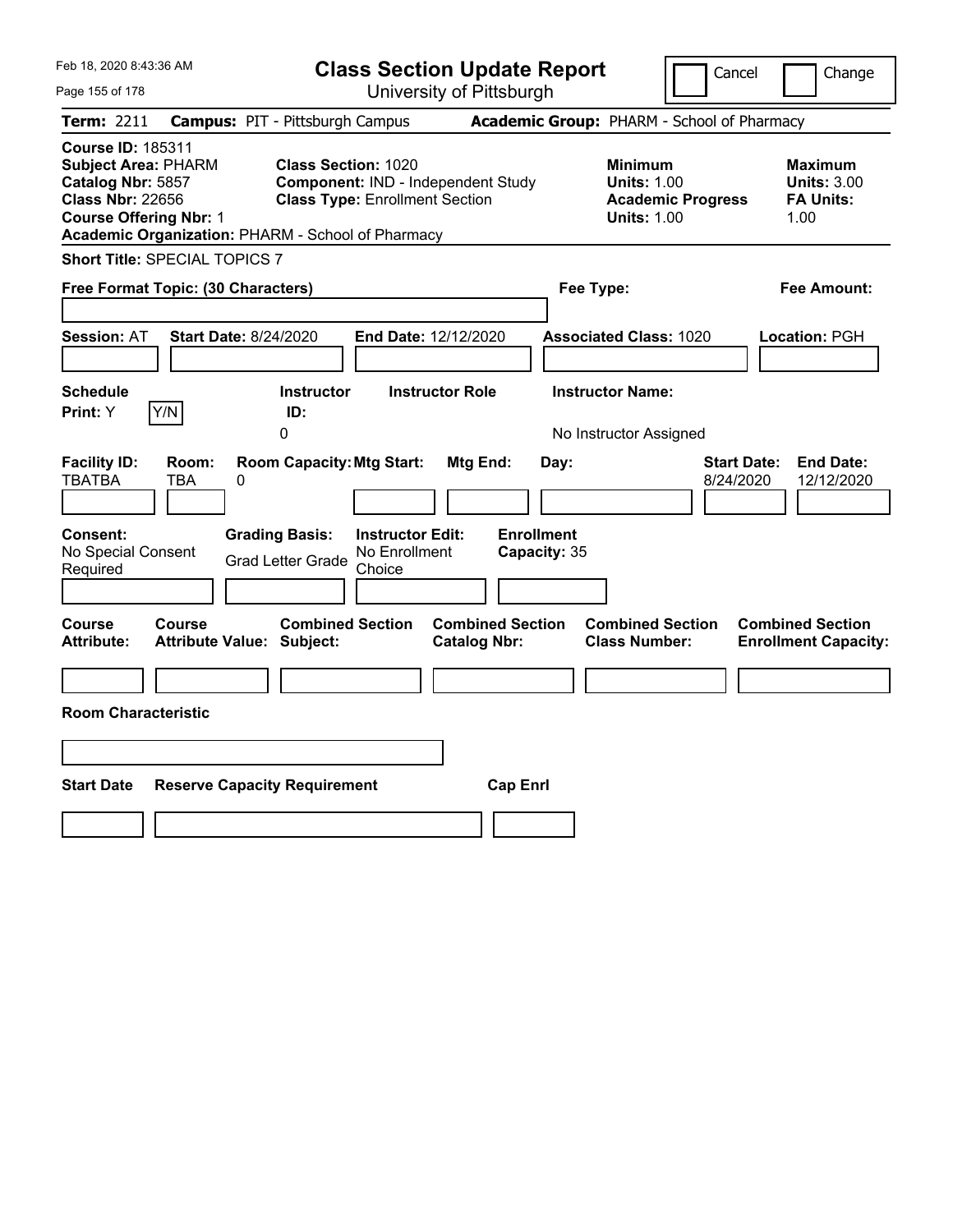# Class Section Update Report

University of Pittsburgh

Feb 18, 2020 8:43:36 AM

Cancel | Change

**Term:** 2211 **Campus:** PIT - Pittsburgh Campus **Academic Group:** PHARM - School of Pharmacy

**Course ID:** 185311
**Subject Area:** PHARM
**Catalog Nbr:** 5857
**Class Nbr:** 22656
**Course Offering Nbr:** 1
**Academic Organization:** PHARM - School of Pharmacy

**Class Section:** 1020
**Component:** IND - Independent Study
**Class Type:** Enrollment Section

**Minimum**
**Units:** 1.00
**Academic Progress Units:** 1.00

**Maximum**
**Units:** 3.00
**FA Units:** 1.00

**Short Title:** SPECIAL TOPICS 7

**Free Format Topic: (30 Characters)**

**Fee Type:**

**Fee Amount:**

**Session:** AT **Start Date:** 8/24/2020 **End Date:** 12/12/2020 **Associated Class:** 1020 **Location:** PGH

| Schedule Print: | Instructor ID: | Instructor Role | Instructor Name: |
|---|---|---|---|
| Y | 0 | | No Instructor Assigned |

| Facility ID: | Room: | Room Capacity: | Mtg Start: | Mtg End: | Day: | Start Date: | End Date: |
|---|---|---|---|---|---|---|---|
| TBATBA | TBA | 0 | | | | 8/24/2020 | 12/12/2020 |

| Consent: | Grading Basis: | Instructor Edit: | Enrollment Capacity: |
|---|---|---|---|
| No Special Consent Required | Grad Letter Grade | No Enrollment Choice | 35 |

| Course Attribute: | Course Attribute Value: | Combined Section Subject: | Combined Section Catalog Nbr: | Combined Section Class Number: | Combined Section Enrollment Capacity: |
|---|---|---|---|---|---|
| | | | | | |

**Room Characteristic**

| Start Date | Reserve Capacity Requirement | Cap Enrl |
|---|---|---|
| | | |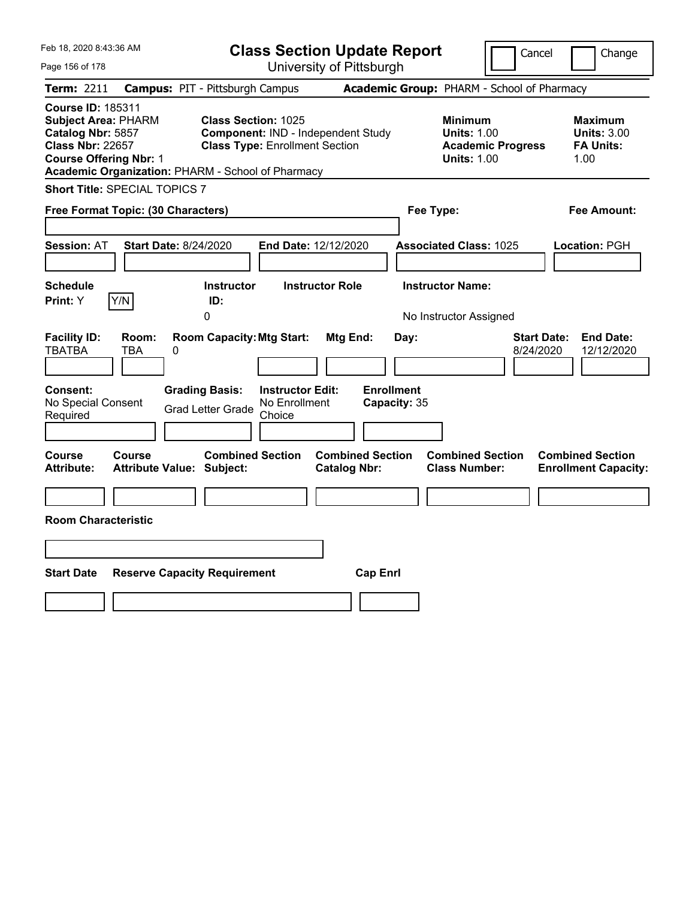# Class Section Update Report

University of Pittsburgh

Feb 18, 2020 8:43:36 AM

Cancel | Change

**Term:** 2211 **Campus:** PIT - Pittsburgh Campus **Academic Group:** PHARM - School of Pharmacy

**Course ID:** 185311
**Subject Area:** PHARM
**Catalog Nbr:** 5857
**Class Nbr:** 22657
**Course Offering Nbr:** 1
**Academic Organization:** PHARM - School of Pharmacy

**Class Section:** 1025
**Component:** IND - Independent Study
**Class Type:** Enrollment Section

**Minimum**
**Units:** 1.00
**Academic Progress Units:** 1.00

**Maximum**
**Units:** 3.00
**FA Units:** 1.00

**Short Title:** SPECIAL TOPICS 7

**Free Format Topic: (30 Characters)**

**Fee Type:**

**Fee Amount:**

**Session:** AT **Start Date:** 8/24/2020 **End Date:** 12/12/2020 **Associated Class:** 1025 **Location:** PGH

| Schedule Print: | Instructor ID: | Instructor Role | Instructor Name: |
|---|---|---|---|
| Y | 0 | | No Instructor Assigned |

| Facility ID: | Room: | Room Capacity: | Mtg Start: | Mtg End: | Day: | Start Date: | End Date: |
|---|---|---|---|---|---|---|---|
| TBATBA | TBA | 0 | | | | 8/24/2020 | 12/12/2020 |

| Consent: | Grading Basis: | Instructor Edit: | Enrollment Capacity: |
|---|---|---|---|
| No Special Consent Required | Grad Letter Grade | No Enrollment Choice | 35 |

| Course Attribute: | Course Attribute Value: | Combined Section Subject: | Combined Section Catalog Nbr: | Combined Section Class Number: | Combined Section Enrollment Capacity: |
|---|---|---|---|---|---|
| | | | | | |

**Room Characteristic**

| Start Date | Reserve Capacity Requirement | Cap Enrl |
|---|---|---|
| | | |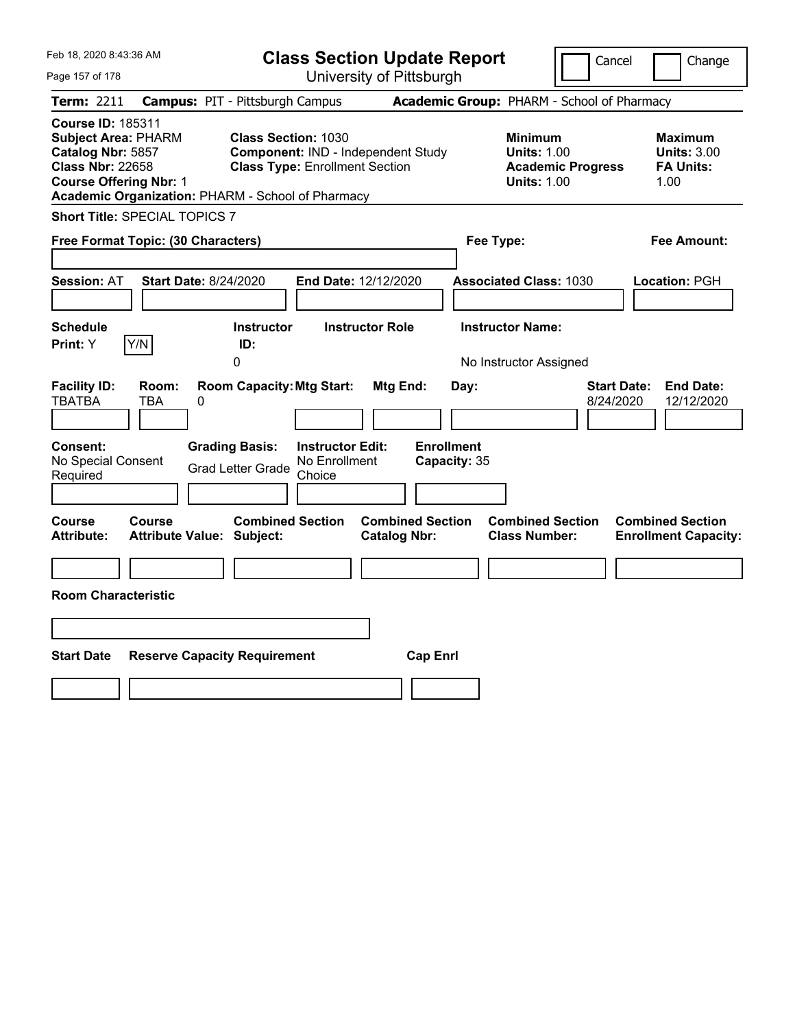Feb 18, 2020 8:43:36 AM

# Class Section Update Report

University of Pittsburgh

Cancel | Change

**Term:** 2211 **Campus:** PIT - Pittsburgh Campus **Academic Group:** PHARM - School of Pharmacy

**Course ID:** 185311
**Subject Area:** PHARM
**Catalog Nbr:** 5857
**Class Nbr:** 22658
**Course Offering Nbr:** 1
**Academic Organization:** PHARM - School of Pharmacy

**Class Section:** 1030
**Component:** IND - Independent Study
**Class Type:** Enrollment Section

**Minimum**
**Units:** 1.00
**Academic Progress Units:** 1.00

**Maximum**
**Units:** 3.00
**FA Units:** 1.00

**Short Title:** SPECIAL TOPICS 7

**Free Format Topic: (30 Characters)**

**Fee Type:**

**Fee Amount:**

**Session:** AT **Start Date:** 8/24/2020 **End Date:** 12/12/2020 **Associated Class:** 1030 **Location:** PGH

| Schedule Print: | Instructor ID: | Instructor Role | Instructor Name: |
|---|---|---|---|
| Y | 0 | | No Instructor Assigned |

| Facility ID: | Room: | Room Capacity: | Mtg Start: | Mtg End: | Day: | Start Date: | End Date: |
|---|---|---|---|---|---|---|---|
| TBATBA | TBA | 0 | | | | 8/24/2020 | 12/12/2020 |

| Consent: | Grading Basis: | Instructor Edit: | Enrollment Capacity: |
|---|---|---|---|
| No Special Consent Required | Grad Letter Grade | No Enrollment Choice | 35 |

| Course Attribute: | Course Attribute Value: | Combined Section Subject: | Combined Section Catalog Nbr: | Combined Section Class Number: | Combined Section Enrollment Capacity: |
|---|---|---|---|---|---|
| | | | | | |

**Room Characteristic**

| Start Date | Reserve Capacity Requirement | Cap Enrl |
|---|---|---|
| | | |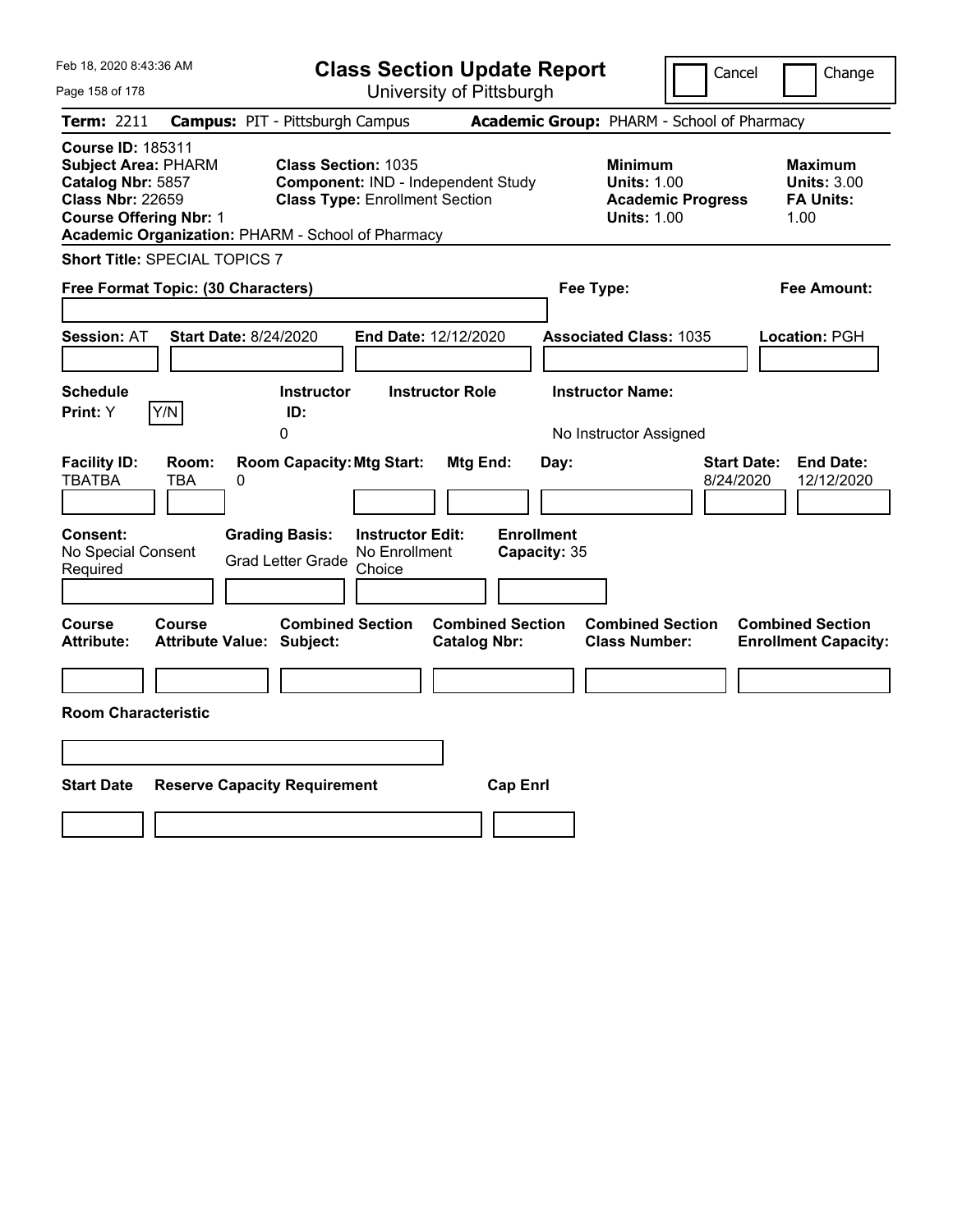Feb 18, 2020 8:43:36 AM

# Class Section Update Report

University of Pittsburgh

Cancel | Change

**Term:** 2211 **Campus:** PIT - Pittsburgh Campus **Academic Group:** PHARM - School of Pharmacy

**Course ID:** 185311
**Subject Area:** PHARM
**Catalog Nbr:** 5857
**Class Nbr:** 22659
**Course Offering Nbr:** 1
**Academic Organization:** PHARM - School of Pharmacy

**Class Section:** 1035
**Component:** IND - Independent Study
**Class Type:** Enrollment Section

**Minimum**
**Units:** 1.00
**Academic Progress Units:** 1.00

**Maximum**
**Units:** 3.00
**FA Units:** 1.00

**Short Title:** SPECIAL TOPICS 7

**Free Format Topic: (30 Characters)** | **Fee Type:** | **Fee Amount:**

**Session:** AT **Start Date:** 8/24/2020 **End Date:** 12/12/2020 **Associated Class:** 1035 **Location:** PGH

| Schedule Print: | Instructor ID: | Instructor Role | Instructor Name: |
|---|---|---|---|
| Y | 0 | | No Instructor Assigned |

| Facility ID: | Room: | Room Capacity: | Mtg Start: | Mtg End: | Day: | Start Date: | End Date: |
|---|---|---|---|---|---|---|---|
| TBATBA | TBA | 0 | | | | 8/24/2020 | 12/12/2020 |

| Consent: | Grading Basis: | Instructor Edit: | Enrollment Capacity: |
|---|---|---|---|
| No Special Consent Required | Grad Letter Grade | No Enrollment Choice | 35 |

| Course Attribute: | Course Attribute Value: | Combined Section Subject: | Combined Section Catalog Nbr: | Combined Section Class Number: | Combined Section Enrollment Capacity: |
|---|---|---|---|---|---|
| | | | | | |

**Room Characteristic**

| Start Date | Reserve Capacity Requirement | Cap Enrl |
|---|---|---|
| | | |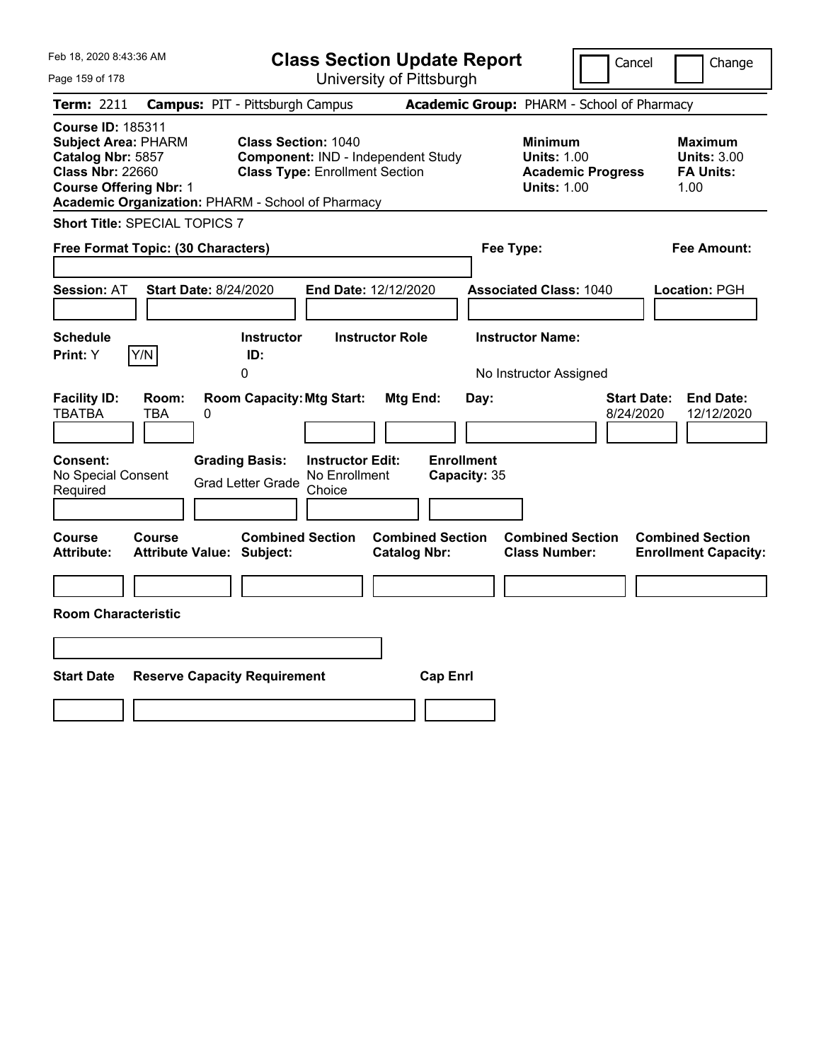Feb 18, 2020 8:43:36 AM

# Class Section Update Report

University of Pittsburgh

Cancel | Change

**Term:** 2211 **Campus:** PIT - Pittsburgh Campus **Academic Group:** PHARM - School of Pharmacy

**Course ID:** 185311
**Subject Area:** PHARM
**Catalog Nbr:** 5857
**Class Nbr:** 22660
**Course Offering Nbr:** 1
**Academic Organization:** PHARM - School of Pharmacy

**Class Section:** 1040
**Component:** IND - Independent Study
**Class Type:** Enrollment Section

**Minimum**
**Units:** 1.00
**Academic Progress Units:** 1.00

**Maximum**
**Units:** 3.00
**FA Units:** 1.00

**Short Title:** SPECIAL TOPICS 7

**Free Format Topic: (30 Characters)**

**Fee Type:**

**Fee Amount:**

**Session:** AT **Start Date:** 8/24/2020 **End Date:** 12/12/2020 **Associated Class:** 1040 **Location:** PGH

| Schedule Print: | Instructor ID: | Instructor Role | Instructor Name: |
|---|---|---|---|
| Y Y/N | 0 | | No Instructor Assigned |

| Facility ID: | Room: | Room Capacity: | Mtg Start: | Mtg End: | Day: | Start Date: | End Date: |
|---|---|---|---|---|---|---|---|
| TBATBA | TBA | 0 | | | | 8/24/2020 | 12/12/2020 |

| Consent: | Grading Basis: | Instructor Edit: | Enrollment Capacity: |
|---|---|---|---|
| No Special Consent Required | Grad Letter Grade | No Enrollment Choice | 35 |

| Course Attribute: | Course Attribute Value: | Combined Section Subject: | Combined Section Catalog Nbr: | Combined Section Class Number: | Combined Section Enrollment Capacity: |
|---|---|---|---|---|---|
| | | | | | |

**Room Characteristic**

| Start Date | Reserve Capacity Requirement | Cap Enrl |
|---|---|---|
| | | |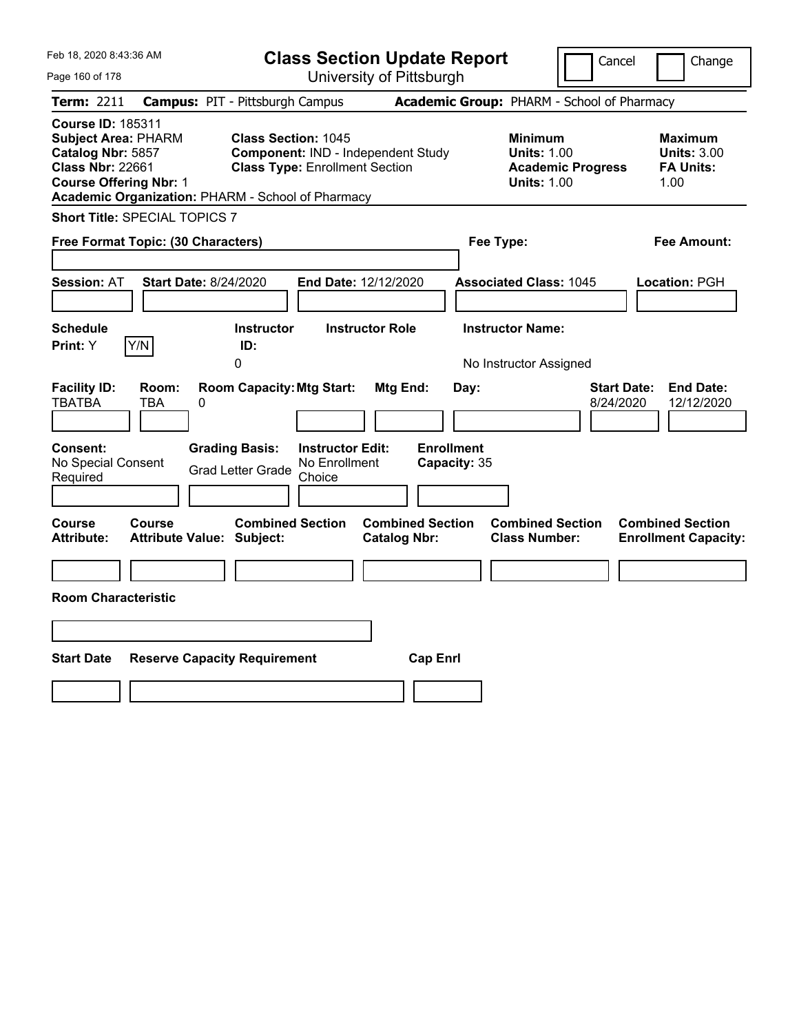# Class Section Update Report

University of Pittsburgh

Cancel | Change

**Term:** 2211 **Campus:** PIT - Pittsburgh Campus **Academic Group:** PHARM - School of Pharmacy

**Course ID:** 185311
**Subject Area:** PHARM
**Catalog Nbr:** 5857
**Class Nbr:** 22661
**Course Offering Nbr:** 1
**Academic Organization:** PHARM - School of Pharmacy

**Class Section:** 1045
**Component:** IND - Independent Study
**Class Type:** Enrollment Section

**Minimum**
**Units:** 1.00
**Academic Progress Units:** 1.00

**Maximum**
**Units:** 3.00
**FA Units:** 1.00

**Short Title:** SPECIAL TOPICS 7

**Free Format Topic: (30 Characters)**

**Fee Type:**

**Fee Amount:**

**Session:** AT **Start Date:** 8/24/2020 **End Date:** 12/12/2020 **Associated Class:** 1045 **Location:** PGH

| Schedule Print: | Instructor ID: | Instructor Role | Instructor Name: |
|---|---|---|---|
| Y [Y/N] | 0 | | No Instructor Assigned |

| Facility ID: | Room: | Room Capacity: | Mtg Start: | Mtg End: | Day: | Start Date: | End Date: |
|---|---|---|---|---|---|---|---|
| TBATBA | TBA | 0 | | | | 8/24/2020 | 12/12/2020 |

| Consent: | Grading Basis: | Instructor Edit: | Enrollment Capacity: |
|---|---|---|---|
| No Special Consent Required | Grad Letter Grade | No Enrollment Choice | 35 |

| Course Attribute: | Course Attribute Value: | Combined Section Subject: | Combined Section Catalog Nbr: | Combined Section Class Number: | Combined Section Enrollment Capacity: |
|---|---|---|---|---|---|
| | | | | | |

**Room Characteristic**

| Start Date | Reserve Capacity Requirement | Cap Enrl |
|---|---|---|
| | | |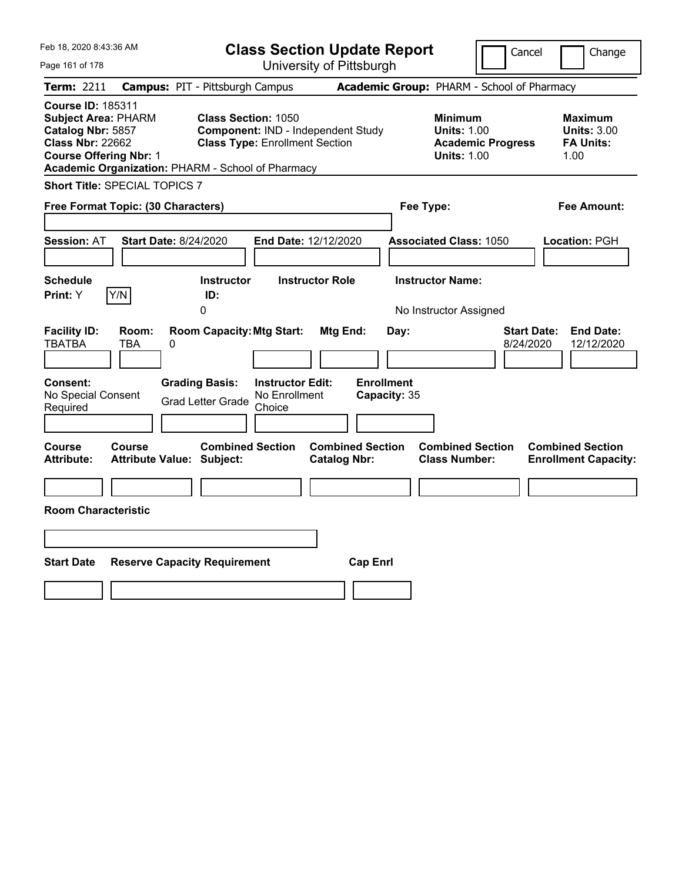# Class Section Update Report

University of Pittsburgh

Feb 18, 2020 8:43:36 AM

Cancel | Change

**Term:** 2211 **Campus:** PIT - Pittsburgh Campus **Academic Group:** PHARM - School of Pharmacy

**Course ID:** 185311
**Subject Area:** PHARM
**Catalog Nbr:** 5857
**Class Nbr:** 22662
**Course Offering Nbr:** 1
**Academic Organization:** PHARM - School of Pharmacy

**Class Section:** 1050
**Component:** IND - Independent Study
**Class Type:** Enrollment Section

**Minimum**
**Units:** 1.00
**Academic Progress Units:** 1.00

**Maximum**
**Units:** 3.00
**FA Units:** 1.00

**Short Title:** SPECIAL TOPICS 7

**Free Format Topic: (30 Characters)**

**Fee Type:**

**Fee Amount:**

**Session:** AT **Start Date:** 8/24/2020 **End Date:** 12/12/2020 **Associated Class:** 1050 **Location:** PGH

| Schedule Print: | Instructor ID: | Instructor Role | Instructor Name: |
|---|---|---|---|
| Y | 0 | | No Instructor Assigned |

| Facility ID: | Room: | Room Capacity: | Mtg Start: | Mtg End: | Day: | Start Date: | End Date: |
|---|---|---|---|---|---|---|---|
| TBATBA | TBA | 0 | | | | 8/24/2020 | 12/12/2020 |

| Consent: | Grading Basis: | Instructor Edit: | Enrollment Capacity: |
|---|---|---|---|
| No Special Consent Required | Grad Letter Grade | No Enrollment Choice | 35 |

| Course Attribute: | Course Attribute Value: | Combined Section Subject: | Combined Section Catalog Nbr: | Combined Section Class Number: | Combined Section Enrollment Capacity: |
|---|---|---|---|---|---|
| | | | | | |

**Room Characteristic**

| Start Date | Reserve Capacity Requirement | Cap Enrl |
|---|---|---|
| | | |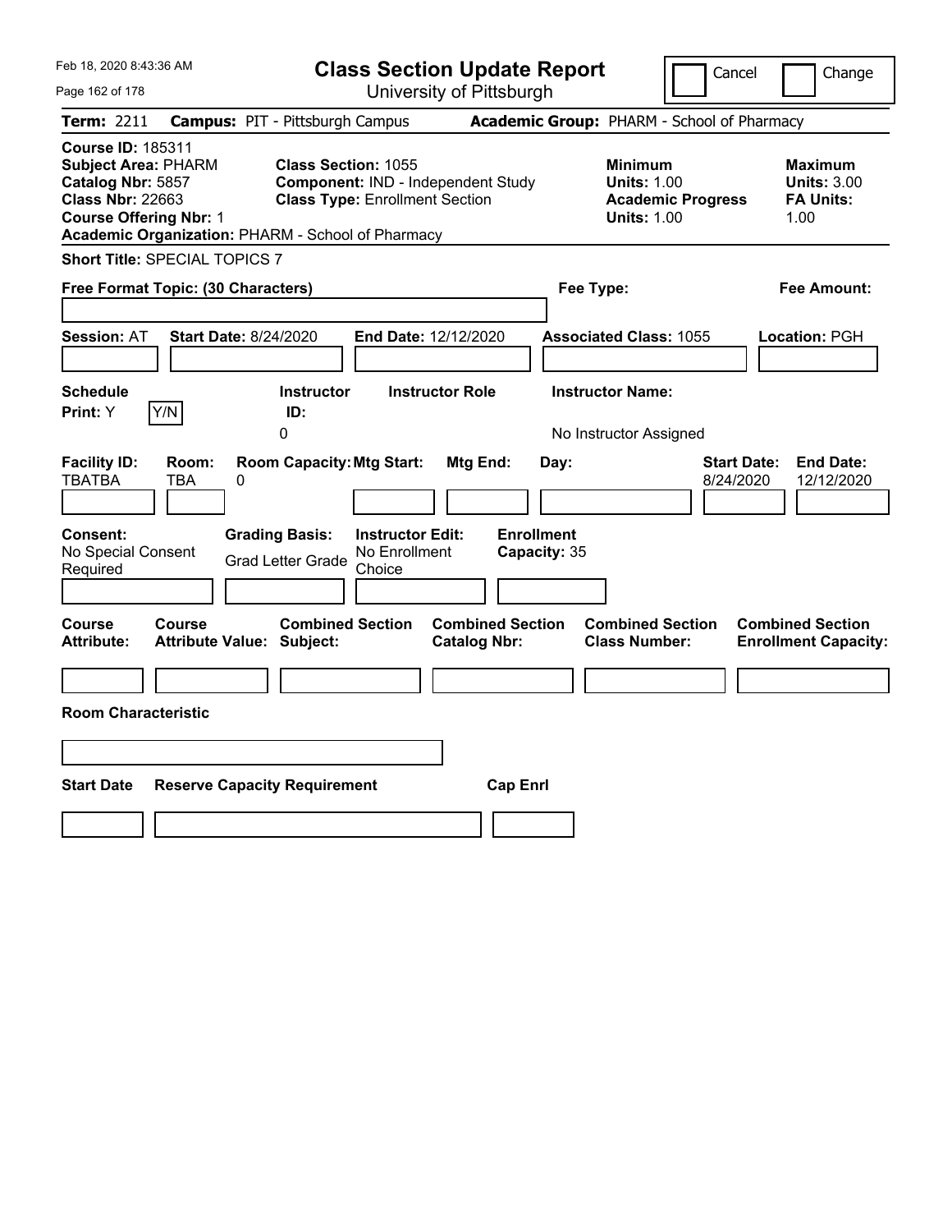# Class Section Update Report

University of Pittsburgh

Cancel | Change

**Term:** 2211 **Campus:** PIT - Pittsburgh Campus **Academic Group:** PHARM - School of Pharmacy

**Course ID:** 185311
**Subject Area:** PHARM
**Catalog Nbr:** 5857
**Class Nbr:** 22663
**Course Offering Nbr:** 1
**Academic Organization:** PHARM - School of Pharmacy

**Class Section:** 1055
**Component:** IND - Independent Study
**Class Type:** Enrollment Section

**Minimum Units:** 1.00
**Academic Progress Units:** 1.00

**Maximum Units:** 3.00
**FA Units:** 1.00

**Short Title:** SPECIAL TOPICS 7

**Free Format Topic: (30 Characters)**

**Fee Type:**

**Fee Amount:**

**Session:** AT **Start Date:** 8/24/2020 **End Date:** 12/12/2020 **Associated Class:** 1055 **Location:** PGH

| Schedule Print: | Instructor ID: | Instructor Role | Instructor Name: |
|---|---|---|---|
| Y (Y/N) | 0 | | No Instructor Assigned |

| Facility ID: | Room: | Room Capacity: | Mtg Start: | Mtg End: | Day: | Start Date: | End Date: |
|---|---|---|---|---|---|---|---|
| TBATBA | TBA | 0 | | | | 8/24/2020 | 12/12/2020 |

| Consent: | Grading Basis: | Instructor Edit: | Enrollment Capacity: |
|---|---|---|---|
| No Special Consent Required | Grad Letter Grade | No Enrollment Choice | 35 |

| Course Attribute: | Course Attribute Value: | Combined Section Subject: | Combined Section Catalog Nbr: | Combined Section Class Number: | Combined Section Enrollment Capacity: |
|---|---|---|---|---|---|
| | | | | | |

**Room Characteristic**

| Start Date | Reserve Capacity Requirement | Cap Enrl |
|---|---|---|
| | | |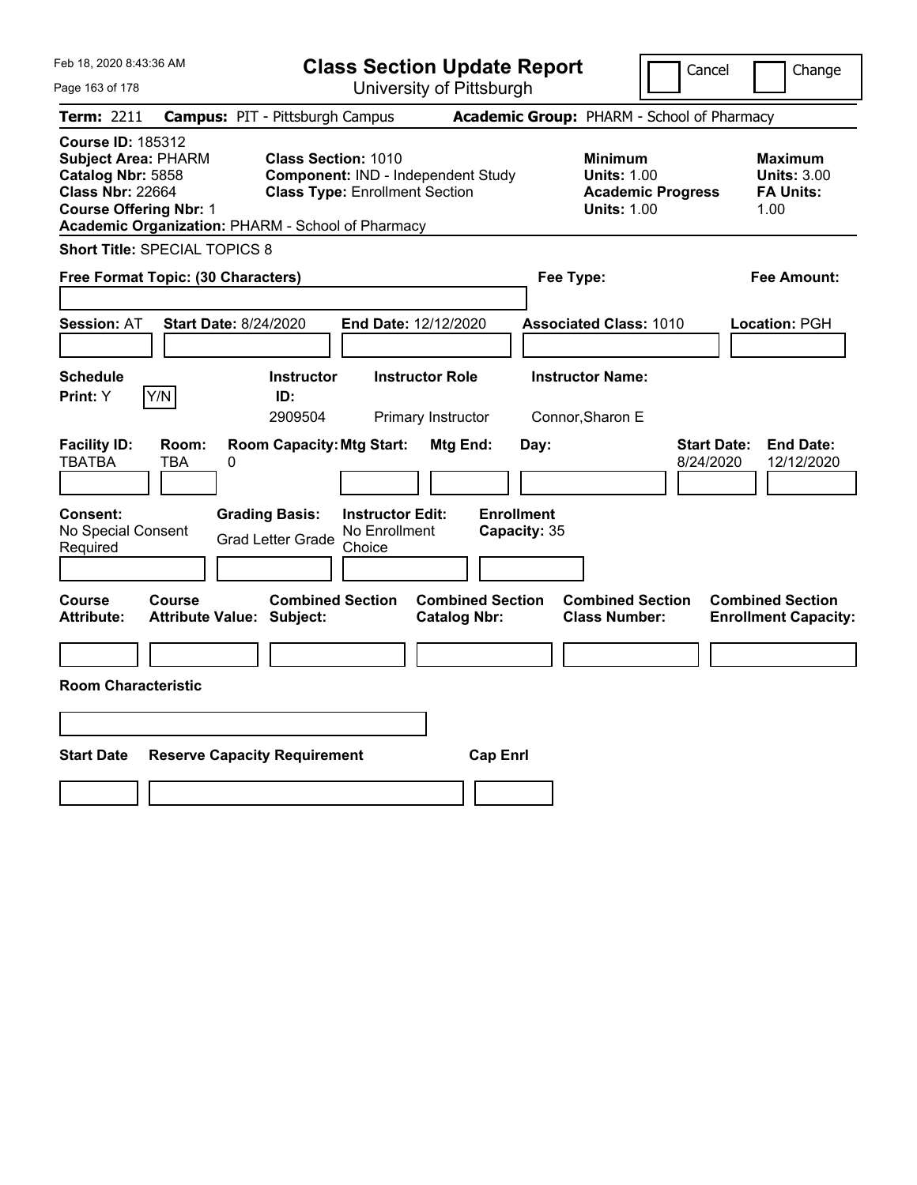# Class Section Update Report

University of Pittsburgh

Cancel | Change

**Term:** 2211 **Campus:** PIT - Pittsburgh Campus **Academic Group:** PHARM - School of Pharmacy

**Course ID:** 185312
**Subject Area:** PHARM
**Catalog Nbr:** 5858
**Class Nbr:** 22664
**Course Offering Nbr:** 1
**Academic Organization:** PHARM - School of Pharmacy

**Class Section:** 1010
**Component:** IND - Independent Study
**Class Type:** Enrollment Section

**Minimum Units:** 1.00
**Academic Progress Units:** 1.00

**Maximum Units:** 3.00
**FA Units:** 1.00

**Short Title:** SPECIAL TOPICS 8

**Free Format Topic: (30 Characters)**

**Fee Type:**

**Fee Amount:**

**Session:** AT **Start Date:** 8/24/2020 **End Date:** 12/12/2020 **Associated Class:** 1010 **Location:** PGH

| Schedule Print | Instructor ID | Instructor Role | Instructor Name |
|---|---|---|---|
| Y (Y/N) | 2909504 | Primary Instructor | Connor,Sharon E |

| Facility ID | Room | Room Capacity | Mtg Start | Mtg End | Day | Start Date | End Date |
|---|---|---|---|---|---|---|---|
| TBATBA | TBA | 0 | | | | 8/24/2020 | 12/12/2020 |

**Consent:** No Special Consent Required
**Grading Basis:** Grad Letter Grade
**Instructor Edit:** No Enrollment Choice
**Enrollment Capacity:** 35

| Course Attribute | Course Attribute Value | Combined Section Subject | Combined Section Catalog Nbr | Combined Section Class Number | Combined Section Enrollment Capacity |
|---|---|---|---|---|---|
| | | | | | |

**Room Characteristic**

| Start Date | Reserve Capacity Requirement | Cap Enrl |
|---|---|---|
| | | |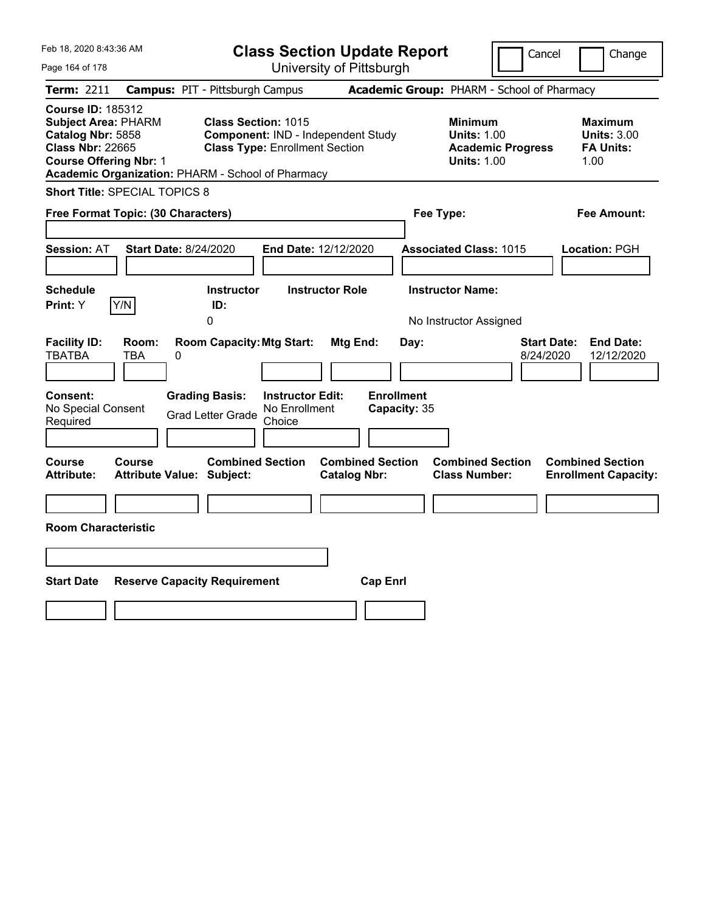Feb 18, 2020 8:43:36 AM

# Class Section Update Report

University of Pittsburgh

Cancel | Change

**Term:** 2211 **Campus:** PIT - Pittsburgh Campus **Academic Group:** PHARM - School of Pharmacy

**Course ID:** 185312
**Subject Area:** PHARM
**Catalog Nbr:** 5858
**Class Nbr:** 22665
**Course Offering Nbr:** 1
**Academic Organization:** PHARM - School of Pharmacy

**Class Section:** 1015
**Component:** IND - Independent Study
**Class Type:** Enrollment Section

**Minimum**
**Units:** 1.00
**Academic Progress Units:** 1.00

**Maximum**
**Units:** 3.00
**FA Units:** 1.00

**Short Title:** SPECIAL TOPICS 8

**Free Format Topic: (30 Characters)**

**Fee Type:**

**Fee Amount:**

**Session:** AT **Start Date:** 8/24/2020 **End Date:** 12/12/2020 **Associated Class:** 1015 **Location:** PGH

| Schedule Print: | Instructor ID: | Instructor Role | Instructor Name: |
|---|---|---|---|
| Y | 0 | | No Instructor Assigned |

| Facility ID: | Room: | Room Capacity: | Mtg Start: | Mtg End: | Day: | Start Date: | End Date: |
|---|---|---|---|---|---|---|---|
| TBATBA | TBA | 0 | | | | 8/24/2020 | 12/12/2020 |

| Consent: | Grading Basis: | Instructor Edit: | Enrollment Capacity: |
|---|---|---|---|
| No Special Consent Required | Grad Letter Grade | No Enrollment Choice | 35 |

| Course Attribute: | Course Attribute Value: | Combined Section Subject: | Combined Section Catalog Nbr: | Combined Section Class Number: | Combined Section Enrollment Capacity: |
|---|---|---|---|---|---|
| | | | | | |

**Room Characteristic**

| Start Date | Reserve Capacity Requirement | Cap Enrl |
|---|---|---|
| | | |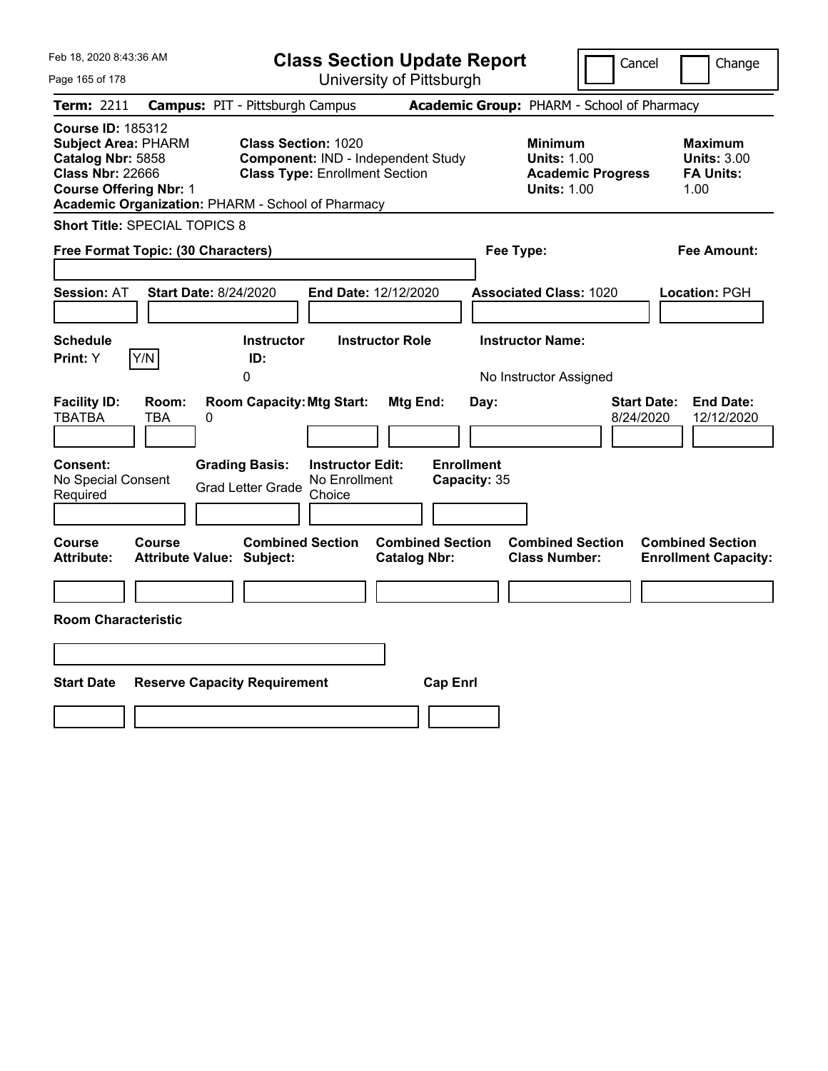# Class Section Update Report

University of Pittsburgh

Cancel | Change

Feb 18, 2020 8:43:36 AM

**Term:** 2211 **Campus:** PIT - Pittsburgh Campus **Academic Group:** PHARM - School of Pharmacy

**Course ID:** 185312
**Subject Area:** PHARM
**Catalog Nbr:** 5858
**Class Nbr:** 22666
**Course Offering Nbr:** 1
**Academic Organization:** PHARM - School of Pharmacy

**Class Section:** 1020
**Component:** IND - Independent Study
**Class Type:** Enrollment Section

**Minimum**
**Units:** 1.00
**Academic Progress Units:** 1.00

**Maximum**
**Units:** 3.00
**FA Units:** 1.00

**Short Title:** SPECIAL TOPICS 8

**Free Format Topic: (30 Characters)**

**Fee Type:**

**Fee Amount:**

**Session:** AT **Start Date:** 8/24/2020 **End Date:** 12/12/2020 **Associated Class:** 1020 **Location:** PGH

| Schedule Print: | Instructor ID: | Instructor Role | Instructor Name: |
|---|---|---|---|
| Y | 0 | | No Instructor Assigned |

| Facility ID: | Room: | Room Capacity: | Mtg Start: | Mtg End: | Day: | Start Date: | End Date: |
|---|---|---|---|---|---|---|---|
| TBATBA | TBA | 0 | | | | 8/24/2020 | 12/12/2020 |

| Consent: | Grading Basis: | Instructor Edit: | Enrollment Capacity: |
|---|---|---|---|
| No Special Consent Required | Grad Letter Grade | No Enrollment Choice | 35 |

| Course Attribute: | Course Attribute Value: | Combined Section Subject: | Combined Section Catalog Nbr: | Combined Section Class Number: | Combined Section Enrollment Capacity: |
|---|---|---|---|---|---|
| | | | | | |

**Room Characteristic**

| Start Date | Reserve Capacity Requirement | Cap Enrl |
|---|---|---|
| | | |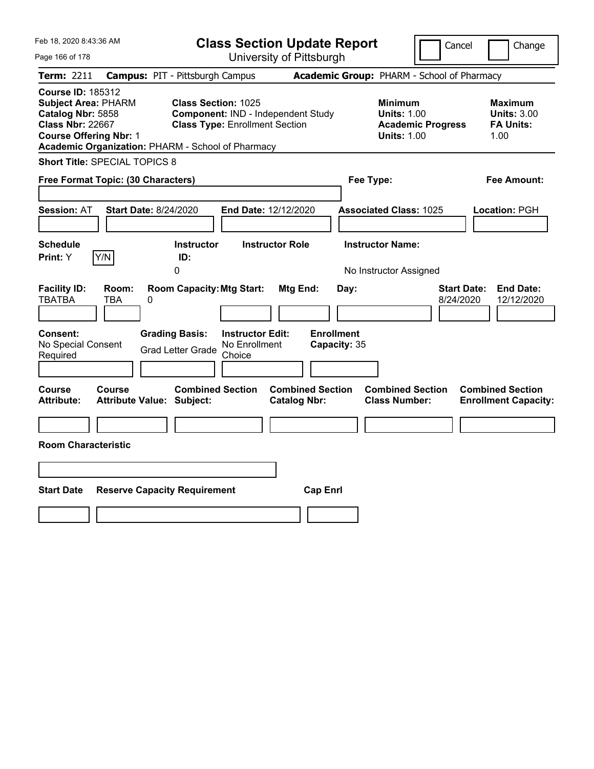# Class Section Update Report

University of Pittsburgh

Cancel | Change

**Term:** 2211 **Campus:** PIT - Pittsburgh Campus **Academic Group:** PHARM - School of Pharmacy

**Course ID:** 185312
**Subject Area:** PHARM
**Catalog Nbr:** 5858
**Class Nbr:** 22667
**Course Offering Nbr:** 1
**Academic Organization:** PHARM - School of Pharmacy

**Class Section:** 1025
**Component:** IND - Independent Study
**Class Type:** Enrollment Section

**Minimum**
**Units:** 1.00
**Academic Progress Units:** 1.00

**Maximum**
**Units:** 3.00
**FA Units:** 1.00

**Short Title:** SPECIAL TOPICS 8

**Free Format Topic: (30 Characters)**

**Fee Type:**

**Fee Amount:**

**Session:** AT **Start Date:** 8/24/2020 **End Date:** 12/12/2020 **Associated Class:** 1025 **Location:** PGH

| Schedule Print: | Instructor ID: | Instructor Role | Instructor Name: |
|---|---|---|---|
| Y (Y/N) | 0 | | No Instructor Assigned |

| Facility ID: | Room: | Room Capacity: | Mtg Start: | Mtg End: | Day: | Start Date: | End Date: |
|---|---|---|---|---|---|---|---|
| TBATBA | TBA | 0 | | | | 8/24/2020 | 12/12/2020 |

| Consent: | Grading Basis: | Instructor Edit: | Enrollment Capacity: |
|---|---|---|---|
| No Special Consent Required | Grad Letter Grade | No Enrollment Choice | 35 |

| Course Attribute: | Course Attribute Value: | Combined Section Subject: | Combined Section Catalog Nbr: | Combined Section Class Number: | Combined Section Enrollment Capacity: |
|---|---|---|---|---|---|
| | | | | | |

**Room Characteristic**

| Start Date | Reserve Capacity Requirement | Cap Enrl |
|---|---|---|
| | | |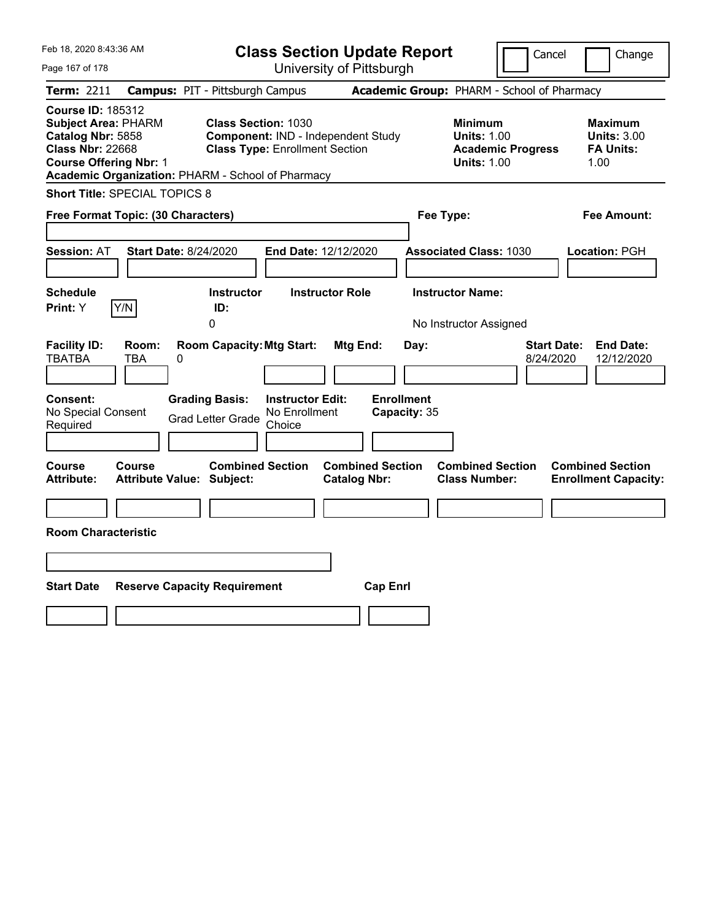# Class Section Update Report

University of Pittsburgh

Feb 18, 2020 8:43:36 AM

Cancel | Change

**Term:** 2211 **Campus:** PIT - Pittsburgh Campus **Academic Group:** PHARM - School of Pharmacy

**Course ID:** 185312
**Subject Area:** PHARM
**Catalog Nbr:** 5858
**Class Nbr:** 22668
**Course Offering Nbr:** 1
**Academic Organization:** PHARM - School of Pharmacy

**Class Section:** 1030
**Component:** IND - Independent Study
**Class Type:** Enrollment Section

**Minimum Units:** 1.00
**Academic Progress Units:** 1.00

**Maximum Units:** 3.00
**FA Units:** 1.00

**Short Title:** SPECIAL TOPICS 8

**Free Format Topic: (30 Characters)**

**Fee Type:**

**Fee Amount:**

**Session:** AT **Start Date:** 8/24/2020 **End Date:** 12/12/2020 **Associated Class:** 1030 **Location:** PGH

| Schedule Print | | Instructor ID | Instructor Role | Instructor Name |
|---|---|---|---|---|
| Y | Y/N | 0 | | No Instructor Assigned |

| Facility ID | Room | Room Capacity | Mtg Start | Mtg End | Day | Start Date | End Date |
|---|---|---|---|---|---|---|---|
| TBATBA | TBA | 0 | | | | 8/24/2020 | 12/12/2020 |

| Consent | Grading Basis | Instructor Edit | Enrollment Capacity |
|---|---|---|---|
| No Special Consent Required | Grad Letter Grade | No Enrollment Choice | 35 |

| Course Attribute | Course Attribute Value | Combined Section Subject | Combined Section Catalog Nbr | Combined Section Class Number | Combined Section Enrollment Capacity |
|---|---|---|---|---|---|
| | | | | | |

**Room Characteristic**

| Start Date | Reserve Capacity Requirement | Cap Enrl |
|---|---|---|
| | | |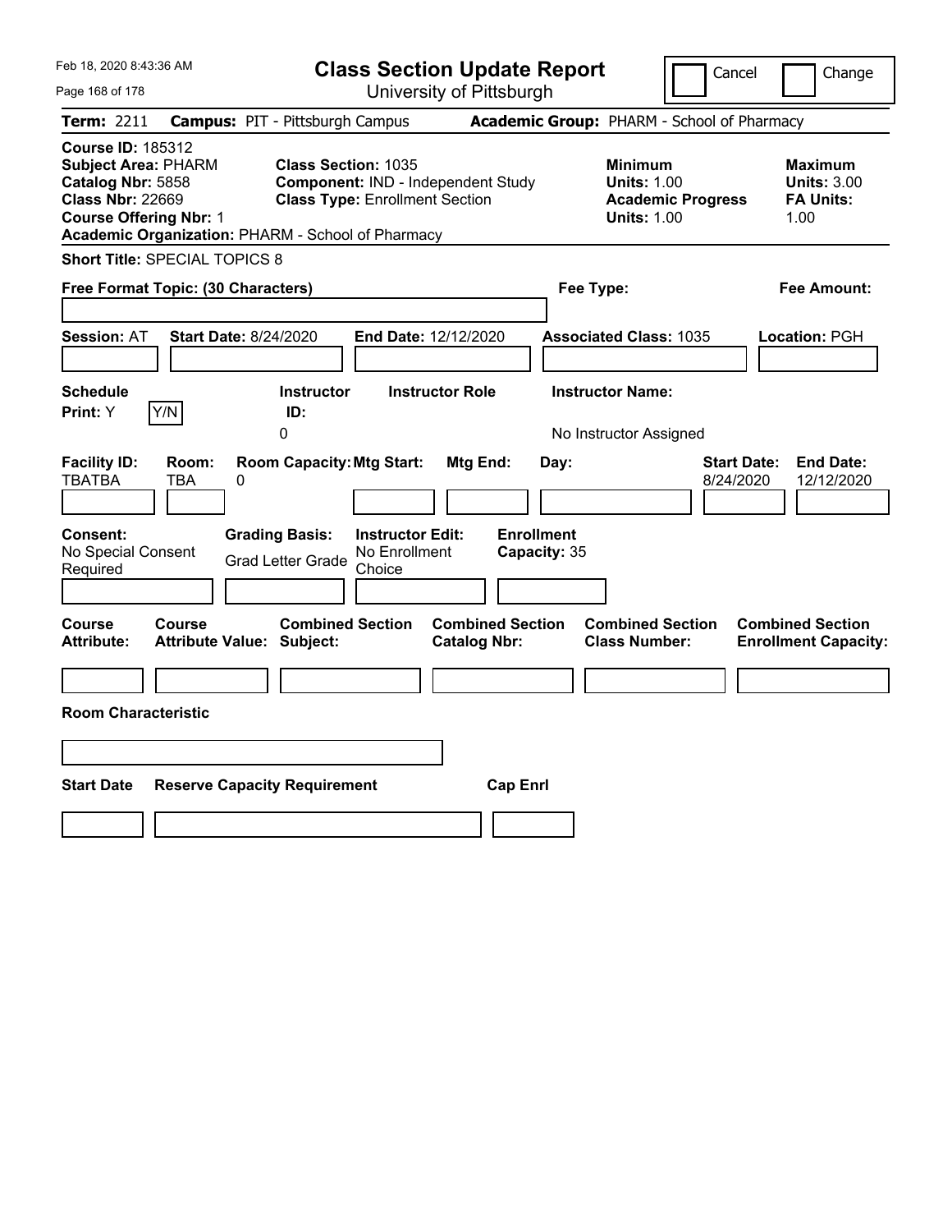Feb 18, 2020 8:43:36 AM

# Class Section Update Report

University of Pittsburgh

Cancel | Change

**Term:** 2211 **Campus:** PIT - Pittsburgh Campus **Academic Group:** PHARM - School of Pharmacy

**Course ID:** 185312
**Subject Area:** PHARM
**Catalog Nbr:** 5858
**Class Nbr:** 22669
**Course Offering Nbr:** 1
**Academic Organization:** PHARM - School of Pharmacy

**Class Section:** 1035
**Component:** IND - Independent Study
**Class Type:** Enrollment Section

**Minimum Units:** 1.00
**Academic Progress Units:** 1.00

**Maximum Units:** 3.00
**FA Units:** 1.00

**Short Title:** SPECIAL TOPICS 8

**Free Format Topic: (30 Characters)**

**Fee Type:**

**Fee Amount:**

**Session:** AT **Start Date:** 8/24/2020 **End Date:** 12/12/2020 **Associated Class:** 1035 **Location:** PGH

| Schedule Print: | Instructor ID: | Instructor Role | Instructor Name: |
|---|---|---|---|
| Y (Y/N) | 0 | | No Instructor Assigned |

| Facility ID: | Room: | Room Capacity: | Mtg Start: | Mtg End: | Day: | Start Date: | End Date: |
|---|---|---|---|---|---|---|---|
| TBATBA | TBA | 0 | | | | 8/24/2020 | 12/12/2020 |

| Consent: | Grading Basis: | Instructor Edit: | Enrollment Capacity: |
|---|---|---|---|
| No Special Consent Required | Grad Letter Grade | No Enrollment Choice | 35 |

| Course Attribute: | Course Attribute Value: | Combined Section Subject: | Combined Section Catalog Nbr: | Combined Section Class Number: | Combined Section Enrollment Capacity: |
|---|---|---|---|---|---|
| | | | | | |

**Room Characteristic**

| Start Date | Reserve Capacity Requirement | Cap Enrl |
|---|---|---|
| | | |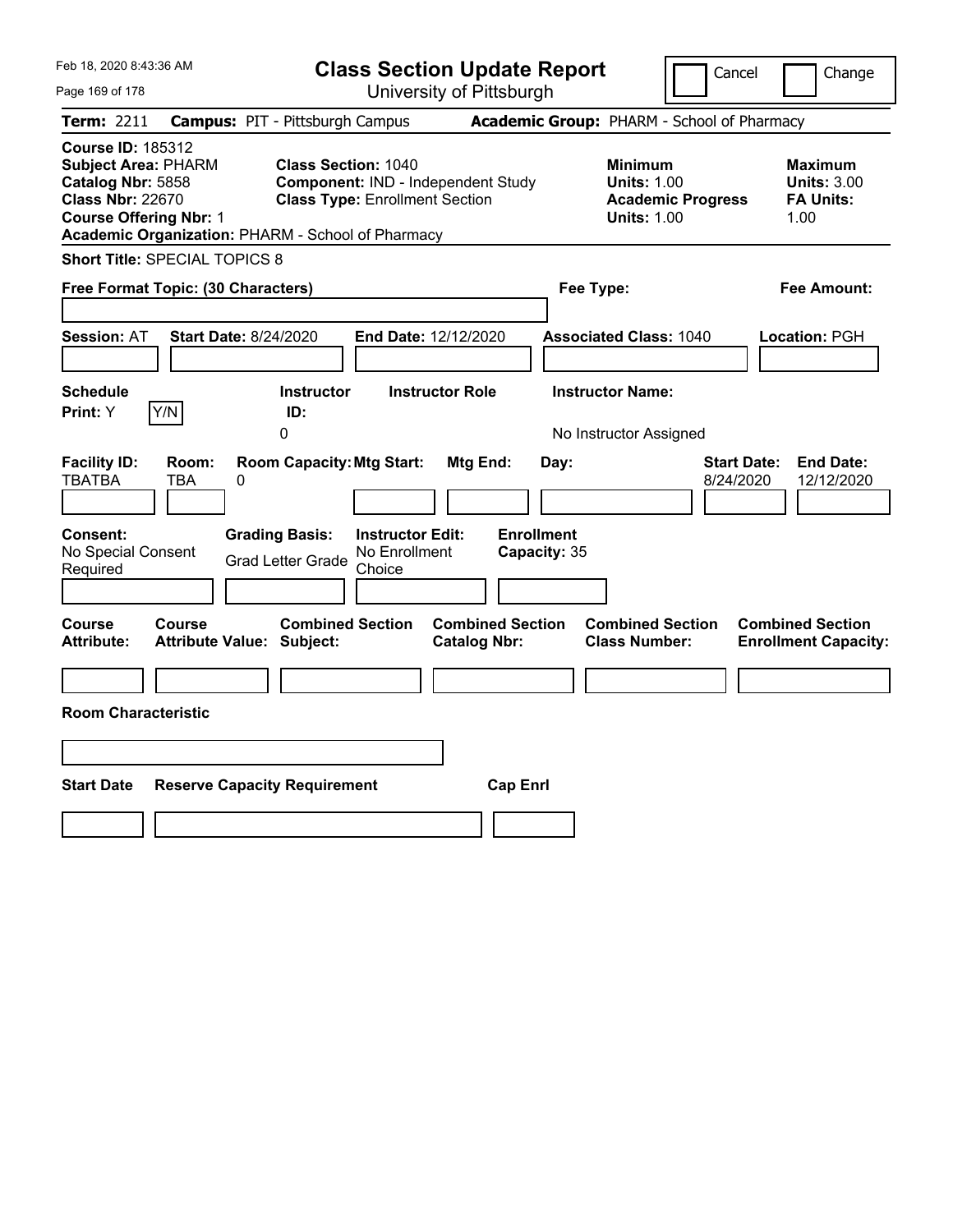Feb 18, 2020 8:43:36 AM

# Class Section Update Report

University of Pittsburgh

Cancel | Change

**Term:** 2211 **Campus:** PIT - Pittsburgh Campus **Academic Group:** PHARM - School of Pharmacy

**Course ID:** 185312
**Subject Area:** PHARM
**Catalog Nbr:** 5858
**Class Nbr:** 22670
**Course Offering Nbr:** 1
**Academic Organization:** PHARM - School of Pharmacy

**Class Section:** 1040
**Component:** IND - Independent Study
**Class Type:** Enrollment Section

**Minimum**
**Units:** 1.00
**Academic Progress Units:** 1.00

**Maximum**
**Units:** 3.00
**FA Units:** 1.00

**Short Title:** SPECIAL TOPICS 8

**Free Format Topic: (30 Characters)**

**Fee Type:**

**Fee Amount:**

**Session:** AT **Start Date:** 8/24/2020 **End Date:** 12/12/2020 **Associated Class:** 1040 **Location:** PGH

| Schedule Print: | Instructor ID: | Instructor Role | Instructor Name: |
|---|---|---|---|
| Y | 0 | | No Instructor Assigned |

| Facility ID: | Room: | Room Capacity: | Mtg Start: | Mtg End: | Day: | Start Date: | End Date: |
|---|---|---|---|---|---|---|---|
| TBATBA | TBA | 0 | | | | 8/24/2020 | 12/12/2020 |

| Consent: | Grading Basis: | Instructor Edit: | Enrollment Capacity: |
|---|---|---|---|
| No Special Consent Required | Grad Letter Grade | No Enrollment Choice | 35 |

| Course Attribute: | Course Attribute Value: | Combined Section Subject: | Combined Section Catalog Nbr: | Combined Section Class Number: | Combined Section Enrollment Capacity: |
|---|---|---|---|---|---|
| | | | | | |

**Room Characteristic**

| Start Date | Reserve Capacity Requirement | Cap Enrl |
|---|---|---|
| | | |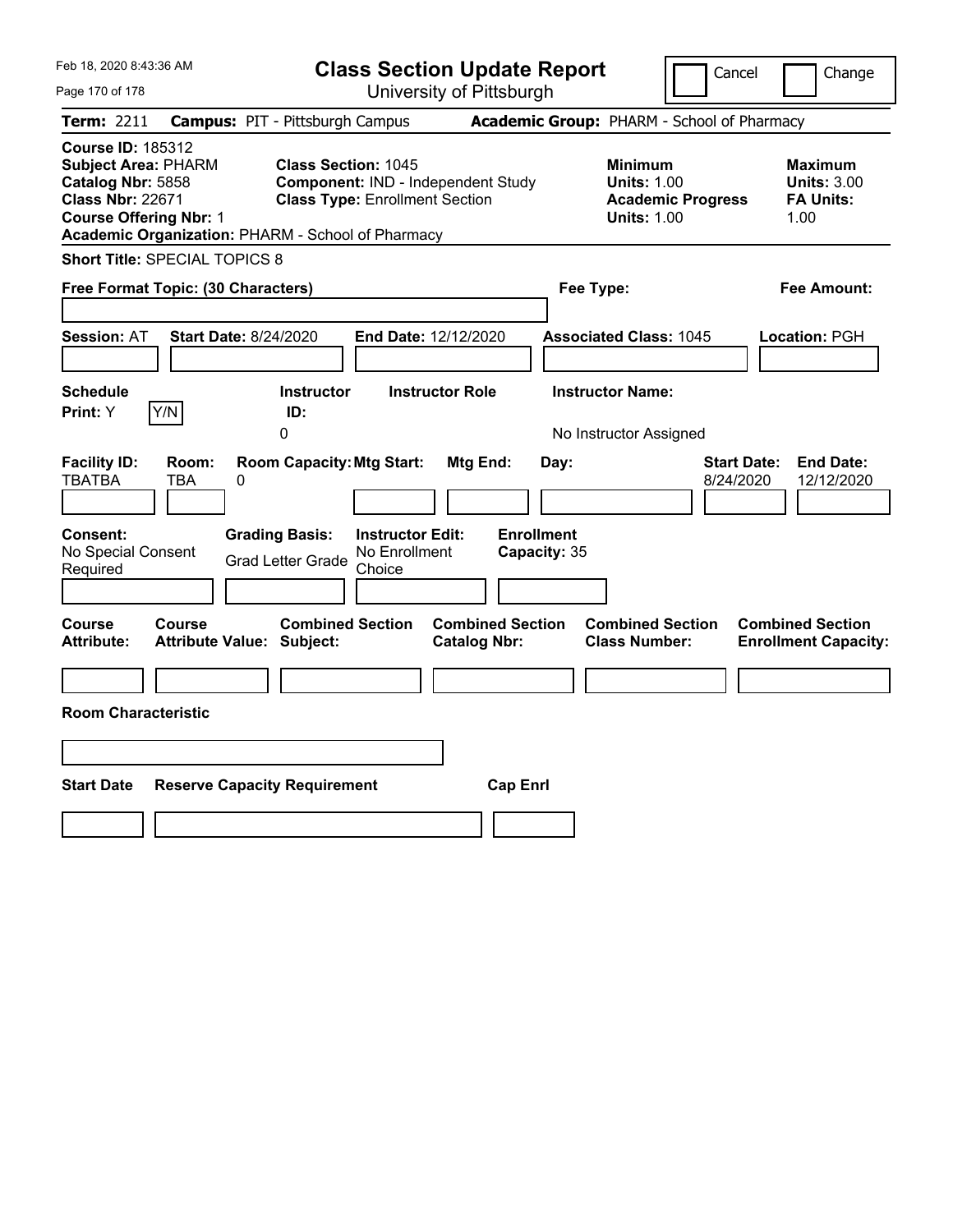Feb 18, 2020 8:43:36 AM

# Class Section Update Report

University of Pittsburgh

Cancel | Change

**Term:** 2211 **Campus:** PIT - Pittsburgh Campus **Academic Group:** PHARM - School of Pharmacy

**Course ID:** 185312
**Subject Area:** PHARM
**Catalog Nbr:** 5858
**Class Nbr:** 22671
**Course Offering Nbr:** 1
**Academic Organization:** PHARM - School of Pharmacy

**Class Section:** 1045
**Component:** IND - Independent Study
**Class Type:** Enrollment Section

**Minimum Units:** 1.00
**Academic Progress Units:** 1.00

**Maximum Units:** 3.00
**FA Units:** 1.00

**Short Title:** SPECIAL TOPICS 8

**Free Format Topic: (30 Characters)**

**Fee Type:**

**Fee Amount:**

**Session:** AT **Start Date:** 8/24/2020 **End Date:** 12/12/2020 **Associated Class:** 1045 **Location:** PGH

| Schedule Print: | Instructor ID: | Instructor Role | Instructor Name: |
|---|---|---|---|
| Y | 0 | | No Instructor Assigned |

| Facility ID: | Room: | Room Capacity: | Mtg Start: | Mtg End: | Day: | Start Date: | End Date: |
|---|---|---|---|---|---|---|---|
| TBATBA | TBA | 0 | | | | 8/24/2020 | 12/12/2020 |

| Consent: | Grading Basis: | Instructor Edit: | Enrollment Capacity: |
|---|---|---|---|
| No Special Consent Required | Grad Letter Grade | No Enrollment Choice | 35 |

| Course Attribute: | Course Attribute Value: | Combined Section Subject: | Combined Section Catalog Nbr: | Combined Section Class Number: | Combined Section Enrollment Capacity: |
|---|---|---|---|---|---|
| | | | | | |

**Room Characteristic**

| Start Date | Reserve Capacity Requirement | Cap Enrl |
|---|---|---|
| | | |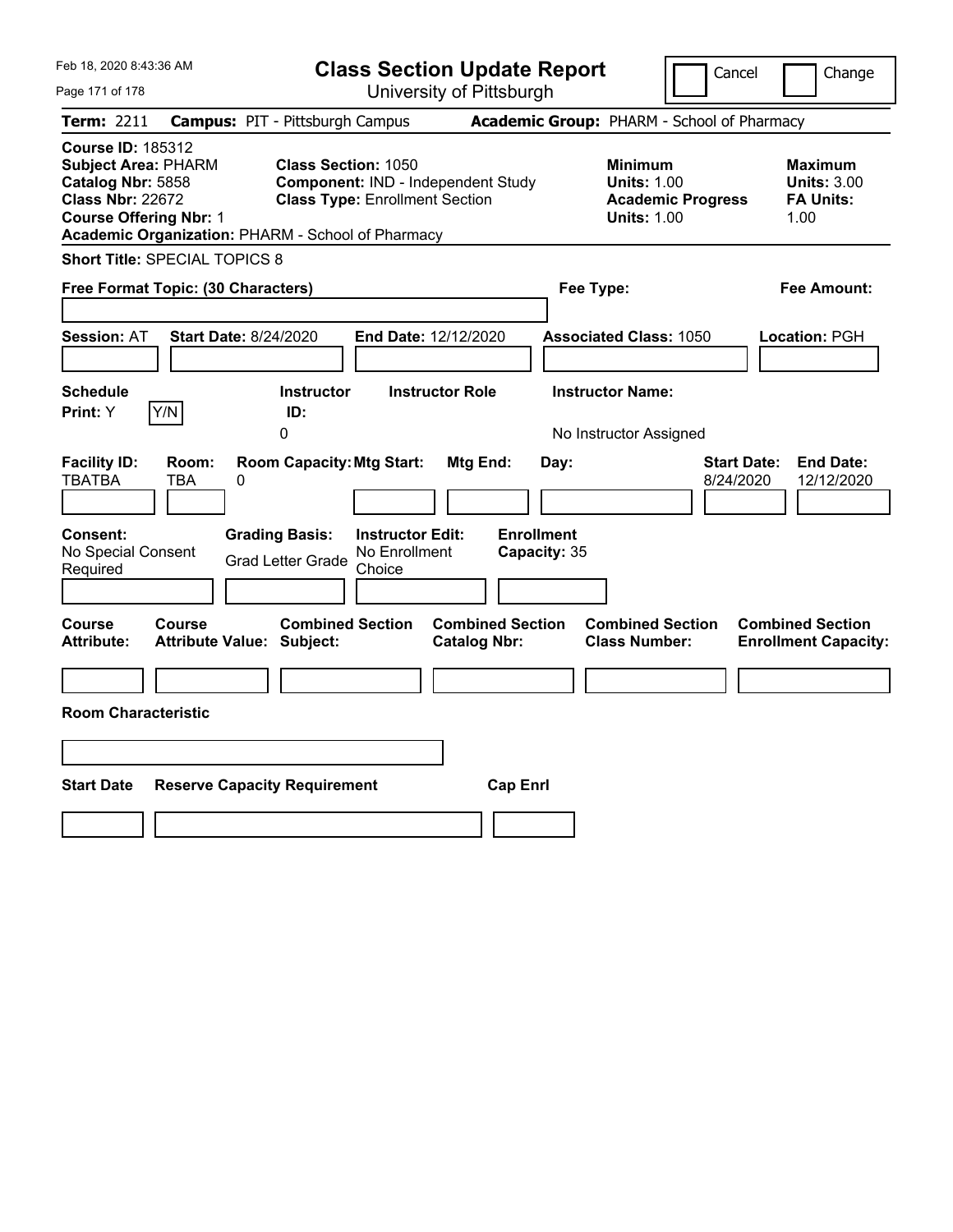Feb 18, 2020 8:43:36 AM

# Class Section Update Report

University of Pittsburgh

Cancel ☐ Change ☐

**Term:** 2211 **Campus:** PIT - Pittsburgh Campus **Academic Group:** PHARM - School of Pharmacy

**Course ID:** 185312
**Subject Area:** PHARM
**Catalog Nbr:** 5858
**Class Nbr:** 22672
**Course Offering Nbr:** 1
**Academic Organization:** PHARM - School of Pharmacy

**Class Section:** 1050
**Component:** IND - Independent Study
**Class Type:** Enrollment Section

**Minimum Units:** 1.00
**Academic Progress Units:** 1.00

**Maximum Units:** 3.00
**FA Units:** 1.00

**Short Title:** SPECIAL TOPICS 8

**Free Format Topic: (30 Characters)**

**Fee Type:**

**Fee Amount:**

**Session:** AT **Start Date:** 8/24/2020 **End Date:** 12/12/2020 **Associated Class:** 1050 **Location:** PGH

| Schedule Print | Instructor ID | Instructor Role | Instructor Name |
|---|---|---|---|
| Y | 0 | | No Instructor Assigned |

| Facility ID | Room | Room Capacity | Mtg Start | Mtg End | Day | Start Date | End Date |
|---|---|---|---|---|---|---|---|
| TBATBA | TBA | 0 | | | | 8/24/2020 | 12/12/2020 |

| Consent | Grading Basis | Instructor Edit | Enrollment Capacity |
|---|---|---|---|
| No Special Consent Required | Grad Letter Grade | No Enrollment Choice | 35 |

| Course Attribute | Course Attribute Value | Combined Section Subject | Combined Section Catalog Nbr | Combined Section Class Number | Combined Section Enrollment Capacity |
|---|---|---|---|---|---|
| | | | | | |

**Room Characteristic**

| Start Date | Reserve Capacity Requirement | Cap Enrl |
|---|---|---|
| | | |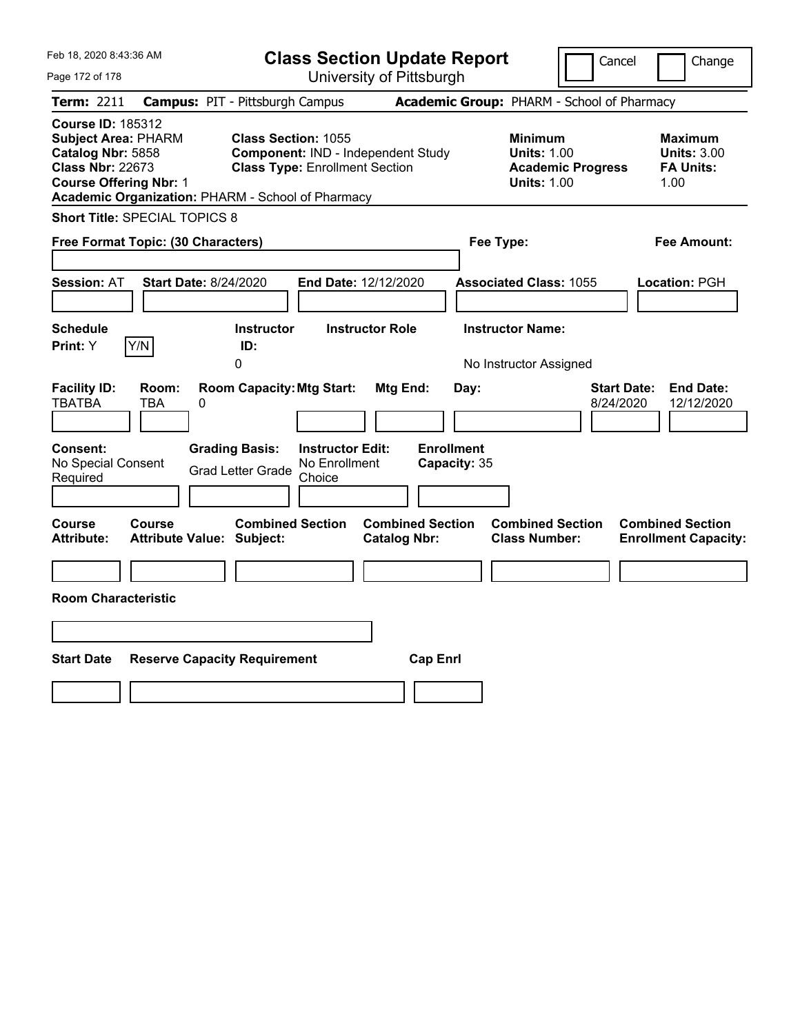# Class Section Update Report

University of Pittsburgh

Feb 18, 2020 8:43:36 AM

Cancel | Change

**Term:** 2211 **Campus:** PIT - Pittsburgh Campus **Academic Group:** PHARM - School of Pharmacy

**Course ID:** 185312
**Subject Area:** PHARM
**Catalog Nbr:** 5858
**Class Nbr:** 22673
**Course Offering Nbr:** 1
**Academic Organization:** PHARM - School of Pharmacy

**Class Section:** 1055
**Component:** IND - Independent Study
**Class Type:** Enrollment Section

**Minimum Units:** 1.00
**Academic Progress Units:** 1.00

**Maximum Units:** 3.00
**FA Units:** 1.00

**Short Title:** SPECIAL TOPICS 8

**Free Format Topic: (30 Characters)**

**Fee Type:**

**Fee Amount:**

**Session:** AT **Start Date:** 8/24/2020 **End Date:** 12/12/2020 **Associated Class:** 1055 **Location:** PGH

| Schedule Print: | Instructor ID: | Instructor Role | Instructor Name: |
|---|---|---|---|
| Y | 0 | | No Instructor Assigned |

| Facility ID: | Room: | Room Capacity: | Mtg Start: | Mtg End: | Day: | Start Date: | End Date: |
|---|---|---|---|---|---|---|---|
| TBATBA | TBA | 0 | | | | 8/24/2020 | 12/12/2020 |

| Consent: | Grading Basis: | Instructor Edit: | Enrollment Capacity: |
|---|---|---|---|
| No Special Consent Required | Grad Letter Grade | No Enrollment Choice | 35 |

| Course Attribute: | Course Attribute Value: | Combined Section Subject: | Combined Section Catalog Nbr: | Combined Section Class Number: | Combined Section Enrollment Capacity: |
|---|---|---|---|---|---|
| | | | | | |

**Room Characteristic**

| Start Date | Reserve Capacity Requirement | Cap Enrl |
|---|---|---|
| | | |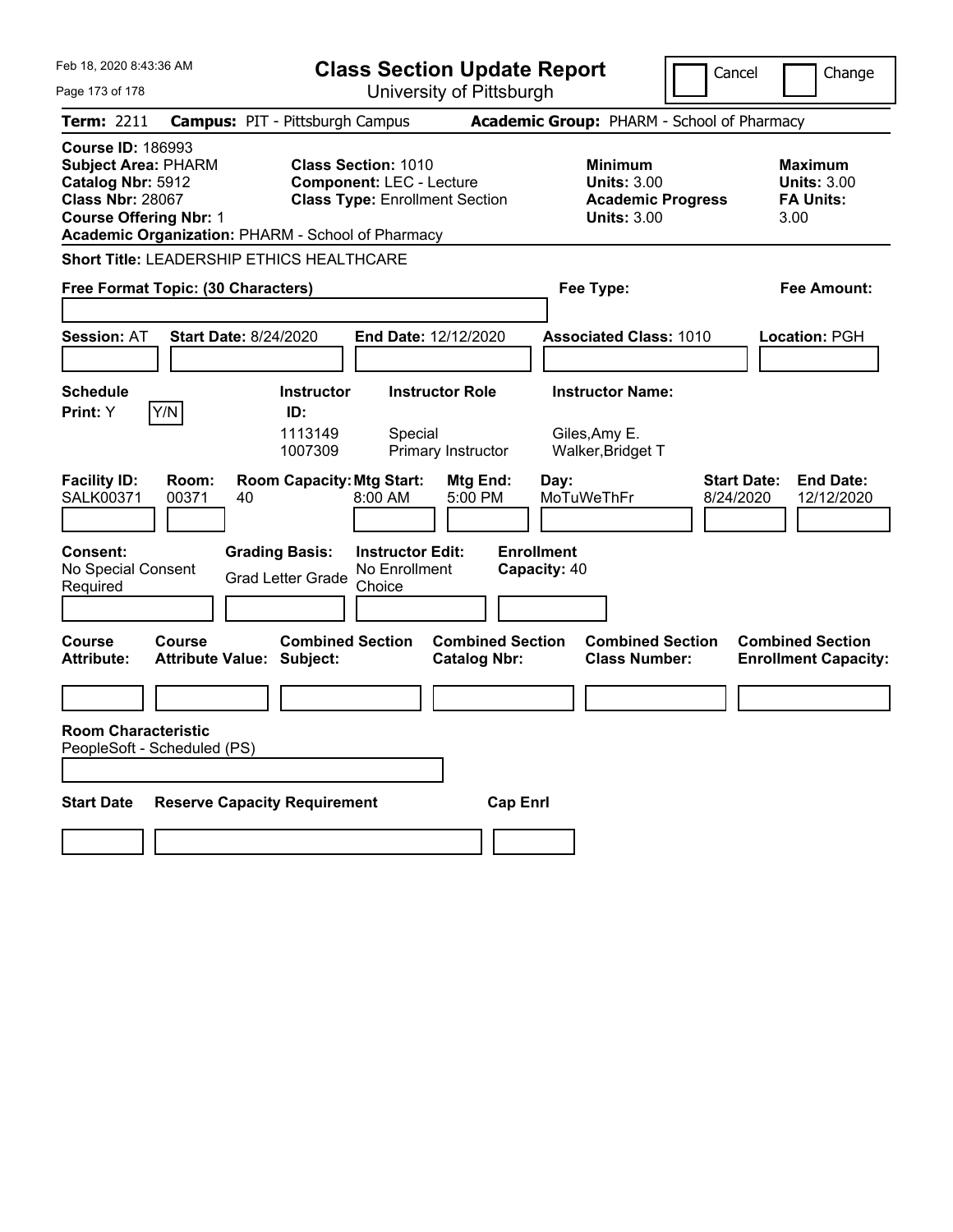# Class Section Update Report

University of Pittsburgh

Cancel | Change

**Term:** 2211 **Campus:** PIT - Pittsburgh Campus **Academic Group:** PHARM - School of Pharmacy

**Course ID:** 186993
**Subject Area:** PHARM
**Catalog Nbr:** 5912
**Class Nbr:** 28067
**Course Offering Nbr:** 1
**Academic Organization:** PHARM - School of Pharmacy

**Class Section:** 1010
**Component:** LEC - Lecture
**Class Type:** Enrollment Section

**Minimum Units:** 3.00
**Academic Progress Units:** 3.00

**Maximum Units:** 3.00
**FA Units:** 3.00

**Short Title:** LEADERSHIP ETHICS HEALTHCARE

**Free Format Topic: (30 Characters)**

**Fee Type:**

**Fee Amount:**

**Session:** AT **Start Date:** 8/24/2020 **End Date:** 12/12/2020 **Associated Class:** 1010 **Location:** PGH

**Schedule Print:** Y Y/N

| Instructor ID | Instructor Role | Instructor Name |
|---|---|---|
| 1113149 | Special | Giles,Amy E. |
| 1007309 | Primary Instructor | Walker,Bridget T |

| Facility ID | Room | Room Capacity | Mtg Start | Mtg End | Day | Start Date | End Date |
|---|---|---|---|---|---|---|---|
| SALK00371 | 00371 | 40 | 8:00 AM | 5:00 PM | MoTuWeThFr | 8/24/2020 | 12/12/2020 |

**Consent:** No Special Consent Required
**Grading Basis:** Grad Letter Grade
**Instructor Edit:** No Enrollment Choice
**Enrollment Capacity:** 40

| Course Attribute | Course Attribute Value | Combined Section Subject | Combined Section Catalog Nbr | Combined Section Class Number | Combined Section Enrollment Capacity |
|---|---|---|---|---|---|
| | | | | | |

**Room Characteristic**
PeopleSoft - Scheduled (PS)

| Start Date | Reserve Capacity Requirement | Cap Enrl |
|---|---|---|
| | | |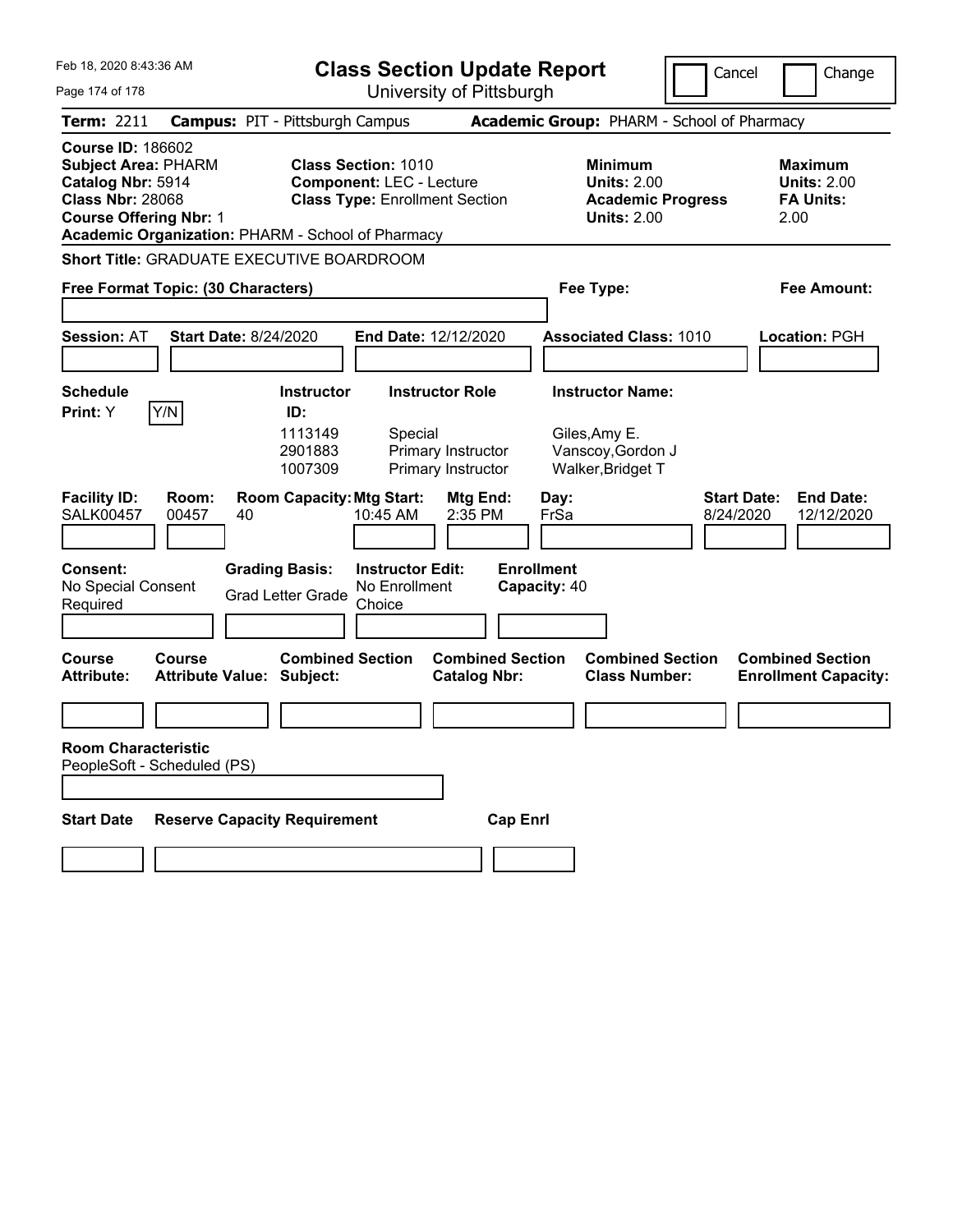# Class Section Update Report

University of Pittsburgh

Feb 18, 2020 8:43:36 AM

Cancel | Change

**Term:** 2211 **Campus:** PIT - Pittsburgh Campus **Academic Group:** PHARM - School of Pharmacy

**Course ID:** 186602
**Subject Area:** PHARM
**Catalog Nbr:** 5914
**Class Nbr:** 28068
**Course Offering Nbr:** 1
**Academic Organization:** PHARM - School of Pharmacy

**Class Section:** 1010
**Component:** LEC - Lecture
**Class Type:** Enrollment Section

**Minimum Units:** 2.00
**Academic Progress Units:** 2.00

**Maximum Units:** 2.00
**FA Units:** 2.00

**Short Title:** GRADUATE EXECUTIVE BOARDROOM

**Free Format Topic: (30 Characters)**

**Fee Type:**

**Fee Amount:**

**Session:** AT **Start Date:** 8/24/2020 **End Date:** 12/12/2020 **Associated Class:** 1010 **Location:** PGH

**Schedule Print:** Y Y/N

| Instructor ID | Instructor Role | Instructor Name |
|---|---|---|
| 1113149 | Special | Giles,Amy E. |
| 2901883 | Primary Instructor | Vanscoy,Gordon J |
| 1007309 | Primary Instructor | Walker,Bridget T |

| Facility ID | Room | Room Capacity | Mtg Start | Mtg End | Day | Start Date | End Date |
|---|---|---|---|---|---|---|---|
| SALK00457 | 00457 | 40 | 10:45 AM | 2:35 PM | FrSa | 8/24/2020 | 12/12/2020 |

**Consent:** No Special Consent Required
**Grading Basis:** Grad Letter Grade
**Instructor Edit:** No Enrollment Choice
**Enrollment Capacity:** 40

| Course Attribute | Course Attribute Value | Combined Section Subject | Combined Section Catalog Nbr | Combined Section Class Number | Combined Section Enrollment Capacity |
|---|---|---|---|---|---|
| | | | | | |

**Room Characteristic**
PeopleSoft - Scheduled (PS)

| Start Date | Reserve Capacity Requirement | Cap Enrl |
|---|---|---|
| | | |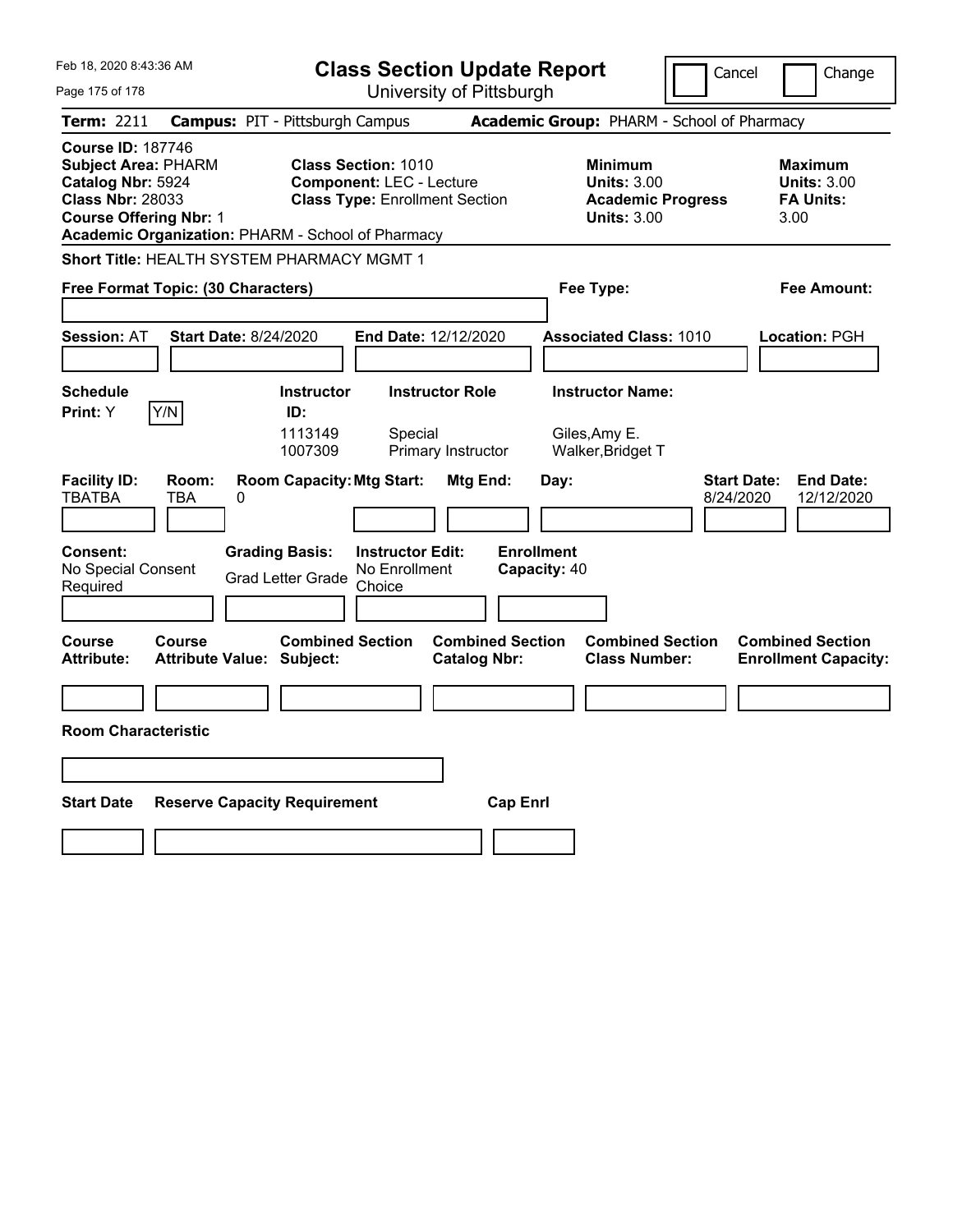# Class Section Update Report

University of Pittsburgh

Cancel | Change

**Term:** 2211 **Campus:** PIT - Pittsburgh Campus **Academic Group:** PHARM - School of Pharmacy

**Course ID:** 187746
**Subject Area:** PHARM
**Catalog Nbr:** 5924
**Class Nbr:** 28033
**Course Offering Nbr:** 1
**Academic Organization:** PHARM - School of Pharmacy

**Class Section:** 1010
**Component:** LEC - Lecture
**Class Type:** Enrollment Section

**Minimum**
**Units:** 3.00
**Academic Progress**
**Units:** 3.00

**Maximum**
**Units:** 3.00
**FA Units:** 3.00

**Short Title:** HEALTH SYSTEM PHARMACY MGMT 1

**Free Format Topic: (30 Characters)** | **Fee Type:** | **Fee Amount:**

**Session:** AT **Start Date:** 8/24/2020 **End Date:** 12/12/2020 **Associated Class:** 1010 **Location:** PGH

| Schedule Print: | Instructor ID: | Instructor Role | Instructor Name: |
|---|---|---|---|
| Y [Y/N] | 1113149 | Special | Giles,Amy E. |
| | 1007309 | Primary Instructor | Walker,Bridget T |

| Facility ID: | Room: | Room Capacity: | Mtg Start: | Mtg End: | Day: | Start Date: | End Date: |
|---|---|---|---|---|---|---|---|
| TBATBA | TBA | 0 | | | | 8/24/2020 | 12/12/2020 |

**Consent:** No Special Consent Required
**Grading Basis:** Grad Letter Grade
**Instructor Edit:** No Enrollment Choice
**Enrollment Capacity:** 40

| Course Attribute: | Course Attribute Value: | Combined Section Subject: | Combined Section Catalog Nbr: | Combined Section Class Number: | Combined Section Enrollment Capacity: |
|---|---|---|---|---|---|
| | | | | | |

**Room Characteristic**

| Start Date | Reserve Capacity Requirement | Cap Enrl |
|---|---|---|
| | | |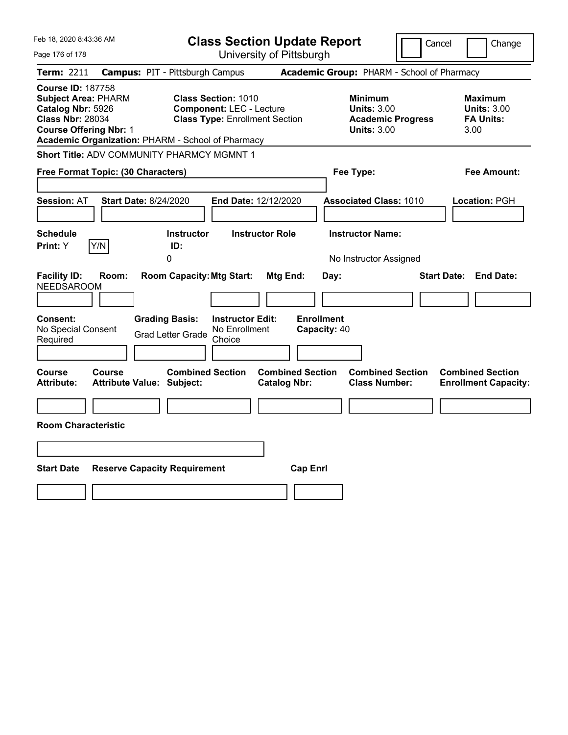Feb 18, 2020 8:43:36 AM

# Class Section Update Report

University of Pittsburgh

Cancel Change

**Term:** 2211 **Campus:** PIT - Pittsburgh Campus **Academic Group:** PHARM - School of Pharmacy

**Course ID:** 187758
**Subject Area:** PHARM
**Catalog Nbr:** 5926
**Class Nbr:** 28034
**Course Offering Nbr:** 1
**Academic Organization:** PHARM - School of Pharmacy

**Class Section:** 1010
**Component:** LEC - Lecture
**Class Type:** Enrollment Section

**Minimum**
**Units:** 3.00
**Academic Progress Units:** 3.00

**Maximum**
**Units:** 3.00
**FA Units:** 3.00

**Short Title:** ADV COMMUNITY PHARMCY MGMNT 1

**Free Format Topic: (30 Characters)** **Fee Type:** **Fee Amount:**

**Session:** AT **Start Date:** 8/24/2020 **End Date:** 12/12/2020 **Associated Class:** 1010 **Location:** PGH

| Schedule Print: | Instructor ID: | Instructor Role | Instructor Name: |
|---|---|---|---|
| Y Y/N | 0 | | No Instructor Assigned |

| Facility ID: | Room: | Room Capacity: | Mtg Start: | Mtg End: | Day: | Start Date: | End Date: |
|---|---|---|---|---|---|---|---|
| NEEDSAROOM | | | | | | | |

| Consent: | Grading Basis: | Instructor Edit: | Enrollment Capacity: |
|---|---|---|---|
| No Special Consent Required | Grad Letter Grade | No Enrollment Choice | 40 |

| Course Attribute: | Course Attribute Value: | Combined Section Subject: | Combined Section Catalog Nbr: | Combined Section Class Number: | Combined Section Enrollment Capacity: |
|---|---|---|---|---|---|
| | | | | | |

**Room Characteristic**

| Start Date | Reserve Capacity Requirement | Cap Enrl |
|---|---|---|
| | | |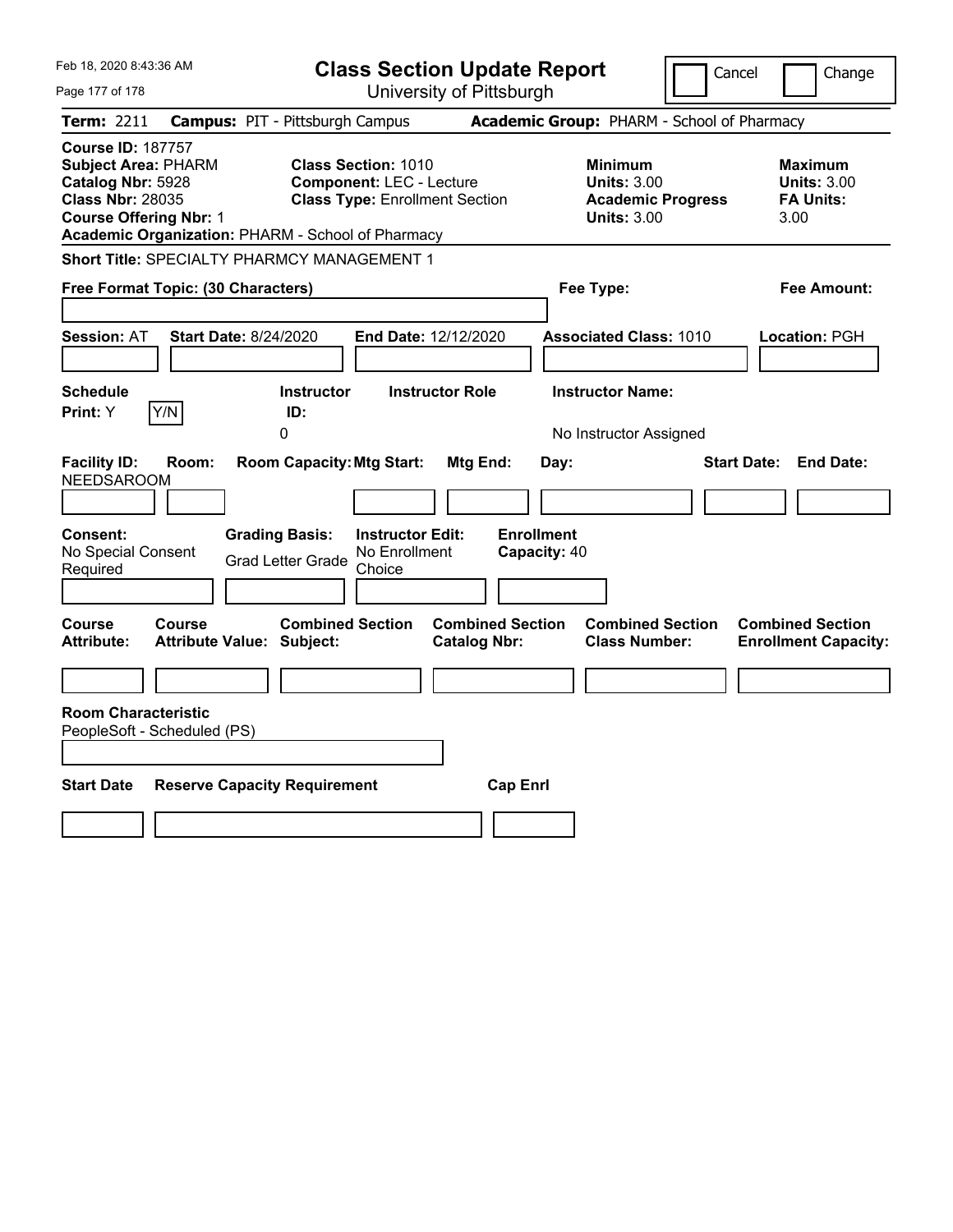Feb 18, 2020 8:43:36 AM

# Class Section Update Report

University of Pittsburgh

Cancel | Change

**Term:** 2211 **Campus:** PIT - Pittsburgh Campus **Academic Group:** PHARM - School of Pharmacy

**Course ID:** 187757
**Subject Area:** PHARM
**Catalog Nbr:** 5928
**Class Nbr:** 28035
**Course Offering Nbr:** 1
**Academic Organization:** PHARM - School of Pharmacy

**Class Section:** 1010
**Component:** LEC - Lecture
**Class Type:** Enrollment Section

**Minimum**
**Units:** 3.00
**Academic Progress Units:** 3.00

**Maximum**
**Units:** 3.00
**FA Units:** 3.00

**Short Title:** SPECIALTY PHARMCY MANAGEMENT 1

**Free Format Topic: (30 Characters)** | **Fee Type:** | **Fee Amount:**

**Session:** AT **Start Date:** 8/24/2020 **End Date:** 12/12/2020 **Associated Class:** 1010 **Location:** PGH

| Schedule Print: | Instructor ID: | Instructor Role | Instructor Name: |
|---|---|---|---|
| Y | 0 | | No Instructor Assigned |

| Facility ID: | Room: | Room Capacity: | Mtg Start: | Mtg End: | Day: | Start Date: | End Date: |
|---|---|---|---|---|---|---|---|
| NEEDSAROOM | | | | | | | |

| Consent: | Grading Basis: | Instructor Edit: | Enrollment Capacity: |
|---|---|---|---|
| No Special Consent Required | Grad Letter Grade | No Enrollment Choice | 40 |

| Course Attribute: | Course Attribute Value: | Combined Section Subject: | Combined Section Catalog Nbr: | Combined Section Class Number: | Combined Section Enrollment Capacity: |
|---|---|---|---|---|---|
| | | | | | |

**Room Characteristic**
PeopleSoft - Scheduled (PS)

| Start Date | Reserve Capacity Requirement | Cap Enrl |
|---|---|---|
| | | |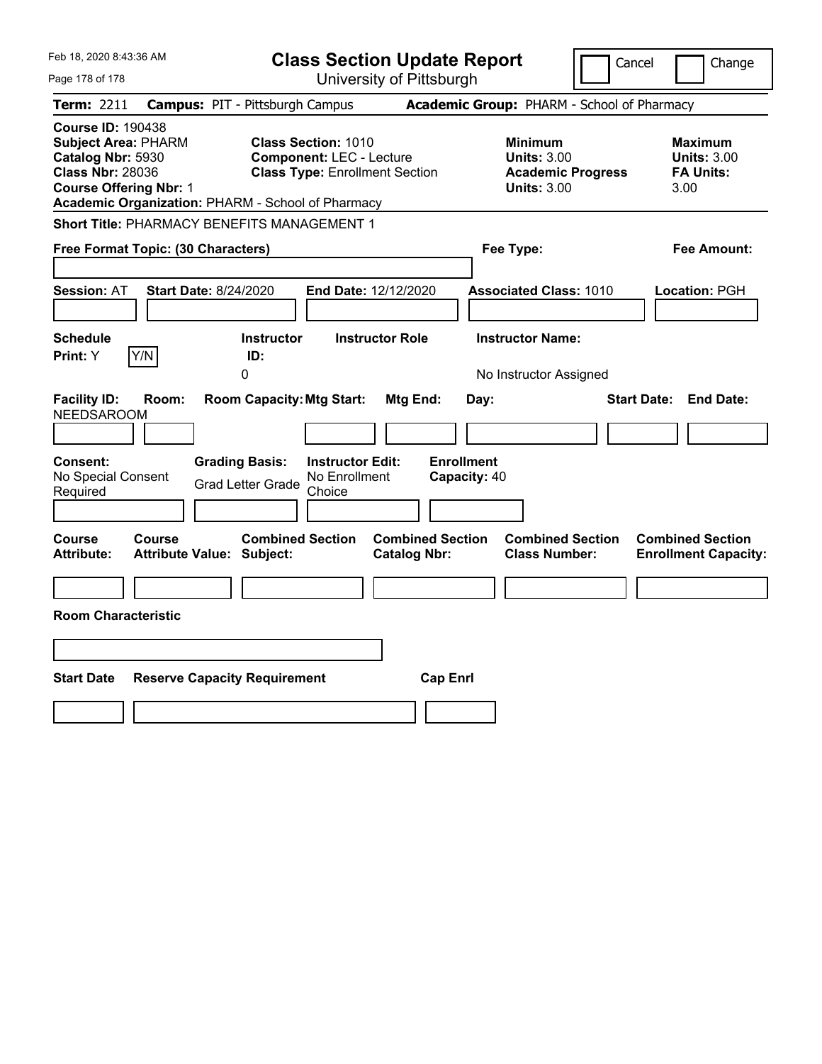# Class Section Update Report

University of Pittsburgh

Cancel | Change

**Term:** 2211 **Campus:** PIT - Pittsburgh Campus **Academic Group:** PHARM - School of Pharmacy

**Course ID:** 190438
**Subject Area:** PHARM
**Catalog Nbr:** 5930
**Class Nbr:** 28036
**Course Offering Nbr:** 1
**Academic Organization:** PHARM - School of Pharmacy

**Class Section:** 1010
**Component:** LEC - Lecture
**Class Type:** Enrollment Section

**Minimum**
**Units:** 3.00
**Academic Progress Units:** 3.00

**Maximum**
**Units:** 3.00
**FA Units:** 3.00

**Short Title:** PHARMACY BENEFITS MANAGEMENT 1

**Free Format Topic: (30 Characters)** **Fee Type:** **Fee Amount:**

**Session:** AT **Start Date:** 8/24/2020 **End Date:** 12/12/2020 **Associated Class:** 1010 **Location:** PGH

| Schedule Print | Instructor ID | Instructor Role | Instructor Name |
|---|---|---|---|
| Y | 0 | | No Instructor Assigned |

| Facility ID | Room | Room Capacity | Mtg Start | Mtg End | Day | Start Date | End Date |
|---|---|---|---|---|---|---|---|
| NEEDSAROOM | | | | | | | |

| Consent | Grading Basis | Instructor Edit | Enrollment Capacity |
|---|---|---|---|
| No Special Consent Required | Grad Letter Grade | No Enrollment Choice | 40 |

| Course Attribute | Course Attribute Value | Combined Section Subject | Combined Section Catalog Nbr | Combined Section Class Number | Combined Section Enrollment Capacity |
|---|---|---|---|---|---|
| | | | | | |

**Room Characteristic**

| Start Date | Reserve Capacity Requirement | Cap Enrl |
|---|---|---|
| | | |